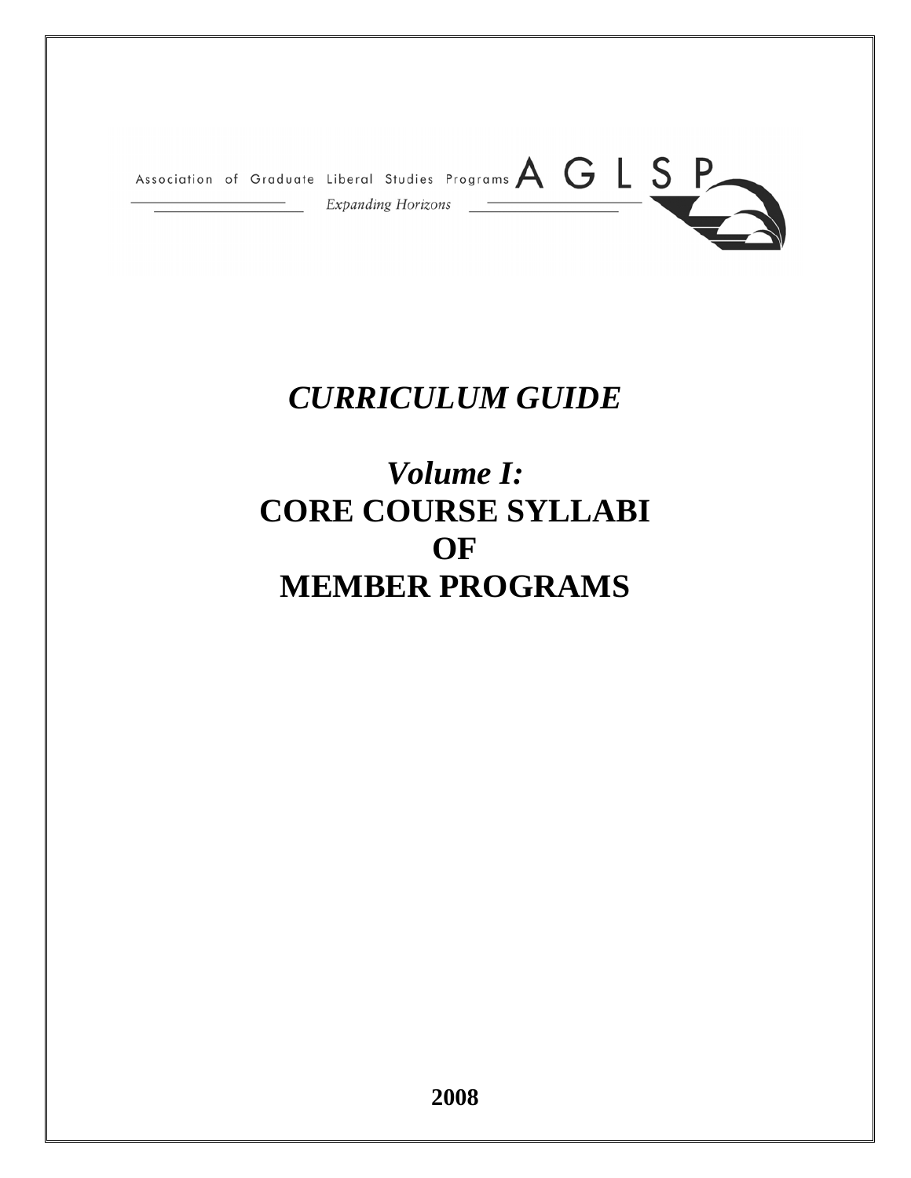Association of Graduate Liberal Studies Programs AGLSP

*Expanding Horizons*

# *CURRICULUM GUIDE*

# *Volume I:*
# CORE COURSE SYLLABI OF MEMBER PROGRAMS

**2008**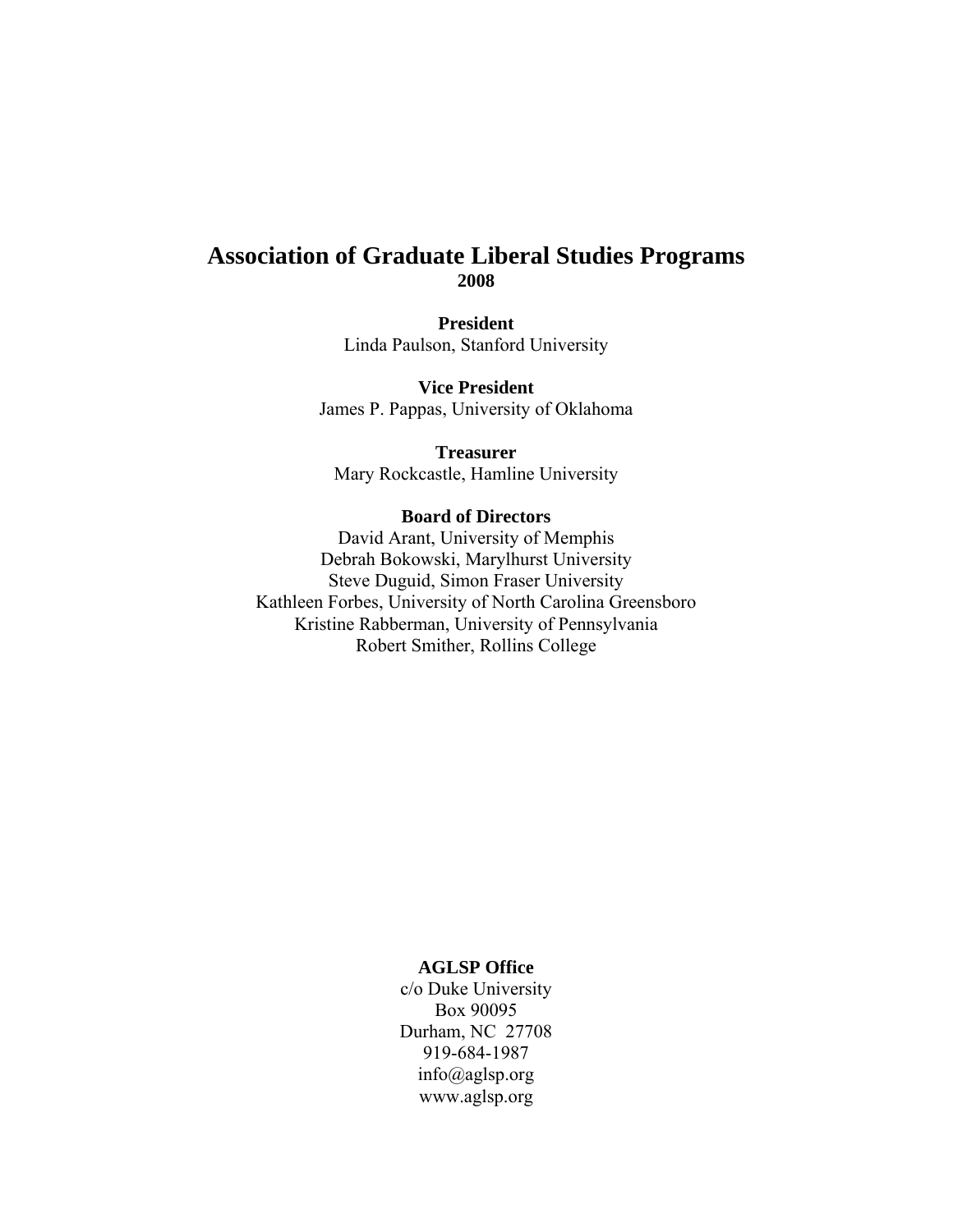# Association of Graduate Liberal Studies Programs

**2008**

**President**
Linda Paulson, Stanford University

**Vice President**
James P. Pappas, University of Oklahoma

**Treasurer**
Mary Rockcastle, Hamline University

**Board of Directors**
David Arant, University of Memphis
Debrah Bokowski, Marylhurst University
Steve Duguid, Simon Fraser University
Kathleen Forbes, University of North Carolina Greensboro
Kristine Rabberman, University of Pennsylvania
Robert Smither, Rollins College

**AGLSP Office**
c/o Duke University
Box 90095
Durham, NC 27708
919-684-1987
info@aglsp.org
www.aglsp.org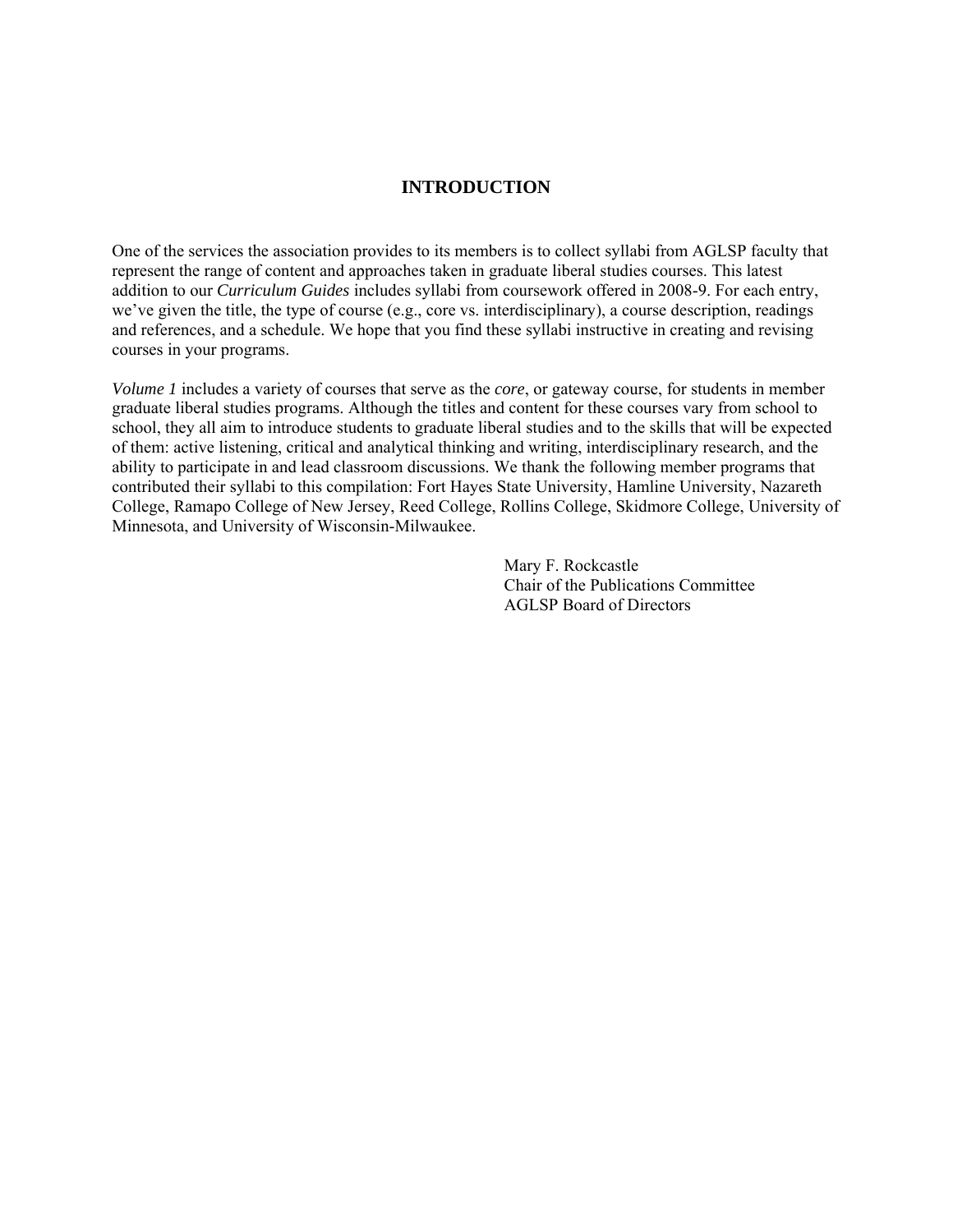# INTRODUCTION

One of the services the association provides to its members is to collect syllabi from AGLSP faculty that represent the range of content and approaches taken in graduate liberal studies courses. This latest addition to our *Curriculum Guides* includes syllabi from coursework offered in 2008-9. For each entry, we've given the title, the type of course (e.g., core vs. interdisciplinary), a course description, readings and references, and a schedule. We hope that you find these syllabi instructive in creating and revising courses in your programs.

*Volume 1* includes a variety of courses that serve as the *core*, or gateway course, for students in member graduate liberal studies programs. Although the titles and content for these courses vary from school to school, they all aim to introduce students to graduate liberal studies and to the skills that will be expected of them: active listening, critical and analytical thinking and writing, interdisciplinary research, and the ability to participate in and lead classroom discussions. We thank the following member programs that contributed their syllabi to this compilation: Fort Hayes State University, Hamline University, Nazareth College, Ramapo College of New Jersey, Reed College, Rollins College, Skidmore College, University of Minnesota, and University of Wisconsin-Milwaukee.

Mary F. Rockcastle
Chair of the Publications Committee
AGLSP Board of Directors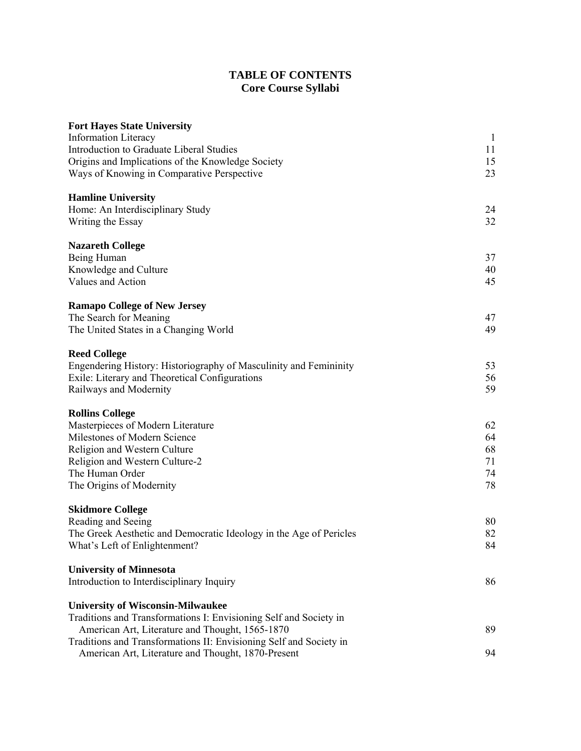# TABLE OF CONTENTS
## Core Course Syllabi

| | |
|---|---|
| **Fort Hayes State University** | |
| Information Literacy | 1 |
| Introduction to Graduate Liberal Studies | 11 |
| Origins and Implications of the Knowledge Society | 15 |
| Ways of Knowing in Comparative Perspective | 23 |
| **Hamline University** | |
| Home: An Interdisciplinary Study | 24 |
| Writing the Essay | 32 |
| **Nazareth College** | |
| Being Human | 37 |
| Knowledge and Culture | 40 |
| Values and Action | 45 |
| **Ramapo College of New Jersey** | |
| The Search for Meaning | 47 |
| The United States in a Changing World | 49 |
| **Reed College** | |
| Engendering History: Historiography of Masculinity and Femininity | 53 |
| Exile: Literary and Theoretical Configurations | 56 |
| Railways and Modernity | 59 |
| **Rollins College** | |
| Masterpieces of Modern Literature | 62 |
| Milestones of Modern Science | 64 |
| Religion and Western Culture | 68 |
| Religion and Western Culture-2 | 71 |
| The Human Order | 74 |
| The Origins of Modernity | 78 |
| **Skidmore College** | |
| Reading and Seeing | 80 |
| The Greek Aesthetic and Democratic Ideology in the Age of Pericles | 82 |
| What's Left of Enlightenment? | 84 |
| **University of Minnesota** | |
| Introduction to Interdisciplinary Inquiry | 86 |
| **University of Wisconsin-Milwaukee** | |
| Traditions and Transformations I: Envisioning Self and Society in American Art, Literature and Thought, 1565-1870 | 89 |
| Traditions and Transformations II: Envisioning Self and Society in American Art, Literature and Thought, 1870-Present | 94 |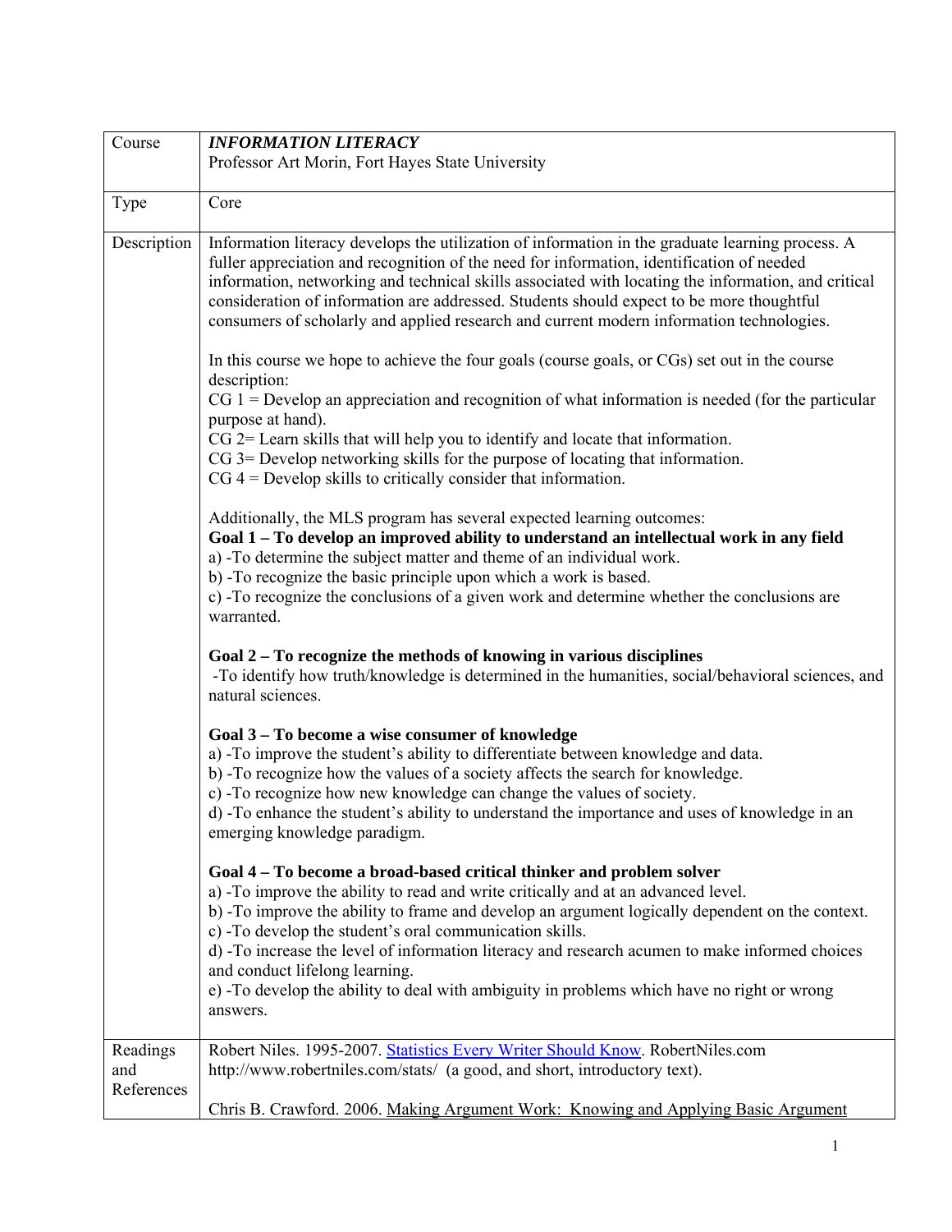| Course | ***INFORMATION LITERACY***<br>Professor Art Morin, Fort Hayes State University |
|---|---|
| Type | Core |
| Description | Information literacy develops the utilization of information in the graduate learning process. A fuller appreciation and recognition of the need for information, identification of needed information, networking and technical skills associated with locating the information, and critical consideration of information are addressed. Students should expect to be more thoughtful consumers of scholarly and applied research and current modern information technologies.<br><br>In this course we hope to achieve the four goals (course goals, or CGs) set out in the course description:<br>CG 1 = Develop an appreciation and recognition of what information is needed (for the particular purpose at hand).<br>CG 2= Learn skills that will help you to identify and locate that information.<br>CG 3= Develop networking skills for the purpose of locating that information.<br>CG 4 = Develop skills to critically consider that information.<br><br>Additionally, the MLS program has several expected learning outcomes:<br>**Goal 1 – To develop an improved ability to understand an intellectual work in any field**<br>a) -To determine the subject matter and theme of an individual work.<br>b) -To recognize the basic principle upon which a work is based.<br>c) -To recognize the conclusions of a given work and determine whether the conclusions are warranted.<br><br>**Goal 2 – To recognize the methods of knowing in various disciplines**<br>-To identify how truth/knowledge is determined in the humanities, social/behavioral sciences, and natural sciences.<br><br>**Goal 3 – To become a wise consumer of knowledge**<br>a) -To improve the student's ability to differentiate between knowledge and data.<br>b) -To recognize how the values of a society affects the search for knowledge.<br>c) -To recognize how new knowledge can change the values of society.<br>d) -To enhance the student's ability to understand the importance and uses of knowledge in an emerging knowledge paradigm.<br><br>**Goal 4 – To become a broad-based critical thinker and problem solver**<br>a) -To improve the ability to read and write critically and at an advanced level.<br>b) -To improve the ability to frame and develop an argument logically dependent on the context.<br>c) -To develop the student's oral communication skills.<br>d) -To increase the level of information literacy and research acumen to make informed choices and conduct lifelong learning.<br>e) -To develop the ability to deal with ambiguity in problems which have no right or wrong answers. |
| Readings and References | Robert Niles. 1995-2007. Statistics Every Writer Should Know. RobertNiles.com http://www.robertniles.com/stats/ (a good, and short, introductory text).<br><br>Chris B. Crawford. 2006. Making Argument Work: Knowing and Applying Basic Argument |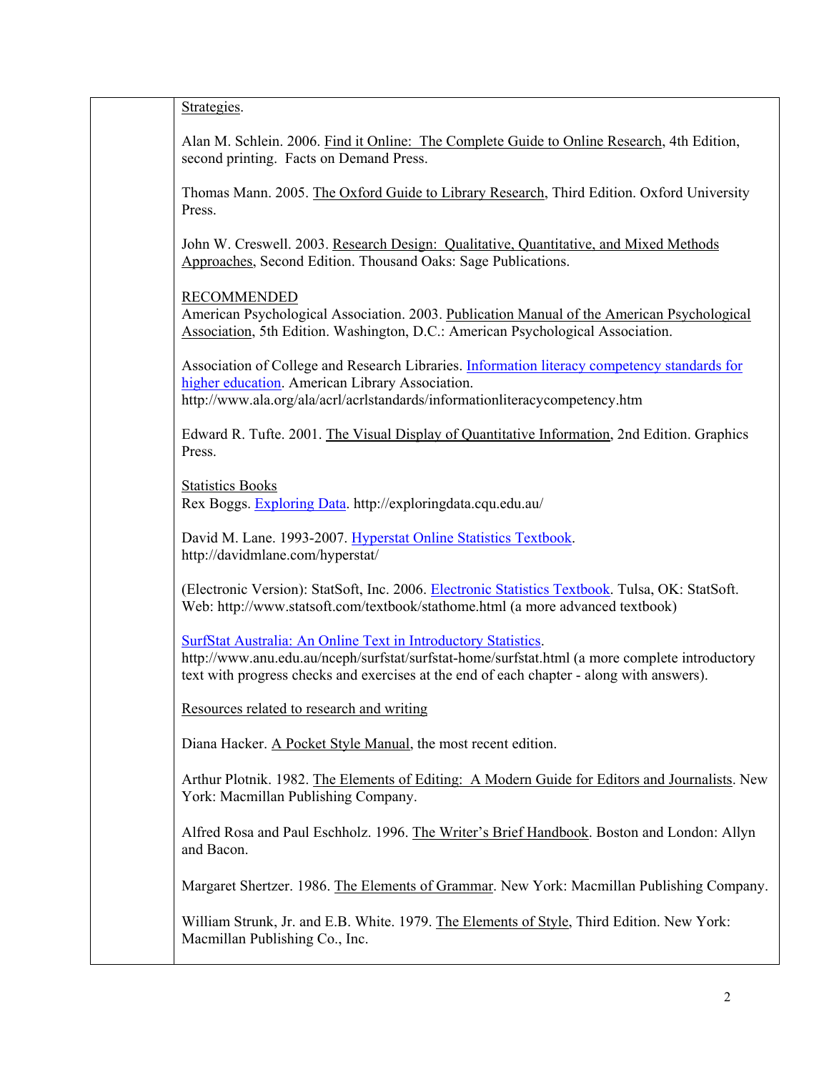Strategies.

Alan M. Schlein. 2006. Find it Online: The Complete Guide to Online Research, 4th Edition, second printing. Facts on Demand Press.

Thomas Mann. 2005. The Oxford Guide to Library Research, Third Edition. Oxford University Press.

John W. Creswell. 2003. Research Design: Qualitative, Quantitative, and Mixed Methods Approaches, Second Edition. Thousand Oaks: Sage Publications.

RECOMMENDED

American Psychological Association. 2003. Publication Manual of the American Psychological Association, 5th Edition. Washington, D.C.: American Psychological Association.

Association of College and Research Libraries. Information literacy competency standards for higher education. American Library Association. http://www.ala.org/ala/acrl/acrlstandards/informationliteracycompetency.htm

Edward R. Tufte. 2001. The Visual Display of Quantitative Information, 2nd Edition. Graphics Press.

Statistics Books

Rex Boggs. Exploring Data. http://exploringdata.cqu.edu.au/

David M. Lane. 1993-2007. Hyperstat Online Statistics Textbook. http://davidmlane.com/hyperstat/

(Electronic Version): StatSoft, Inc. 2006. Electronic Statistics Textbook. Tulsa, OK: StatSoft. Web: http://www.statsoft.com/textbook/stathome.html (a more advanced textbook)

SurfStat Australia: An Online Text in Introductory Statistics. http://www.anu.edu.au/nceph/surfstat/surfstat-home/surfstat.html (a more complete introductory text with progress checks and exercises at the end of each chapter - along with answers).

Resources related to research and writing

Diana Hacker. A Pocket Style Manual, the most recent edition.

Arthur Plotnik. 1982. The Elements of Editing: A Modern Guide for Editors and Journalists. New York: Macmillan Publishing Company.

Alfred Rosa and Paul Eschholz. 1996. The Writer's Brief Handbook. Boston and London: Allyn and Bacon.

Margaret Shertzer. 1986. The Elements of Grammar. New York: Macmillan Publishing Company.

William Strunk, Jr. and E.B. White. 1979. The Elements of Style, Third Edition. New York: Macmillan Publishing Co., Inc.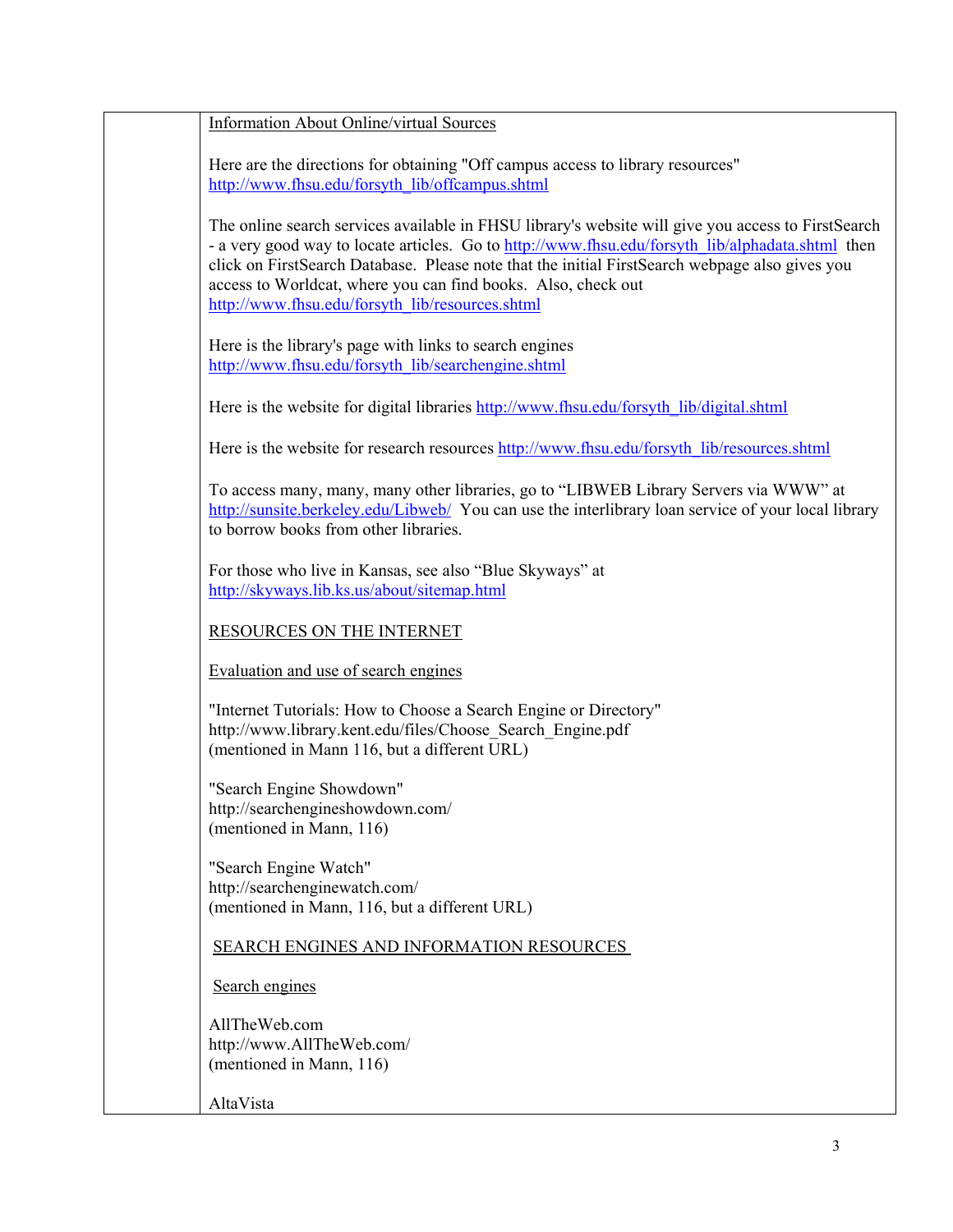Information About Online/virtual Sources

Here are the directions for obtaining "Off campus access to library resources" http://www.fhsu.edu/forsyth_lib/offcampus.shtml

The online search services available in FHSU library's website will give you access to FirstSearch - a very good way to locate articles. Go to http://www.fhsu.edu/forsyth_lib/alphadata.shtml then click on FirstSearch Database. Please note that the initial FirstSearch webpage also gives you access to Worldcat, where you can find books. Also, check out http://www.fhsu.edu/forsyth_lib/resources.shtml

Here is the library's page with links to search engines http://www.fhsu.edu/forsyth_lib/searchengine.shtml

Here is the website for digital libraries http://www.fhsu.edu/forsyth_lib/digital.shtml

Here is the website for research resources http://www.fhsu.edu/forsyth_lib/resources.shtml

To access many, many, many other libraries, go to "LIBWEB Library Servers via WWW" at http://sunsite.berkeley.edu/Libweb/ You can use the interlibrary loan service of your local library to borrow books from other libraries.

For those who live in Kansas, see also "Blue Skyways" at http://skyways.lib.ks.us/about/sitemap.html

RESOURCES ON THE INTERNET

Evaluation and use of search engines

"Internet Tutorials: How to Choose a Search Engine or Directory"
http://www.library.kent.edu/files/Choose_Search_Engine.pdf
(mentioned in Mann 116, but a different URL)

"Search Engine Showdown"
http://searchengineshowdown.com/
(mentioned in Mann, 116)

"Search Engine Watch"
http://searchenginewatch.com/
(mentioned in Mann, 116, but a different URL)

SEARCH ENGINES AND INFORMATION RESOURCES

Search engines

AllTheWeb.com
http://www.AllTheWeb.com/
(mentioned in Mann, 116)

AltaVista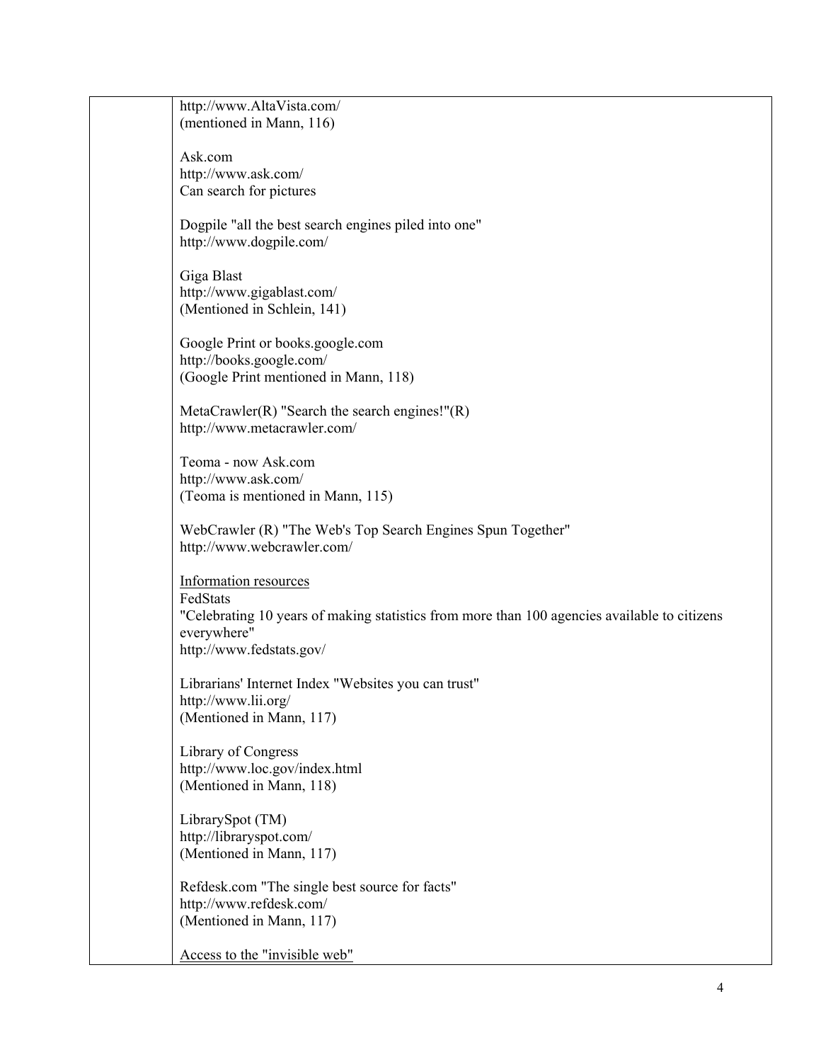http://www.AltaVista.com/
(mentioned in Mann, 116)

Ask.com
http://www.ask.com/
Can search for pictures

Dogpile "all the best search engines piled into one"
http://www.dogpile.com/

Giga Blast
http://www.gigablast.com/
(Mentioned in Schlein, 141)

Google Print or books.google.com
http://books.google.com/
(Google Print mentioned in Mann, 118)

MetaCrawler(R) "Search the search engines!"(R)
http://www.metacrawler.com/

Teoma - now Ask.com
http://www.ask.com/
(Teoma is mentioned in Mann, 115)

WebCrawler (R) "The Web's Top Search Engines Spun Together"
http://www.webcrawler.com/

<u>Information resources</u>

FedStats
"Celebrating 10 years of making statistics from more than 100 agencies available to citizens everywhere"
http://www.fedstats.gov/

Librarians' Internet Index "Websites you can trust"
http://www.lii.org/
(Mentioned in Mann, 117)

Library of Congress
http://www.loc.gov/index.html
(Mentioned in Mann, 118)

LibrarySpot (TM)
http://libraryspot.com/
(Mentioned in Mann, 117)

Refdesk.com "The single best source for facts"
http://www.refdesk.com/
(Mentioned in Mann, 117)

<u>Access to the "invisible web"</u>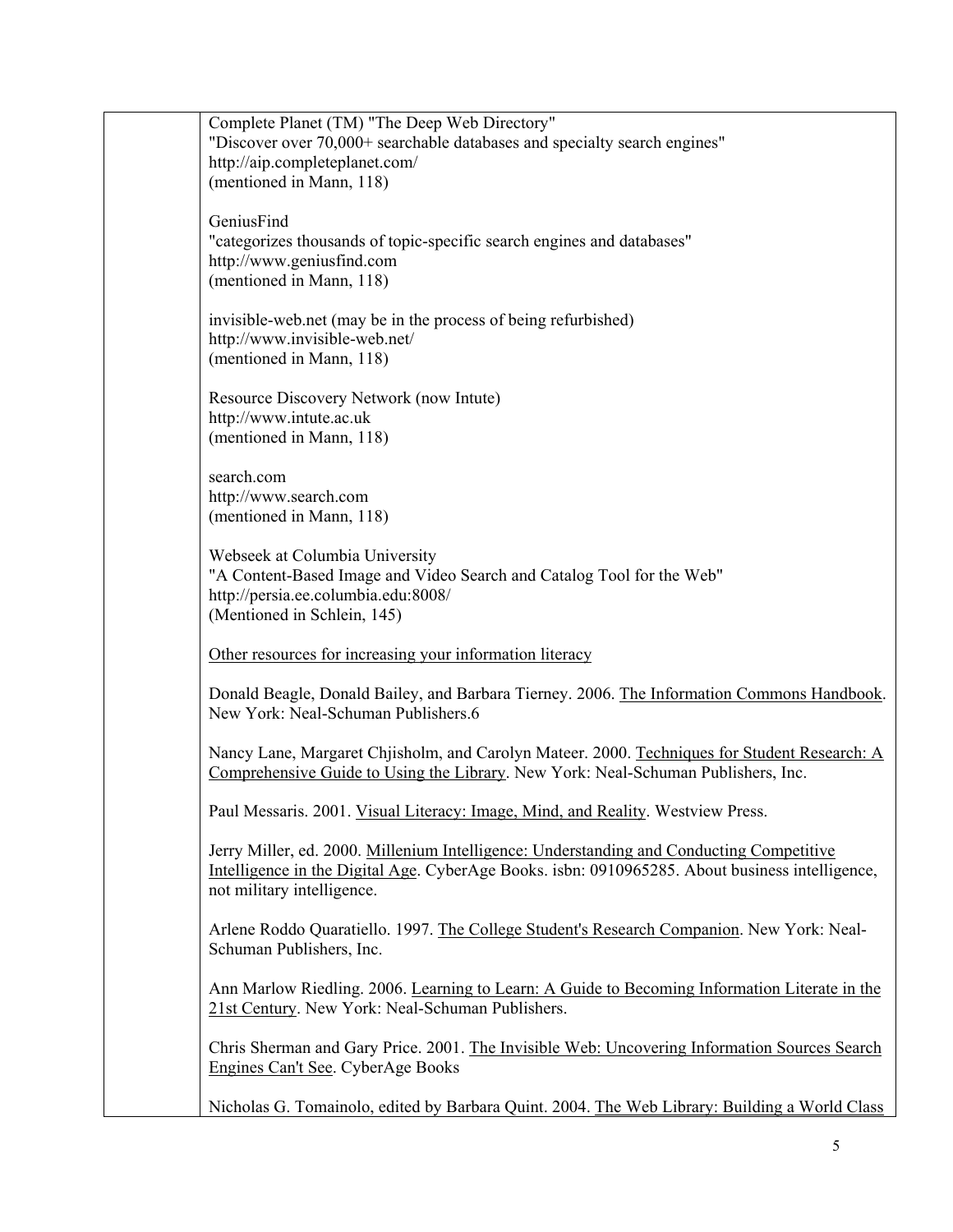Complete Planet (TM) "The Deep Web Directory"
"Discover over 70,000+ searchable databases and specialty search engines"
http://aip.completeplanet.com/
(mentioned in Mann, 118)

GeniusFind
"categorizes thousands of topic-specific search engines and databases"
http://www.geniusfind.com
(mentioned in Mann, 118)

invisible-web.net (may be in the process of being refurbished)
http://www.invisible-web.net/
(mentioned in Mann, 118)

Resource Discovery Network (now Intute)
http://www.intute.ac.uk
(mentioned in Mann, 118)

search.com
http://www.search.com
(mentioned in Mann, 118)

Webseek at Columbia University
"A Content-Based Image and Video Search and Catalog Tool for the Web"
http://persia.ee.columbia.edu:8008/
(Mentioned in Schlein, 145)

Other resources for increasing your information literacy

Donald Beagle, Donald Bailey, and Barbara Tierney. 2006. The Information Commons Handbook. New York: Neal-Schuman Publishers.6

Nancy Lane, Margaret Chjisholm, and Carolyn Mateer. 2000. Techniques for Student Research: A Comprehensive Guide to Using the Library. New York: Neal-Schuman Publishers, Inc.

Paul Messaris. 2001. Visual Literacy: Image, Mind, and Reality. Westview Press.

Jerry Miller, ed. 2000. Millenium Intelligence: Understanding and Conducting Competitive Intelligence in the Digital Age. CyberAge Books. isbn: 0910965285. About business intelligence, not military intelligence.

Arlene Roddo Quaratiello. 1997. The College Student's Research Companion. New York: Neal-Schuman Publishers, Inc.

Ann Marlow Riedling. 2006. Learning to Learn: A Guide to Becoming Information Literate in the 21st Century. New York: Neal-Schuman Publishers.

Chris Sherman and Gary Price. 2001. The Invisible Web: Uncovering Information Sources Search Engines Can't See. CyberAge Books

Nicholas G. Tomainolo, edited by Barbara Quint. 2004. The Web Library: Building a World Class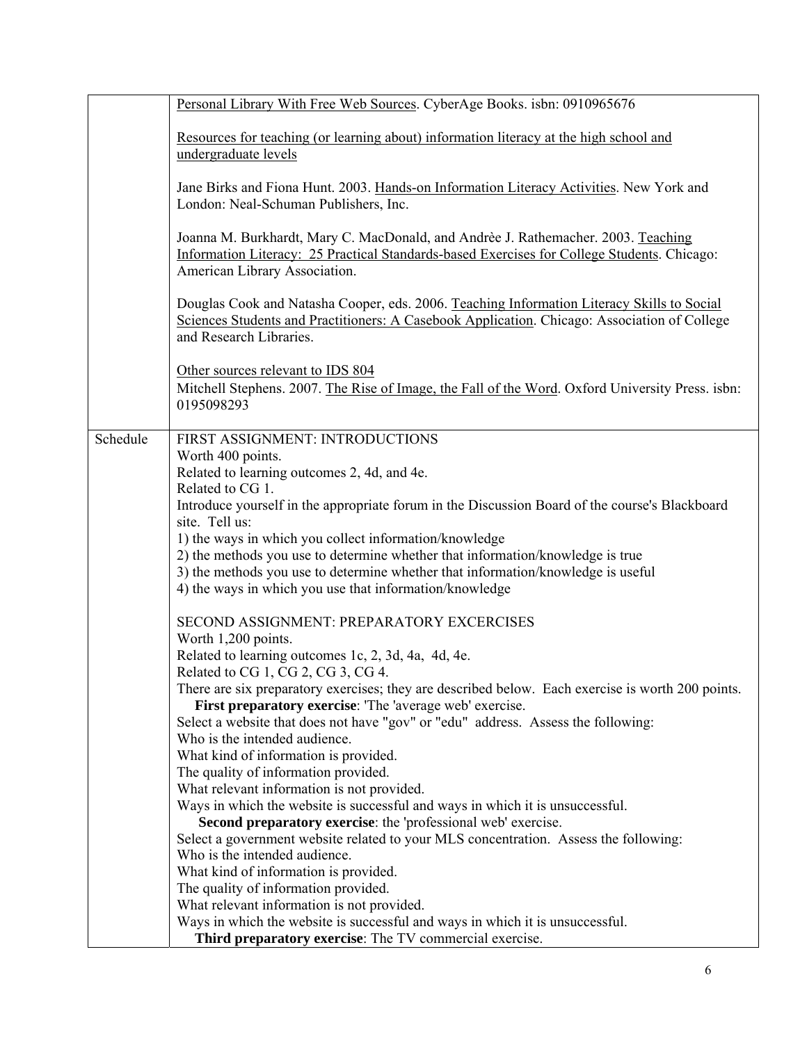| | |
|---|---|
| | Personal Library With Free Web Sources. CyberAge Books. isbn: 0910965676<br><br>Resources for teaching (or learning about) information literacy at the high school and undergraduate levels<br><br>Jane Birks and Fiona Hunt. 2003. Hands-on Information Literacy Activities. New York and London: Neal-Schuman Publishers, Inc.<br><br>Joanna M. Burkhardt, Mary C. MacDonald, and Andrèe J. Rathemacher. 2003. Teaching Information Literacy: 25 Practical Standards-based Exercises for College Students. Chicago: American Library Association.<br><br>Douglas Cook and Natasha Cooper, eds. 2006. Teaching Information Literacy Skills to Social Sciences Students and Practitioners: A Casebook Application. Chicago: Association of College and Research Libraries.<br><br>Other sources relevant to IDS 804<br>Mitchell Stephens. 2007. The Rise of Image, the Fall of the Word. Oxford University Press. isbn: 0195098293 |
| Schedule | FIRST ASSIGNMENT: INTRODUCTIONS<br>Worth 400 points.<br>Related to learning outcomes 2, 4d, and 4e.<br>Related to CG 1.<br>Introduce yourself in the appropriate forum in the Discussion Board of the course's Blackboard site. Tell us:<br>1) the ways in which you collect information/knowledge<br>2) the methods you use to determine whether that information/knowledge is true<br>3) the methods you use to determine whether that information/knowledge is useful<br>4) the ways in which you use that information/knowledge<br><br>SECOND ASSIGNMENT: PREPARATORY EXCERCISES<br>Worth 1,200 points.<br>Related to learning outcomes 1c, 2, 3d, 4a, 4d, 4e.<br>Related to CG 1, CG 2, CG 3, CG 4.<br>There are six preparatory exercises; they are described below. Each exercise is worth 200 points.<br>**First preparatory exercise**: 'The 'average web' exercise.<br>Select a website that does not have "gov" or "edu" address. Assess the following:<br>Who is the intended audience.<br>What kind of information is provided.<br>The quality of information provided.<br>What relevant information is not provided.<br>Ways in which the website is successful and ways in which it is unsuccessful.<br>**Second preparatory exercise**: the 'professional web' exercise.<br>Select a government website related to your MLS concentration. Assess the following:<br>Who is the intended audience.<br>What kind of information is provided.<br>The quality of information provided.<br>What relevant information is not provided.<br>Ways in which the website is successful and ways in which it is unsuccessful.<br>**Third preparatory exercise**: The TV commercial exercise. |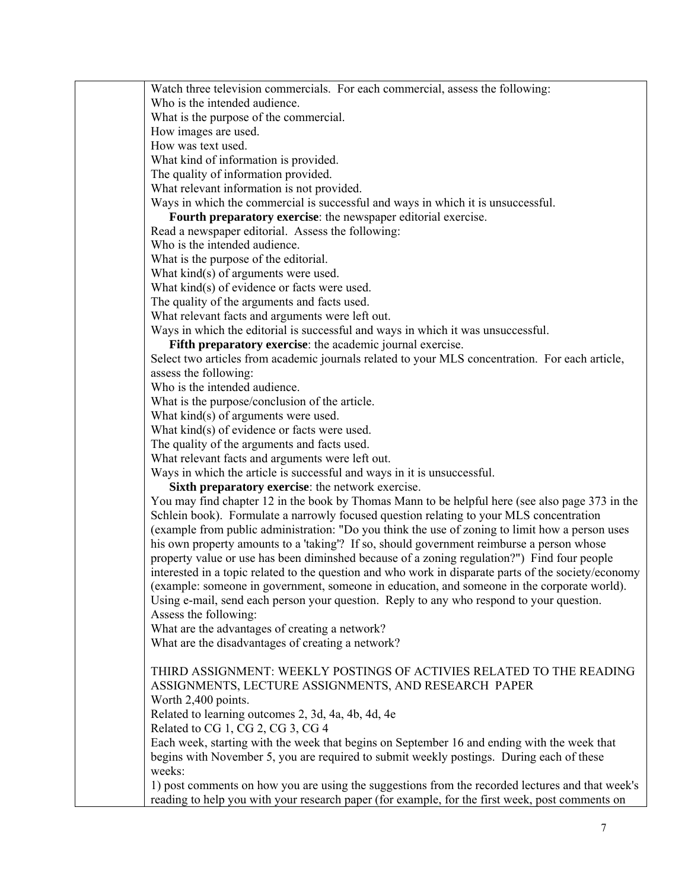Watch three television commercials. For each commercial, assess the following:
Who is the intended audience.
What is the purpose of the commercial.
How images are used.
How was text used.
What kind of information is provided.
The quality of information provided.
What relevant information is not provided.
Ways in which the commercial is successful and ways in which it is unsuccessful.

**Fourth preparatory exercise**: the newspaper editorial exercise.
Read a newspaper editorial. Assess the following:
Who is the intended audience.
What is the purpose of the editorial.
What kind(s) of arguments were used.
What kind(s) of evidence or facts were used.
The quality of the arguments and facts used.
What relevant facts and arguments were left out.
Ways in which the editorial is successful and ways in which it was unsuccessful.

**Fifth preparatory exercise**: the academic journal exercise.
Select two articles from academic journals related to your MLS concentration. For each article, assess the following:
Who is the intended audience.
What is the purpose/conclusion of the article.
What kind(s) of arguments were used.
What kind(s) of evidence or facts were used.
The quality of the arguments and facts used.
What relevant facts and arguments were left out.
Ways in which the article is successful and ways in it is unsuccessful.

**Sixth preparatory exercise**: the network exercise.
You may find chapter 12 in the book by Thomas Mann to be helpful here (see also page 373 in the Schlein book). Formulate a narrowly focused question relating to your MLS concentration (example from public administration: "Do you think the use of zoning to limit how a person uses his own property amounts to a 'taking'? If so, should government reimburse a person whose property value or use has been diminshed because of a zoning regulation?") Find four people interested in a topic related to the question and who work in disparate parts of the society/economy (example: someone in government, someone in education, and someone in the corporate world). Using e-mail, send each person your question. Reply to any who respond to your question.
Assess the following:
What are the advantages of creating a network?
What are the disadvantages of creating a network?

THIRD ASSIGNMENT: WEEKLY POSTINGS OF ACTIVIES RELATED TO THE READING ASSIGNMENTS, LECTURE ASSIGNMENTS, AND RESEARCH PAPER
Worth 2,400 points.
Related to learning outcomes 2, 3d, 4a, 4b, 4d, 4e
Related to CG 1, CG 2, CG 3, CG 4
Each week, starting with the week that begins on September 16 and ending with the week that begins with November 5, you are required to submit weekly postings. During each of these weeks:
1) post comments on how you are using the suggestions from the recorded lectures and that week's reading to help you with your research paper (for example, for the first week, post comments on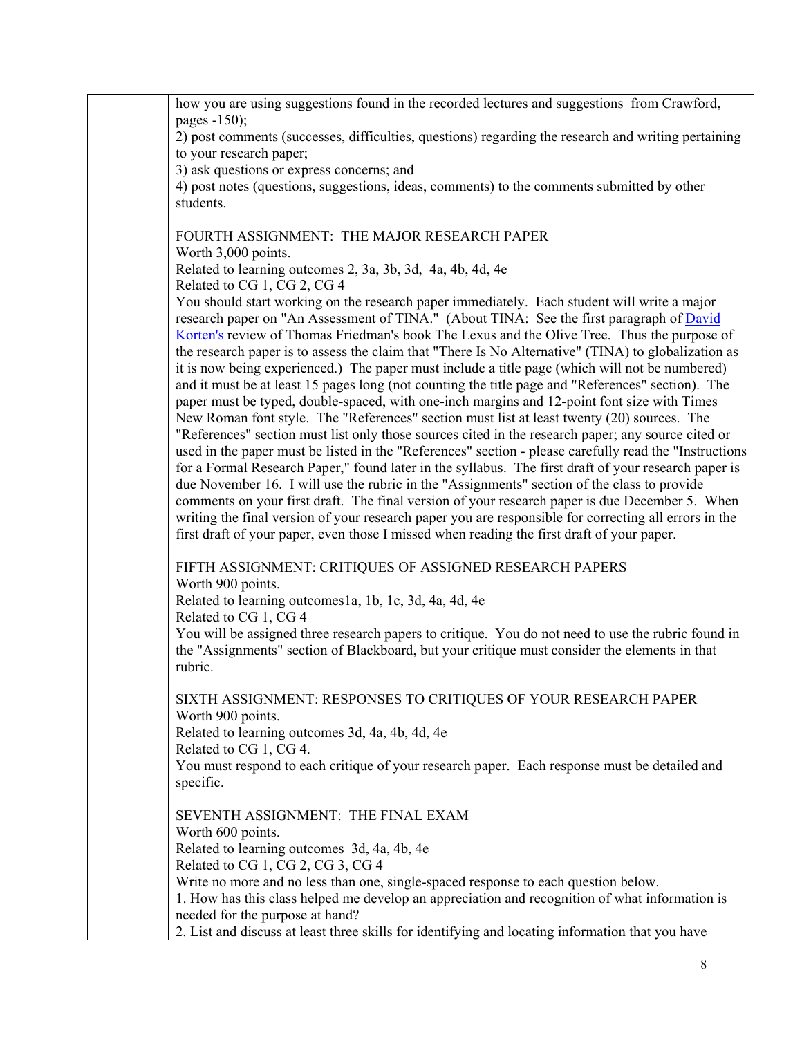how you are using suggestions found in the recorded lectures and suggestions from Crawford, pages -150);

2) post comments (successes, difficulties, questions) regarding the research and writing pertaining to your research paper;

3) ask questions or express concerns; and

4) post notes (questions, suggestions, ideas, comments) to the comments submitted by other students.

FOURTH ASSIGNMENT: THE MAJOR RESEARCH PAPER

Worth 3,000 points.

Related to learning outcomes 2, 3a, 3b, 3d, 4a, 4b, 4d, 4e

Related to CG 1, CG 2, CG 4

You should start working on the research paper immediately. Each student will write a major research paper on "An Assessment of TINA." (About TINA: See the first paragraph of David Korten's review of Thomas Friedman's book The Lexus and the Olive Tree. Thus the purpose of the research paper is to assess the claim that "There Is No Alternative" (TINA) to globalization as it is now being experienced.) The paper must include a title page (which will not be numbered) and it must be at least 15 pages long (not counting the title page and "References" section). The paper must be typed, double-spaced, with one-inch margins and 12-point font size with Times New Roman font style. The "References" section must list at least twenty (20) sources. The "References" section must list only those sources cited in the research paper; any source cited or used in the paper must be listed in the "References" section - please carefully read the "Instructions for a Formal Research Paper," found later in the syllabus. The first draft of your research paper is due November 16. I will use the rubric in the "Assignments" section of the class to provide comments on your first draft. The final version of your research paper is due December 5. When writing the final version of your research paper you are responsible for correcting all errors in the first draft of your paper, even those I missed when reading the first draft of your paper.

FIFTH ASSIGNMENT: CRITIQUES OF ASSIGNED RESEARCH PAPERS

Worth 900 points.

Related to learning outcomes1a, 1b, 1c, 3d, 4a, 4d, 4e

Related to CG 1, CG 4

You will be assigned three research papers to critique. You do not need to use the rubric found in the "Assignments" section of Blackboard, but your critique must consider the elements in that rubric.

SIXTH ASSIGNMENT: RESPONSES TO CRITIQUES OF YOUR RESEARCH PAPER

Worth 900 points.

Related to learning outcomes 3d, 4a, 4b, 4d, 4e

Related to CG 1, CG 4.

You must respond to each critique of your research paper. Each response must be detailed and specific.

SEVENTH ASSIGNMENT: THE FINAL EXAM

Worth 600 points.

Related to learning outcomes 3d, 4a, 4b, 4e

Related to CG 1, CG 2, CG 3, CG 4

Write no more and no less than one, single-spaced response to each question below.

1. How has this class helped me develop an appreciation and recognition of what information is needed for the purpose at hand?
2. List and discuss at least three skills for identifying and locating information that you have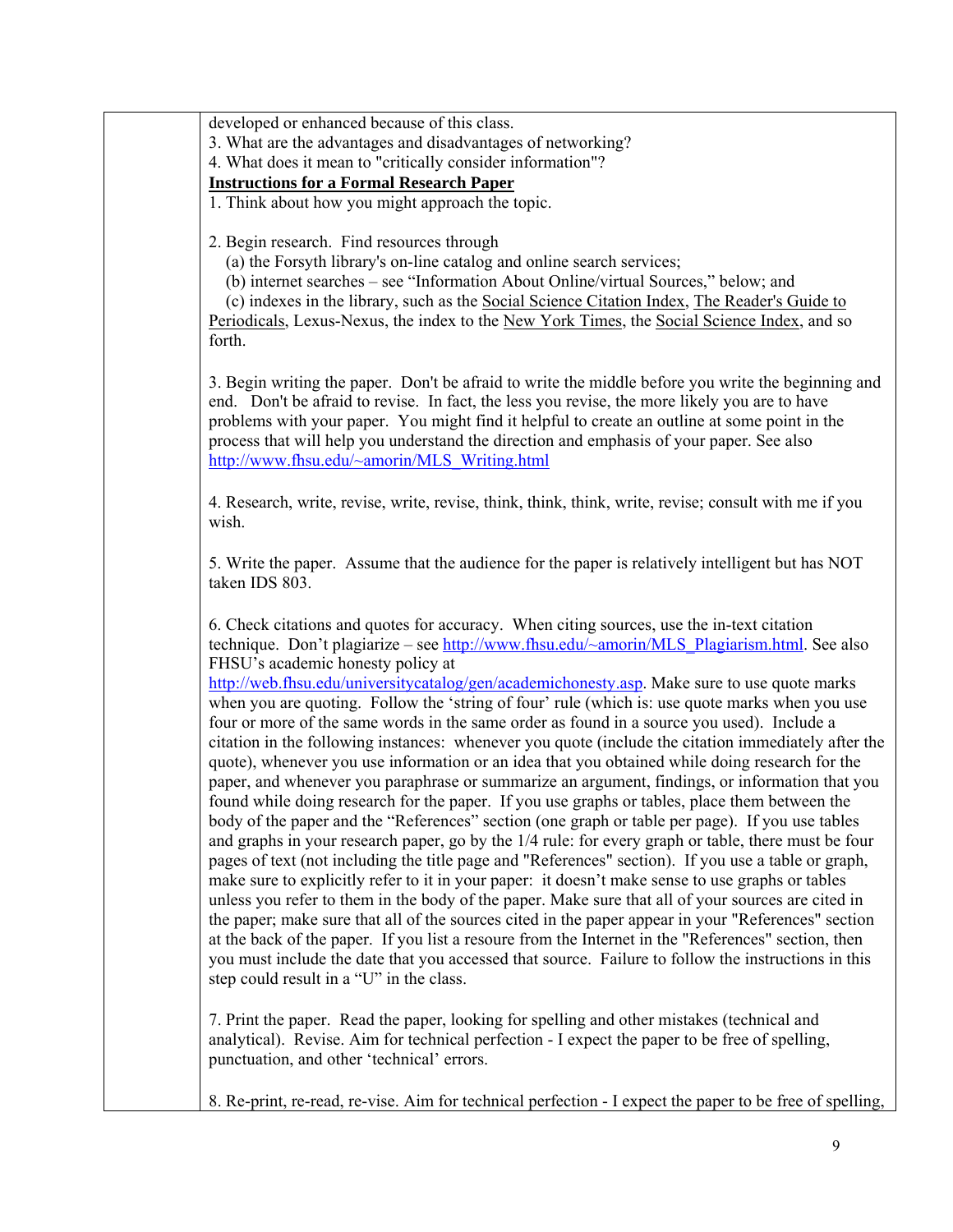developed or enhanced because of this class.

3. What are the advantages and disadvantages of networking?

4. What does it mean to "critically consider information"?

**Instructions for a Formal Research Paper**

1. Think about how you might approach the topic.

2. Begin research. Find resources through
   (a) the Forsyth library's on-line catalog and online search services;
   (b) internet searches – see "Information About Online/virtual Sources," below; and
   (c) indexes in the library, such as the Social Science Citation Index, The Reader's Guide to Periodicals, Lexus-Nexus, the index to the New York Times, the Social Science Index, and so forth.

3. Begin writing the paper. Don't be afraid to write the middle before you write the beginning and end. Don't be afraid to revise. In fact, the less you revise, the more likely you are to have problems with your paper. You might find it helpful to create an outline at some point in the process that will help you understand the direction and emphasis of your paper. See also http://www.fhsu.edu/~amorin/MLS_Writing.html

4. Research, write, revise, write, revise, think, think, think, write, revise; consult with me if you wish.

5. Write the paper. Assume that the audience for the paper is relatively intelligent but has NOT taken IDS 803.

6. Check citations and quotes for accuracy. When citing sources, use the in-text citation technique. Don't plagiarize – see http://www.fhsu.edu/~amorin/MLS_Plagiarism.html. See also FHSU's academic honesty policy at http://web.fhsu.edu/universitycatalog/gen/academichonesty.asp. Make sure to use quote marks when you are quoting. Follow the 'string of four' rule (which is: use quote marks when you use four or more of the same words in the same order as found in a source you used). Include a citation in the following instances: whenever you quote (include the citation immediately after the quote), whenever you use information or an idea that you obtained while doing research for the paper, and whenever you paraphrase or summarize an argument, findings, or information that you found while doing research for the paper. If you use graphs or tables, place them between the body of the paper and the "References" section (one graph or table per page). If you use tables and graphs in your research paper, go by the 1/4 rule: for every graph or table, there must be four pages of text (not including the title page and "References" section). If you use a table or graph, make sure to explicitly refer to it in your paper: it doesn't make sense to use graphs or tables unless you refer to them in the body of the paper. Make sure that all of your sources are cited in the paper; make sure that all of the sources cited in the paper appear in your "References" section at the back of the paper. If you list a resoure from the Internet in the "References" section, then you must include the date that you accessed that source. Failure to follow the instructions in this step could result in a "U" in the class.

7. Print the paper. Read the paper, looking for spelling and other mistakes (technical and analytical). Revise. Aim for technical perfection - I expect the paper to be free of spelling, punctuation, and other 'technical' errors.

8. Re-print, re-read, re-vise. Aim for technical perfection - I expect the paper to be free of spelling,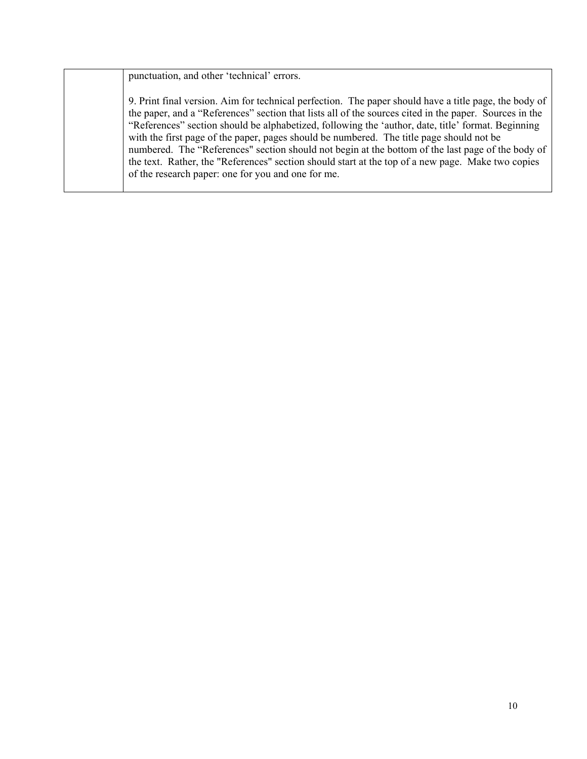| | |
|---|---|
| | punctuation, and other 'technical' errors.<br><br>9. Print final version. Aim for technical perfection. The paper should have a title page, the body of the paper, and a "References" section that lists all of the sources cited in the paper. Sources in the "References" section should be alphabetized, following the 'author, date, title' format. Beginning with the first page of the paper, pages should be numbered. The title page should not be numbered. The "References" section should not begin at the bottom of the last page of the body of the text. Rather, the "References" section should start at the top of a new page. Make two copies of the research paper: one for you and one for me. |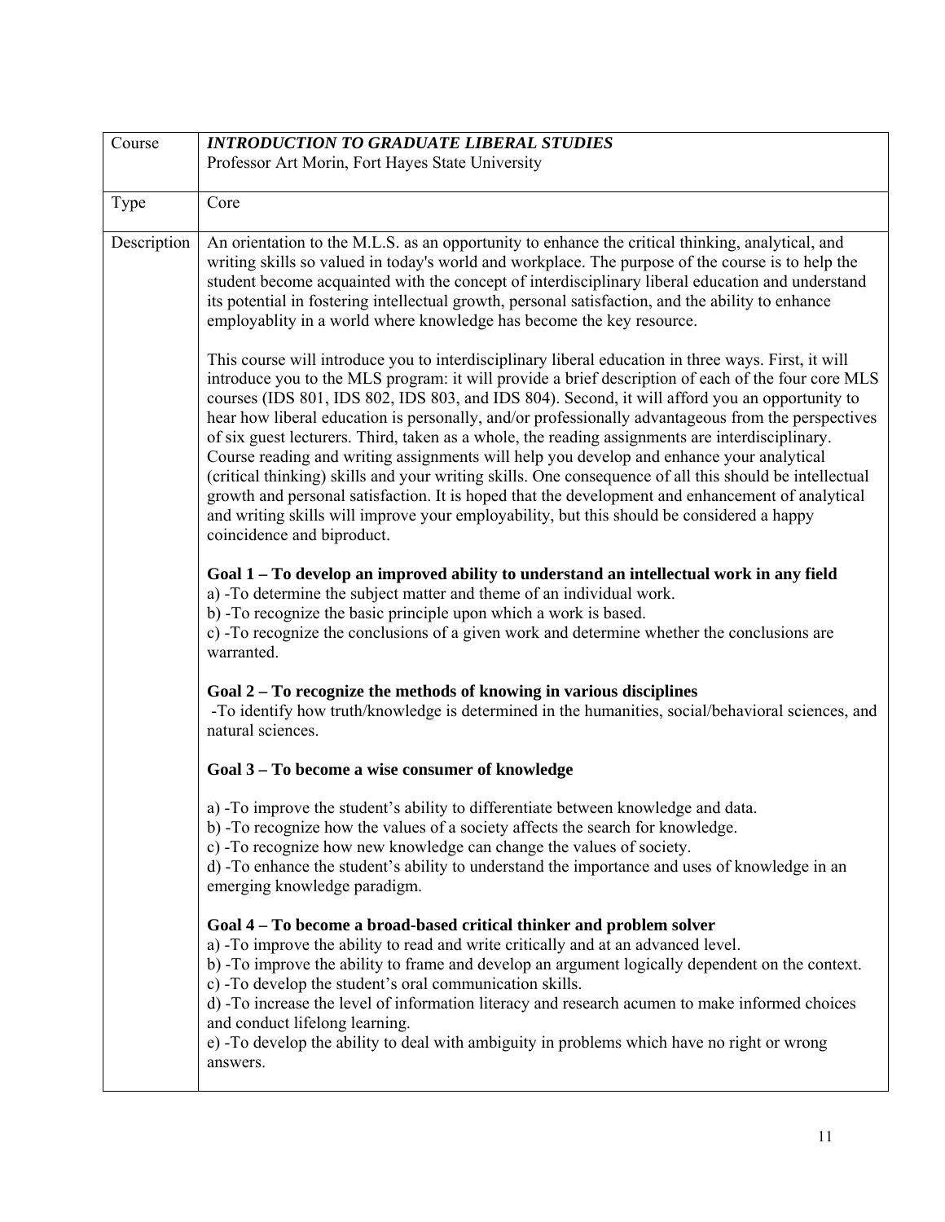| Course | ***INTRODUCTION TO GRADUATE LIBERAL STUDIES***<br>Professor Art Morin, Fort Hayes State University |
|---|---|
| Type | Core |
| Description | An orientation to the M.L.S. as an opportunity to enhance the critical thinking, analytical, and writing skills so valued in today's world and workplace. The purpose of the course is to help the student become acquainted with the concept of interdisciplinary liberal education and understand its potential in fostering intellectual growth, personal satisfaction, and the ability to enhance employablity in a world where knowledge has become the key resource.<br><br>This course will introduce you to interdisciplinary liberal education in three ways. First, it will introduce you to the MLS program: it will provide a brief description of each of the four core MLS courses (IDS 801, IDS 802, IDS 803, and IDS 804). Second, it will afford you an opportunity to hear how liberal education is personally, and/or professionally advantageous from the perspectives of six guest lecturers. Third, taken as a whole, the reading assignments are interdisciplinary. Course reading and writing assignments will help you develop and enhance your analytical (critical thinking) skills and your writing skills. One consequence of all this should be intellectual growth and personal satisfaction. It is hoped that the development and enhancement of analytical and writing skills will improve your employability, but this should be considered a happy coincidence and biproduct.<br><br>**Goal 1 – To develop an improved ability to understand an intellectual work in any field**<br>a) -To determine the subject matter and theme of an individual work.<br>b) -To recognize the basic principle upon which a work is based.<br>c) -To recognize the conclusions of a given work and determine whether the conclusions are warranted.<br><br>**Goal 2 – To recognize the methods of knowing in various disciplines**<br>-To identify how truth/knowledge is determined in the humanities, social/behavioral sciences, and natural sciences.<br><br>**Goal 3 – To become a wise consumer of knowledge**<br><br>a) -To improve the student's ability to differentiate between knowledge and data.<br>b) -To recognize how the values of a society affects the search for knowledge.<br>c) -To recognize how new knowledge can change the values of society.<br>d) -To enhance the student's ability to understand the importance and uses of knowledge in an emerging knowledge paradigm.<br><br>**Goal 4 – To become a broad-based critical thinker and problem solver**<br>a) -To improve the ability to read and write critically and at an advanced level.<br>b) -To improve the ability to frame and develop an argument logically dependent on the context.<br>c) -To develop the student's oral communication skills.<br>d) -To increase the level of information literacy and research acumen to make informed choices and conduct lifelong learning.<br>e) -To develop the ability to deal with ambiguity in problems which have no right or wrong answers. |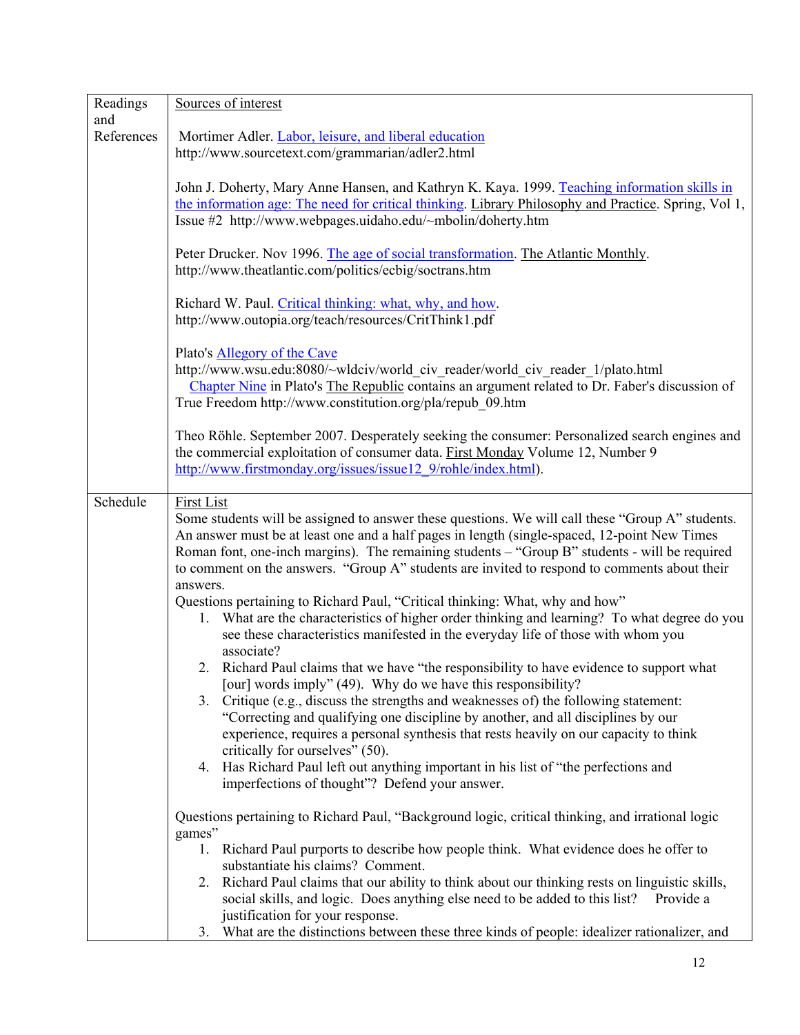| | |
|---|---|
| Readings and References | Sources of interest<br><br>Mortimer Adler. Labor, leisure, and liberal education http://www.sourcetext.com/grammarian/adler2.html<br><br>John J. Doherty, Mary Anne Hansen, and Kathryn K. Kaya. 1999. Teaching information skills in the information age: The need for critical thinking. Library Philosophy and Practice. Spring, Vol 1, Issue #2 http://www.webpages.uidaho.edu/~mbolin/doherty.htm<br><br>Peter Drucker. Nov 1996. The age of social transformation. The Atlantic Monthly. http://www.theatlantic.com/politics/ecbig/soctrans.htm<br><br>Richard W. Paul. Critical thinking: what, why, and how. http://www.outopia.org/teach/resources/CritThink1.pdf<br><br>Plato's Allegory of the Cave http://www.wsu.edu:8080/~wldciv/world_civ_reader/world_civ_reader_1/plato.html<br>Chapter Nine in Plato's The Republic contains an argument related to Dr. Faber's discussion of True Freedom http://www.constitution.org/pla/repub_09.htm<br><br>Theo Röhle. September 2007. Desperately seeking the consumer: Personalized search engines and the commercial exploitation of consumer data. First Monday Volume 12, Number 9 http://www.firstmonday.org/issues/issue12_9/rohle/index.html). |
| Schedule | First List<br>Some students will be assigned to answer these questions. We will call these "Group A" students. An answer must be at least one and a half pages in length (single-spaced, 12-point New Times Roman font, one-inch margins). The remaining students – "Group B" students - will be required to comment on the answers. "Group A" students are invited to respond to comments about their answers.<br>Questions pertaining to Richard Paul, "Critical thinking: What, why and how"<br>1. What are the characteristics of higher order thinking and learning? To what degree do you see these characteristics manifested in the everyday life of those with whom you associate?<br>2. Richard Paul claims that we have "the responsibility to have evidence to support what [our] words imply" (49). Why do we have this responsibility?<br>3. Critique (e.g., discuss the strengths and weaknesses of) the following statement: "Correcting and qualifying one discipline by another, and all disciplines by our experience, requires a personal synthesis that rests heavily on our capacity to think critically for ourselves" (50).<br>4. Has Richard Paul left out anything important in his list of "the perfections and imperfections of thought"? Defend your answer.<br><br>Questions pertaining to Richard Paul, "Background logic, critical thinking, and irrational logic games"<br>1. Richard Paul purports to describe how people think. What evidence does he offer to substantiate his claims? Comment.<br>2. Richard Paul claims that our ability to think about our thinking rests on linguistic skills, social skills, and logic. Does anything else need to be added to this list? Provide a justification for your response.<br>3. What are the distinctions between these three kinds of people: idealizer rationalizer, and |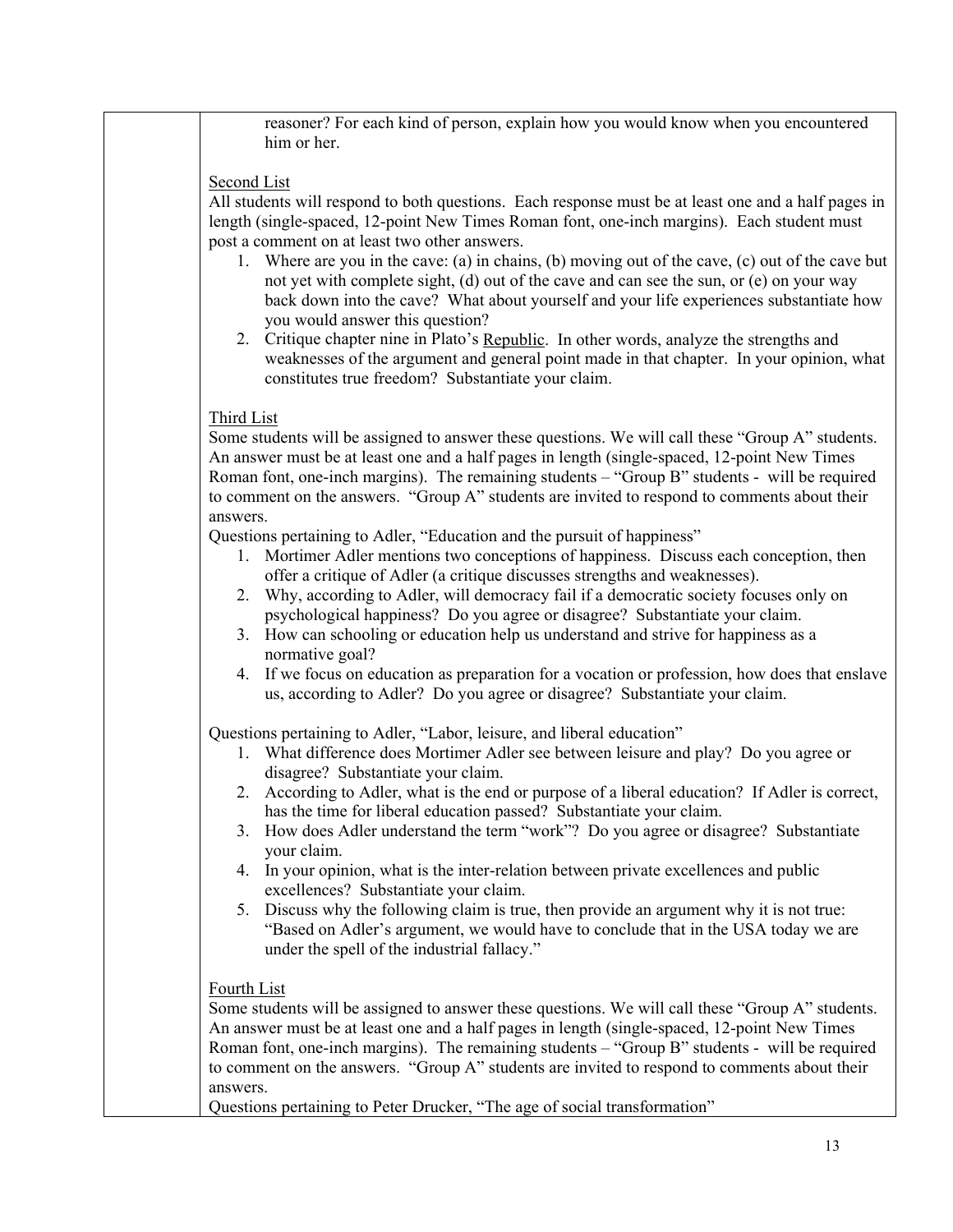reasoner? For each kind of person, explain how you would know when you encountered him or her.

<u>Second List</u>

All students will respond to both questions. Each response must be at least one and a half pages in length (single-spaced, 12-point New Times Roman font, one-inch margins). Each student must post a comment on at least two other answers.

1. Where are you in the cave: (a) in chains, (b) moving out of the cave, (c) out of the cave but not yet with complete sight, (d) out of the cave and can see the sun, or (e) on your way back down into the cave? What about yourself and your life experiences substantiate how you would answer this question?
2. Critique chapter nine in Plato's <u>Republic</u>. In other words, analyze the strengths and weaknesses of the argument and general point made in that chapter. In your opinion, what constitutes true freedom? Substantiate your claim.

<u>Third List</u>

Some students will be assigned to answer these questions. We will call these "Group A" students. An answer must be at least one and a half pages in length (single-spaced, 12-point New Times Roman font, one-inch margins). The remaining students – "Group B" students - will be required to comment on the answers. "Group A" students are invited to respond to comments about their answers.

Questions pertaining to Adler, "Education and the pursuit of happiness"

1. Mortimer Adler mentions two conceptions of happiness. Discuss each conception, then offer a critique of Adler (a critique discusses strengths and weaknesses).
2. Why, according to Adler, will democracy fail if a democratic society focuses only on psychological happiness? Do you agree or disagree? Substantiate your claim.
3. How can schooling or education help us understand and strive for happiness as a normative goal?
4. If we focus on education as preparation for a vocation or profession, how does that enslave us, according to Adler? Do you agree or disagree? Substantiate your claim.

Questions pertaining to Adler, "Labor, leisure, and liberal education"

1. What difference does Mortimer Adler see between leisure and play? Do you agree or disagree? Substantiate your claim.
2. According to Adler, what is the end or purpose of a liberal education? If Adler is correct, has the time for liberal education passed? Substantiate your claim.
3. How does Adler understand the term "work"? Do you agree or disagree? Substantiate your claim.
4. In your opinion, what is the inter-relation between private excellences and public excellences? Substantiate your claim.
5. Discuss why the following claim is true, then provide an argument why it is not true: "Based on Adler's argument, we would have to conclude that in the USA today we are under the spell of the industrial fallacy."

<u>Fourth List</u>

Some students will be assigned to answer these questions. We will call these "Group A" students. An answer must be at least one and a half pages in length (single-spaced, 12-point New Times Roman font, one-inch margins). The remaining students – "Group B" students - will be required to comment on the answers. "Group A" students are invited to respond to comments about their answers.

Questions pertaining to Peter Drucker, "The age of social transformation"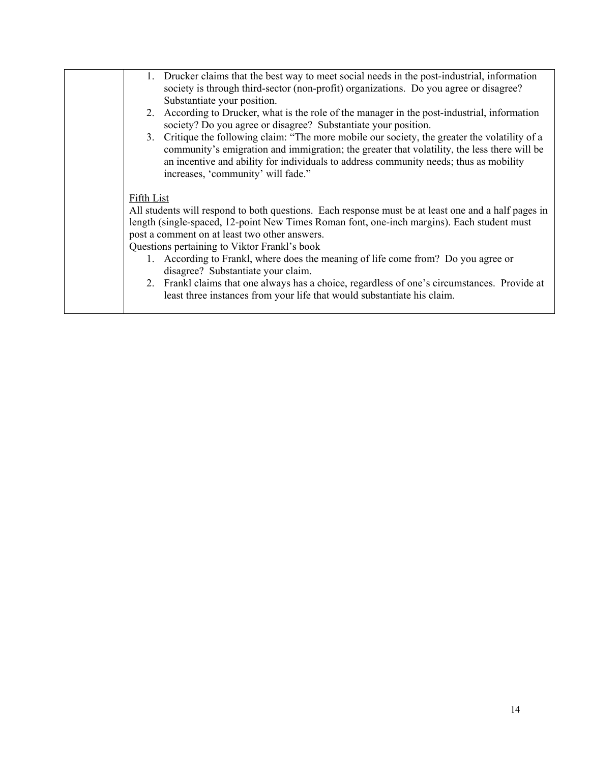| | 1. Drucker claims that the best way to meet social needs in the post-industrial, information society is through third-sector (non-profit) organizations. Do you agree or disagree? Substantiate your position.<br>2. According to Drucker, what is the role of the manager in the post-industrial, information society? Do you agree or disagree? Substantiate your position.<br>3. Critique the following claim: "The more mobile our society, the greater the volatility of a community's emigration and immigration; the greater that volatility, the less there will be an incentive and ability for individuals to address community needs; thus as mobility increases, 'community' will fade."<br><br><u>Fifth List</u><br>All students will respond to both questions. Each response must be at least one and a half pages in length (single-spaced, 12-point New Times Roman font, one-inch margins). Each student must post a comment on at least two other answers.<br>Questions pertaining to Viktor Frankl's book<br>1. According to Frankl, where does the meaning of life come from? Do you agree or disagree? Substantiate your claim.<br>2. Frankl claims that one always has a choice, regardless of one's circumstances. Provide at least three instances from your life that would substantiate his claim. |
|---|---|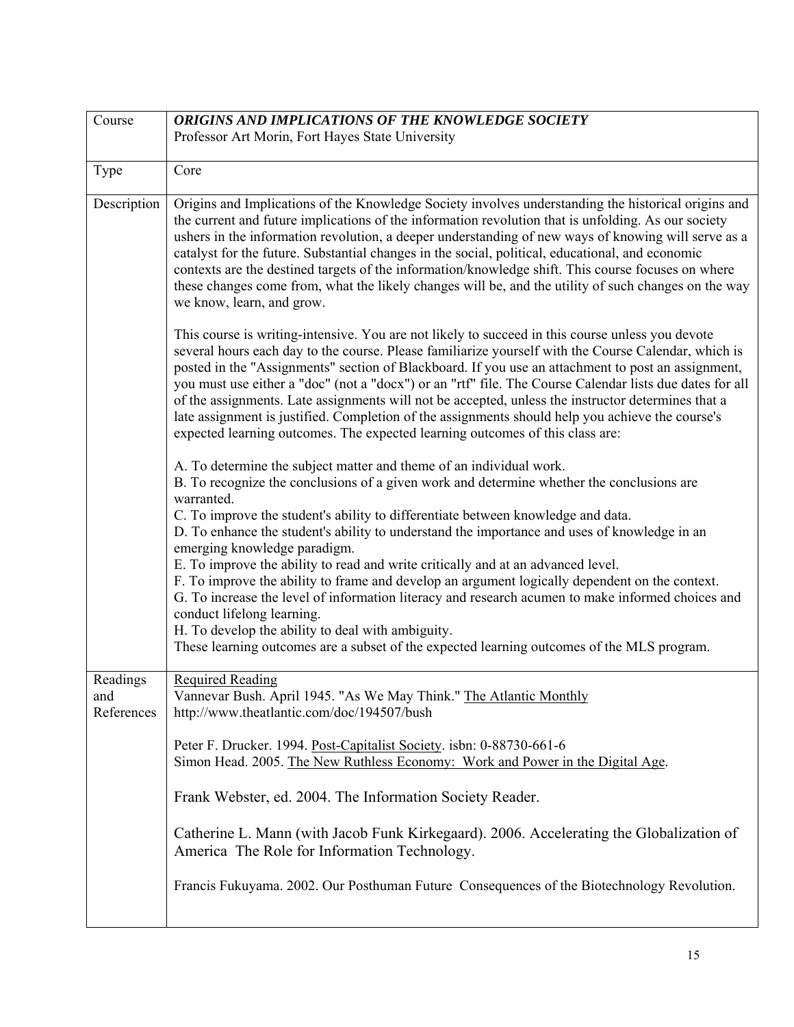| Course | ***ORIGINS AND IMPLICATIONS OF THE KNOWLEDGE SOCIETY***<br>Professor Art Morin, Fort Hayes State University |
|---|---|
| Type | Core |
| Description | Origins and Implications of the Knowledge Society involves understanding the historical origins and the current and future implications of the information revolution that is unfolding. As our society ushers in the information revolution, a deeper understanding of new ways of knowing will serve as a catalyst for the future. Substantial changes in the social, political, educational, and economic contexts are the destined targets of the information/knowledge shift. This course focuses on where these changes come from, what the likely changes will be, and the utility of such changes on the way we know, learn, and grow.<br><br>This course is writing-intensive. You are not likely to succeed in this course unless you devote several hours each day to the course. Please familiarize yourself with the Course Calendar, which is posted in the "Assignments" section of Blackboard. If you use an attachment to post an assignment, you must use either a "doc" (not a "docx") or an "rtf" file. The Course Calendar lists due dates for all of the assignments. Late assignments will not be accepted, unless the instructor determines that a late assignment is justified. Completion of the assignments should help you achieve the course's expected learning outcomes. The expected learning outcomes of this class are:<br><br>A. To determine the subject matter and theme of an individual work.<br>B. To recognize the conclusions of a given work and determine whether the conclusions are warranted.<br>C. To improve the student's ability to differentiate between knowledge and data.<br>D. To enhance the student's ability to understand the importance and uses of knowledge in an emerging knowledge paradigm.<br>E. To improve the ability to read and write critically and at an advanced level.<br>F. To improve the ability to frame and develop an argument logically dependent on the context.<br>G. To increase the level of information literacy and research acumen to make informed choices and conduct lifelong learning.<br>H. To develop the ability to deal with ambiguity.<br>These learning outcomes are a subset of the expected learning outcomes of the MLS program. |
| Readings and References | Required Reading<br>Vannevar Bush. April 1945. "As We May Think." The Atlantic Monthly<br>http://www.theatlantic.com/doc/194507/bush<br><br>Peter F. Drucker. 1994. Post-Capitalist Society. isbn: 0-88730-661-6<br>Simon Head. 2005. The New Ruthless Economy: Work and Power in the Digital Age.<br><br>Frank Webster, ed. 2004. The Information Society Reader.<br><br>Catherine L. Mann (with Jacob Funk Kirkegaard). 2006. Accelerating the Globalization of America The Role for Information Technology.<br><br>Francis Fukuyama. 2002. Our Posthuman Future Consequences of the Biotechnology Revolution. |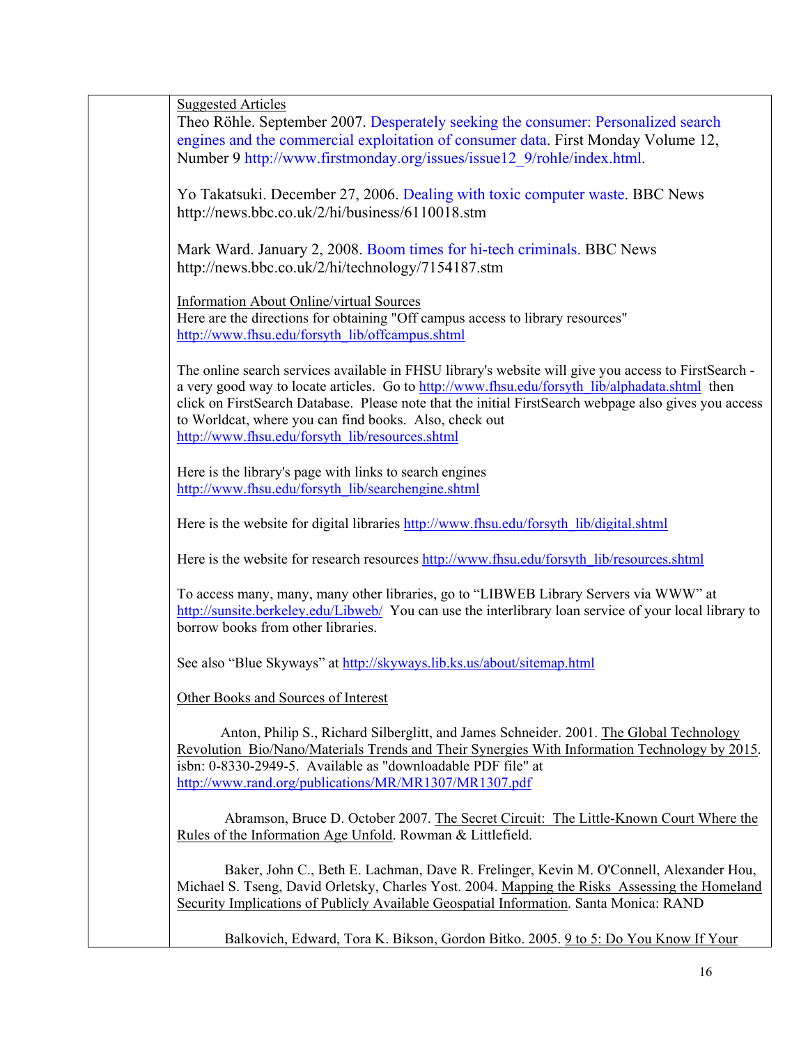Suggested Articles

Theo Röhle. September 2007. Desperately seeking the consumer: Personalized search engines and the commercial exploitation of consumer data. First Monday Volume 12, Number 9 http://www.firstmonday.org/issues/issue12_9/rohle/index.html.

Yo Takatsuki. December 27, 2006. Dealing with toxic computer waste. BBC News http://news.bbc.co.uk/2/hi/business/6110018.stm

Mark Ward. January 2, 2008. Boom times for hi-tech criminals. BBC News http://news.bbc.co.uk/2/hi/technology/7154187.stm

Information About Online/virtual Sources

Here are the directions for obtaining "Off campus access to library resources" http://www.fhsu.edu/forsyth_lib/offcampus.shtml

The online search services available in FHSU library's website will give you access to FirstSearch - a very good way to locate articles. Go to http://www.fhsu.edu/forsyth_lib/alphadata.shtml then click on FirstSearch Database. Please note that the initial FirstSearch webpage also gives you access to Worldcat, where you can find books. Also, check out http://www.fhsu.edu/forsyth_lib/resources.shtml

Here is the library's page with links to search engines http://www.fhsu.edu/forsyth_lib/searchengine.shtml

Here is the website for digital libraries http://www.fhsu.edu/forsyth_lib/digital.shtml

Here is the website for research resources http://www.fhsu.edu/forsyth_lib/resources.shtml

To access many, many, many other libraries, go to "LIBWEB Library Servers via WWW" at http://sunsite.berkeley.edu/Libweb/ You can use the interlibrary loan service of your local library to borrow books from other libraries.

See also "Blue Skyways" at http://skyways.lib.ks.us/about/sitemap.html

Other Books and Sources of Interest

Anton, Philip S., Richard Silberglitt, and James Schneider. 2001. The Global Technology Revolution Bio/Nano/Materials Trends and Their Synergies With Information Technology by 2015. isbn: 0-8330-2949-5. Available as "downloadable PDF file" at http://www.rand.org/publications/MR/MR1307/MR1307.pdf

Abramson, Bruce D. October 2007. The Secret Circuit: The Little-Known Court Where the Rules of the Information Age Unfold. Rowman & Littlefield.

Baker, John C., Beth E. Lachman, Dave R. Frelinger, Kevin M. O'Connell, Alexander Hou, Michael S. Tseng, David Orletsky, Charles Yost. 2004. Mapping the Risks Assessing the Homeland Security Implications of Publicly Available Geospatial Information. Santa Monica: RAND

Balkovich, Edward, Tora K. Bikson, Gordon Bitko. 2005. 9 to 5: Do You Know If Your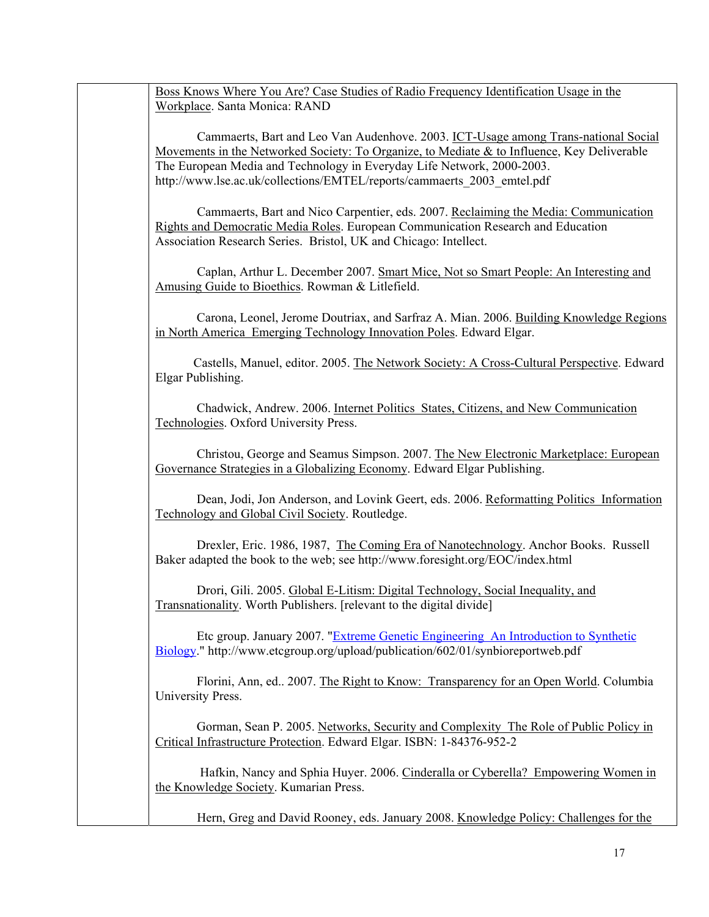Boss Knows Where You Are? Case Studies of Radio Frequency Identification Usage in the Workplace. Santa Monica: RAND

Cammaerts, Bart and Leo Van Audenhove. 2003. ICT-Usage among Trans-national Social Movements in the Networked Society: To Organize, to Mediate & to Influence, Key Deliverable The European Media and Technology in Everyday Life Network, 2000-2003. http://www.lse.ac.uk/collections/EMTEL/reports/cammaerts_2003_emtel.pdf

Cammaerts, Bart and Nico Carpentier, eds. 2007. Reclaiming the Media: Communication Rights and Democratic Media Roles. European Communication Research and Education Association Research Series. Bristol, UK and Chicago: Intellect.

Caplan, Arthur L. December 2007. Smart Mice, Not so Smart People: An Interesting and Amusing Guide to Bioethics. Rowman & Litlefield.

Carona, Leonel, Jerome Doutriax, and Sarfraz A. Mian. 2006. Building Knowledge Regions in North America Emerging Technology Innovation Poles. Edward Elgar.

Castells, Manuel, editor. 2005. The Network Society: A Cross-Cultural Perspective. Edward Elgar Publishing.

Chadwick, Andrew. 2006. Internet Politics States, Citizens, and New Communication Technologies. Oxford University Press.

Christou, George and Seamus Simpson. 2007. The New Electronic Marketplace: European Governance Strategies in a Globalizing Economy. Edward Elgar Publishing.

Dean, Jodi, Jon Anderson, and Lovink Geert, eds. 2006. Reformatting Politics Information Technology and Global Civil Society. Routledge.

Drexler, Eric. 1986, 1987, The Coming Era of Nanotechnology. Anchor Books. Russell Baker adapted the book to the web; see http://www.foresight.org/EOC/index.html

Drori, Gili. 2005. Global E-Litism: Digital Technology, Social Inequality, and Transnationality. Worth Publishers. [relevant to the digital divide]

Etc group. January 2007. "Extreme Genetic Engineering An Introduction to Synthetic Biology." http://www.etcgroup.org/upload/publication/602/01/synbioreportweb.pdf

Florini, Ann, ed.. 2007. The Right to Know: Transparency for an Open World. Columbia University Press.

Gorman, Sean P. 2005. Networks, Security and Complexity The Role of Public Policy in Critical Infrastructure Protection. Edward Elgar. ISBN: 1-84376-952-2

Hafkin, Nancy and Sphia Huyer. 2006. Cinderalla or Cyberella? Empowering Women in the Knowledge Society. Kumarian Press.

Hern, Greg and David Rooney, eds. January 2008. Knowledge Policy: Challenges for the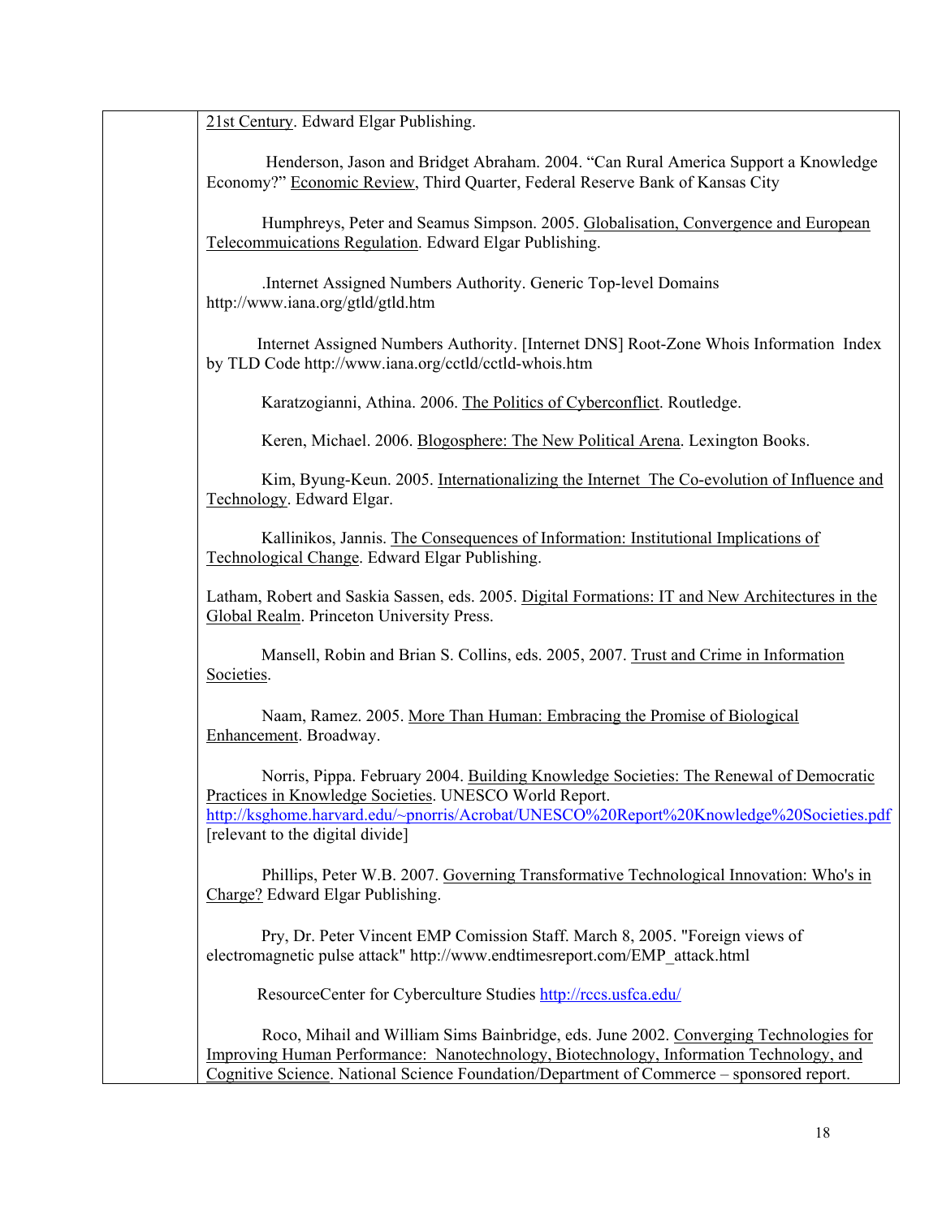21st Century. Edward Elgar Publishing.

Henderson, Jason and Bridget Abraham. 2004. "Can Rural America Support a Knowledge Economy?" Economic Review, Third Quarter, Federal Reserve Bank of Kansas City

Humphreys, Peter and Seamus Simpson. 2005. Globalisation, Convergence and European Telecommuications Regulation. Edward Elgar Publishing.

.Internet Assigned Numbers Authority. Generic Top-level Domains http://www.iana.org/gtld/gtld.htm

Internet Assigned Numbers Authority. [Internet DNS] Root-Zone Whois Information Index by TLD Code http://www.iana.org/cctld/cctld-whois.htm

Karatzogianni, Athina. 2006. The Politics of Cyberconflict. Routledge.

Keren, Michael. 2006. Blogosphere: The New Political Arena. Lexington Books.

Kim, Byung-Keun. 2005. Internationalizing the Internet The Co-evolution of Influence and Technology. Edward Elgar.

Kallinikos, Jannis. The Consequences of Information: Institutional Implications of Technological Change. Edward Elgar Publishing.

Latham, Robert and Saskia Sassen, eds. 2005. Digital Formations: IT and New Architectures in the Global Realm. Princeton University Press.

Mansell, Robin and Brian S. Collins, eds. 2005, 2007. Trust and Crime in Information Societies.

Naam, Ramez. 2005. More Than Human: Embracing the Promise of Biological Enhancement. Broadway.

Norris, Pippa. February 2004. Building Knowledge Societies: The Renewal of Democratic Practices in Knowledge Societies. UNESCO World Report. http://ksghome.harvard.edu/~pnorris/Acrobat/UNESCO%20Report%20Knowledge%20Societies.pdf [relevant to the digital divide]

Phillips, Peter W.B. 2007. Governing Transformative Technological Innovation: Who's in Charge? Edward Elgar Publishing.

Pry, Dr. Peter Vincent EMP Comission Staff. March 8, 2005. "Foreign views of electromagnetic pulse attack" http://www.endtimesreport.com/EMP_attack.html

ResourceCenter for Cyberculture Studies http://rccs.usfca.edu/

Roco, Mihail and William Sims Bainbridge, eds. June 2002. Converging Technologies for Improving Human Performance: Nanotechnology, Biotechnology, Information Technology, and Cognitive Science. National Science Foundation/Department of Commerce – sponsored report.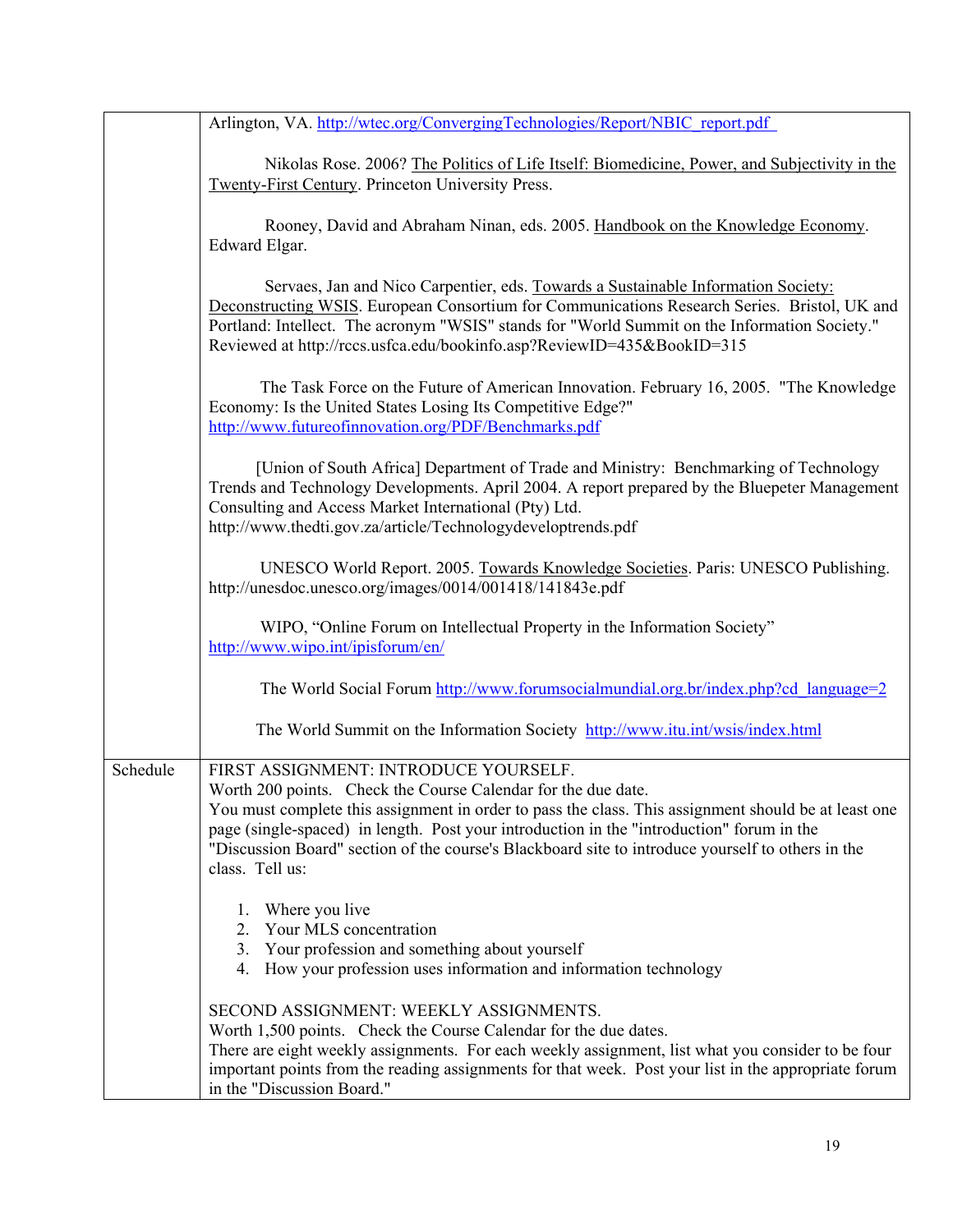| | |
|---|---|
| | Arlington, VA. http://wtec.org/ConvergingTechnologies/Report/NBIC_report.pdf <br><br> Nikolas Rose. 2006? The Politics of Life Itself: Biomedicine, Power, and Subjectivity in the Twenty-First Century. Princeton University Press. <br><br> Rooney, David and Abraham Ninan, eds. 2005. Handbook on the Knowledge Economy. Edward Elgar. <br><br> Servaes, Jan and Nico Carpentier, eds. Towards a Sustainable Information Society: Deconstructing WSIS. European Consortium for Communications Research Series. Bristol, UK and Portland: Intellect. The acronym "WSIS" stands for "World Summit on the Information Society." Reviewed at http://rccs.usfca.edu/bookinfo.asp?ReviewID=435&BookID=315 <br><br> The Task Force on the Future of American Innovation. February 16, 2005. "The Knowledge Economy: Is the United States Losing Its Competitive Edge?" http://www.futureofinnovation.org/PDF/Benchmarks.pdf <br><br> [Union of South Africa] Department of Trade and Ministry: Benchmarking of Technology Trends and Technology Developments. April 2004. A report prepared by the Bluepeter Management Consulting and Access Market International (Pty) Ltd. http://www.thedti.gov.za/article/Technologydeveloptrends.pdf <br><br> UNESCO World Report. 2005. Towards Knowledge Societies. Paris: UNESCO Publishing. http://unesdoc.unesco.org/images/0014/001418/141843e.pdf <br><br> WIPO, "Online Forum on Intellectual Property in the Information Society" http://www.wipo.int/ipisforum/en/ <br><br> The World Social Forum http://www.forumsocialmundial.org.br/index.php?cd_language=2 <br><br> The World Summit on the Information Society http://www.itu.int/wsis/index.html |
| Schedule | FIRST ASSIGNMENT: INTRODUCE YOURSELF. <br> Worth 200 points. Check the Course Calendar for the due date. <br> You must complete this assignment in order to pass the class. This assignment should be at least one page (single-spaced) in length. Post your introduction in the "introduction" forum in the "Discussion Board" section of the course's Blackboard site to introduce yourself to others in the class. Tell us: <br><br> 1. Where you live <br> 2. Your MLS concentration <br> 3. Your profession and something about yourself <br> 4. How your profession uses information and information technology <br><br> SECOND ASSIGNMENT: WEEKLY ASSIGNMENTS. <br> Worth 1,500 points. Check the Course Calendar for the due dates. <br> There are eight weekly assignments. For each weekly assignment, list what you consider to be four important points from the reading assignments for that week. Post your list in the appropriate forum in the "Discussion Board." |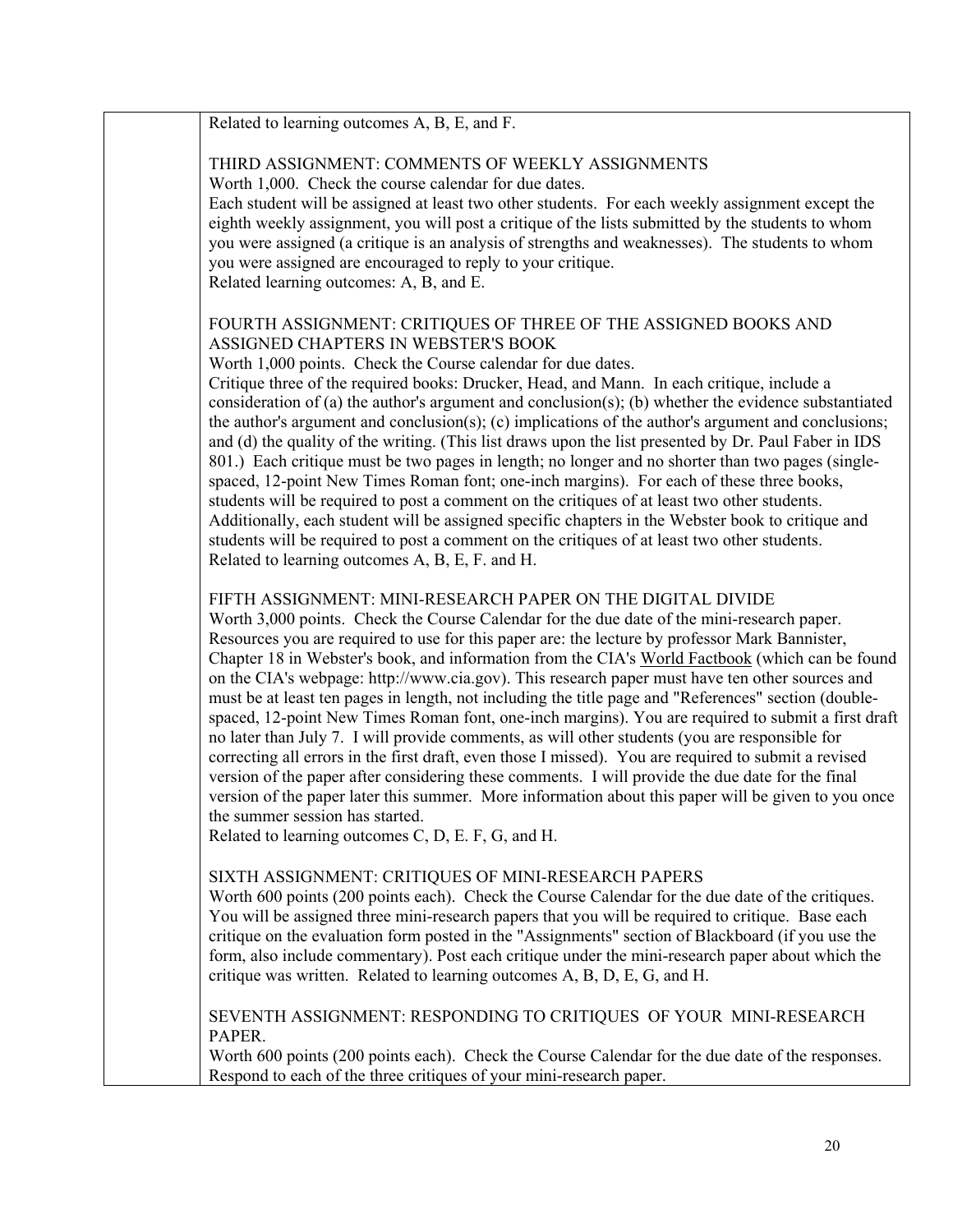Related to learning outcomes A, B, E, and F.

THIRD ASSIGNMENT: COMMENTS OF WEEKLY ASSIGNMENTS
Worth 1,000. Check the course calendar for due dates.
Each student will be assigned at least two other students. For each weekly assignment except the eighth weekly assignment, you will post a critique of the lists submitted by the students to whom you were assigned (a critique is an analysis of strengths and weaknesses). The students to whom you were assigned are encouraged to reply to your critique.
Related learning outcomes: A, B, and E.

FOURTH ASSIGNMENT: CRITIQUES OF THREE OF THE ASSIGNED BOOKS AND ASSIGNED CHAPTERS IN WEBSTER'S BOOK
Worth 1,000 points. Check the Course calendar for due dates.
Critique three of the required books: Drucker, Head, and Mann. In each critique, include a consideration of (a) the author's argument and conclusion(s); (b) whether the evidence substantiated the author's argument and conclusion(s); (c) implications of the author's argument and conclusions; and (d) the quality of the writing. (This list draws upon the list presented by Dr. Paul Faber in IDS 801.) Each critique must be two pages in length; no longer and no shorter than two pages (single-spaced, 12-point New Times Roman font; one-inch margins). For each of these three books, students will be required to post a comment on the critiques of at least two other students. Additionally, each student will be assigned specific chapters in the Webster book to critique and students will be required to post a comment on the critiques of at least two other students.
Related to learning outcomes A, B, E, F. and H.

FIFTH ASSIGNMENT: MINI-RESEARCH PAPER ON THE DIGITAL DIVIDE
Worth 3,000 points. Check the Course Calendar for the due date of the mini-research paper. Resources you are required to use for this paper are: the lecture by professor Mark Bannister, Chapter 18 in Webster's book, and information from the CIA's World Factbook (which can be found on the CIA's webpage: http://www.cia.gov). This research paper must have ten other sources and must be at least ten pages in length, not including the title page and "References" section (double-spaced, 12-point New Times Roman font, one-inch margins). You are required to submit a first draft no later than July 7. I will provide comments, as will other students (you are responsible for correcting all errors in the first draft, even those I missed). You are required to submit a revised version of the paper after considering these comments. I will provide the due date for the final version of the paper later this summer. More information about this paper will be given to you once the summer session has started.
Related to learning outcomes C, D, E. F, G, and H.

SIXTH ASSIGNMENT: CRITIQUES OF MINI-RESEARCH PAPERS
Worth 600 points (200 points each). Check the Course Calendar for the due date of the critiques. You will be assigned three mini-research papers that you will be required to critique. Base each critique on the evaluation form posted in the "Assignments" section of Blackboard (if you use the form, also include commentary). Post each critique under the mini-research paper about which the critique was written. Related to learning outcomes A, B, D, E, G, and H.

SEVENTH ASSIGNMENT: RESPONDING TO CRITIQUES OF YOUR MINI-RESEARCH PAPER.
Worth 600 points (200 points each). Check the Course Calendar for the due date of the responses. Respond to each of the three critiques of your mini-research paper.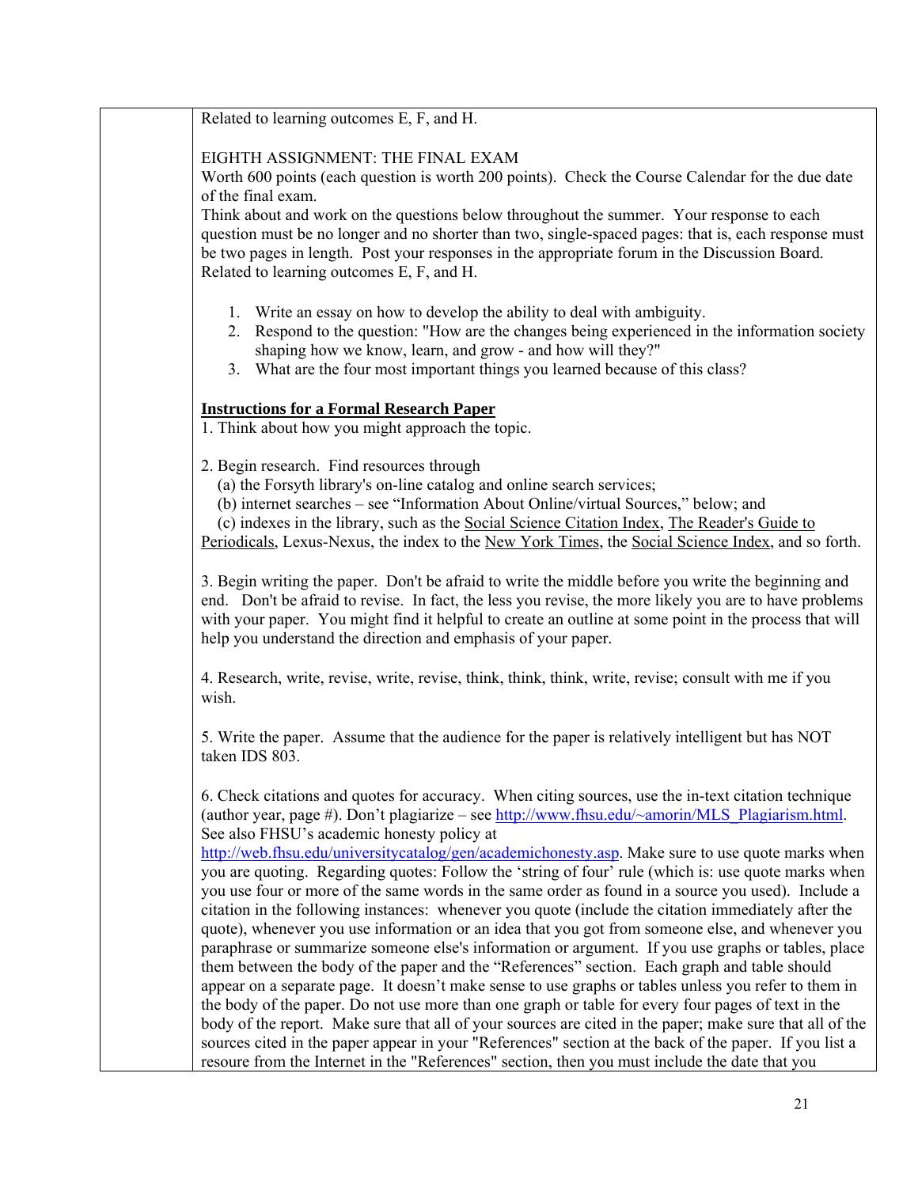Related to learning outcomes E, F, and H.

EIGHTH ASSIGNMENT: THE FINAL EXAM
Worth 600 points (each question is worth 200 points). Check the Course Calendar for the due date of the final exam.
Think about and work on the questions below throughout the summer. Your response to each question must be no longer and no shorter than two, single-spaced pages: that is, each response must be two pages in length. Post your responses in the appropriate forum in the Discussion Board.
Related to learning outcomes E, F, and H.

1. Write an essay on how to develop the ability to deal with ambiguity.
2. Respond to the question: "How are the changes being experienced in the information society shaping how we know, learn, and grow - and how will they?"
3. What are the four most important things you learned because of this class?

**Instructions for a Formal Research Paper**

1. Think about how you might approach the topic.

2. Begin research. Find resources through
   (a) the Forsyth library's on-line catalog and online search services;
   (b) internet searches – see "Information About Online/virtual Sources," below; and
   (c) indexes in the library, such as the Social Science Citation Index, The Reader's Guide to Periodicals, Lexus-Nexus, the index to the New York Times, the Social Science Index, and so forth.

3. Begin writing the paper. Don't be afraid to write the middle before you write the beginning and end. Don't be afraid to revise. In fact, the less you revise, the more likely you are to have problems with your paper. You might find it helpful to create an outline at some point in the process that will help you understand the direction and emphasis of your paper.

4. Research, write, revise, write, revise, think, think, think, write, revise; consult with me if you wish.

5. Write the paper. Assume that the audience for the paper is relatively intelligent but has NOT taken IDS 803.

6. Check citations and quotes for accuracy. When citing sources, use the in-text citation technique (author year, page #). Don't plagiarize – see http://www.fhsu.edu/~amorin/MLS_Plagiarism.html. See also FHSU's academic honesty policy at http://web.fhsu.edu/universitycatalog/gen/academichonesty.asp. Make sure to use quote marks when you are quoting. Regarding quotes: Follow the 'string of four' rule (which is: use quote marks when you use four or more of the same words in the same order as found in a source you used). Include a citation in the following instances: whenever you quote (include the citation immediately after the quote), whenever you use information or an idea that you got from someone else, and whenever you paraphrase or summarize someone else's information or argument. If you use graphs or tables, place them between the body of the paper and the "References" section. Each graph and table should appear on a separate page. It doesn't make sense to use graphs or tables unless you refer to them in the body of the paper. Do not use more than one graph or table for every four pages of text in the body of the report. Make sure that all of your sources are cited in the paper; make sure that all of the sources cited in the paper appear in your "References" section at the back of the paper. If you list a resoure from the Internet in the "References" section, then you must include the date that you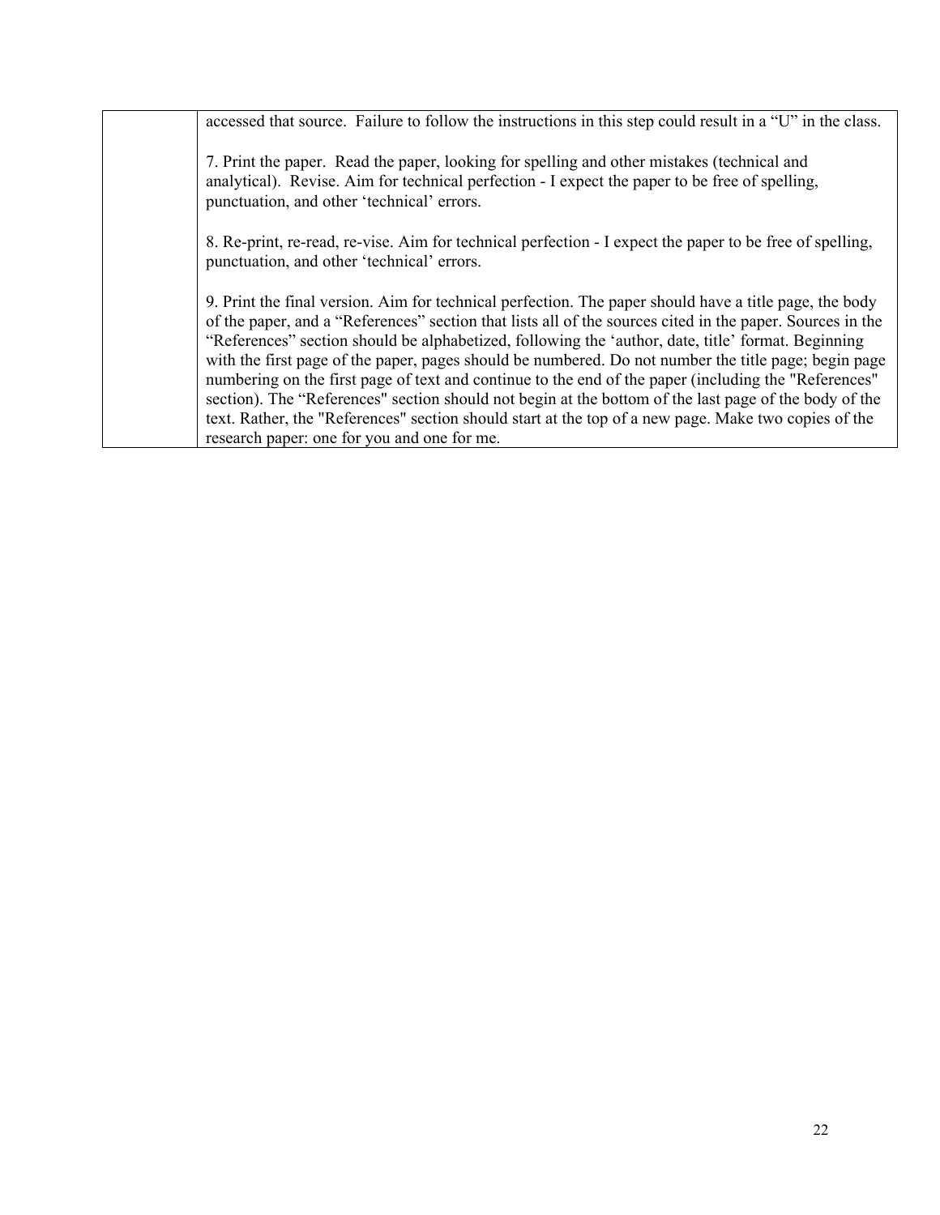| | |
|---|---|
| | accessed that source. Failure to follow the instructions in this step could result in a "U" in the class.<br><br>7. Print the paper. Read the paper, looking for spelling and other mistakes (technical and analytical). Revise. Aim for technical perfection - I expect the paper to be free of spelling, punctuation, and other 'technical' errors.<br><br>8. Re-print, re-read, re-vise. Aim for technical perfection - I expect the paper to be free of spelling, punctuation, and other 'technical' errors.<br><br>9. Print the final version. Aim for technical perfection. The paper should have a title page, the body of the paper, and a "References" section that lists all of the sources cited in the paper. Sources in the "References" section should be alphabetized, following the 'author, date, title' format. Beginning with the first page of the paper, pages should be numbered. Do not number the title page; begin page numbering on the first page of text and continue to the end of the paper (including the "References" section). The "References" section should not begin at the bottom of the last page of the body of the text. Rather, the "References" section should start at the top of a new page. Make two copies of the research paper: one for you and one for me. |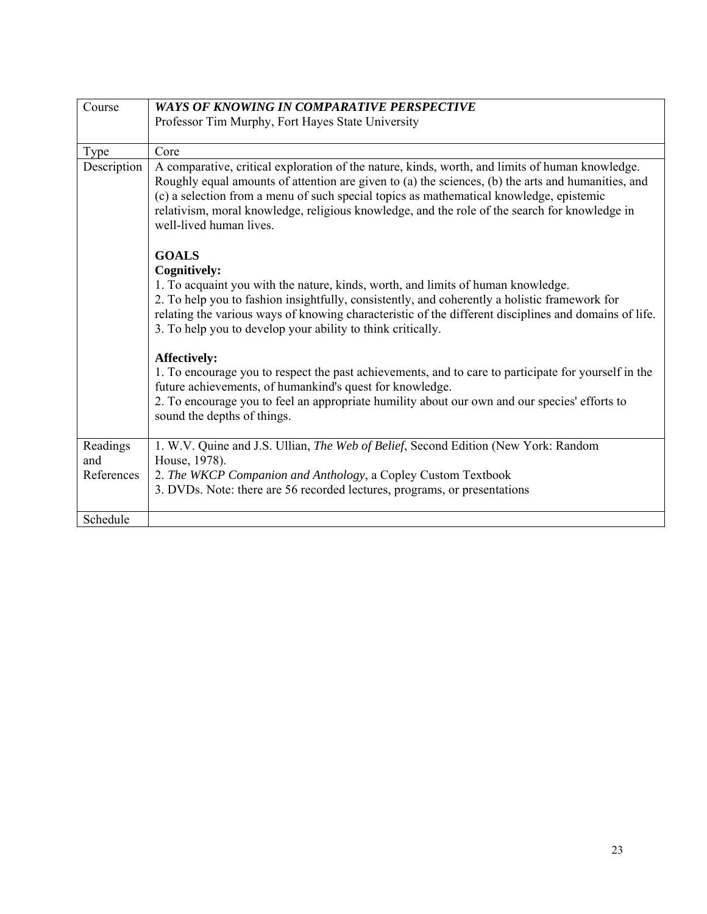| Course | ***WAYS OF KNOWING IN COMPARATIVE PERSPECTIVE***<br>Professor Tim Murphy, Fort Hayes State University |
|---|---|
| Type | Core |
| Description | A comparative, critical exploration of the nature, kinds, worth, and limits of human knowledge. Roughly equal amounts of attention are given to (a) the sciences, (b) the arts and humanities, and (c) a selection from a menu of such special topics as mathematical knowledge, epistemic relativism, moral knowledge, religious knowledge, and the role of the search for knowledge in well-lived human lives.<br><br>**GOALS**<br>**Cognitively:**<br>1. To acquaint you with the nature, kinds, worth, and limits of human knowledge.<br>2. To help you to fashion insightfully, consistently, and coherently a holistic framework for relating the various ways of knowing characteristic of the different disciplines and domains of life.<br>3. To help you to develop your ability to think critically.<br><br>**Affectively:**<br>1. To encourage you to respect the past achievements, and to care to participate for yourself in the future achievements, of humankind's quest for knowledge.<br>2. To encourage you to feel an appropriate humility about our own and our species' efforts to sound the depths of things. |
| Readings and References | 1. W.V. Quine and J.S. Ullian, *The Web of Belief*, Second Edition (New York: Random House, 1978).<br>2. *The WKCP Companion and Anthology*, a Copley Custom Textbook<br>3. DVDs. Note: there are 56 recorded lectures, programs, or presentations |
| Schedule | |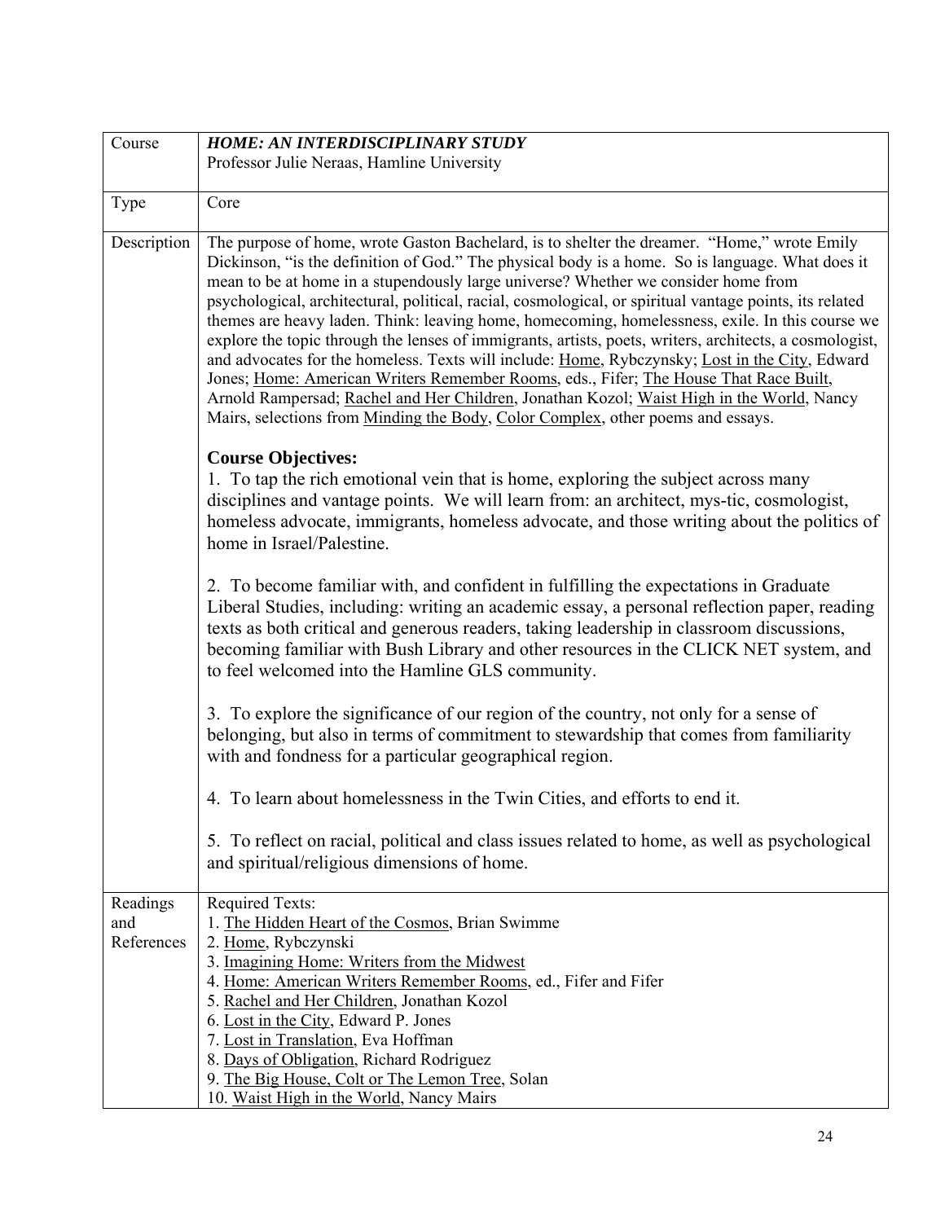| Course | ***HOME: AN INTERDISCIPLINARY STUDY***<br>Professor Julie Neraas, Hamline University |
|---|---|
| Type | Core |
| Description | The purpose of home, wrote Gaston Bachelard, is to shelter the dreamer. "Home," wrote Emily Dickinson, "is the definition of God." The physical body is a home. So is language. What does it mean to be at home in a stupendously large universe? Whether we consider home from psychological, architectural, political, racial, cosmological, or spiritual vantage points, its related themes are heavy laden. Think: leaving home, homecoming, homelessness, exile. In this course we explore the topic through the lenses of immigrants, artists, poets, writers, architects, a cosmologist, and advocates for the homeless. Texts will include: <u>Home</u>, Rybczynsky; <u>Lost in the City</u>, Edward Jones; <u>Home: American Writers Remember Rooms</u>, eds., Fifer; <u>The House That Race Built</u>, Arnold Rampersad; <u>Rachel and Her Children</u>, Jonathan Kozol; <u>Waist High in the World</u>, Nancy Mairs, selections from <u>Minding the Body</u>, <u>Color Complex</u>, other poems and essays.<br><br>**Course Objectives:**<br>1. To tap the rich emotional vein that is home, exploring the subject across many disciplines and vantage points. We will learn from: an architect, mys-tic, cosmologist, homeless advocate, immigrants, homeless advocate, and those writing about the politics of home in Israel/Palestine.<br><br>2. To become familiar with, and confident in fulfilling the expectations in Graduate Liberal Studies, including: writing an academic essay, a personal reflection paper, reading texts as both critical and generous readers, taking leadership in classroom discussions, becoming familiar with Bush Library and other resources in the CLICK NET system, and to feel welcomed into the Hamline GLS community.<br><br>3. To explore the significance of our region of the country, not only for a sense of belonging, but also in terms of commitment to stewardship that comes from familiarity with and fondness for a particular geographical region.<br><br>4. To learn about homelessness in the Twin Cities, and efforts to end it.<br><br>5. To reflect on racial, political and class issues related to home, as well as psychological and spiritual/religious dimensions of home. |
| Readings and References | Required Texts:<br>1. <u>The Hidden Heart of the Cosmos</u>, Brian Swimme<br>2. <u>Home</u>, Rybczynski<br>3. <u>Imagining Home: Writers from the Midwest</u><br>4. <u>Home: American Writers Remember Rooms</u>, ed., Fifer and Fifer<br>5. <u>Rachel and Her Children</u>, Jonathan Kozol<br>6. <u>Lost in the City</u>, Edward P. Jones<br>7. <u>Lost in Translation</u>, Eva Hoffman<br>8. <u>Days of Obligation</u>, Richard Rodriguez<br>9. <u>The Big House, Colt or The Lemon Tree</u>, Solan<br>10. <u>Waist High in the World</u>, Nancy Mairs |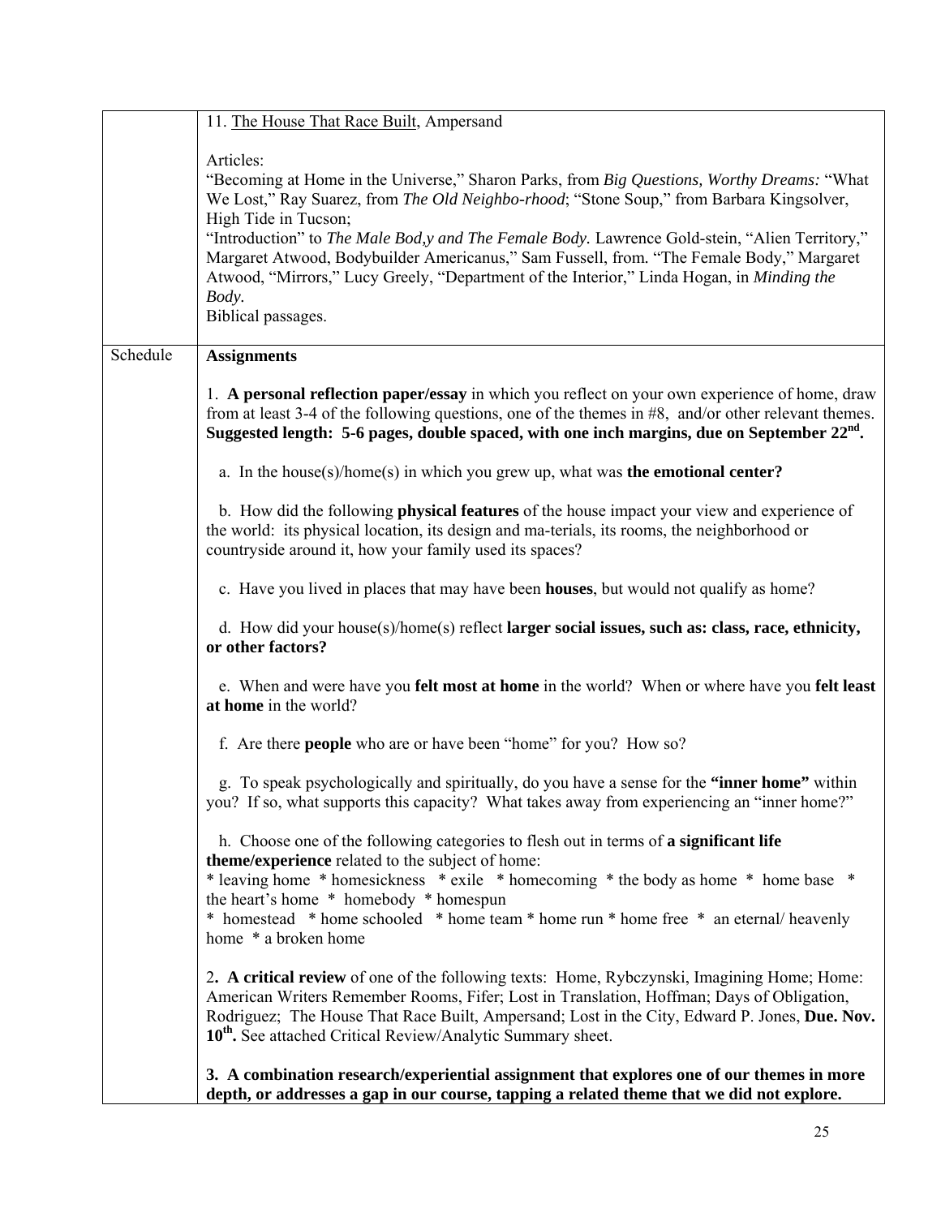| | |
|---|---|
| | 11. The House That Race Built, Ampersand<br><br>Articles:<br>"Becoming at Home in the Universe," Sharon Parks, from *Big Questions, Worthy Dreams:* "What We Lost," Ray Suarez, from *The Old Neighbo-rhood*; "Stone Soup," from Barbara Kingsolver, High Tide in Tucson;<br>"Introduction" to *The Male Bod,y and The Female Body.* Lawrence Gold-stein, "Alien Territory," Margaret Atwood, Bodybuilder Americanus," Sam Fussell, from. "The Female Body," Margaret Atwood, "Mirrors," Lucy Greely, "Department of the Interior," Linda Hogan, in *Minding the Body.*<br>Biblical passages. |
| Schedule | **Assignments**<br><br>1. **A personal reflection paper/essay** in which you reflect on your own experience of home, draw from at least 3-4 of the following questions, one of the themes in #8, and/or other relevant themes. **Suggested length: 5-6 pages, double spaced, with one inch margins, due on September 22nd.**<br><br>a. In the house(s)/home(s) in which you grew up, what was **the emotional center?**<br><br>b. How did the following **physical features** of the house impact your view and experience of the world: its physical location, its design and ma-terials, its rooms, the neighborhood or countryside around it, how your family used its spaces?<br><br>c. Have you lived in places that may have been **houses**, but would not qualify as home?<br><br>d. How did your house(s)/home(s) reflect **larger social issues, such as: class, race, ethnicity, or other factors?**<br><br>e. When and were have you **felt most at home** in the world? When or where have you **felt least at home** in the world?<br><br>f. Are there **people** who are or have been "home" for you? How so?<br><br>g. To speak psychologically and spiritually, do you have a sense for the **"inner home"** within you? If so, what supports this capacity? What takes away from experiencing an "inner home?"<br><br>h. Choose one of the following categories to flesh out in terms of **a significant life theme/experience** related to the subject of home:<br>* leaving home * homesickness * exile * homecoming * the body as home * home base * the heart's home * homebody * homespun<br>* homestead * home schooled * home team * home run * home free * an eternal/ heavenly home * a broken home<br><br>2**. A critical review** of one of the following texts: Home, Rybczynski, Imagining Home; Home: American Writers Remember Rooms, Fifer; Lost in Translation, Hoffman; Days of Obligation, Rodriguez; The House That Race Built, Ampersand; Lost in the City, Edward P. Jones, **Due. Nov. 10th.** See attached Critical Review/Analytic Summary sheet.<br><br>**3. A combination research/experiential assignment that explores one of our themes in more depth, or addresses a gap in our course, tapping a related theme that we did not explore.** |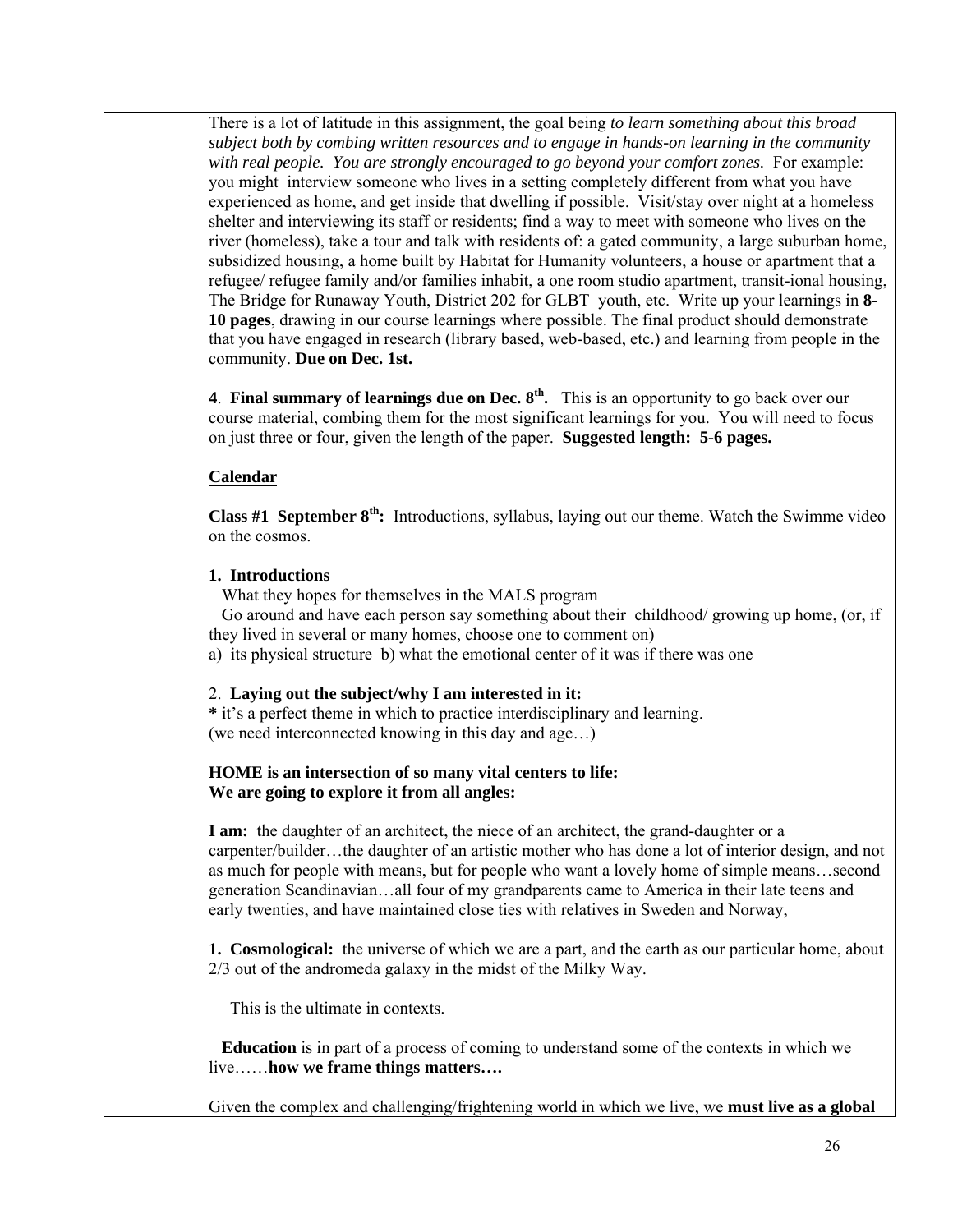There is a lot of latitude in this assignment, the goal being *to learn something about this broad subject both by combing written resources and to engage in hands-on learning in the community with real people. You are strongly encouraged to go beyond your comfort zones.* For example: you might interview someone who lives in a setting completely different from what you have experienced as home, and get inside that dwelling if possible. Visit/stay over night at a homeless shelter and interviewing its staff or residents; find a way to meet with someone who lives on the river (homeless), take a tour and talk with residents of: a gated community, a large suburban home, subsidized housing, a home built by Habitat for Humanity volunteers, a house or apartment that a refugee/ refugee family and/or families inhabit, a one room studio apartment, transit-ional housing, The Bridge for Runaway Youth, District 202 for GLBT youth, etc. Write up your learnings in **8-10 pages**, drawing in our course learnings where possible. The final product should demonstrate that you have engaged in research (library based, web-based, etc.) and learning from people in the community. **Due on Dec. 1st.**

**4**. **Final summary of learnings due on Dec. 8th.** This is an opportunity to go back over our course material, combing them for the most significant learnings for you. You will need to focus on just three or four, given the length of the paper. **Suggested length: 5-6 pages.**

## Calendar

**Class #1 September 8th:** Introductions, syllabus, laying out our theme. Watch the Swimme video on the cosmos.

**1. Introductions**

What they hopes for themselves in the MALS program

Go around and have each person say something about their childhood/ growing up home, (or, if they lived in several or many homes, choose one to comment on)

a) its physical structure b) what the emotional center of it was if there was one

2. **Laying out the subject/why I am interested in it:**

**\*** it's a perfect theme in which to practice interdisciplinary and learning.
(we need interconnected knowing in this day and age…)

**HOME is an intersection of so many vital centers to life:**
**We are going to explore it from all angles:**

**I am:** the daughter of an architect, the niece of an architect, the grand-daughter or a carpenter/builder…the daughter of an artistic mother who has done a lot of interior design, and not as much for people with means, but for people who want a lovely home of simple means…second generation Scandinavian…all four of my grandparents came to America in their late teens and early twenties, and have maintained close ties with relatives in Sweden and Norway,

**1. Cosmological:** the universe of which we are a part, and the earth as our particular home, about 2/3 out of the andromeda galaxy in the midst of the Milky Way.

This is the ultimate in contexts.

**Education** is in part of a process of coming to understand some of the contexts in which we live……**how we frame things matters….**

Given the complex and challenging/frightening world in which we live, we **must live as a global**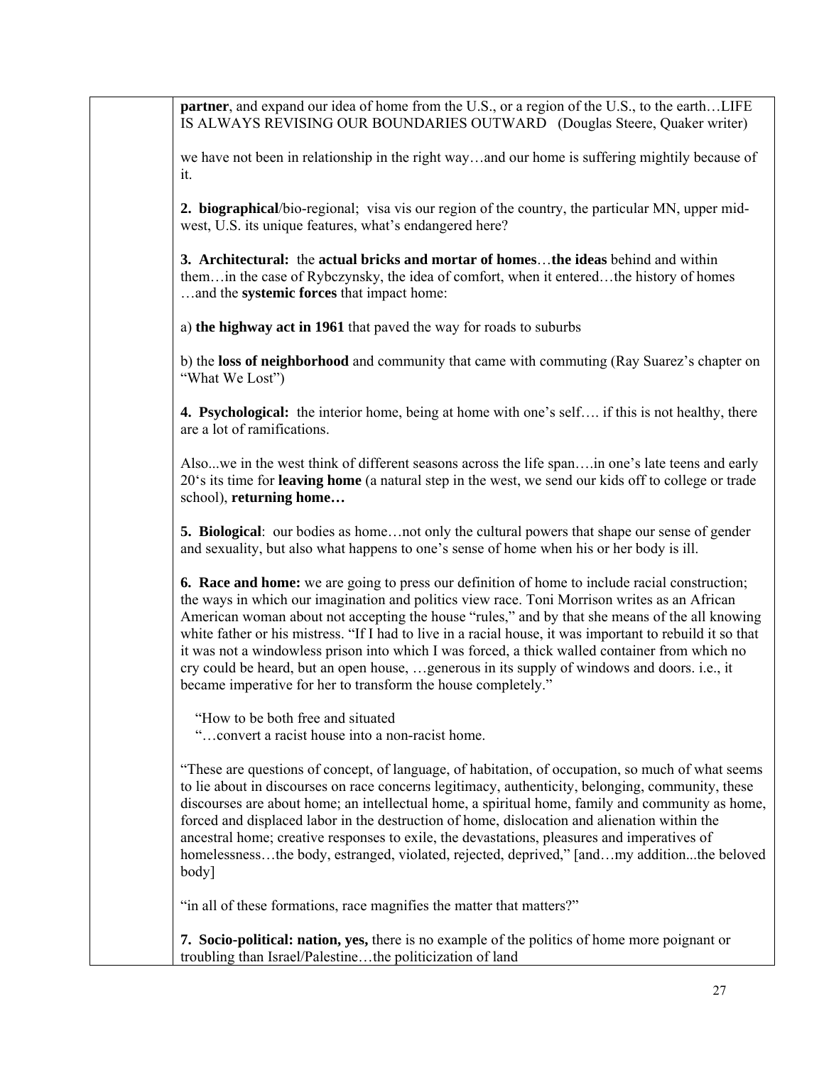**partner**, and expand our idea of home from the U.S., or a region of the U.S., to the earth…LIFE IS ALWAYS REVISING OUR BOUNDARIES OUTWARD (Douglas Steere, Quaker writer)

we have not been in relationship in the right way…and our home is suffering mightily because of it.

**2. biographical**/bio-regional; visa vis our region of the country, the particular MN, upper mid-west, U.S. its unique features, what's endangered here?

**3. Architectural:** the **actual bricks and mortar of homes**…**the ideas** behind and within them…in the case of Rybczynsky, the idea of comfort, when it entered…the history of homes …and the **systemic forces** that impact home:

a) **the highway act in 1961** that paved the way for roads to suburbs

b) the **loss of neighborhood** and community that came with commuting (Ray Suarez's chapter on "What We Lost")

**4. Psychological:** the interior home, being at home with one's self…. if this is not healthy, there are a lot of ramifications.

Also...we in the west think of different seasons across the life span….in one's late teens and early 20's its time for **leaving home** (a natural step in the west, we send our kids off to college or trade school), **returning home…**

**5. Biological**: our bodies as home…not only the cultural powers that shape our sense of gender and sexuality, but also what happens to one's sense of home when his or her body is ill.

**6. Race and home:** we are going to press our definition of home to include racial construction; the ways in which our imagination and politics view race. Toni Morrison writes as an African American woman about not accepting the house "rules," and by that she means of the all knowing white father or his mistress. "If I had to live in a racial house, it was important to rebuild it so that it was not a windowless prison into which I was forced, a thick walled container from which no cry could be heard, but an open house, …generous in its supply of windows and doors. i.e., it became imperative for her to transform the house completely."

"How to be both free and situated
"…convert a racist house into a non-racist home.

"These are questions of concept, of language, of habitation, of occupation, so much of what seems to lie about in discourses on race concerns legitimacy, authenticity, belonging, community, these discourses are about home; an intellectual home, a spiritual home, family and community as home, forced and displaced labor in the destruction of home, dislocation and alienation within the ancestral home; creative responses to exile, the devastations, pleasures and imperatives of homelessness…the body, estranged, violated, rejected, deprived," [and…my addition...the beloved body]

"in all of these formations, race magnifies the matter that matters?"

**7. Socio-political: nation, yes,** there is no example of the politics of home more poignant or troubling than Israel/Palestine…the politicization of land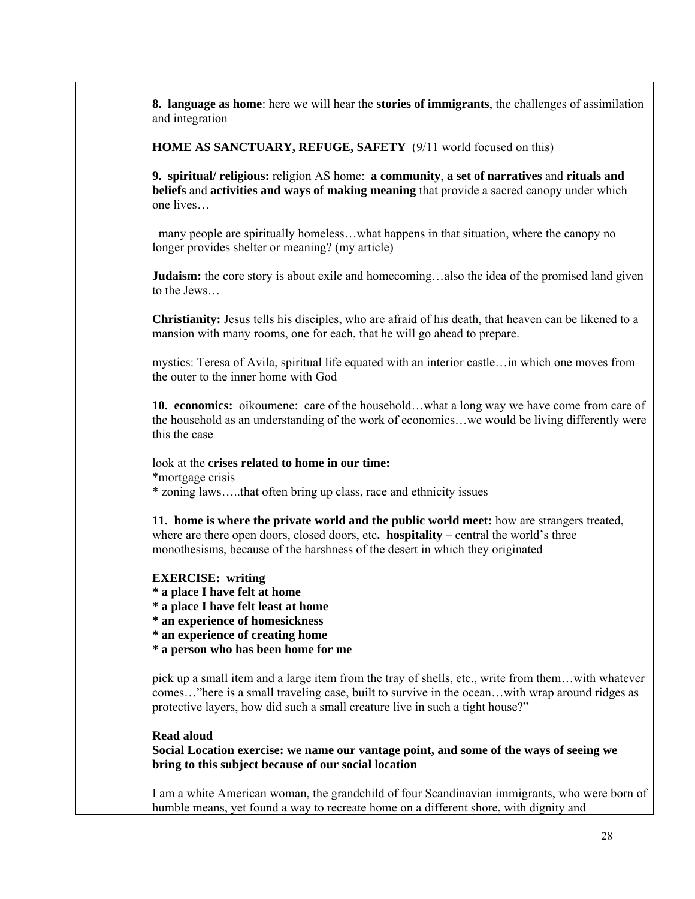**8. language as home**: here we will hear the **stories of immigrants**, the challenges of assimilation and integration

**HOME AS SANCTUARY, REFUGE, SAFETY** (9/11 world focused on this)

**9. spiritual/ religious:** religion AS home: **a community**, **a set of narratives** and **rituals and beliefs** and **activities and ways of making meaning** that provide a sacred canopy under which one lives…

many people are spiritually homeless…what happens in that situation, where the canopy no longer provides shelter or meaning? (my article)

**Judaism:** the core story is about exile and homecoming…also the idea of the promised land given to the Jews…

**Christianity:** Jesus tells his disciples, who are afraid of his death, that heaven can be likened to a mansion with many rooms, one for each, that he will go ahead to prepare.

mystics: Teresa of Avila, spiritual life equated with an interior castle…in which one moves from the outer to the inner home with God

**10. economics:** oikoumene: care of the household…what a long way we have come from care of the household as an understanding of the work of economics…we would be living differently were this the case

look at the **crises related to home in our time:**
*mortgage crisis
* zoning laws…..that often bring up class, race and ethnicity issues

**11. home is where the private world and the public world meet:** how are strangers treated, where are there open doors, closed doors, etc**. hospitality** – central the world's three monothesisms, because of the harshness of the desert in which they originated

**EXERCISE: writing**
**\* a place I have felt at home**
**\* a place I have felt least at home**
**\* an experience of homesickness**
**\* an experience of creating home**
**\* a person who has been home for me**

pick up a small item and a large item from the tray of shells, etc., write from them…with whatever comes…"here is a small traveling case, built to survive in the ocean…with wrap around ridges as protective layers, how did such a small creature live in such a tight house?"

**Read aloud**
**Social Location exercise: we name our vantage point, and some of the ways of seeing we bring to this subject because of our social location**

I am a white American woman, the grandchild of four Scandinavian immigrants, who were born of humble means, yet found a way to recreate home on a different shore, with dignity and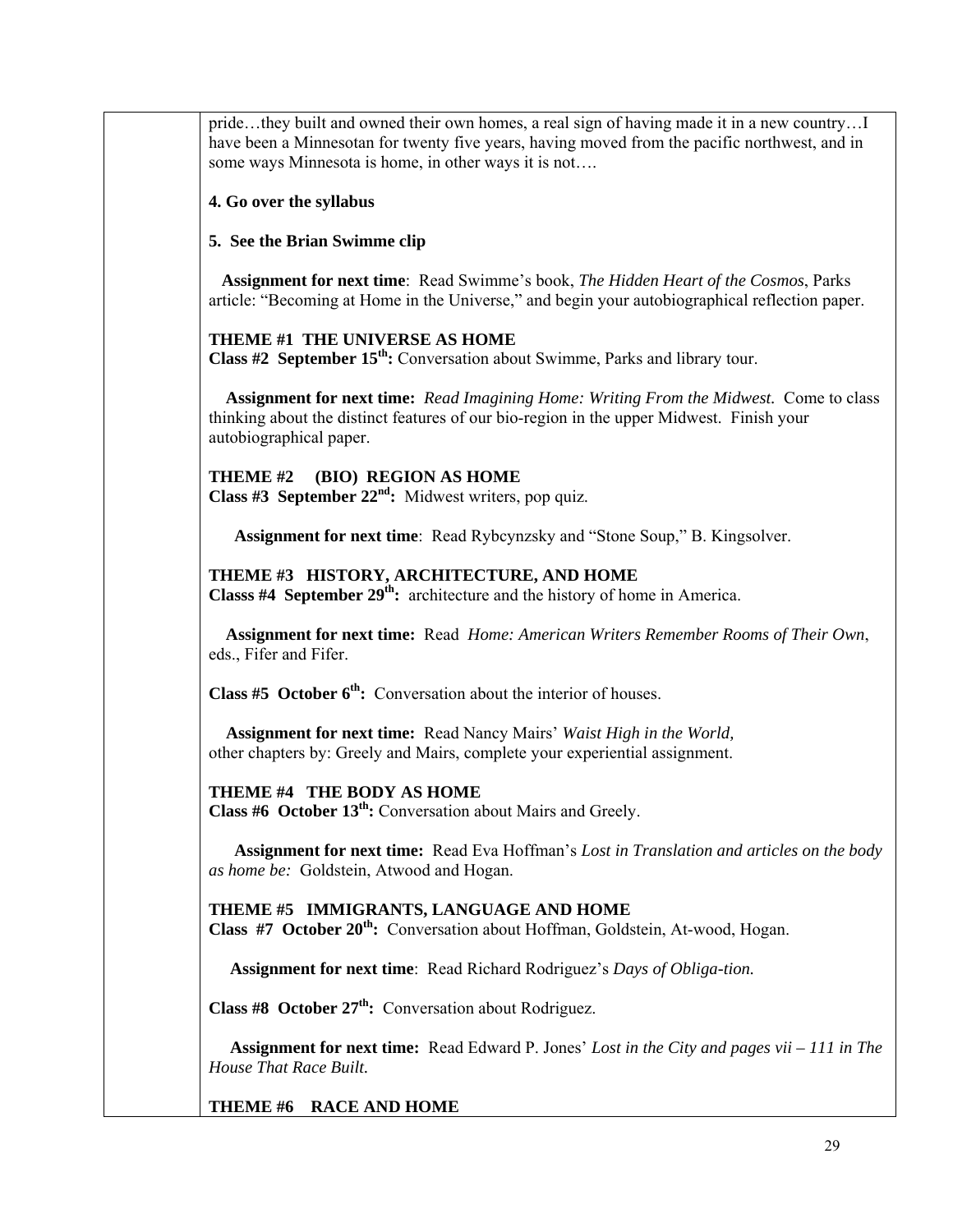pride…they built and owned their own homes, a real sign of having made it in a new country…I have been a Minnesotan for twenty five years, having moved from the pacific northwest, and in some ways Minnesota is home, in other ways it is not….

**4. Go over the syllabus**

**5. See the Brian Swimme clip**

**Assignment for next time**: Read Swimme's book, *The Hidden Heart of the Cosmos*, Parks article: "Becoming at Home in the Universe," and begin your autobiographical reflection paper.

**THEME #1 THE UNIVERSE AS HOME**
**Class #2 September 15th:** Conversation about Swimme, Parks and library tour.

**Assignment for next time:** *Read Imagining Home: Writing From the Midwest.* Come to class thinking about the distinct features of our bio-region in the upper Midwest. Finish your autobiographical paper.

**THEME #2 (BIO) REGION AS HOME**
**Class #3 September 22nd:** Midwest writers, pop quiz.

**Assignment for next time**: Read Rybcynzsky and "Stone Soup," B. Kingsolver.

**THEME #3 HISTORY, ARCHITECTURE, AND HOME**
**Classs #4 September 29th:** architecture and the history of home in America.

**Assignment for next time:** Read *Home: American Writers Remember Rooms of Their Own*, eds., Fifer and Fifer.

**Class #5 October 6th:** Conversation about the interior of houses.

**Assignment for next time:** Read Nancy Mairs' *Waist High in the World,* other chapters by: Greely and Mairs, complete your experiential assignment.

**THEME #4 THE BODY AS HOME**
**Class #6 October 13th:** Conversation about Mairs and Greely.

**Assignment for next time:** Read Eva Hoffman's *Lost in Translation and articles on the body as home be:* Goldstein, Atwood and Hogan.

**THEME #5 IMMIGRANTS, LANGUAGE AND HOME**
**Class #7 October 20th:** Conversation about Hoffman, Goldstein, At-wood, Hogan.

**Assignment for next time**: Read Richard Rodriguez's *Days of Obliga-tion.*

**Class #8 October 27th:** Conversation about Rodriguez.

**Assignment for next time:** Read Edward P. Jones' *Lost in the City and pages vii – 111 in The House That Race Built.*

**THEME #6 RACE AND HOME**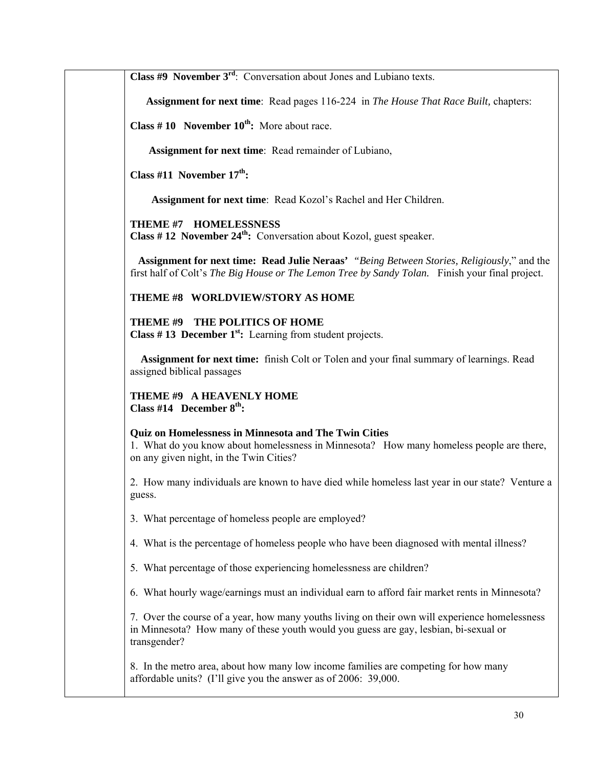**Class #9 November 3rd**: Conversation about Jones and Lubiano texts.

**Assignment for next time**: Read pages 116-224 in *The House That Race Built,* chapters:

**Class # 10 November 10th:** More about race.

**Assignment for next time**: Read remainder of Lubiano,

**Class #11 November 17th:**

**Assignment for next time**: Read Kozol's Rachel and Her Children.

**THEME #7 HOMELESSNESS**
**Class # 12 November 24th:** Conversation about Kozol, guest speaker.

**Assignment for next time: Read Julie Neraas'** "*Being Between Stories, Religiously*," and the first half of Colt's *The Big House or The Lemon Tree by Sandy Tolan.* Finish your final project.

**THEME #8 WORLDVIEW/STORY AS HOME**

**THEME #9 THE POLITICS OF HOME**
**Class # 13 December 1st:** Learning from student projects.

**Assignment for next time:** finish Colt or Tolen and your final summary of learnings. Read assigned biblical passages

**THEME #9 A HEAVENLY HOME**
**Class #14 December 8th:**

**Quiz on Homelessness in Minnesota and The Twin Cities**

1. What do you know about homelessness in Minnesota? How many homeless people are there, on any given night, in the Twin Cities?

2. How many individuals are known to have died while homeless last year in our state? Venture a guess.

3. What percentage of homeless people are employed?

4. What is the percentage of homeless people who have been diagnosed with mental illness?

5. What percentage of those experiencing homelessness are children?

6. What hourly wage/earnings must an individual earn to afford fair market rents in Minnesota?

7. Over the course of a year, how many youths living on their own will experience homelessness in Minnesota? How many of these youth would you guess are gay, lesbian, bi-sexual or transgender?

8. In the metro area, about how many low income families are competing for how many affordable units? (I'll give you the answer as of 2006: 39,000.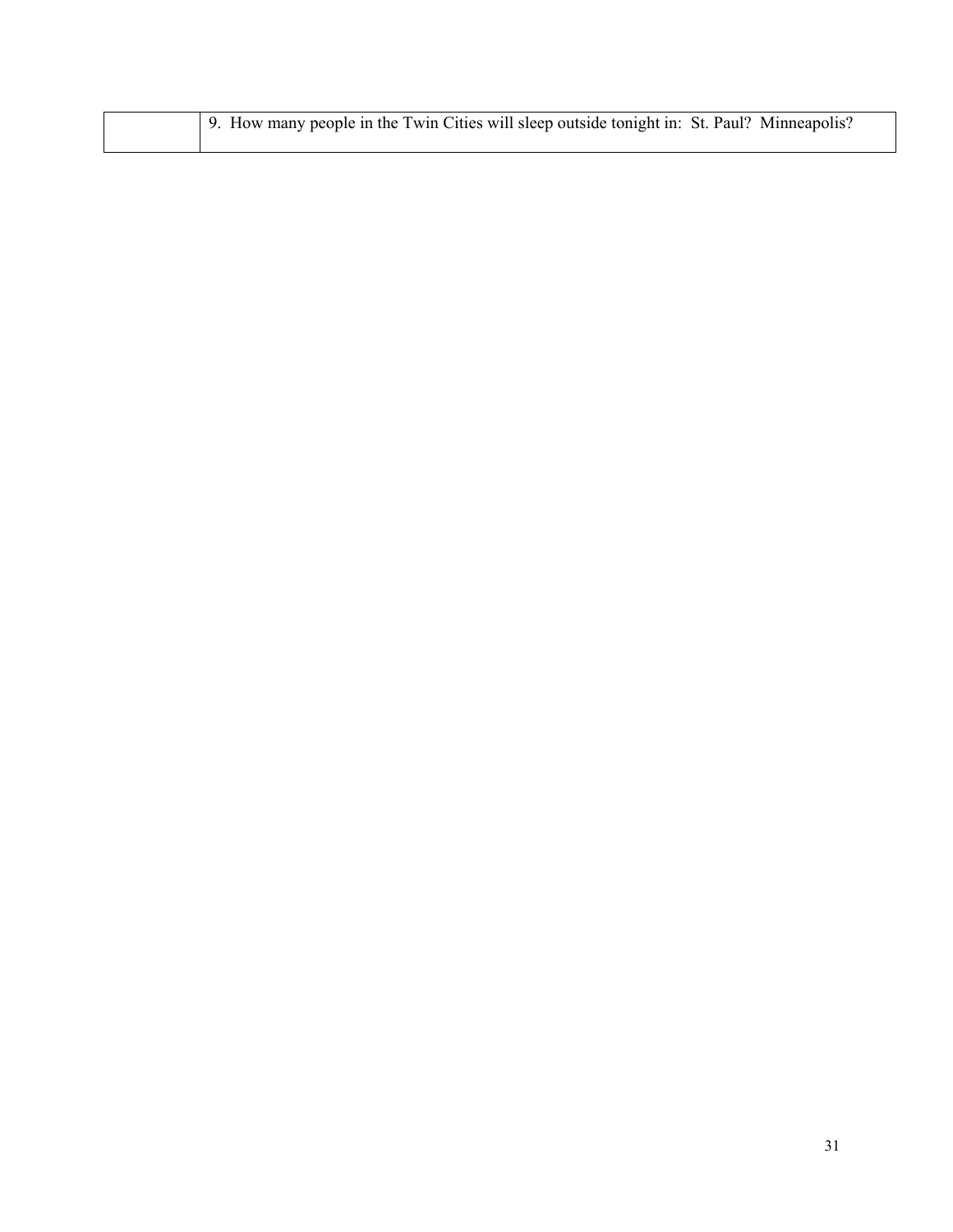|  | 9. How many people in the Twin Cities will sleep outside tonight in: St. Paul? Minneapolis? |
| --- | --- |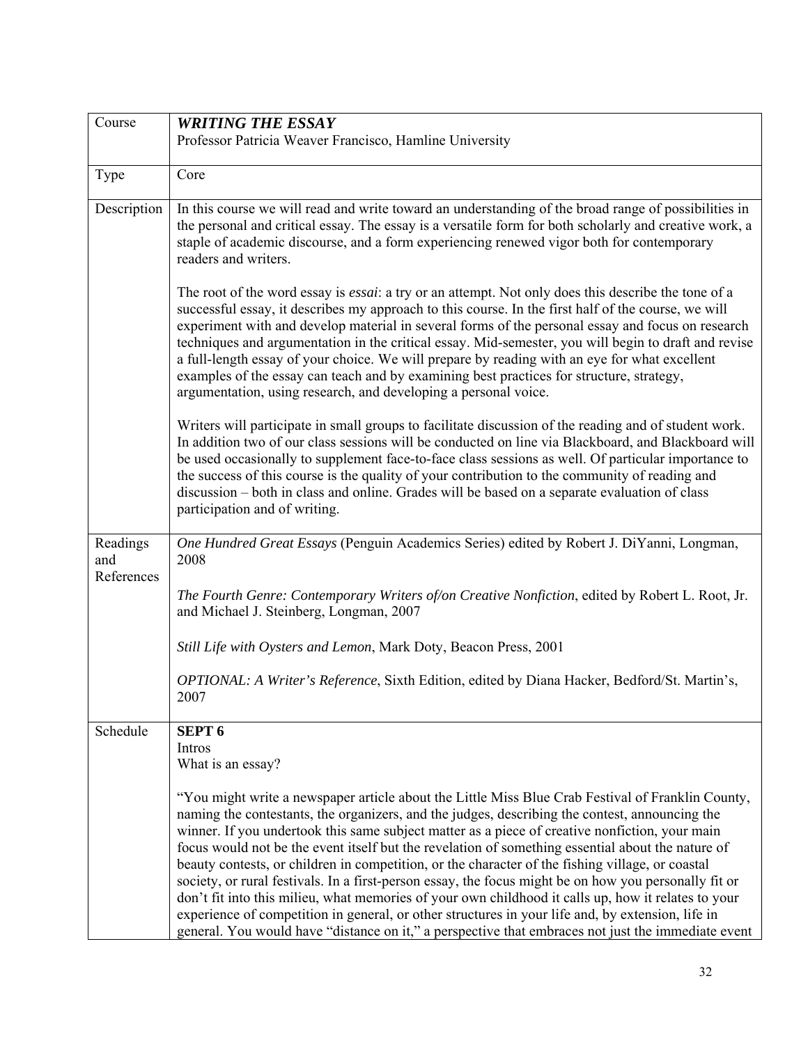| Course | ***WRITING THE ESSAY*** <br> Professor Patricia Weaver Francisco, Hamline University |
|---|---|
| Type | Core |
| Description | In this course we will read and write toward an understanding of the broad range of possibilities in the personal and critical essay. The essay is a versatile form for both scholarly and creative work, a staple of academic discourse, and a form experiencing renewed vigor both for contemporary readers and writers. <br><br> The root of the word essay is *essai*: a try or an attempt. Not only does this describe the tone of a successful essay, it describes my approach to this course. In the first half of the course, we will experiment with and develop material in several forms of the personal essay and focus on research techniques and argumentation in the critical essay. Mid-semester, you will begin to draft and revise a full-length essay of your choice. We will prepare by reading with an eye for what excellent examples of the essay can teach and by examining best practices for structure, strategy, argumentation, using research, and developing a personal voice. <br><br> Writers will participate in small groups to facilitate discussion of the reading and of student work. In addition two of our class sessions will be conducted on line via Blackboard, and Blackboard will be used occasionally to supplement face-to-face class sessions as well. Of particular importance to the success of this course is the quality of your contribution to the community of reading and discussion – both in class and online. Grades will be based on a separate evaluation of class participation and of writing. |
| Readings and References | *One Hundred Great Essays* (Penguin Academics Series) edited by Robert J. DiYanni, Longman, 2008 <br><br> *The Fourth Genre: Contemporary Writers of/on Creative Nonfiction*, edited by Robert L. Root, Jr. and Michael J. Steinberg, Longman, 2007 <br><br> *Still Life with Oysters and Lemon*, Mark Doty, Beacon Press, 2001 <br><br> *OPTIONAL: A Writer's Reference*, Sixth Edition, edited by Diana Hacker, Bedford/St. Martin's, 2007 |
| Schedule | **SEPT 6** <br> Intros <br> What is an essay? <br><br> "You might write a newspaper article about the Little Miss Blue Crab Festival of Franklin County, naming the contestants, the organizers, and the judges, describing the contest, announcing the winner. If you undertook this same subject matter as a piece of creative nonfiction, your main focus would not be the event itself but the revelation of something essential about the nature of beauty contests, or children in competition, or the character of the fishing village, or coastal society, or rural festivals. In a first-person essay, the focus might be on how you personally fit or don't fit into this milieu, what memories of your own childhood it calls up, how it relates to your experience of competition in general, or other structures in your life and, by extension, life in general. You would have "distance on it," a perspective that embraces not just the immediate event |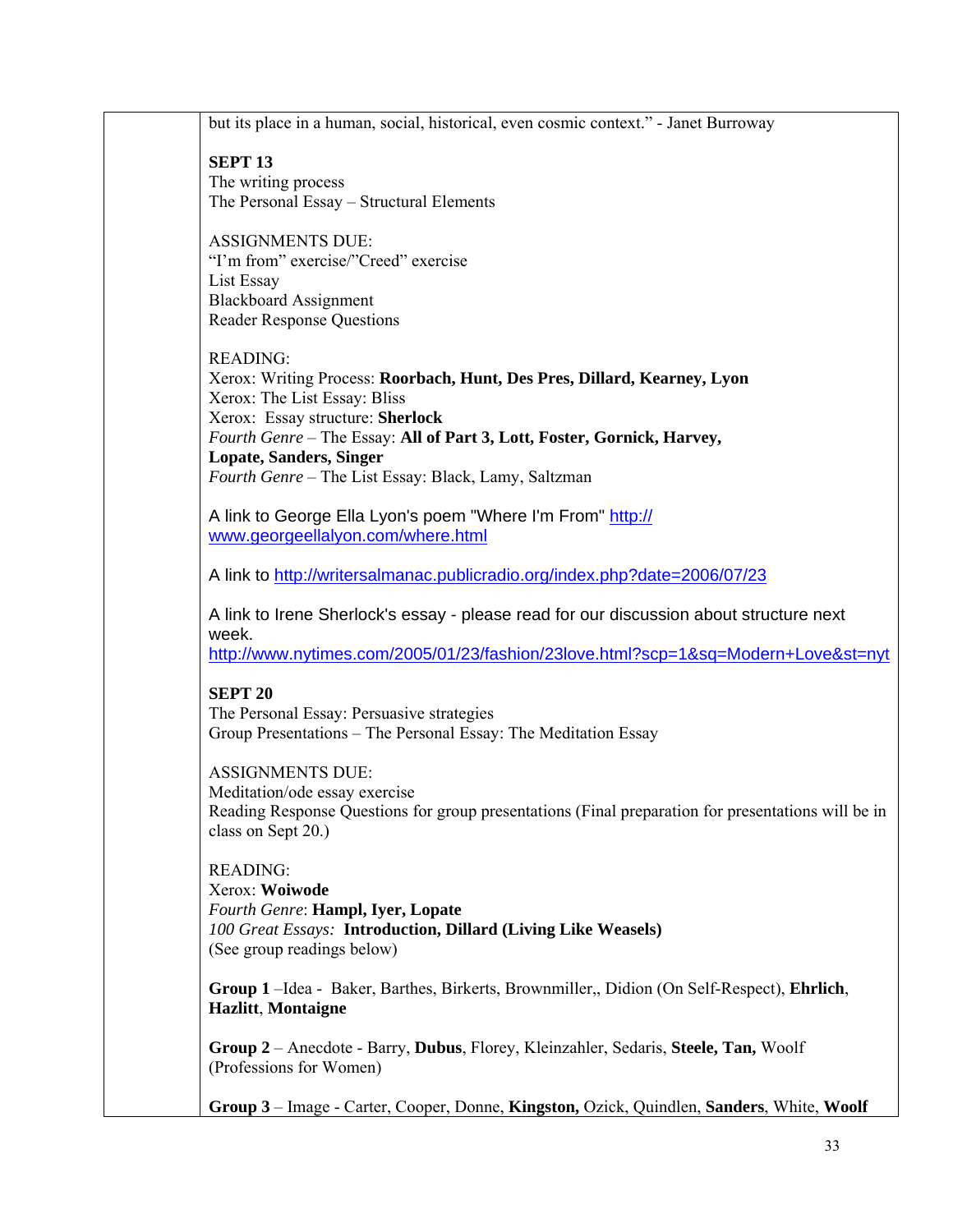but its place in a human, social, historical, even cosmic context." - Janet Burroway

**SEPT 13**
The writing process
The Personal Essay – Structural Elements

ASSIGNMENTS DUE:
"I'm from" exercise/"Creed" exercise
List Essay
Blackboard Assignment
Reader Response Questions

READING:
Xerox: Writing Process: **Roorbach, Hunt, Des Pres, Dillard, Kearney, Lyon**
Xerox: The List Essay: Bliss
Xerox: Essay structure: **Sherlock**
*Fourth Genre* – The Essay: **All of Part 3, Lott, Foster, Gornick, Harvey, Lopate, Sanders, Singer**
*Fourth Genre* – The List Essay: Black, Lamy, Saltzman

A link to George Ella Lyon's poem "Where I'm From" [http://www.georgeellalyon.com/where.html](http://www.georgeellalyon.com/where.html)

A link to [http://writersalmanac.publicradio.org/index.php?date=2006/07/23](http://writersalmanac.publicradio.org/index.php?date=2006/07/23)

A link to Irene Sherlock's essay - please read for our discussion about structure next week.
[http://www.nytimes.com/2005/01/23/fashion/23love.html?scp=1&sq=Modern+Love&st=nyt](http://www.nytimes.com/2005/01/23/fashion/23love.html?scp=1&sq=Modern+Love&st=nyt)

**SEPT 20**
The Personal Essay: Persuasive strategies
Group Presentations – The Personal Essay: The Meditation Essay

ASSIGNMENTS DUE:
Meditation/ode essay exercise
Reading Response Questions for group presentations (Final preparation for presentations will be in class on Sept 20.)

READING:
Xerox: **Woiwode**
*Fourth Genre*: **Hampl, Iyer, Lopate**
*100 Great Essays:* **Introduction, Dillard (Living Like Weasels)**
(See group readings below)

**Group 1** –Idea - Baker, Barthes, Birkerts, Brownmiller,, Didion (On Self-Respect), **Ehrlich**, **Hazlitt**, **Montaigne**

**Group 2** – Anecdote - Barry, **Dubus**, Florey, Kleinzahler, Sedaris, **Steele, Tan,** Woolf (Professions for Women)

**Group 3** – Image - Carter, Cooper, Donne, **Kingston,** Ozick, Quindlen, **Sanders**, White, **Woolf**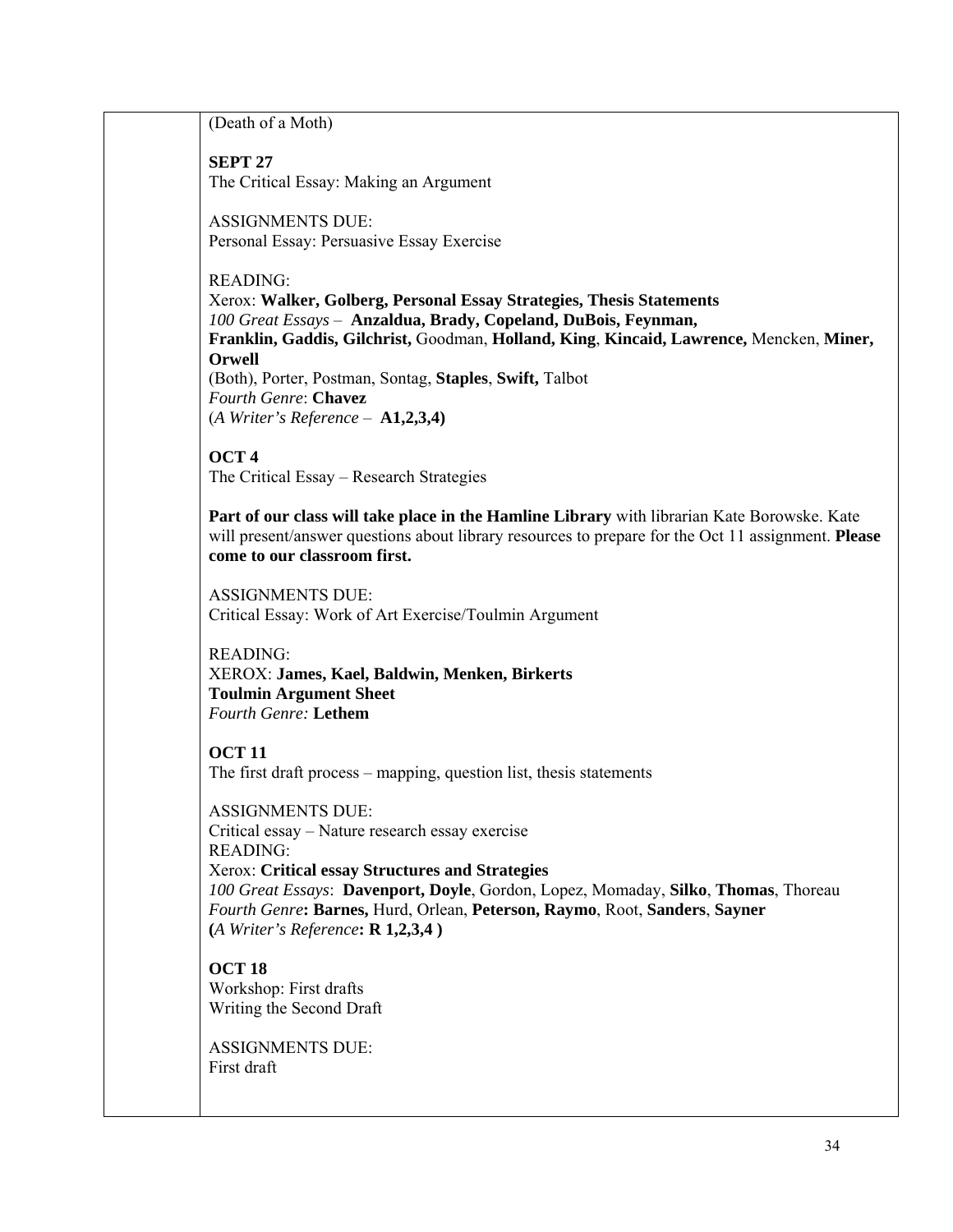(Death of a Moth)

**SEPT 27**
The Critical Essay: Making an Argument

ASSIGNMENTS DUE:
Personal Essay: Persuasive Essay Exercise

READING:
Xerox: **Walker, Golberg, Personal Essay Strategies, Thesis Statements**
*100 Great Essays* – **Anzaldua, Brady, Copeland, DuBois, Feynman, Franklin, Gaddis, Gilchrist,** Goodman, **Holland, King**, **Kincaid, Lawrence,** Mencken, **Miner, Orwell**
(Both), Porter, Postman, Sontag, **Staples**, **Swift,** Talbot
*Fourth Genre*: **Chavez**
(*A Writer's Reference* – **A1,2,3,4)**

**OCT 4**
The Critical Essay – Research Strategies

**Part of our class will take place in the Hamline Library** with librarian Kate Borowske. Kate will present/answer questions about library resources to prepare for the Oct 11 assignment. **Please come to our classroom first.**

ASSIGNMENTS DUE:
Critical Essay: Work of Art Exercise/Toulmin Argument

READING:
XEROX: **James, Kael, Baldwin, Menken, Birkerts**
**Toulmin Argument Sheet**
*Fourth Genre:* **Lethem**

**OCT 11**
The first draft process – mapping, question list, thesis statements

ASSIGNMENTS DUE:
Critical essay – Nature research essay exercise
READING:
Xerox: **Critical essay Structures and Strategies**
*100 Great Essays*: **Davenport, Doyle**, Gordon, Lopez, Momaday, **Silko**, **Thomas**, Thoreau
*Fourth Genre***: Barnes,** Hurd, Orlean, **Peterson, Raymo**, Root, **Sanders**, **Sayner**
**(***A Writer's Reference***: R 1,2,3,4 )**

**OCT 18**
Workshop: First drafts
Writing the Second Draft

ASSIGNMENTS DUE:
First draft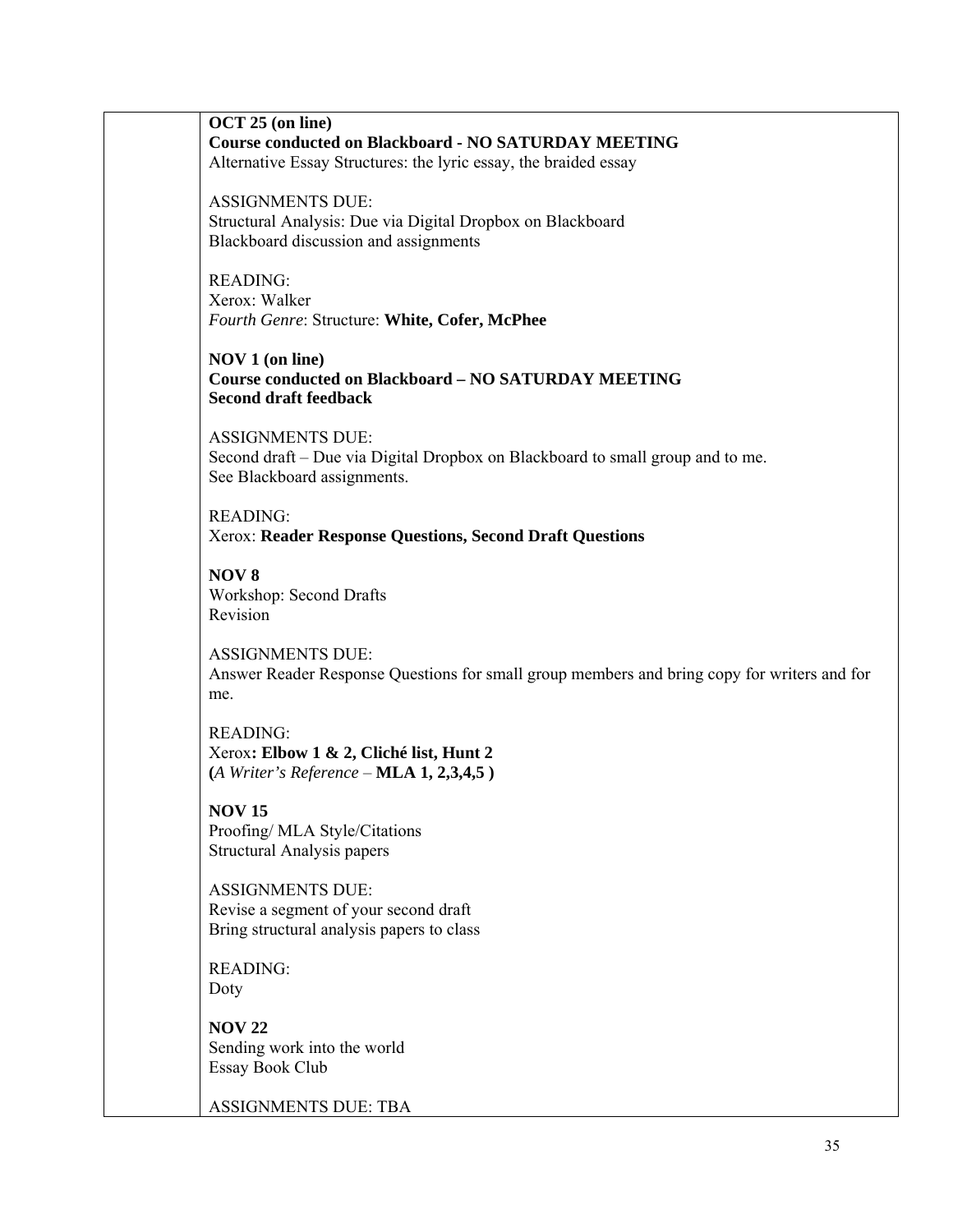**OCT 25 (on line)**
**Course conducted on Blackboard - NO SATURDAY MEETING**
Alternative Essay Structures: the lyric essay, the braided essay

ASSIGNMENTS DUE:
Structural Analysis: Due via Digital Dropbox on Blackboard
Blackboard discussion and assignments

READING:
Xerox: Walker
*Fourth Genre*: Structure: **White, Cofer, McPhee**

**NOV 1 (on line)**
**Course conducted on Blackboard – NO SATURDAY MEETING**
**Second draft feedback**

ASSIGNMENTS DUE:
Second draft – Due via Digital Dropbox on Blackboard to small group and to me.
See Blackboard assignments.

READING:
Xerox: **Reader Response Questions, Second Draft Questions**

**NOV 8**
Workshop: Second Drafts
Revision

ASSIGNMENTS DUE:
Answer Reader Response Questions for small group members and bring copy for writers and for me.

READING:
Xerox**: Elbow 1 & 2, Cliché list, Hunt 2**
**(***A Writer's Reference* – **MLA 1, 2,3,4,5 )**

**NOV 15**
Proofing/ MLA Style/Citations
Structural Analysis papers

ASSIGNMENTS DUE:
Revise a segment of your second draft
Bring structural analysis papers to class

READING:
Doty

**NOV 22**
Sending work into the world
Essay Book Club

ASSIGNMENTS DUE: TBA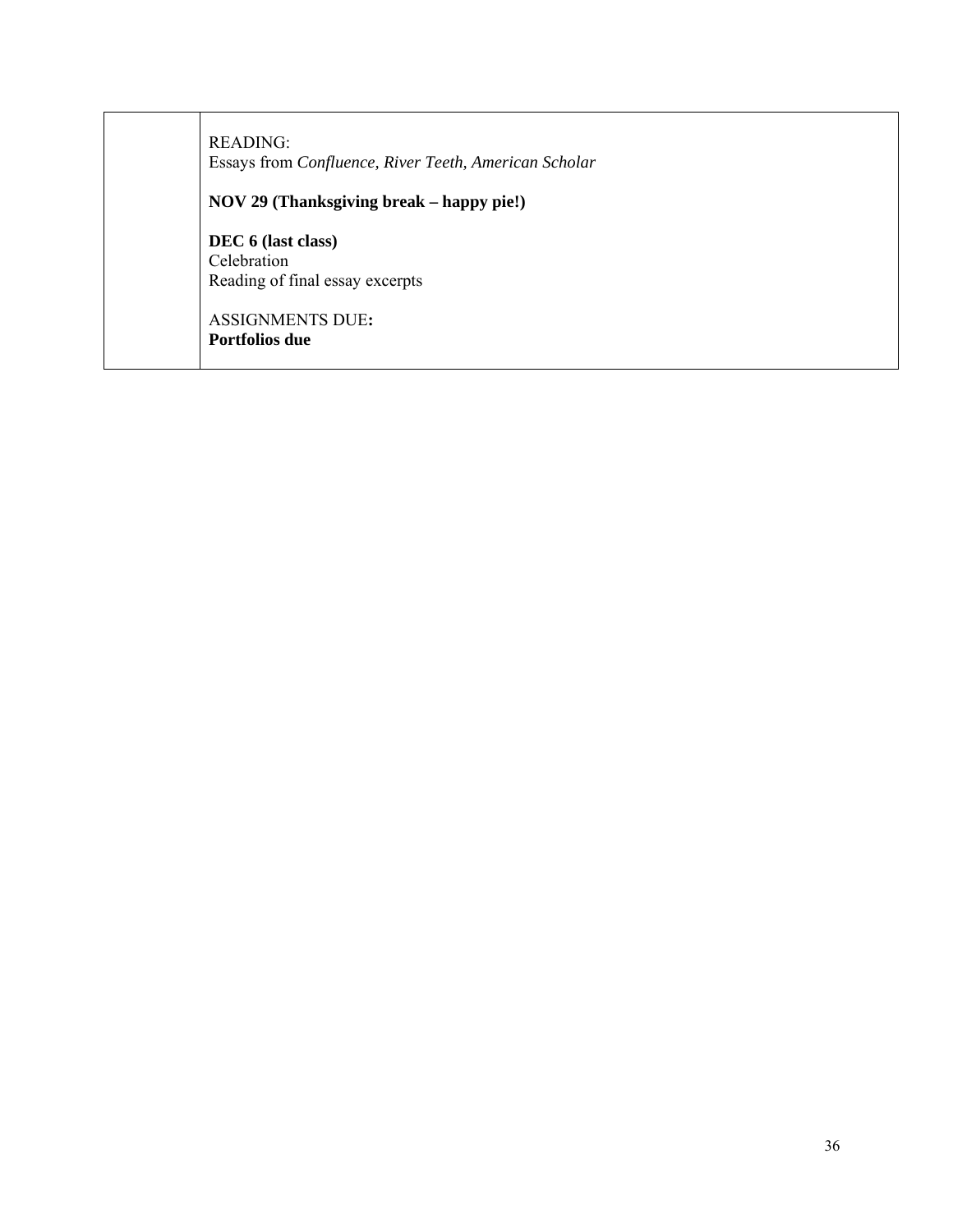|  | READING:<br>Essays from *Confluence, River Teeth, American Scholar*<br><br>**NOV 29 (Thanksgiving break – happy pie!)**<br><br>**DEC 6 (last class)**<br>Celebration<br>Reading of final essay excerpts<br><br>ASSIGNMENTS DUE**:**<br>**Portfolios due** |
|---|---|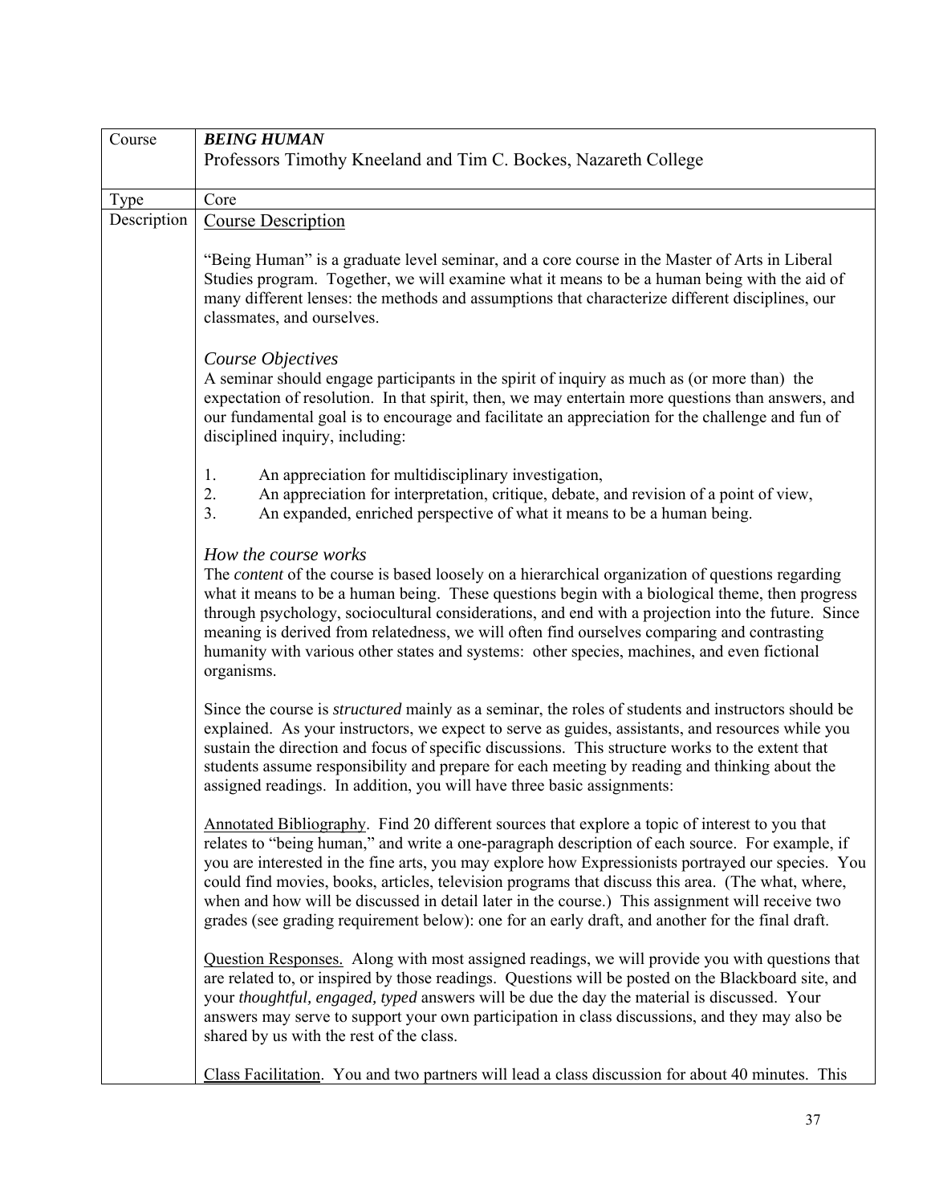| Course | ***BEING HUMAN***<br>Professors Timothy Kneeland and Tim C. Bockes, Nazareth College |
|---|---|
| Type | Core |
| Description | <u>Course Description</u><br><br>"Being Human" is a graduate level seminar, and a core course in the Master of Arts in Liberal Studies program. Together, we will examine what it means to be a human being with the aid of many different lenses: the methods and assumptions that characterize different disciplines, our classmates, and ourselves.<br><br>*Course Objectives*<br>A seminar should engage participants in the spirit of inquiry as much as (or more than) the expectation of resolution. In that spirit, then, we may entertain more questions than answers, and our fundamental goal is to encourage and facilitate an appreciation for the challenge and fun of disciplined inquiry, including:<br><br>1. An appreciation for multidisciplinary investigation,<br>2. An appreciation for interpretation, critique, debate, and revision of a point of view,<br>3. An expanded, enriched perspective of what it means to be a human being.<br><br>*How the course works*<br>The *content* of the course is based loosely on a hierarchical organization of questions regarding what it means to be a human being. These questions begin with a biological theme, then progress through psychology, sociocultural considerations, and end with a projection into the future. Since meaning is derived from relatedness, we will often find ourselves comparing and contrasting humanity with various other states and systems: other species, machines, and even fictional organisms.<br><br>Since the course is *structured* mainly as a seminar, the roles of students and instructors should be explained. As your instructors, we expect to serve as guides, assistants, and resources while you sustain the direction and focus of specific discussions. This structure works to the extent that students assume responsibility and prepare for each meeting by reading and thinking about the assigned readings. In addition, you will have three basic assignments:<br><br><u>Annotated Bibliography</u>. Find 20 different sources that explore a topic of interest to you that relates to "being human," and write a one-paragraph description of each source. For example, if you are interested in the fine arts, you may explore how Expressionists portrayed our species. You could find movies, books, articles, television programs that discuss this area. (The what, where, when and how will be discussed in detail later in the course.) This assignment will receive two grades (see grading requirement below): one for an early draft, and another for the final draft.<br><br><u>Question Responses.</u> Along with most assigned readings, we will provide you with questions that are related to, or inspired by those readings. Questions will be posted on the Blackboard site, and your *thoughtful, engaged, typed* answers will be due the day the material is discussed. Your answers may serve to support your own participation in class discussions, and they may also be shared by us with the rest of the class.<br><br><u>Class Facilitation</u>. You and two partners will lead a class discussion for about 40 minutes. This |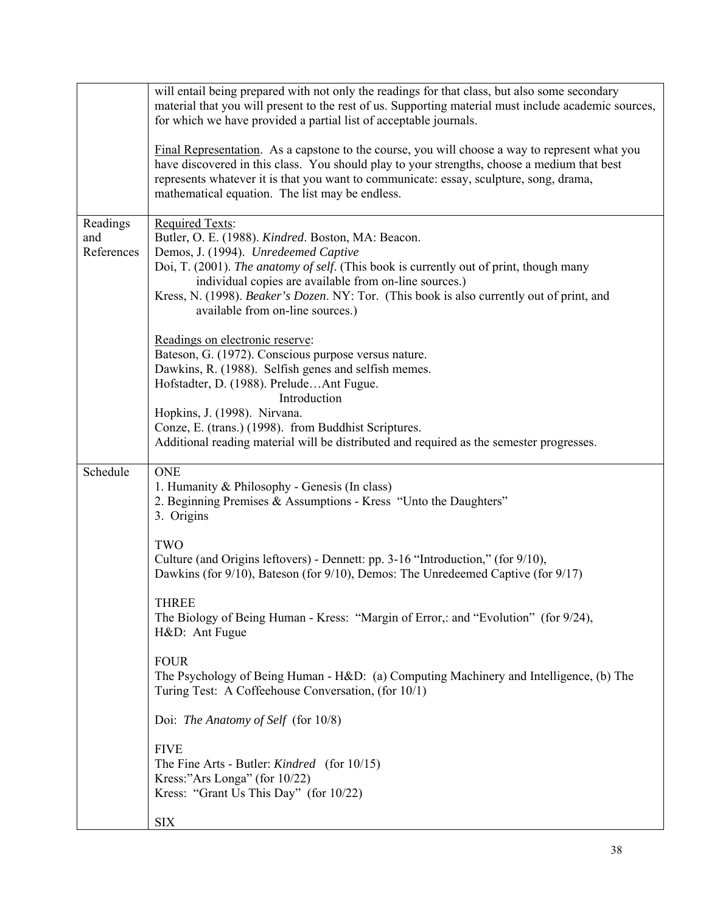| | |
|---|---|
| | will entail being prepared with not only the readings for that class, but also some secondary material that you will present to the rest of us. Supporting material must include academic sources, for which we have provided a partial list of acceptable journals.<br><br>Final Representation. As a capstone to the course, you will choose a way to represent what you have discovered in this class. You should play to your strengths, choose a medium that best represents whatever it is that you want to communicate: essay, sculpture, song, drama, mathematical equation. The list may be endless. |
| Readings and References | Required Texts:<br>Butler, O. E. (1988). *Kindred*. Boston, MA: Beacon.<br>Demos, J. (1994). *Unredeemed Captive*<br>Doi, T. (2001). *The anatomy of self*. (This book is currently out of print, though many individual copies are available from on-line sources.)<br>Kress, N. (1998). *Beaker's Dozen*. NY: Tor. (This book is also currently out of print, and available from on-line sources.)<br><br>Readings on electronic reserve:<br>Bateson, G. (1972). Conscious purpose versus nature.<br>Dawkins, R. (1988). Selfish genes and selfish memes.<br>Hofstadter, D. (1988). Prelude…Ant Fugue.<br>Introduction<br>Hopkins, J. (1998). Nirvana.<br>Conze, E. (trans.) (1998). from Buddhist Scriptures.<br>Additional reading material will be distributed and required as the semester progresses. |
| Schedule | ONE<br>1. Humanity & Philosophy - Genesis (In class)<br>2. Beginning Premises & Assumptions - Kress "Unto the Daughters"<br>3. Origins<br><br>TWO<br>Culture (and Origins leftovers) - Dennett: pp. 3-16 "Introduction," (for 9/10), Dawkins (for 9/10), Bateson (for 9/10), Demos: The Unredeemed Captive (for 9/17)<br><br>THREE<br>The Biology of Being Human - Kress: "Margin of Error,: and "Evolution" (for 9/24), H&D: Ant Fugue<br><br>FOUR<br>The Psychology of Being Human - H&D: (a) Computing Machinery and Intelligence, (b) The Turing Test: A Coffeehouse Conversation, (for 10/1)<br><br>Doi: *The Anatomy of Self* (for 10/8)<br><br>FIVE<br>The Fine Arts - Butler: *Kindred* (for 10/15)<br>Kress:"Ars Longa" (for 10/22)<br>Kress: "Grant Us This Day" (for 10/22)<br><br>SIX |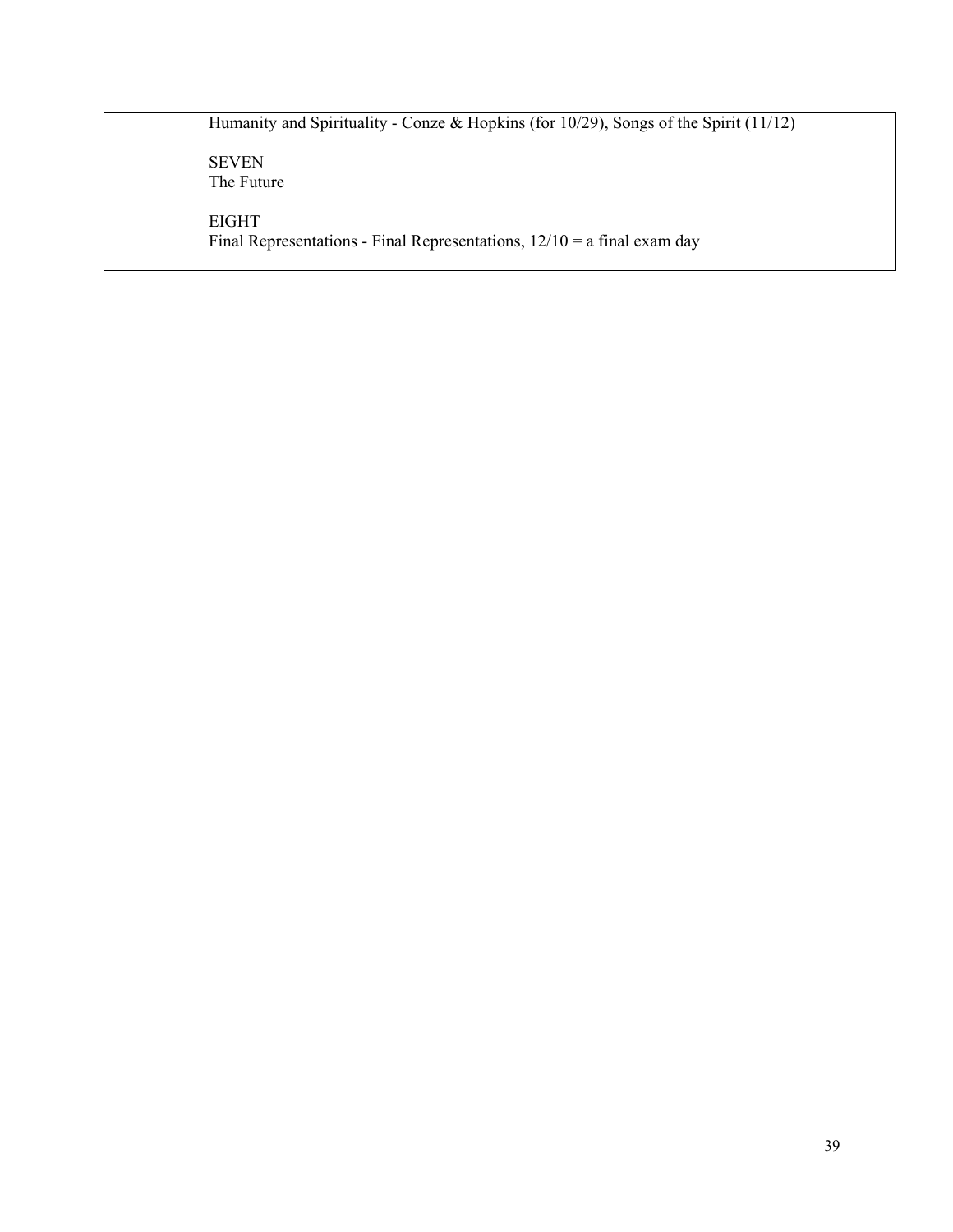| | |
|---|---|
| | Humanity and Spirituality - Conze & Hopkins (for 10/29), Songs of the Spirit (11/12)<br><br>SEVEN<br>The Future<br><br>EIGHT<br>Final Representations - Final Representations, 12/10 = a final exam day |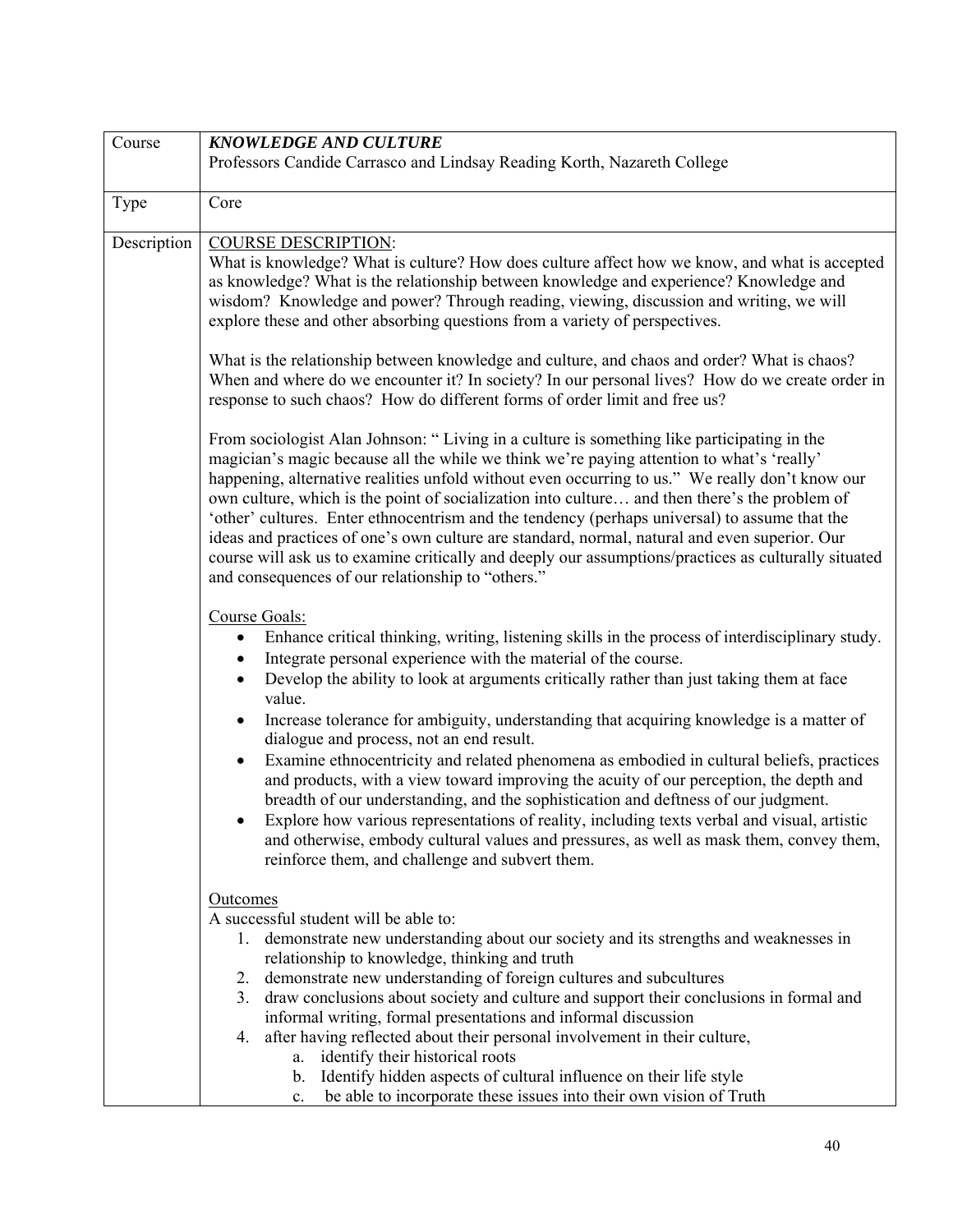| Course | ***KNOWLEDGE AND CULTURE***<br>Professors Candide Carrasco and Lindsay Reading Korth, Nazareth College |
|---|---|
| Type | Core |
| Description | <u>COURSE DESCRIPTION</u>:<br>What is knowledge? What is culture? How does culture affect how we know, and what is accepted as knowledge? What is the relationship between knowledge and experience? Knowledge and wisdom? Knowledge and power? Through reading, viewing, discussion and writing, we will explore these and other absorbing questions from a variety of perspectives.<br><br>What is the relationship between knowledge and culture, and chaos and order? What is chaos? When and where do we encounter it? In society? In our personal lives? How do we create order in response to such chaos? How do different forms of order limit and free us?<br><br>From sociologist Alan Johnson: " Living in a culture is something like participating in the magician's magic because all the while we think we're paying attention to what's 'really' happening, alternative realities unfold without even occurring to us." We really don't know our own culture, which is the point of socialization into culture… and then there's the problem of 'other' cultures. Enter ethnocentrism and the tendency (perhaps universal) to assume that the ideas and practices of one's own culture are standard, normal, natural and even superior. Our course will ask us to examine critically and deeply our assumptions/practices as culturally situated and consequences of our relationship to "others."<br><br><u>Course Goals:</u><br>• Enhance critical thinking, writing, listening skills in the process of interdisciplinary study.<br>• Integrate personal experience with the material of the course.<br>• Develop the ability to look at arguments critically rather than just taking them at face value.<br>• Increase tolerance for ambiguity, understanding that acquiring knowledge is a matter of dialogue and process, not an end result.<br>• Examine ethnocentricity and related phenomena as embodied in cultural beliefs, practices and products, with a view toward improving the acuity of our perception, the depth and breadth of our understanding, and the sophistication and deftness of our judgment.<br>• Explore how various representations of reality, including texts verbal and visual, artistic and otherwise, embody cultural values and pressures, as well as mask them, convey them, reinforce them, and challenge and subvert them.<br><br><u>Outcomes</u><br>A successful student will be able to:<br>1. demonstrate new understanding about our society and its strengths and weaknesses in relationship to knowledge, thinking and truth<br>2. demonstrate new understanding of foreign cultures and subcultures<br>3. draw conclusions about society and culture and support their conclusions in formal and informal writing, formal presentations and informal discussion<br>4. after having reflected about their personal involvement in their culture,<br>&nbsp;&nbsp;&nbsp;&nbsp;a. identify their historical roots<br>&nbsp;&nbsp;&nbsp;&nbsp;b. Identify hidden aspects of cultural influence on their life style<br>&nbsp;&nbsp;&nbsp;&nbsp;c. be able to incorporate these issues into their own vision of Truth |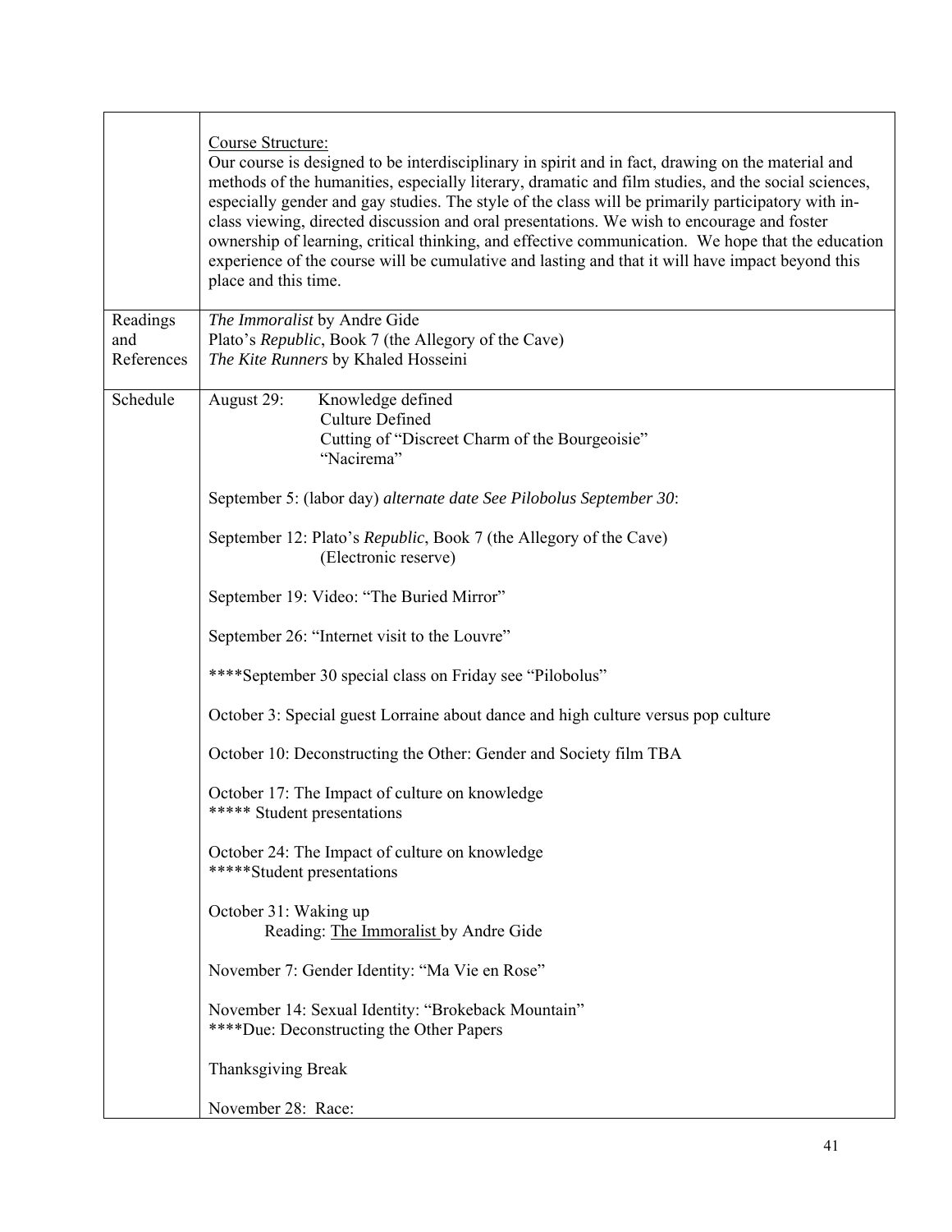| | |
|---|---|
| | Course Structure:<br>Our course is designed to be interdisciplinary in spirit and in fact, drawing on the material and methods of the humanities, especially literary, dramatic and film studies, and the social sciences, especially gender and gay studies. The style of the class will be primarily participatory with in-class viewing, directed discussion and oral presentations. We wish to encourage and foster ownership of learning, critical thinking, and effective communication. We hope that the education experience of the course will be cumulative and lasting and that it will have impact beyond this place and this time. |
| Readings and References | *The Immoralist* by Andre Gide<br>Plato's *Republic*, Book 7 (the Allegory of the Cave)<br>*The Kite Runners* by Khaled Hosseini |
| Schedule | August 29: Knowledge defined<br>Culture Defined<br>Cutting of "Discreet Charm of the Bourgeoisie"<br>"Nacirema"<br><br>September 5: (labor day) *alternate date See Pilobolus September 30*:<br><br>September 12: Plato's *Republic*, Book 7 (the Allegory of the Cave)<br>(Electronic reserve)<br><br>September 19: Video: "The Buried Mirror"<br><br>September 26: "Internet visit to the Louvre"<br><br>****September 30 special class on Friday see "Pilobolus"<br><br>October 3: Special guest Lorraine about dance and high culture versus pop culture<br><br>October 10: Deconstructing the Other: Gender and Society film TBA<br><br>October 17: The Impact of culture on knowledge<br>***** Student presentations<br><br>October 24: The Impact of culture on knowledge<br>*****Student presentations<br><br>October 31: Waking up<br>Reading: The Immoralist by Andre Gide<br><br>November 7: Gender Identity: "Ma Vie en Rose"<br><br>November 14: Sexual Identity: "Brokeback Mountain"<br>****Due: Deconstructing the Other Papers<br><br>Thanksgiving Break<br><br>November 28: Race: |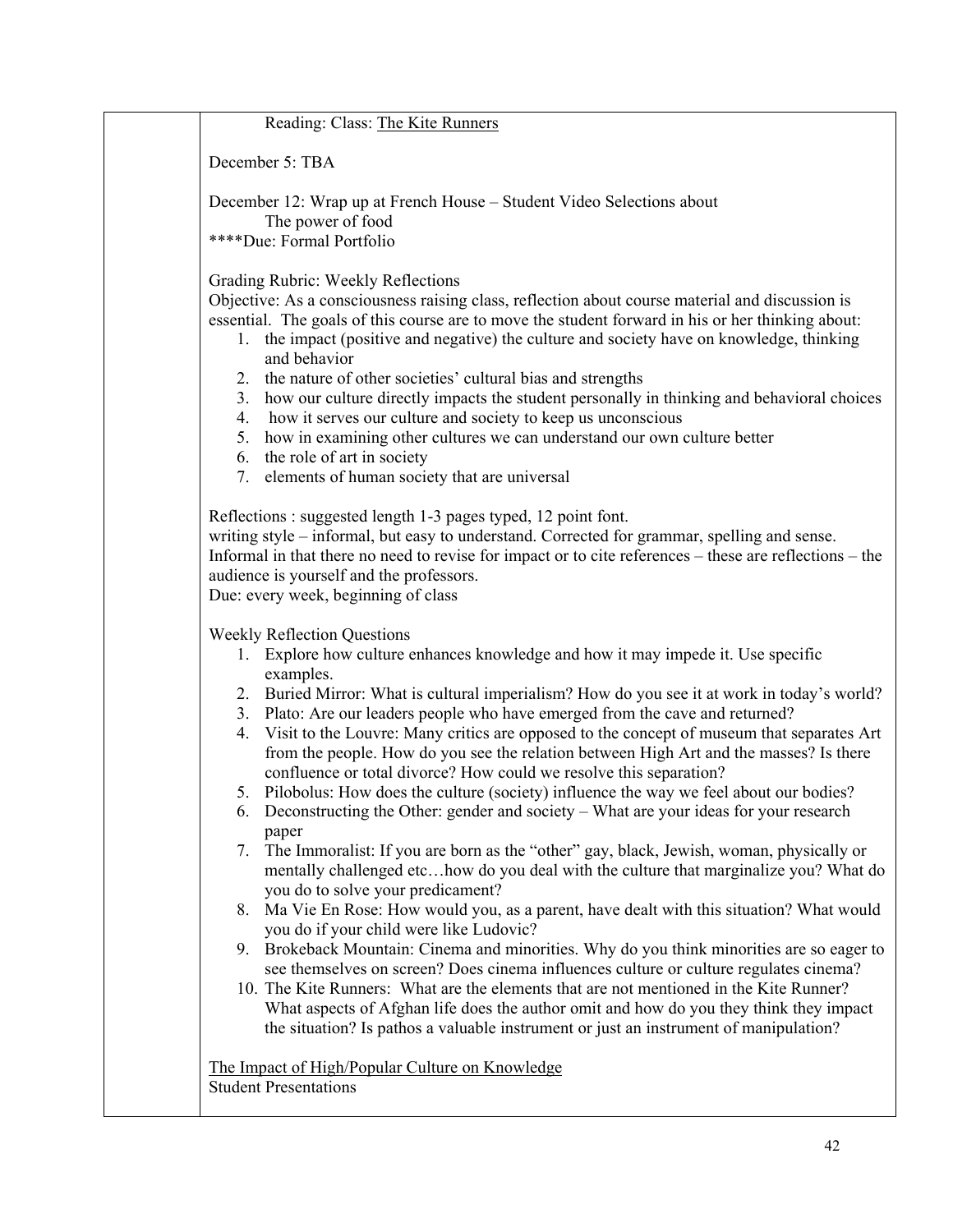Reading: Class: The Kite Runners

December 5: TBA

December 12: Wrap up at French House – Student Video Selections about The power of food

****Due: Formal Portfolio

Grading Rubric: Weekly Reflections

Objective: As a consciousness raising class, reflection about course material and discussion is essential. The goals of this course are to move the student forward in his or her thinking about:

1. the impact (positive and negative) the culture and society have on knowledge, thinking and behavior
2. the nature of other societies' cultural bias and strengths
3. how our culture directly impacts the student personally in thinking and behavioral choices
4. how it serves our culture and society to keep us unconscious
5. how in examining other cultures we can understand our own culture better
6. the role of art in society
7. elements of human society that are universal

Reflections : suggested length 1-3 pages typed, 12 point font.
writing style – informal, but easy to understand. Corrected for grammar, spelling and sense. Informal in that there no need to revise for impact or to cite references – these are reflections – the audience is yourself and the professors.
Due: every week, beginning of class

Weekly Reflection Questions

1. Explore how culture enhances knowledge and how it may impede it. Use specific examples.
2. Buried Mirror: What is cultural imperialism? How do you see it at work in today's world?
3. Plato: Are our leaders people who have emerged from the cave and returned?
4. Visit to the Louvre: Many critics are opposed to the concept of museum that separates Art from the people. How do you see the relation between High Art and the masses? Is there confluence or total divorce? How could we resolve this separation?
5. Pilobolus: How does the culture (society) influence the way we feel about our bodies?
6. Deconstructing the Other: gender and society – What are your ideas for your research paper
7. The Immoralist: If you are born as the "other" gay, black, Jewish, woman, physically or mentally challenged etc…how do you deal with the culture that marginalize you? What do you do to solve your predicament?
8. Ma Vie En Rose: How would you, as a parent, have dealt with this situation? What would you do if your child were like Ludovic?
9. Brokeback Mountain: Cinema and minorities. Why do you think minorities are so eager to see themselves on screen? Does cinema influences culture or culture regulates cinema?
10. The Kite Runners: What are the elements that are not mentioned in the Kite Runner? What aspects of Afghan life does the author omit and how do you they think they impact the situation? Is pathos a valuable instrument or just an instrument of manipulation?

The Impact of High/Popular Culture on Knowledge

Student Presentations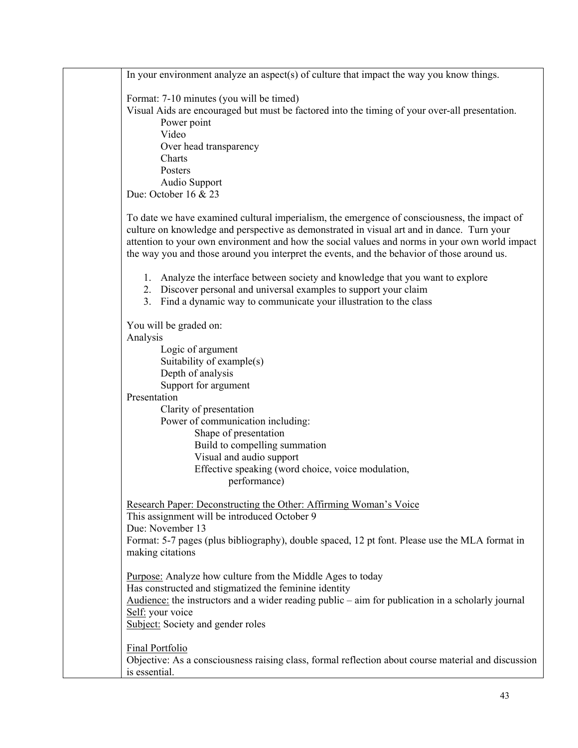In your environment analyze an aspect(s) of culture that impact the way you know things.

Format: 7-10 minutes (you will be timed)
Visual Aids are encouraged but must be factored into the timing of your over-all presentation.

- Power point
- Video
- Over head transparency
- Charts
- Posters
- Audio Support

Due: October 16 & 23

To date we have examined cultural imperialism, the emergence of consciousness, the impact of culture on knowledge and perspective as demonstrated in visual art and in dance. Turn your attention to your own environment and how the social values and norms in your own world impact the way you and those around you interpret the events, and the behavior of those around us.

1. Analyze the interface between society and knowledge that you want to explore
2. Discover personal and universal examples to support your claim
3. Find a dynamic way to communicate your illustration to the class

You will be graded on:

Analysis
- Logic of argument
- Suitability of example(s)
- Depth of analysis
- Support for argument

Presentation
- Clarity of presentation
- Power of communication including:
  - Shape of presentation
  - Build to compelling summation
  - Visual and audio support
  - Effective speaking (word choice, voice modulation, performance)

Research Paper: Deconstructing the Other: Affirming Woman's Voice
This assignment will be introduced October 9
Due: November 13
Format: 5-7 pages (plus bibliography), double spaced, 12 pt font. Please use the MLA format in making citations

Purpose: Analyze how culture from the Middle Ages to today
Has constructed and stigmatized the feminine identity
Audience: the instructors and a wider reading public – aim for publication in a scholarly journal
Self: your voice
Subject: Society and gender roles

Final Portfolio
Objective: As a consciousness raising class, formal reflection about course material and discussion is essential.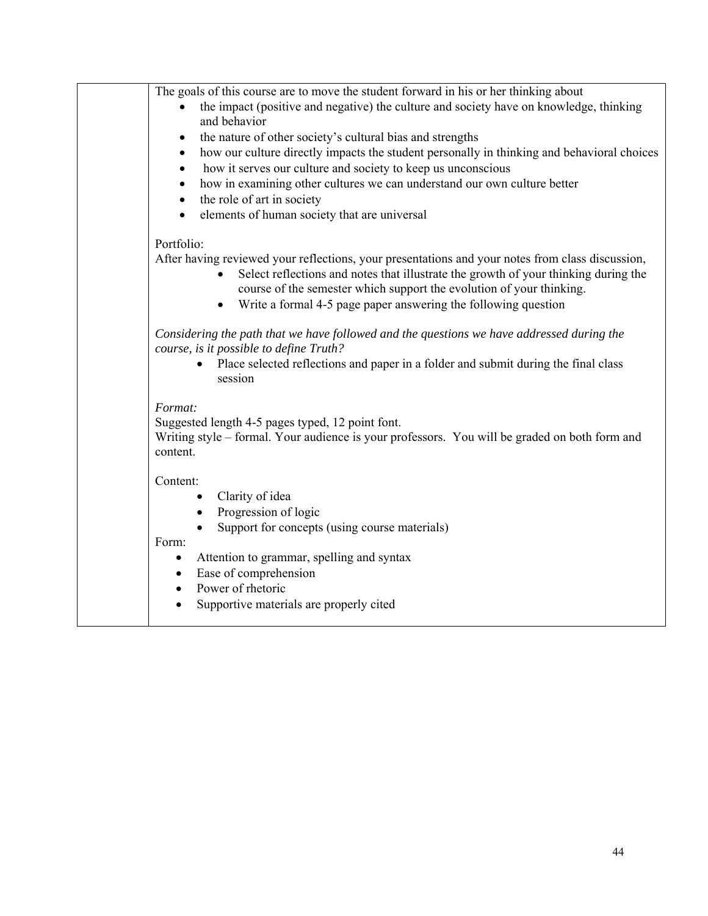The goals of this course are to move the student forward in his or her thinking about

- the impact (positive and negative) the culture and society have on knowledge, thinking and behavior
- the nature of other society's cultural bias and strengths
- how our culture directly impacts the student personally in thinking and behavioral choices
- how it serves our culture and society to keep us unconscious
- how in examining other cultures we can understand our own culture better
- the role of art in society
- elements of human society that are universal

Portfolio:

After having reviewed your reflections, your presentations and your notes from class discussion,

- Select reflections and notes that illustrate the growth of your thinking during the course of the semester which support the evolution of your thinking.
- Write a formal 4-5 page paper answering the following question

*Considering the path that we have followed and the questions we have addressed during the course, is it possible to define Truth?*

- Place selected reflections and paper in a folder and submit during the final class session

*Format:*

Suggested length 4-5 pages typed, 12 point font.

Writing style – formal. Your audience is your professors. You will be graded on both form and content.

Content:

- Clarity of idea
- Progression of logic
- Support for concepts (using course materials)

Form:

- Attention to grammar, spelling and syntax
- Ease of comprehension
- Power of rhetoric
- Supportive materials are properly cited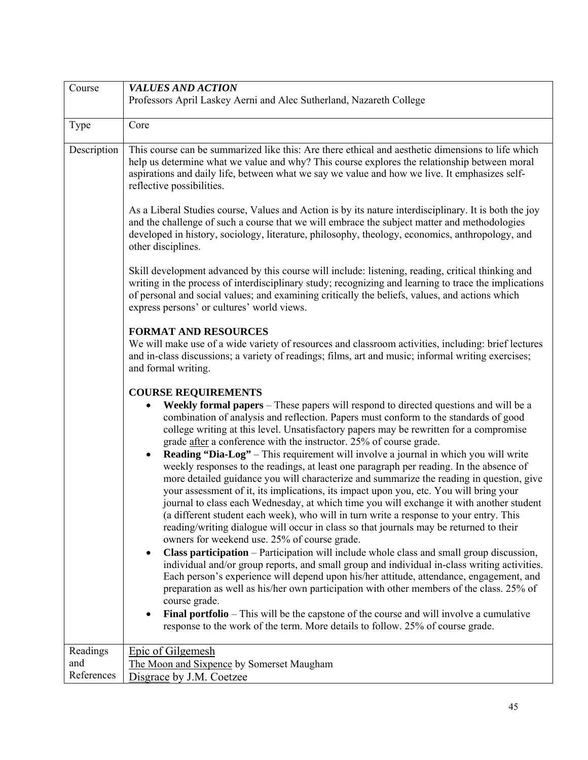| Course | ***VALUES AND ACTION***<br>Professors April Laskey Aerni and Alec Sutherland, Nazareth College |
|---|---|
| Type | Core |
| Description | This course can be summarized like this: Are there ethical and aesthetic dimensions to life which help us determine what we value and why? This course explores the relationship between moral aspirations and daily life, between what we say we value and how we live. It emphasizes self-reflective possibilities.<br><br>As a Liberal Studies course, Values and Action is by its nature interdisciplinary. It is both the joy and the challenge of such a course that we will embrace the subject matter and methodologies developed in history, sociology, literature, philosophy, theology, economics, anthropology, and other disciplines.<br><br>Skill development advanced by this course will include: listening, reading, critical thinking and writing in the process of interdisciplinary study; recognizing and learning to trace the implications of personal and social values; and examining critically the beliefs, values, and actions which express persons' or cultures' world views.<br><br>**FORMAT AND RESOURCES**<br>We will make use of a wide variety of resources and classroom activities, including: brief lectures and in-class discussions; a variety of readings; films, art and music; informal writing exercises; and formal writing.<br><br>**COURSE REQUIREMENTS**<br>• **Weekly formal papers** – These papers will respond to directed questions and will be a combination of analysis and reflection. Papers must conform to the standards of good college writing at this level. Unsatisfactory papers may be rewritten for a compromise grade <u>after</u> a conference with the instructor. 25% of course grade.<br>• **Reading "Dia-Log"** – This requirement will involve a journal in which you will write weekly responses to the readings, at least one paragraph per reading. In the absence of more detailed guidance you will characterize and summarize the reading in question, give your assessment of it, its implications, its impact upon you, etc. You will bring your journal to class each Wednesday, at which time you will exchange it with another student (a different student each week), who will in turn write a response to your entry. This reading/writing dialogue will occur in class so that journals may be returned to their owners for weekend use. 25% of course grade.<br>• **Class participation** – Participation will include whole class and small group discussion, individual and/or group reports, and small group and individual in-class writing activities. Each person's experience will depend upon his/her attitude, attendance, engagement, and preparation as well as his/her own participation with other members of the class. 25% of course grade.<br>• **Final portfolio** – This will be the capstone of the course and will involve a cumulative response to the work of the term. More details to follow. 25% of course grade. |
| Readings and References | <u>Epic of Gilgemesh</u><br><u>The Moon and Sixpence</u> by Somerset Maugham<br><u>Disgrace</u> by J.M. Coetzee |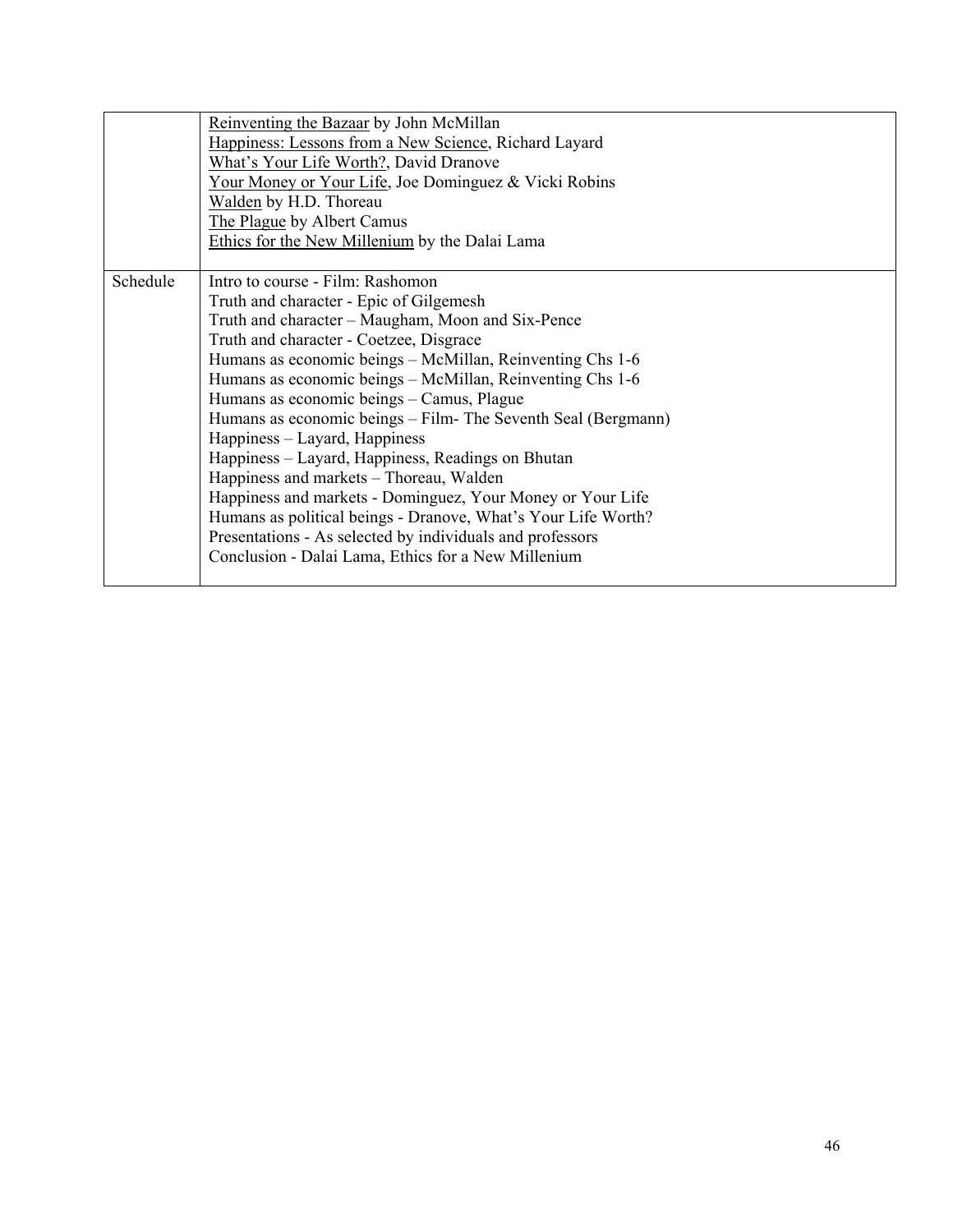| | |
|---|---|
| | Reinventing the Bazaar by John McMillan<br>Happiness: Lessons from a New Science, Richard Layard<br>What's Your Life Worth?, David Dranove<br>Your Money or Your Life, Joe Dominguez & Vicki Robins<br>Walden by H.D. Thoreau<br>The Plague by Albert Camus<br>Ethics for the New Millenium by the Dalai Lama |
| Schedule | Intro to course - Film: Rashomon<br>Truth and character - Epic of Gilgemesh<br>Truth and character – Maugham, Moon and Six-Pence<br>Truth and character - Coetzee, Disgrace<br>Humans as economic beings – McMillan, Reinventing Chs 1-6<br>Humans as economic beings – McMillan, Reinventing Chs 1-6<br>Humans as economic beings – Camus, Plague<br>Humans as economic beings – Film- The Seventh Seal (Bergmann)<br>Happiness – Layard, Happiness<br>Happiness – Layard, Happiness, Readings on Bhutan<br>Happiness and markets – Thoreau, Walden<br>Happiness and markets - Dominguez, Your Money or Your Life<br>Humans as political beings - Dranove, What's Your Life Worth?<br>Presentations - As selected by individuals and professors<br>Conclusion - Dalai Lama, Ethics for a New Millenium |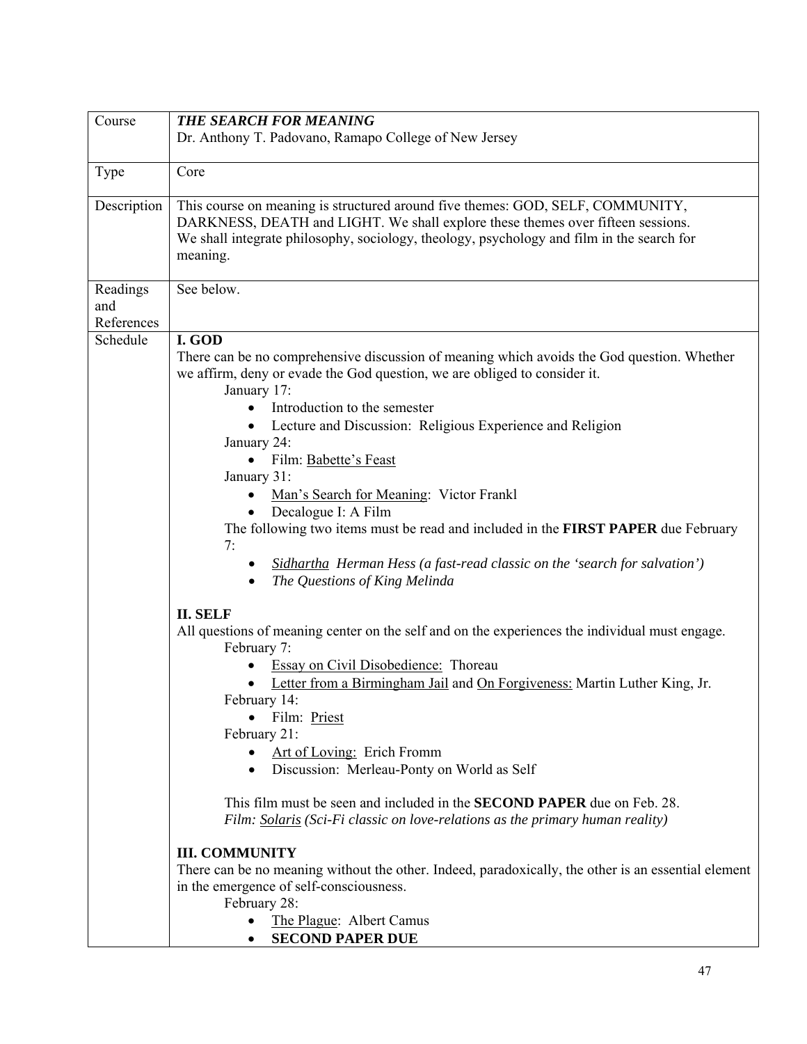| Course | ***THE SEARCH FOR MEANING***<br>Dr. Anthony T. Padovano, Ramapo College of New Jersey |
|---|---|
| Type | Core |
| Description | This course on meaning is structured around five themes: GOD, SELF, COMMUNITY, DARKNESS, DEATH and LIGHT. We shall explore these themes over fifteen sessions. We shall integrate philosophy, sociology, theology, psychology and film in the search for meaning. |
| Readings and References | See below. |
| Schedule | **I. GOD**<br>There can be no comprehensive discussion of meaning which avoids the God question. Whether we affirm, deny or evade the God question, we are obliged to consider it.<br>January 17:<br>• Introduction to the semester<br>• Lecture and Discussion: Religious Experience and Religion<br>January 24:<br>• Film: Babette's Feast<br>January 31:<br>• Man's Search for Meaning: Victor Frankl<br>• Decalogue I: A Film<br>The following two items must be read and included in the **FIRST PAPER** due February 7:<br>• *Sidhartha Herman Hess (a fast-read classic on the 'search for salvation')*<br>• *The Questions of King Melinda*<br><br>**II. SELF**<br>All questions of meaning center on the self and on the experiences the individual must engage.<br>February 7:<br>• Essay on Civil Disobedience: Thoreau<br>• Letter from a Birmingham Jail and On Forgiveness: Martin Luther King, Jr.<br>February 14:<br>• Film: Priest<br>February 21:<br>• Art of Loving: Erich Fromm<br>• Discussion: Merleau-Ponty on World as Self<br><br>This film must be seen and included in the **SECOND PAPER** due on Feb. 28.<br>*Film: Solaris (Sci-Fi classic on love-relations as the primary human reality)*<br><br>**III. COMMUNITY**<br>There can be no meaning without the other. Indeed, paradoxically, the other is an essential element in the emergence of self-consciousness.<br>February 28:<br>• The Plague: Albert Camus<br>• **SECOND PAPER DUE** |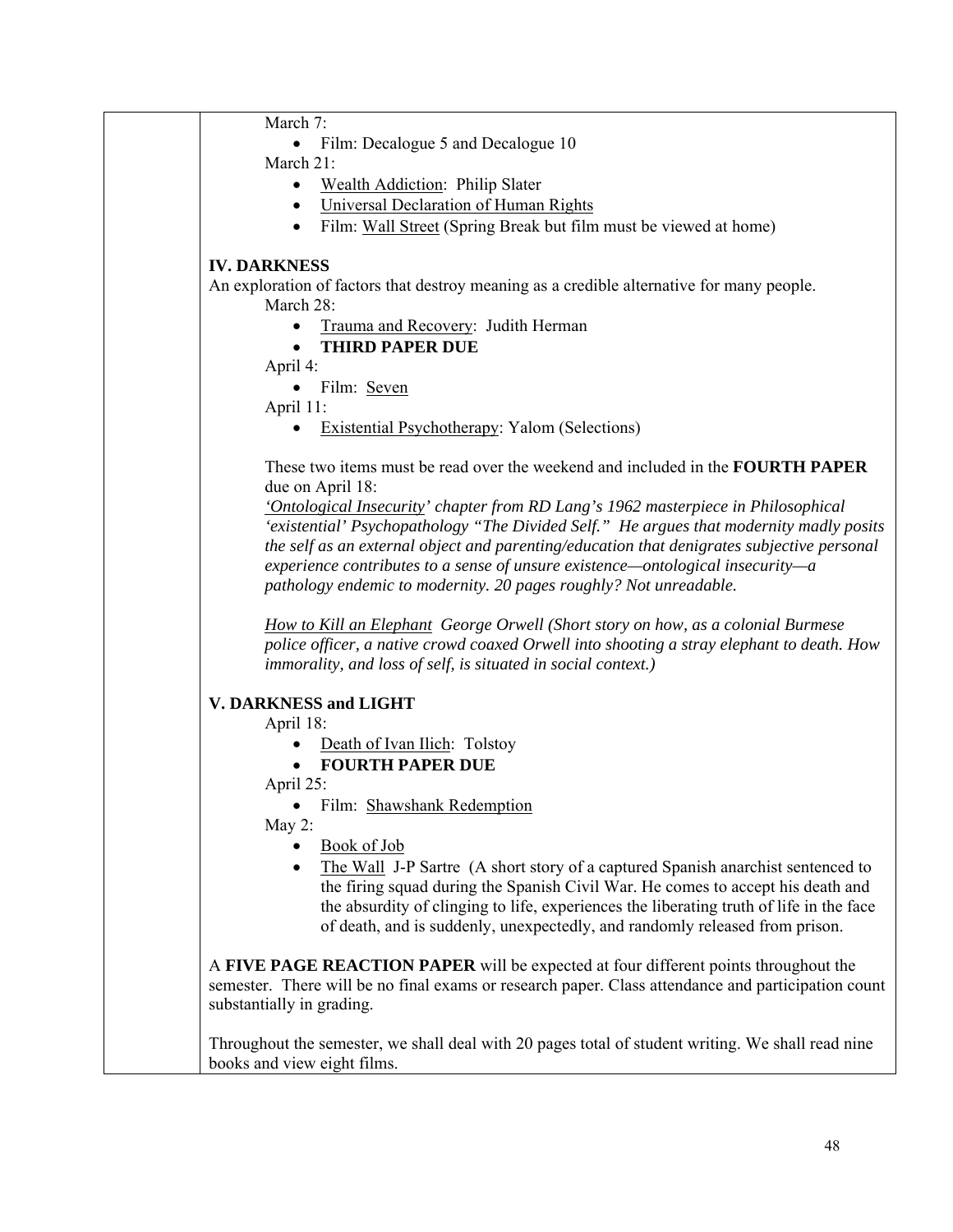March 7:

- Film: Decalogue 5 and Decalogue 10

March 21:

- Wealth Addiction: Philip Slater
- Universal Declaration of Human Rights
- Film: Wall Street (Spring Break but film must be viewed at home)

**IV. DARKNESS**

An exploration of factors that destroy meaning as a credible alternative for many people.

March 28:

- Trauma and Recovery: Judith Herman
- **THIRD PAPER DUE**

April 4:

- Film: Seven

April 11:

- Existential Psychotherapy: Yalom (Selections)

These two items must be read over the weekend and included in the **FOURTH PAPER** due on April 18:

*'Ontological Insecurity' chapter from RD Lang's 1962 masterpiece in Philosophical 'existential' Psychopathology "The Divided Self." He argues that modernity madly posits the self as an external object and parenting/education that denigrates subjective personal experience contributes to a sense of unsure existence—ontological insecurity—a pathology endemic to modernity. 20 pages roughly? Not unreadable.*

*How to Kill an Elephant George Orwell (Short story on how, as a colonial Burmese police officer, a native crowd coaxed Orwell into shooting a stray elephant to death. How immorality, and loss of self, is situated in social context.)*

**V. DARKNESS and LIGHT**

April 18:

- Death of Ivan Ilich: Tolstoy
- **FOURTH PAPER DUE**

April 25:

- Film: Shawshank Redemption

May 2:

- Book of Job
- The Wall J-P Sartre (A short story of a captured Spanish anarchist sentenced to the firing squad during the Spanish Civil War. He comes to accept his death and the absurdity of clinging to life, experiences the liberating truth of life in the face of death, and is suddenly, unexpectedly, and randomly released from prison.

A **FIVE PAGE REACTION PAPER** will be expected at four different points throughout the semester. There will be no final exams or research paper. Class attendance and participation count substantially in grading.

Throughout the semester, we shall deal with 20 pages total of student writing. We shall read nine books and view eight films.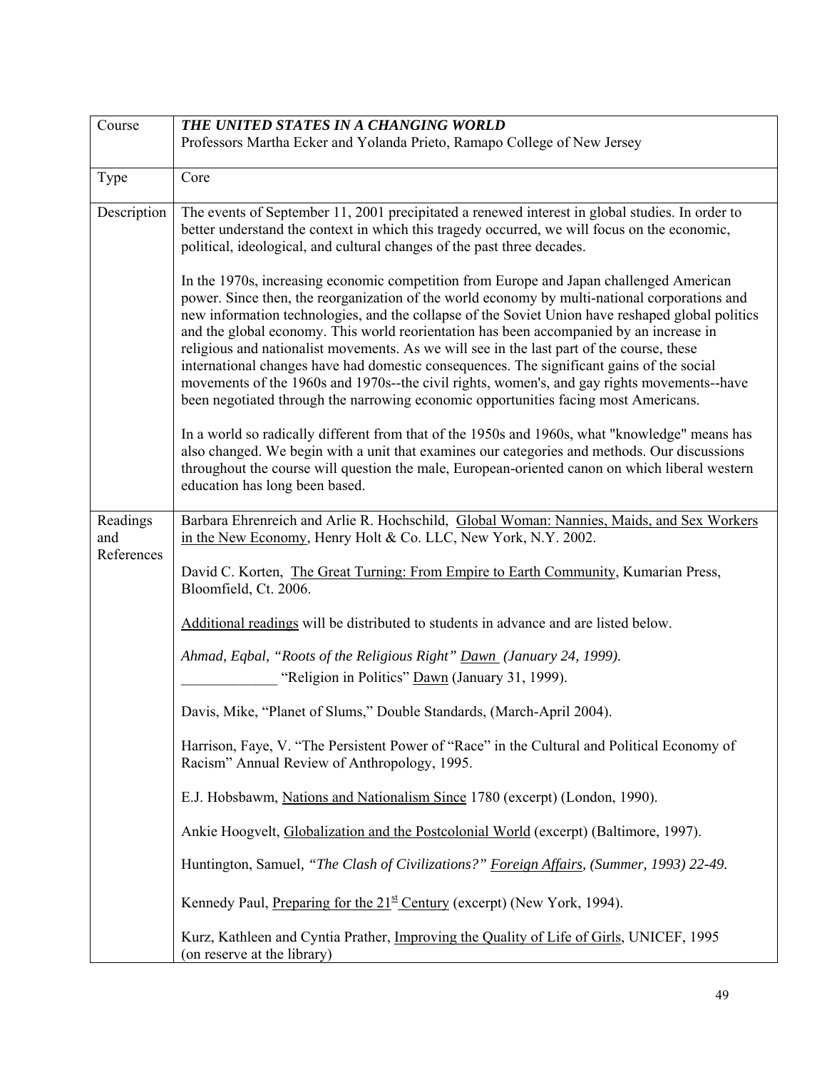| Course | ***THE UNITED STATES IN A CHANGING WORLD***<br>Professors Martha Ecker and Yolanda Prieto, Ramapo College of New Jersey |
|---|---|
| Type | Core |
| Description | The events of September 11, 2001 precipitated a renewed interest in global studies. In order to better understand the context in which this tragedy occurred, we will focus on the economic, political, ideological, and cultural changes of the past three decades.<br><br>In the 1970s, increasing economic competition from Europe and Japan challenged American power. Since then, the reorganization of the world economy by multi-national corporations and new information technologies, and the collapse of the Soviet Union have reshaped global politics and the global economy. This world reorientation has been accompanied by an increase in religious and nationalist movements. As we will see in the last part of the course, these international changes have had domestic consequences. The significant gains of the social movements of the 1960s and 1970s--the civil rights, women's, and gay rights movements--have been negotiated through the narrowing economic opportunities facing most Americans.<br><br>In a world so radically different from that of the 1950s and 1960s, what "knowledge" means has also changed. We begin with a unit that examines our categories and methods. Our discussions throughout the course will question the male, European-oriented canon on which liberal western education has long been based. |
| Readings and References | Barbara Ehrenreich and Arlie R. Hochschild, Global Woman: Nannies, Maids, and Sex Workers in the New Economy, Henry Holt & Co. LLC, New York, N.Y. 2002.<br><br>David C. Korten, The Great Turning: From Empire to Earth Community, Kumarian Press, Bloomfield, Ct. 2006.<br><br>Additional readings will be distributed to students in advance and are listed below.<br><br>*Ahmad, Eqbal, "Roots of the Religious Right" Dawn (January 24, 1999).*<br>_____________ "Religion in Politics" Dawn (January 31, 1999).<br><br>Davis, Mike, "Planet of Slums," Double Standards, (March-April 2004).<br><br>Harrison, Faye, V. "The Persistent Power of "Race" in the Cultural and Political Economy of Racism" Annual Review of Anthropology, 1995.<br><br>E.J. Hobsbawm, Nations and Nationalism Since 1780 (excerpt) (London, 1990).<br><br>Ankie Hoogvelt, Globalization and the Postcolonial World (excerpt) (Baltimore, 1997).<br><br>Huntington, Samuel, *"The Clash of Civilizations?" Foreign Affairs, (Summer, 1993) 22-49.*<br><br>Kennedy Paul, Preparing for the 21st Century (excerpt) (New York, 1994).<br><br>Kurz, Kathleen and Cyntia Prather, Improving the Quality of Life of Girls, UNICEF, 1995 (on reserve at the library) |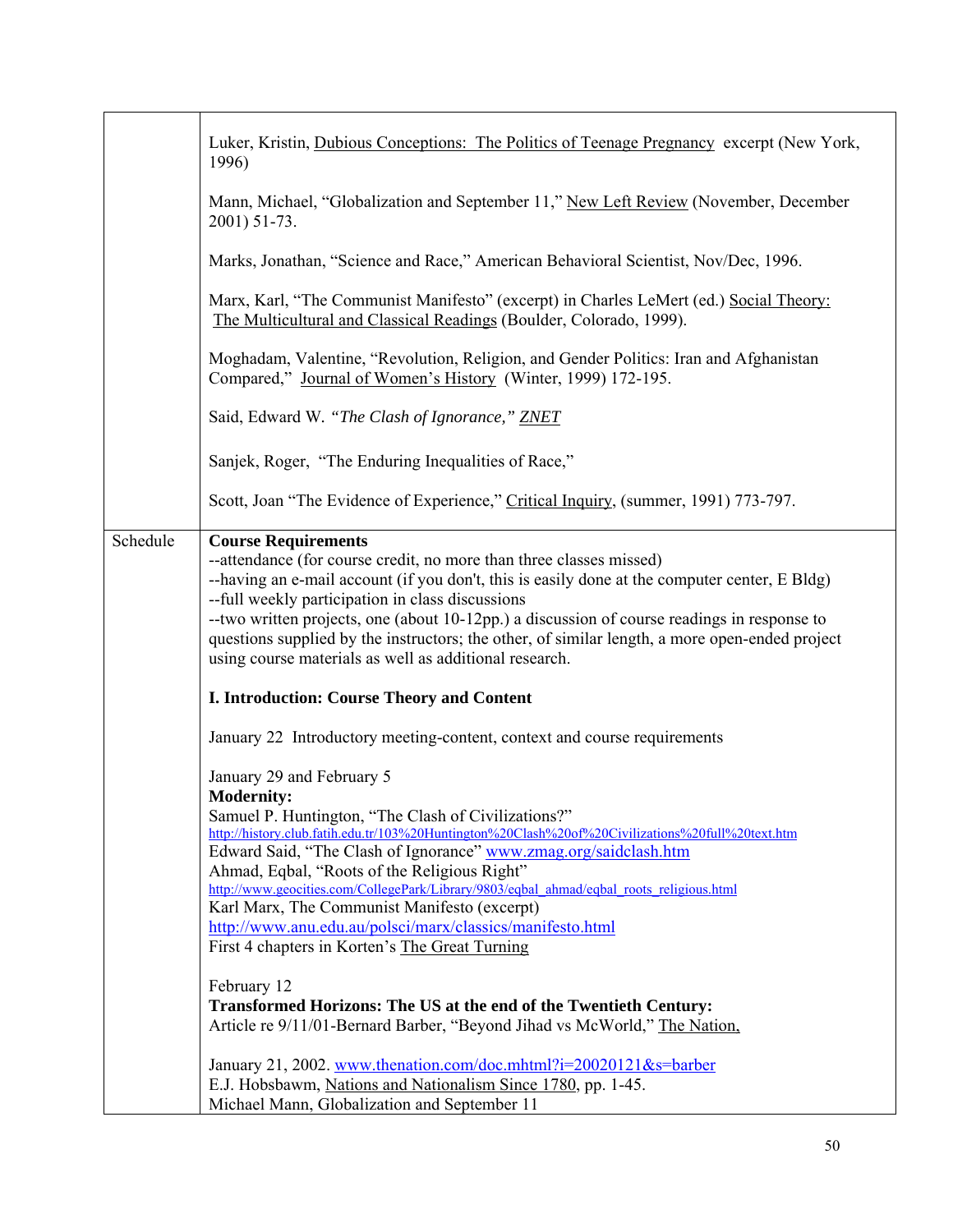| | |
|---|---|
| | Luker, Kristin, Dubious Conceptions: The Politics of Teenage Pregnancy excerpt (New York, 1996)<br><br>Mann, Michael, "Globalization and September 11," New Left Review (November, December 2001) 51-73.<br><br>Marks, Jonathan, "Science and Race," American Behavioral Scientist, Nov/Dec, 1996.<br><br>Marx, Karl, "The Communist Manifesto" (excerpt) in Charles LeMert (ed.) Social Theory: The Multicultural and Classical Readings (Boulder, Colorado, 1999).<br><br>Moghadam, Valentine, "Revolution, Religion, and Gender Politics: Iran and Afghanistan Compared," Journal of Women's History (Winter, 1999) 172-195.<br><br>Said, Edward W. *"The Clash of Ignorance," ZNET*<br><br>Sanjek, Roger, "The Enduring Inequalities of Race,"<br><br>Scott, Joan "The Evidence of Experience," Critical Inquiry, (summer, 1991) 773-797. |
| Schedule | **Course Requirements**<br>--attendance (for course credit, no more than three classes missed)<br>--having an e-mail account (if you don't, this is easily done at the computer center, E Bldg)<br>--full weekly participation in class discussions<br>--two written projects, one (about 10-12pp.) a discussion of course readings in response to questions supplied by the instructors; the other, of similar length, a more open-ended project using course materials as well as additional research.<br><br>**I. Introduction: Course Theory and Content**<br><br>January 22 Introductory meeting-content, context and course requirements<br><br>January 29 and February 5<br>**Modernity:**<br>Samuel P. Huntington, "The Clash of Civilizations?"<br>http://history.club.fatih.edu.tr/103%20Huntington%20Clash%20of%20Civilizations%20full%20text.htm<br>Edward Said, "The Clash of Ignorance" www.zmag.org/saidclash.htm<br>Ahmad, Eqbal, "Roots of the Religious Right"<br>http://www.geocities.com/CollegePark/Library/9803/eqbal_ahmad/eqbal_roots_religious.html<br>Karl Marx, The Communist Manifesto (excerpt)<br>http://www.anu.edu.au/polsci/marx/classics/manifesto.html<br>First 4 chapters in Korten's The Great Turning<br><br>February 12<br>**Transformed Horizons: The US at the end of the Twentieth Century:**<br>Article re 9/11/01-Bernard Barber, "Beyond Jihad vs McWorld," The Nation,<br><br>January 21, 2002. www.thenation.com/doc.mhtml?i=20020121&s=barber<br>E.J. Hobsbawm, Nations and Nationalism Since 1780, pp. 1-45.<br>Michael Mann, Globalization and September 11 |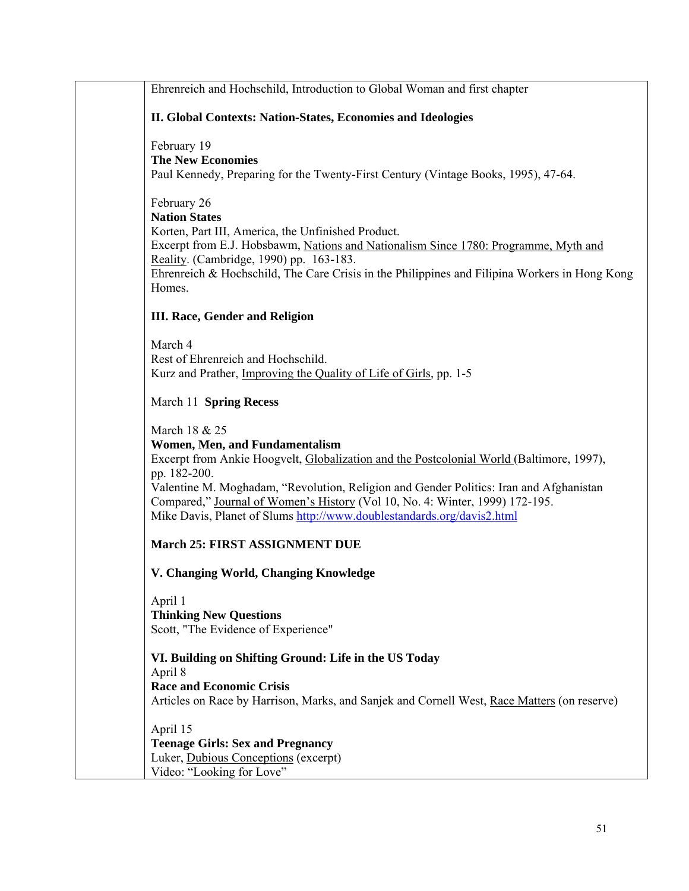Ehrenreich and Hochschild, Introduction to Global Woman and first chapter

**II. Global Contexts: Nation-States, Economies and Ideologies**

February 19
**The New Economies**
Paul Kennedy, Preparing for the Twenty-First Century (Vintage Books, 1995), 47-64.

February 26
**Nation States**
Korten, Part III, America, the Unfinished Product.
Excerpt from E.J. Hobsbawm, Nations and Nationalism Since 1780: Programme, Myth and Reality. (Cambridge, 1990) pp. 163-183.
Ehrenreich & Hochschild, The Care Crisis in the Philippines and Filipina Workers in Hong Kong Homes.

**III. Race, Gender and Religion**

March 4
Rest of Ehrenreich and Hochschild.
Kurz and Prather, Improving the Quality of Life of Girls, pp. 1-5

March 11 **Spring Recess**

March 18 & 25
**Women, Men, and Fundamentalism**
Excerpt from Ankie Hoogvelt, Globalization and the Postcolonial World (Baltimore, 1997), pp. 182-200.
Valentine M. Moghadam, "Revolution, Religion and Gender Politics: Iran and Afghanistan Compared," Journal of Women's History (Vol 10, No. 4: Winter, 1999) 172-195.
Mike Davis, Planet of Slums http://www.doublestandards.org/davis2.html

**March 25: FIRST ASSIGNMENT DUE**

**V. Changing World, Changing Knowledge**

April 1
**Thinking New Questions**
Scott, "The Evidence of Experience"

**VI. Building on Shifting Ground: Life in the US Today**
April 8
**Race and Economic Crisis**
Articles on Race by Harrison, Marks, and Sanjek and Cornell West, Race Matters (on reserve)

April 15
**Teenage Girls: Sex and Pregnancy**
Luker, Dubious Conceptions (excerpt)
Video: "Looking for Love"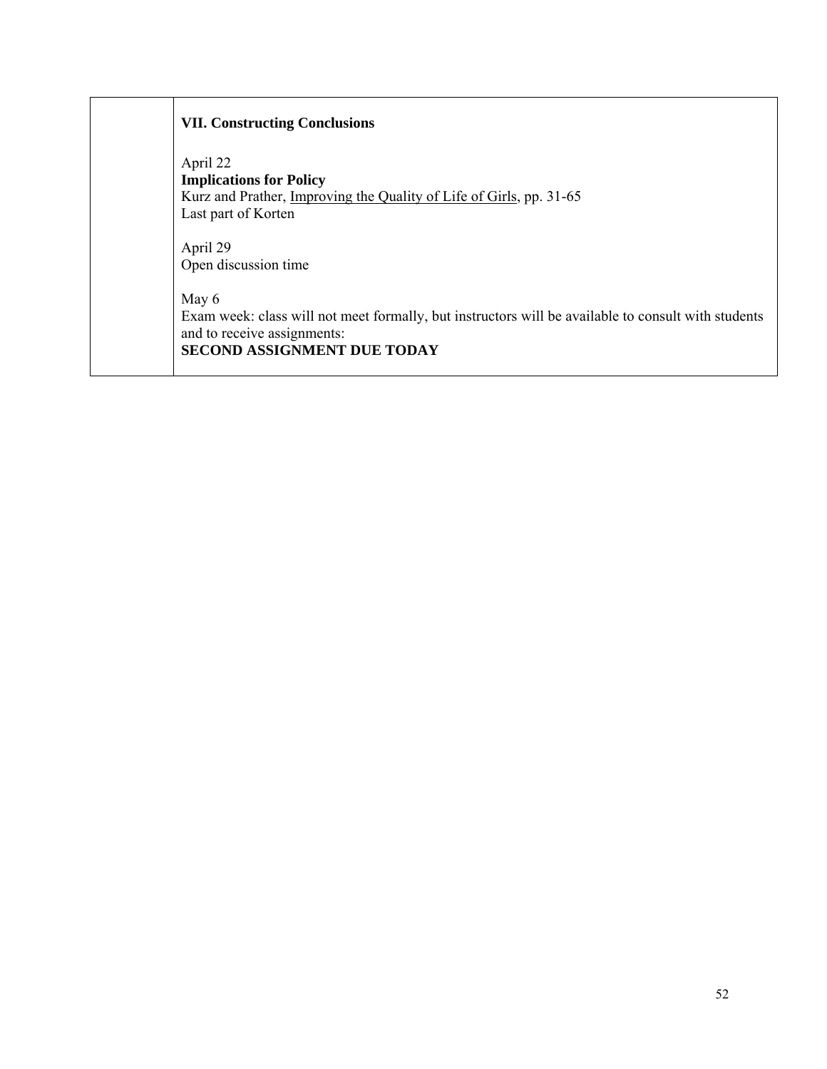| | **VII. Constructing Conclusions**<br><br>April 22<br>**Implications for Policy**<br>Kurz and Prather, Improving the Quality of Life of Girls, pp. 31-65<br>Last part of Korten<br><br>April 29<br>Open discussion time<br><br>May 6<br>Exam week: class will not meet formally, but instructors will be available to consult with students and to receive assignments:<br>**SECOND ASSIGNMENT DUE TODAY** |
|---|---|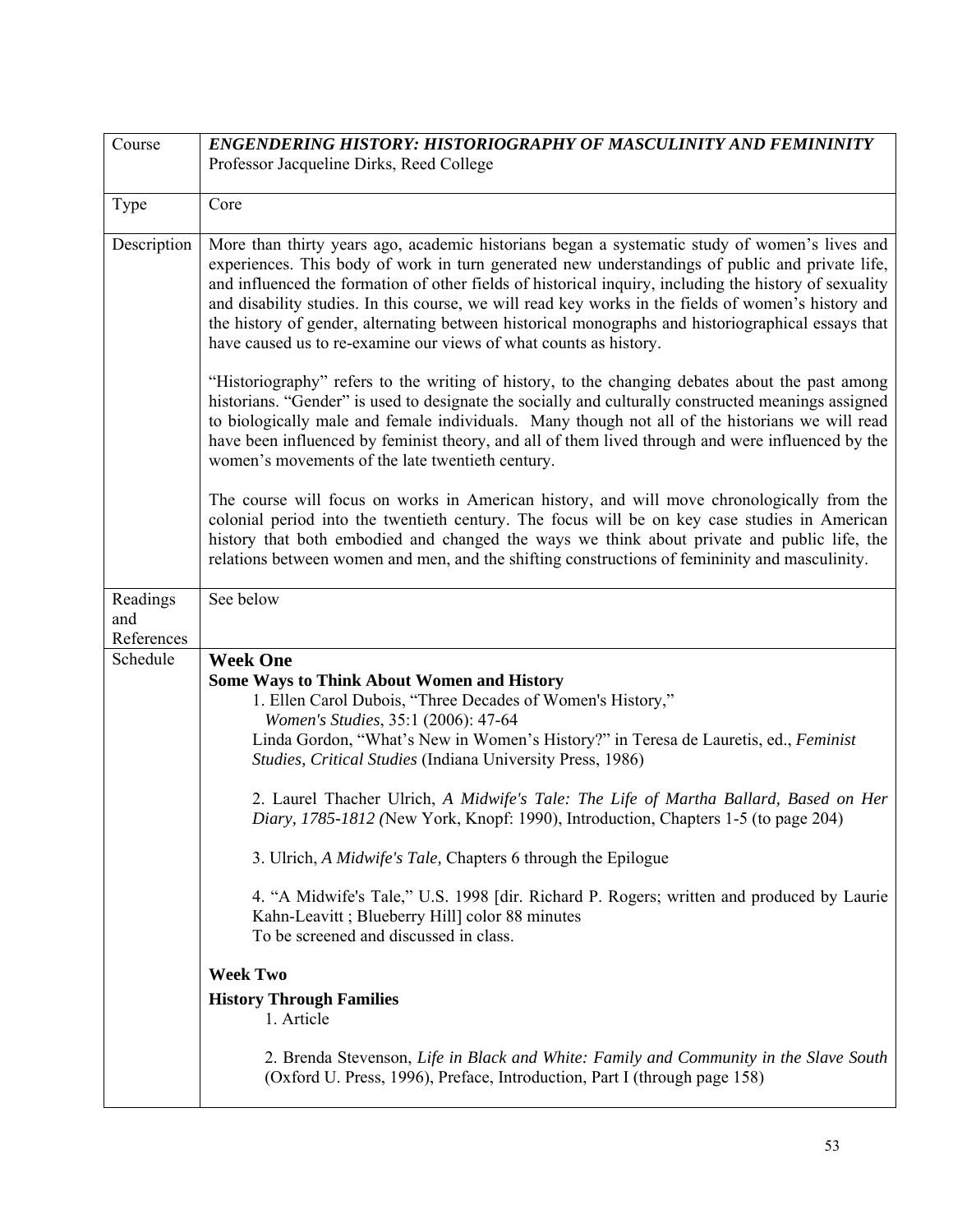| Course | ***ENGENDERING HISTORY: HISTORIOGRAPHY OF MASCULINITY AND FEMININITY***<br>Professor Jacqueline Dirks, Reed College |
|---|---|
| Type | Core |
| Description | More than thirty years ago, academic historians began a systematic study of women's lives and experiences. This body of work in turn generated new understandings of public and private life, and influenced the formation of other fields of historical inquiry, including the history of sexuality and disability studies. In this course, we will read key works in the fields of women's history and the history of gender, alternating between historical monographs and historiographical essays that have caused us to re-examine our views of what counts as history.<br><br>"Historiography" refers to the writing of history, to the changing debates about the past among historians. "Gender" is used to designate the socially and culturally constructed meanings assigned to biologically male and female individuals. Many though not all of the historians we will read have been influenced by feminist theory, and all of them lived through and were influenced by the women's movements of the late twentieth century.<br><br>The course will focus on works in American history, and will move chronologically from the colonial period into the twentieth century. The focus will be on key case studies in American history that both embodied and changed the ways we think about private and public life, the relations between women and men, and the shifting constructions of femininity and masculinity. |
| Readings and References | See below |
| Schedule | **Week One**<br>**Some Ways to Think About Women and History**<br>1. Ellen Carol Dubois, "Three Decades of Women's History," *Women's Studies*, 35:1 (2006): 47-64<br>Linda Gordon, "What's New in Women's History?" in Teresa de Lauretis, ed., *Feminist Studies, Critical Studies* (Indiana University Press, 1986)<br><br>2. Laurel Thacher Ulrich, *A Midwife's Tale: The Life of Martha Ballard, Based on Her Diary, 1785-1812 (*New York, Knopf: 1990), Introduction, Chapters 1-5 (to page 204)<br><br>3. Ulrich, *A Midwife's Tale,* Chapters 6 through the Epilogue<br><br>4. "A Midwife's Tale," U.S. 1998 [dir. Richard P. Rogers; written and produced by Laurie Kahn-Leavitt ; Blueberry Hill] color 88 minutes<br>To be screened and discussed in class.<br><br>**Week Two**<br>**History Through Families**<br>1. Article<br><br>2. Brenda Stevenson, *Life in Black and White: Family and Community in the Slave South* (Oxford U. Press, 1996), Preface, Introduction, Part I (through page 158) |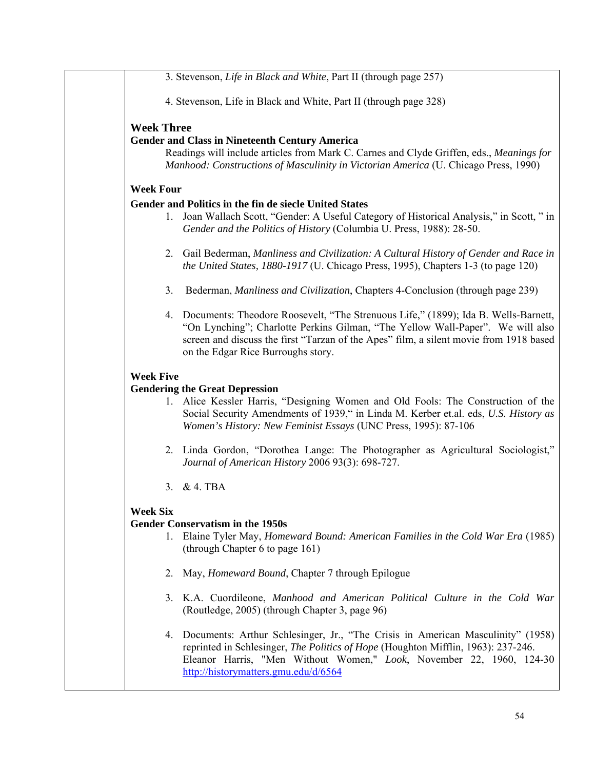3. Stevenson, *Life in Black and White*, Part II (through page 257)

4. Stevenson, Life in Black and White, Part II (through page 328)

## Week Three

**Gender and Class in Nineteenth Century America**

Readings will include articles from Mark C. Carnes and Clyde Griffen, eds., *Meanings for Manhood: Constructions of Masculinity in Victorian America* (U. Chicago Press, 1990)

**Week Four**

**Gender and Politics in the fin de siecle United States**

1. Joan Wallach Scott, "Gender: A Useful Category of Historical Analysis," in Scott, " in *Gender and the Politics of History* (Columbia U. Press, 1988): 28-50.

2. Gail Bederman, *Manliness and Civilization: A Cultural History of Gender and Race in the United States, 1880-1917* (U. Chicago Press, 1995), Chapters 1-3 (to page 120)

3. Bederman, *Manliness and Civilization*, Chapters 4-Conclusion (through page 239)

4. Documents: Theodore Roosevelt, "The Strenuous Life," (1899); Ida B. Wells-Barnett, "On Lynching"; Charlotte Perkins Gilman, "The Yellow Wall-Paper". We will also screen and discuss the first "Tarzan of the Apes" film, a silent movie from 1918 based on the Edgar Rice Burroughs story.

**Week Five**

**Gendering the Great Depression**

1. Alice Kessler Harris, "Designing Women and Old Fools: The Construction of the Social Security Amendments of 1939," in Linda M. Kerber et.al. eds, *U.S. History as Women's History: New Feminist Essays* (UNC Press, 1995): 87-106

2. Linda Gordon, "Dorothea Lange: The Photographer as Agricultural Sociologist," *Journal of American History* 2006 93(3): 698-727.

3. & 4. TBA

**Week Six**

**Gender Conservatism in the 1950s**

1. Elaine Tyler May, *Homeward Bound: American Families in the Cold War Era* (1985) (through Chapter 6 to page 161)

2. May, *Homeward Bound*, Chapter 7 through Epilogue

3. K.A. Cuordileone, *Manhood and American Political Culture in the Cold War* (Routledge, 2005) (through Chapter 3, page 96)

4. Documents: Arthur Schlesinger, Jr., "The Crisis in American Masculinity" (1958) reprinted in Schlesinger, *The Politics of Hope* (Houghton Mifflin, 1963): 237-246. Eleanor Harris, "Men Without Women," *Look*, November 22, 1960, 124-30 http://historymatters.gmu.edu/d/6564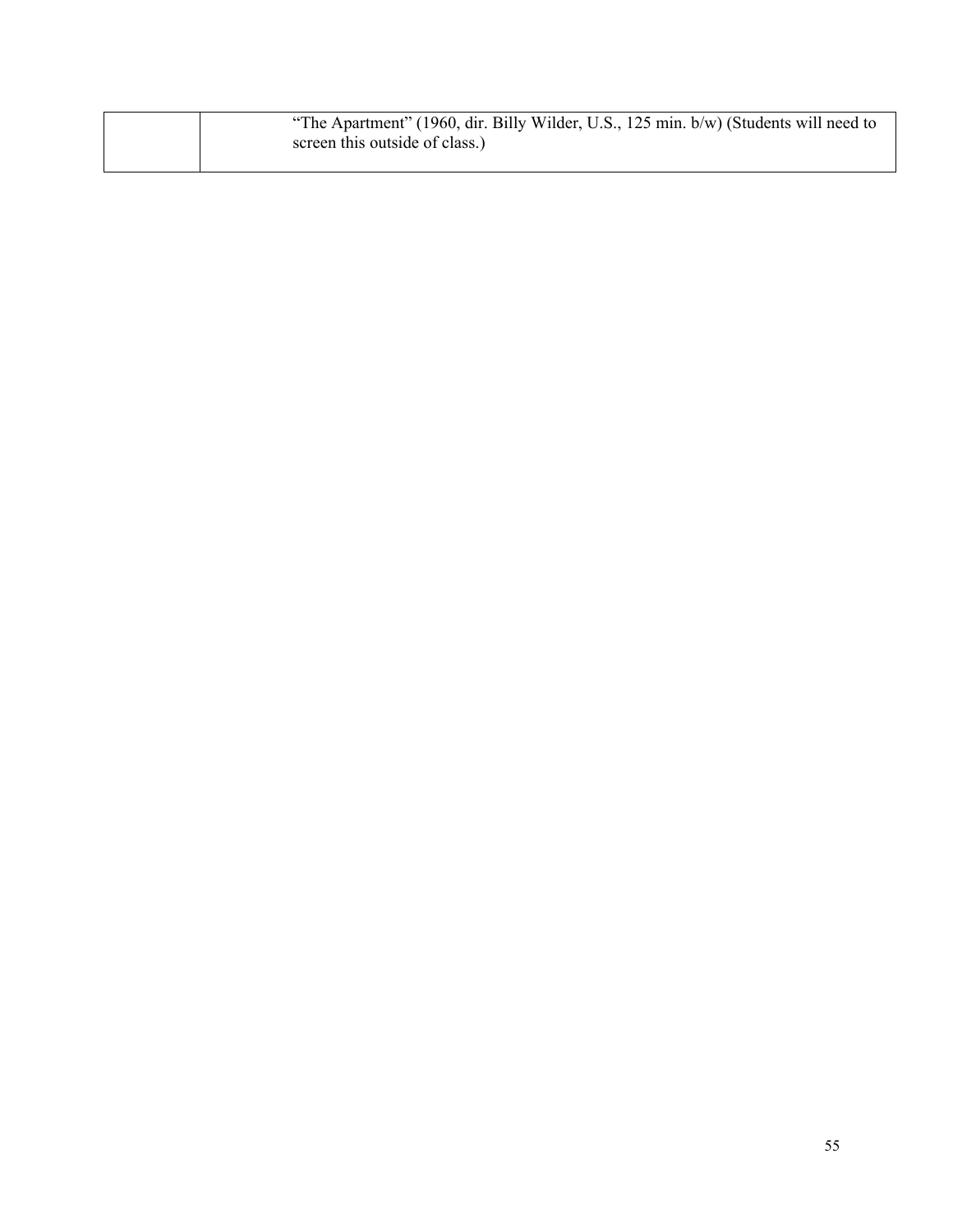| | “The Apartment” (1960, dir. Billy Wilder, U.S., 125 min. b/w) (Students will need to screen this outside of class.) |
| --- | --- |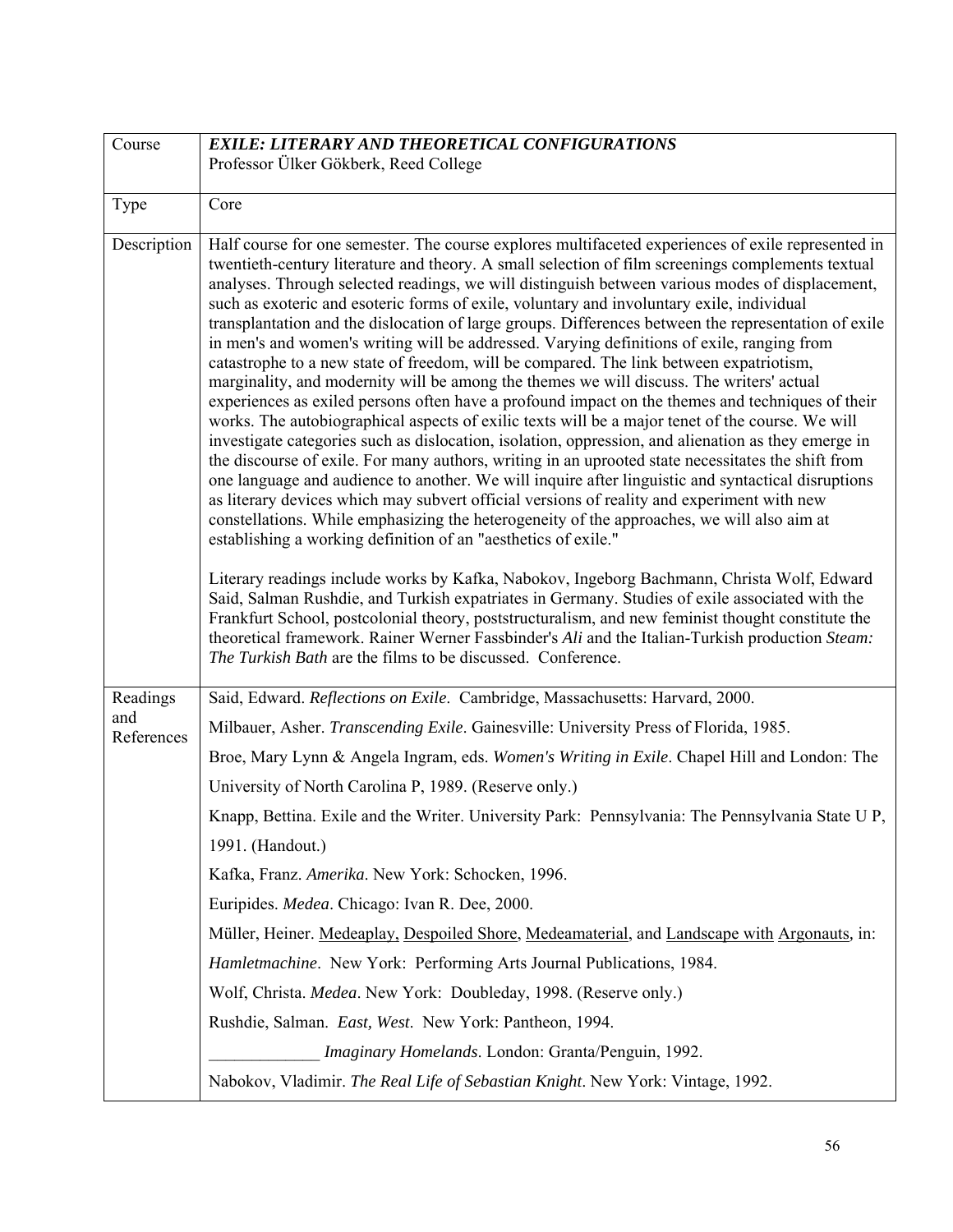| Course | ***EXILE: LITERARY AND THEORETICAL CONFIGURATIONS***<br>Professor Ülker Gökberk, Reed College |
|---|---|
| Type | Core |
| Description | Half course for one semester. The course explores multifaceted experiences of exile represented in twentieth-century literature and theory. A small selection of film screenings complements textual analyses. Through selected readings, we will distinguish between various modes of displacement, such as exoteric and esoteric forms of exile, voluntary and involuntary exile, individual transplantation and the dislocation of large groups. Differences between the representation of exile in men's and women's writing will be addressed. Varying definitions of exile, ranging from catastrophe to a new state of freedom, will be compared. The link between expatriotism, marginality, and modernity will be among the themes we will discuss. The writers' actual experiences as exiled persons often have a profound impact on the themes and techniques of their works. The autobiographical aspects of exilic texts will be a major tenet of the course. We will investigate categories such as dislocation, isolation, oppression, and alienation as they emerge in the discourse of exile. For many authors, writing in an uprooted state necessitates the shift from one language and audience to another. We will inquire after linguistic and syntactical disruptions as literary devices which may subvert official versions of reality and experiment with new constellations. While emphasizing the heterogeneity of the approaches, we will also aim at establishing a working definition of an "aesthetics of exile."<br><br>Literary readings include works by Kafka, Nabokov, Ingeborg Bachmann, Christa Wolf, Edward Said, Salman Rushdie, and Turkish expatriates in Germany. Studies of exile associated with the Frankfurt School, postcolonial theory, poststructuralism, and new feminist thought constitute the theoretical framework. Rainer Werner Fassbinder's *Ali* and the Italian-Turkish production *Steam: The Turkish Bath* are the films to be discussed. Conference. |
| Readings and References | Said, Edward. *Reflections on Exile*. Cambridge, Massachusetts: Harvard, 2000.<br>Milbauer, Asher. *Transcending Exile*. Gainesville: University Press of Florida, 1985.<br>Broe, Mary Lynn & Angela Ingram, eds. *Women's Writing in Exile*. Chapel Hill and London: The University of North Carolina P, 1989. (Reserve only.)<br>Knapp, Bettina. Exile and the Writer. University Park: Pennsylvania: The Pennsylvania State U P, 1991. (Handout.)<br>Kafka, Franz. *Amerika*. New York: Schocken, 1996.<br>Euripides. *Medea*. Chicago: Ivan R. Dee, 2000.<br>Müller, Heiner. <u>Medeaplay,</u> <u>Despoiled Shore</u>, <u>Medeamaterial</u>, and <u>Landscape with</u> <u>Argonauts</u>, in: *Hamletmachine*. New York: Performing Arts Journal Publications, 1984.<br>Wolf, Christa. *Medea*. New York: Doubleday, 1998. (Reserve only.)<br>Rushdie, Salman. *East, West*. New York: Pantheon, 1994.<br>_____________ *Imaginary Homelands*. London: Granta/Penguin, 1992.<br>Nabokov, Vladimir. *The Real Life of Sebastian Knight*. New York: Vintage, 1992. |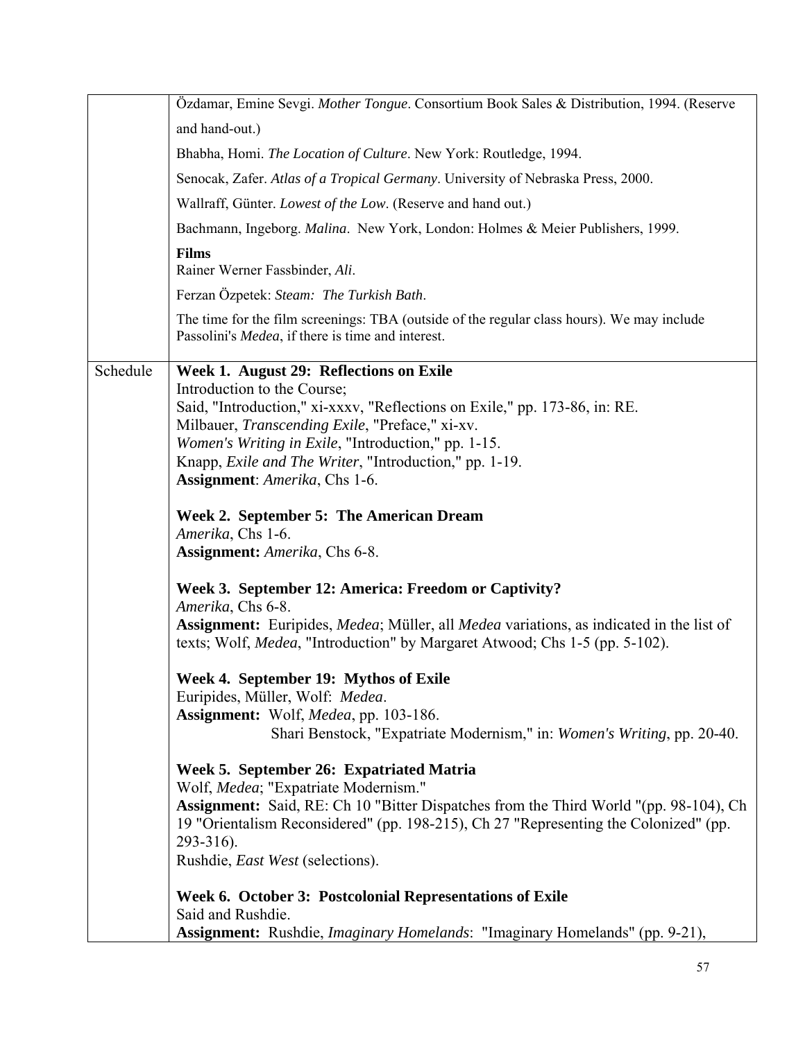| | |
|---|---|
| | Özdamar, Emine Sevgi. *Mother Tongue*. Consortium Book Sales & Distribution, 1994. (Reserve and hand-out.)<br><br>Bhabha, Homi. *The Location of Culture*. New York: Routledge, 1994.<br><br>Senocak, Zafer. *Atlas of a Tropical Germany*. University of Nebraska Press, 2000.<br><br>Wallraff, Günter. *Lowest of the Low*. (Reserve and hand out.)<br><br>Bachmann, Ingeborg. *Malina*. New York, London: Holmes & Meier Publishers, 1999.<br><br>**Films**<br>Rainer Werner Fassbinder, *Ali*.<br><br>Ferzan Özpetek: *Steam: The Turkish Bath*.<br><br>The time for the film screenings: TBA (outside of the regular class hours). We may include Passolini's *Medea*, if there is time and interest. |
| Schedule | **Week 1. August 29: Reflections on Exile**<br>Introduction to the Course;<br>Said, "Introduction," xi-xxxv, "Reflections on Exile," pp. 173-86, in: RE.<br>Milbauer, *Transcending Exile*, "Preface," xi-xv.<br>*Women's Writing in Exile*, "Introduction," pp. 1-15.<br>Knapp, *Exile and The Writer*, "Introduction," pp. 1-19.<br>**Assignment**: *Amerika*, Chs 1-6.<br><br>**Week 2. September 5: The American Dream**<br>*Amerika*, Chs 1-6.<br>**Assignment:** *Amerika*, Chs 6-8.<br><br>**Week 3. September 12: America: Freedom or Captivity?**<br>*Amerika*, Chs 6-8.<br>**Assignment:** Euripides, *Medea*; Müller, all *Medea* variations, as indicated in the list of texts; Wolf, *Medea*, "Introduction" by Margaret Atwood; Chs 1-5 (pp. 5-102).<br><br>**Week 4. September 19: Mythos of Exile**<br>Euripides, Müller, Wolf: *Medea*.<br>**Assignment:** Wolf, *Medea*, pp. 103-186.<br>Shari Benstock, "Expatriate Modernism," in: *Women's Writing*, pp. 20-40.<br><br>**Week 5. September 26: Expatriated Matria**<br>Wolf, *Medea*; "Expatriate Modernism."<br>**Assignment:** Said, RE: Ch 10 "Bitter Dispatches from the Third World "(pp. 98-104), Ch 19 "Orientalism Reconsidered" (pp. 198-215), Ch 27 "Representing the Colonized" (pp. 293-316).<br>Rushdie, *East West* (selections).<br><br>**Week 6. October 3: Postcolonial Representations of Exile**<br>Said and Rushdie.<br>**Assignment:** Rushdie, *Imaginary Homelands*: "Imaginary Homelands" (pp. 9-21), |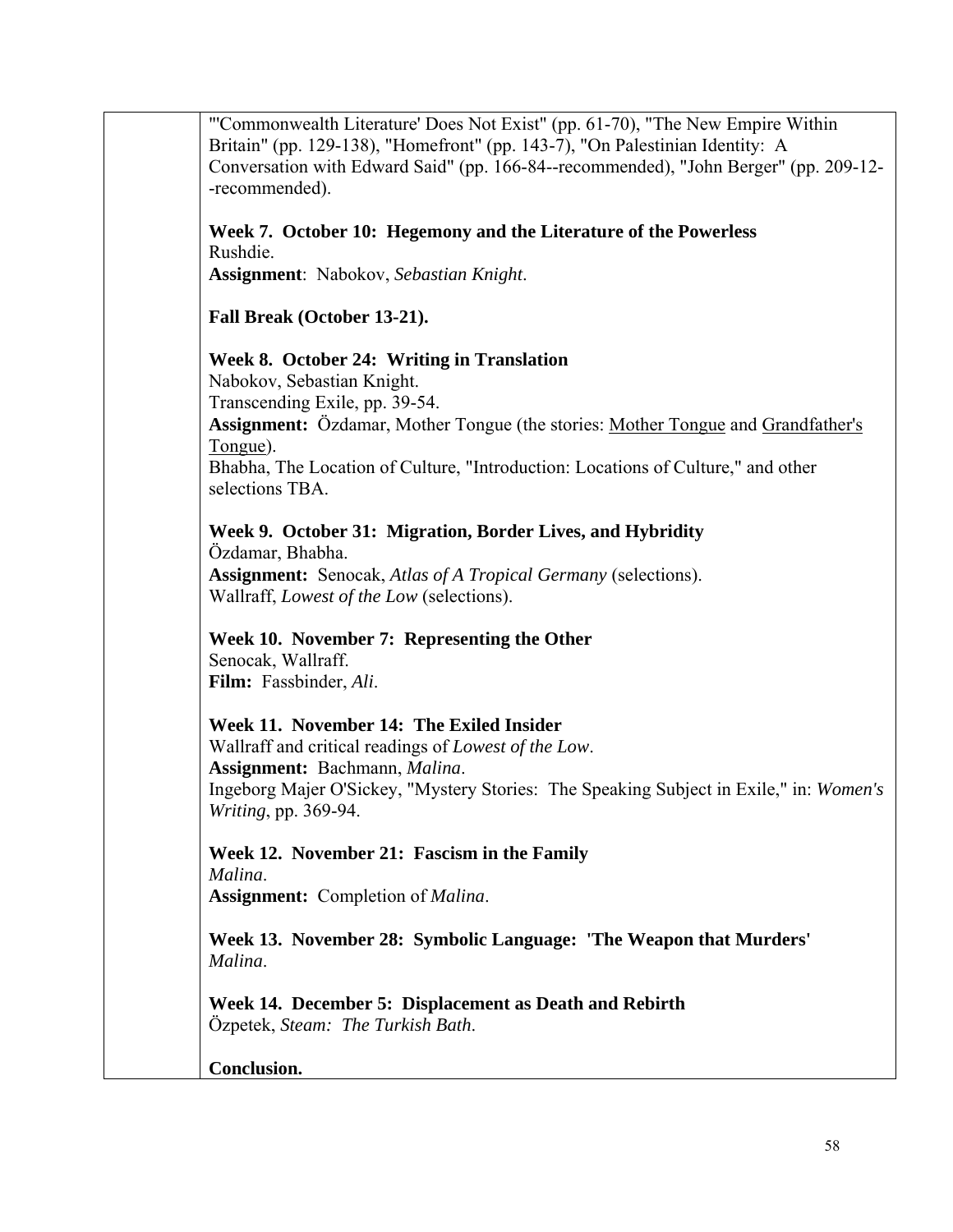"'Commonwealth Literature' Does Not Exist" (pp. 61-70), "The New Empire Within Britain" (pp. 129-138), "Homefront" (pp. 143-7), "On Palestinian Identity: A Conversation with Edward Said" (pp. 166-84--recommended), "John Berger" (pp. 209-12--recommended).

**Week 7. October 10: Hegemony and the Literature of the Powerless**
Rushdie.
**Assignment**: Nabokov, *Sebastian Knight*.

**Fall Break (October 13-21).**

**Week 8. October 24: Writing in Translation**
Nabokov, Sebastian Knight.
Transcending Exile, pp. 39-54.
**Assignment:** Özdamar, Mother Tongue (the stories: <u>Mother Tongue</u> and <u>Grandfather's Tongue</u>).
Bhabha, The Location of Culture, "Introduction: Locations of Culture," and other selections TBA.

**Week 9. October 31: Migration, Border Lives, and Hybridity**
Özdamar, Bhabha.
**Assignment:** Senocak, *Atlas of A Tropical Germany* (selections).
Wallraff, *Lowest of the Low* (selections).

**Week 10. November 7: Representing the Other**
Senocak, Wallraff.
**Film:** Fassbinder, *Ali*.

**Week 11. November 14: The Exiled Insider**
Wallraff and critical readings of *Lowest of the Low*.
**Assignment:** Bachmann, *Malina*.
Ingeborg Majer O'Sickey, "Mystery Stories: The Speaking Subject in Exile," in: *Women's Writing*, pp. 369-94.

**Week 12. November 21: Fascism in the Family**
*Malina*.
**Assignment:** Completion of *Malina*.

**Week 13. November 28: Symbolic Language: 'The Weapon that Murders'**
*Malina*.

**Week 14. December 5: Displacement as Death and Rebirth**
Özpetek, *Steam: The Turkish Bath*.

**Conclusion.**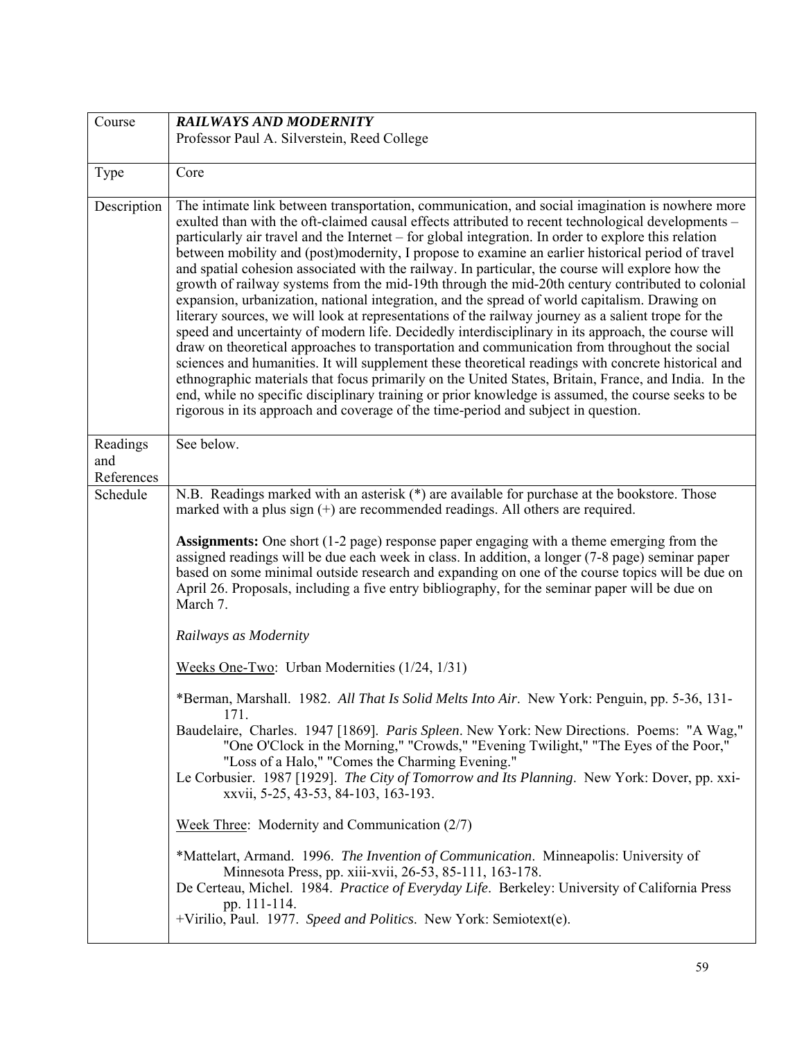| Course | ***RAILWAYS AND MODERNITY***<br>Professor Paul A. Silverstein, Reed College |
|---|---|
| Type | Core |
| Description | The intimate link between transportation, communication, and social imagination is nowhere more exulted than with the oft-claimed causal effects attributed to recent technological developments – particularly air travel and the Internet – for global integration. In order to explore this relation between mobility and (post)modernity, I propose to examine an earlier historical period of travel and spatial cohesion associated with the railway. In particular, the course will explore how the growth of railway systems from the mid-19th through the mid-20th century contributed to colonial expansion, urbanization, national integration, and the spread of world capitalism. Drawing on literary sources, we will look at representations of the railway journey as a salient trope for the speed and uncertainty of modern life. Decidedly interdisciplinary in its approach, the course will draw on theoretical approaches to transportation and communication from throughout the social sciences and humanities. It will supplement these theoretical readings with concrete historical and ethnographic materials that focus primarily on the United States, Britain, France, and India. In the end, while no specific disciplinary training or prior knowledge is assumed, the course seeks to be rigorous in its approach and coverage of the time-period and subject in question. |
| Readings and References | See below. |
| Schedule | N.B. Readings marked with an asterisk (*) are available for purchase at the bookstore. Those marked with a plus sign (+) are recommended readings. All others are required.<br><br>**Assignments:** One short (1-2 page) response paper engaging with a theme emerging from the assigned readings will be due each week in class. In addition, a longer (7-8 page) seminar paper based on some minimal outside research and expanding on one of the course topics will be due on April 26. Proposals, including a five entry bibliography, for the seminar paper will be due on March 7.<br><br>*Railways as Modernity*<br><br><u>Weeks One-Two</u>: Urban Modernities (1/24, 1/31)<br><br>*Berman, Marshall. 1982. *All That Is Solid Melts Into Air*. New York: Penguin, pp. 5-36, 131-171.<br>Baudelaire, Charles. 1947 [1869]. *Paris Spleen*. New York: New Directions. Poems: "A Wag," "One O'Clock in the Morning," "Crowds," "Evening Twilight," "The Eyes of the Poor," "Loss of a Halo," "Comes the Charming Evening."<br>Le Corbusier. 1987 [1929]. *The City of Tomorrow and Its Planning*. New York: Dover, pp. xxi-xxvii, 5-25, 43-53, 84-103, 163-193.<br><br><u>Week Three</u>: Modernity and Communication (2/7)<br><br>*Mattelart, Armand. 1996. *The Invention of Communication*. Minneapolis: University of Minnesota Press, pp. xiii-xvii, 26-53, 85-111, 163-178.<br>De Certeau, Michel. 1984. *Practice of Everyday Life*. Berkeley: University of California Press pp. 111-114.<br>+Virilio, Paul. 1977. *Speed and Politics*. New York: Semiotext(e). |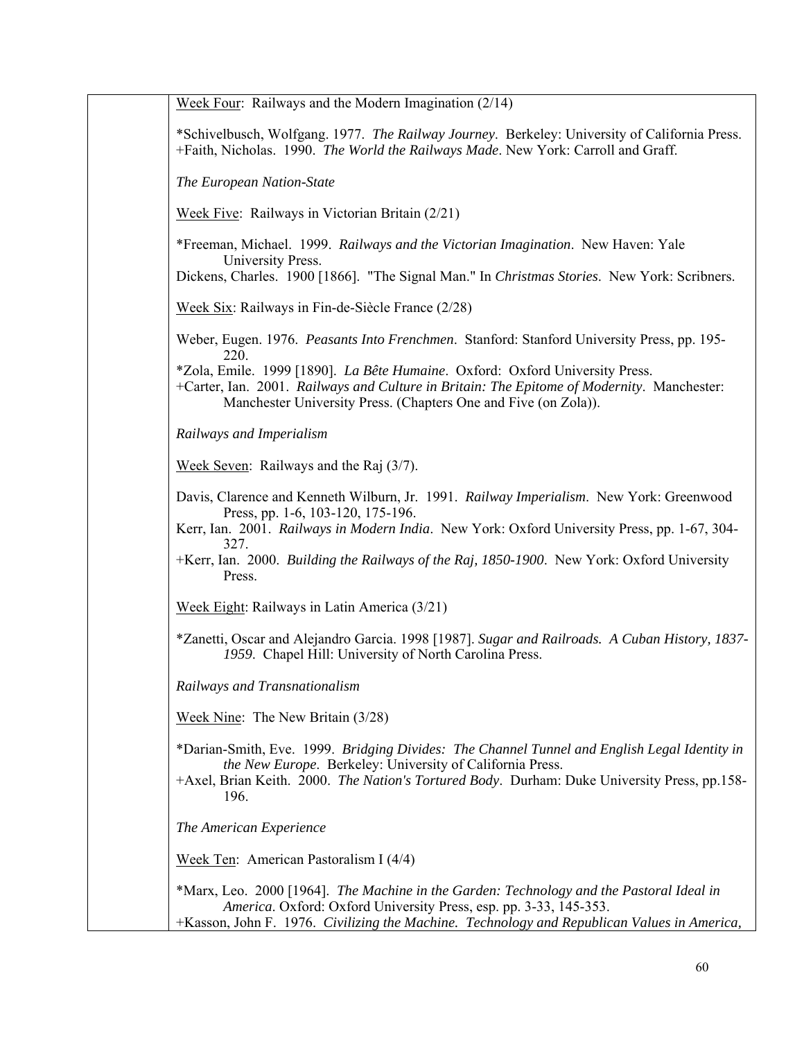Week Four: Railways and the Modern Imagination (2/14)

*Schivelbusch, Wolfgang. 1977. *The Railway Journey*. Berkeley: University of California Press.
+Faith, Nicholas. 1990. *The World the Railways Made*. New York: Carroll and Graff.

*The European Nation-State*

Week Five: Railways in Victorian Britain (2/21)

*Freeman, Michael. 1999. *Railways and the Victorian Imagination*. New Haven: Yale University Press.
Dickens, Charles. 1900 [1866]. "The Signal Man." In *Christmas Stories*. New York: Scribners.

Week Six: Railways in Fin-de-Siècle France (2/28)

Weber, Eugen. 1976. *Peasants Into Frenchmen*. Stanford: Stanford University Press, pp. 195-220.
*Zola, Emile. 1999 [1890]. *La Bête Humaine*. Oxford: Oxford University Press.
+Carter, Ian. 2001. *Railways and Culture in Britain: The Epitome of Modernity*. Manchester: Manchester University Press. (Chapters One and Five (on Zola)).

*Railways and Imperialism*

Week Seven: Railways and the Raj (3/7).

Davis, Clarence and Kenneth Wilburn, Jr. 1991. *Railway Imperialism*. New York: Greenwood Press, pp. 1-6, 103-120, 175-196.
Kerr, Ian. 2001. *Railways in Modern India*. New York: Oxford University Press, pp. 1-67, 304-327.
+Kerr, Ian. 2000. *Building the Railways of the Raj, 1850-1900*. New York: Oxford University Press.

Week Eight: Railways in Latin America (3/21)

*Zanetti, Oscar and Alejandro Garcia. 1998 [1987]. *Sugar and Railroads. A Cuban History, 1837-1959*. Chapel Hill: University of North Carolina Press.

*Railways and Transnationalism*

Week Nine: The New Britain (3/28)

*Darian-Smith, Eve. 1999. *Bridging Divides: The Channel Tunnel and English Legal Identity in the New Europe*. Berkeley: University of California Press.
+Axel, Brian Keith. 2000. *The Nation's Tortured Body*. Durham: Duke University Press, pp.158-196.

*The American Experience*

Week Ten: American Pastoralism I (4/4)

*Marx, Leo. 2000 [1964]. *The Machine in the Garden: Technology and the Pastoral Ideal in America.* Oxford: Oxford University Press, esp. pp. 3-33, 145-353.
+Kasson, John F. 1976. *Civilizing the Machine. Technology and Republican Values in America,*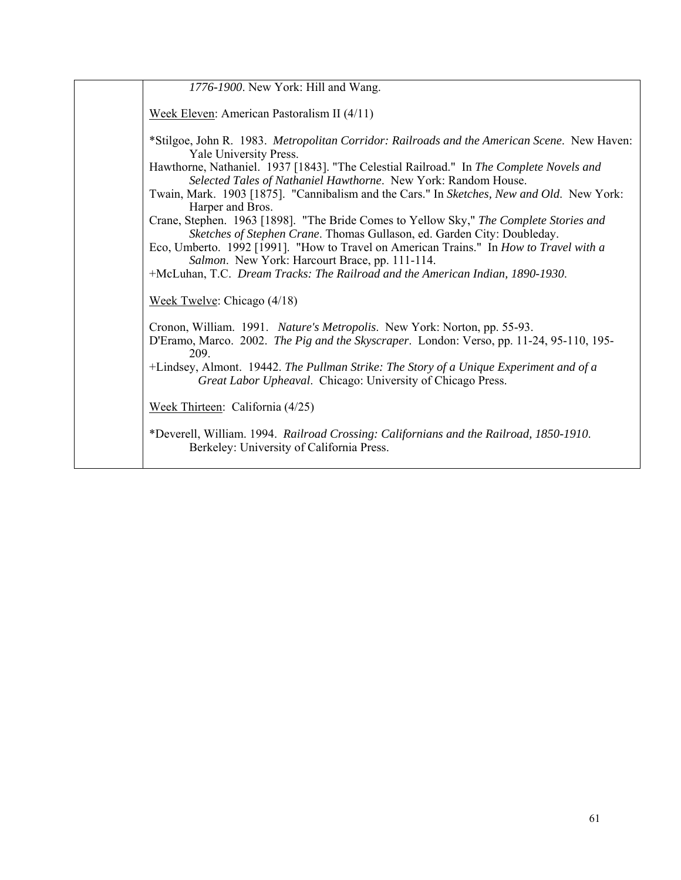*1776-1900*. New York: Hill and Wang.

Week Eleven: American Pastoralism II (4/11)

*Stilgoe, John R. 1983. *Metropolitan Corridor: Railroads and the American Scene*. New Haven: Yale University Press.
Hawthorne, Nathaniel. 1937 [1843]. "The Celestial Railroad." In *The Complete Novels and Selected Tales of Nathaniel Hawthorne*. New York: Random House.
Twain, Mark. 1903 [1875]. "Cannibalism and the Cars." In *Sketches, New and Old*. New York: Harper and Bros.
Crane, Stephen. 1963 [1898]. "The Bride Comes to Yellow Sky," *The Complete Stories and Sketches of Stephen Crane*. Thomas Gullason, ed. Garden City: Doubleday.
Eco, Umberto. 1992 [1991]. "How to Travel on American Trains." In *How to Travel with a Salmon*. New York: Harcourt Brace, pp. 111-114.
+McLuhan, T.C. *Dream Tracks: The Railroad and the American Indian, 1890-1930*.

Week Twelve: Chicago (4/18)

Cronon, William. 1991. *Nature's Metropolis*. New York: Norton, pp. 55-93.
D'Eramo, Marco. 2002. *The Pig and the Skyscraper*. London: Verso, pp. 11-24, 95-110, 195-209.
+Lindsey, Almont. 19442. *The Pullman Strike: The Story of a Unique Experiment and of a Great Labor Upheaval*. Chicago: University of Chicago Press.

Week Thirteen: California (4/25)

*Deverell, William. 1994. *Railroad Crossing: Californians and the Railroad, 1850-1910*. Berkeley: University of California Press.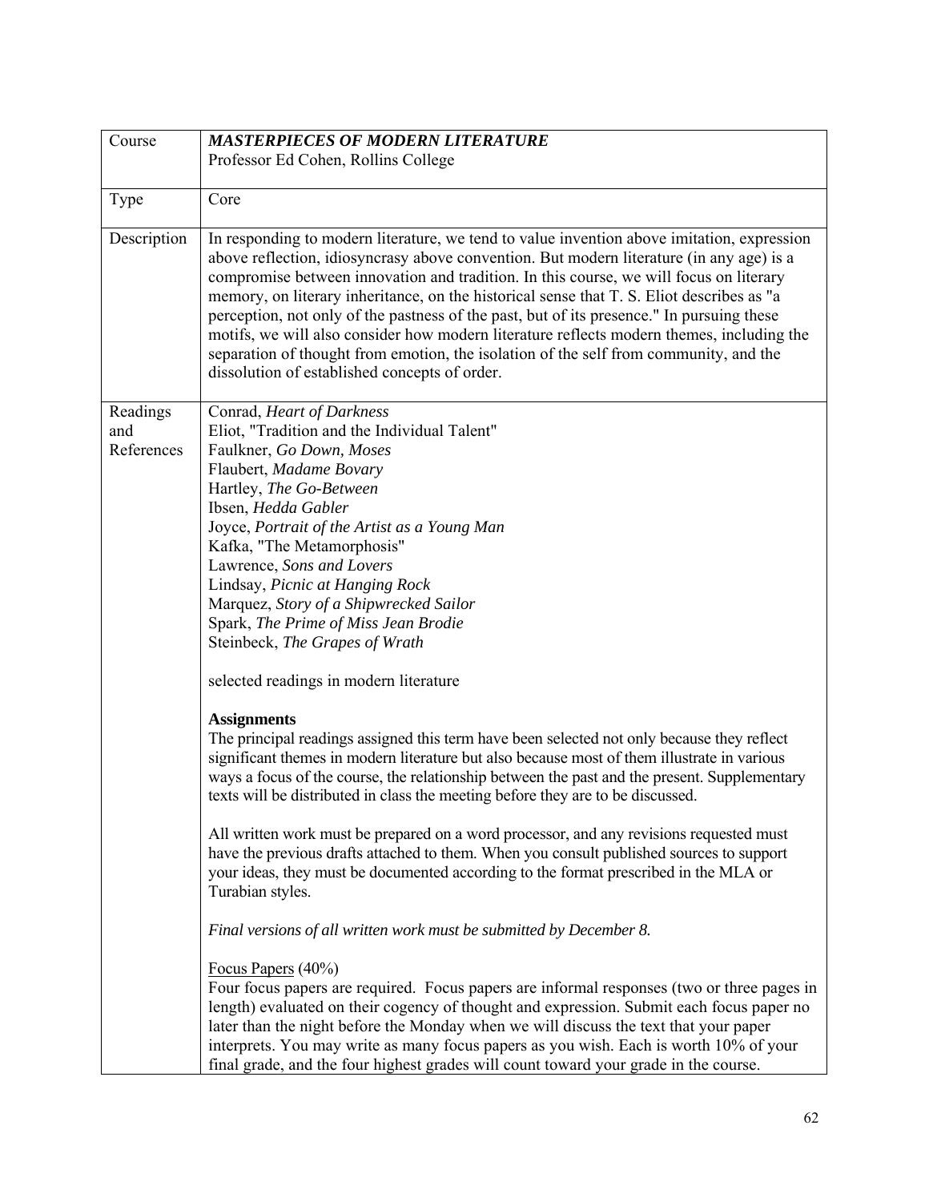| Course | ***MASTERPIECES OF MODERN LITERATURE***<br>Professor Ed Cohen, Rollins College |
|---|---|
| Type | Core |
| Description | In responding to modern literature, we tend to value invention above imitation, expression above reflection, idiosyncrasy above convention. But modern literature (in any age) is a compromise between innovation and tradition. In this course, we will focus on literary memory, on literary inheritance, on the historical sense that T. S. Eliot describes as "a perception, not only of the pastness of the past, but of its presence." In pursuing these motifs, we will also consider how modern literature reflects modern themes, including the separation of thought from emotion, the isolation of the self from community, and the dissolution of established concepts of order. |
| Readings and References | Conrad, *Heart of Darkness*<br>Eliot, "Tradition and the Individual Talent"<br>Faulkner, *Go Down, Moses*<br>Flaubert, *Madame Bovary*<br>Hartley, *The Go-Between*<br>Ibsen, *Hedda Gabler*<br>Joyce, *Portrait of the Artist as a Young Man*<br>Kafka, "The Metamorphosis"<br>Lawrence, *Sons and Lovers*<br>Lindsay, *Picnic at Hanging Rock*<br>Marquez, *Story of a Shipwrecked Sailor*<br>Spark, *The Prime of Miss Jean Brodie*<br>Steinbeck, *The Grapes of Wrath*<br><br>selected readings in modern literature<br><br>**Assignments**<br>The principal readings assigned this term have been selected not only because they reflect significant themes in modern literature but also because most of them illustrate in various ways a focus of the course, the relationship between the past and the present. Supplementary texts will be distributed in class the meeting before they are to be discussed.<br><br>All written work must be prepared on a word processor, and any revisions requested must have the previous drafts attached to them. When you consult published sources to support your ideas, they must be documented according to the format prescribed in the MLA or Turabian styles.<br><br>*Final versions of all written work must be submitted by December 8.*<br><br>Focus Papers (40%)<br>Four focus papers are required. Focus papers are informal responses (two or three pages in length) evaluated on their cogency of thought and expression. Submit each focus paper no later than the night before the Monday when we will discuss the text that your paper interprets. You may write as many focus papers as you wish. Each is worth 10% of your final grade, and the four highest grades will count toward your grade in the course. |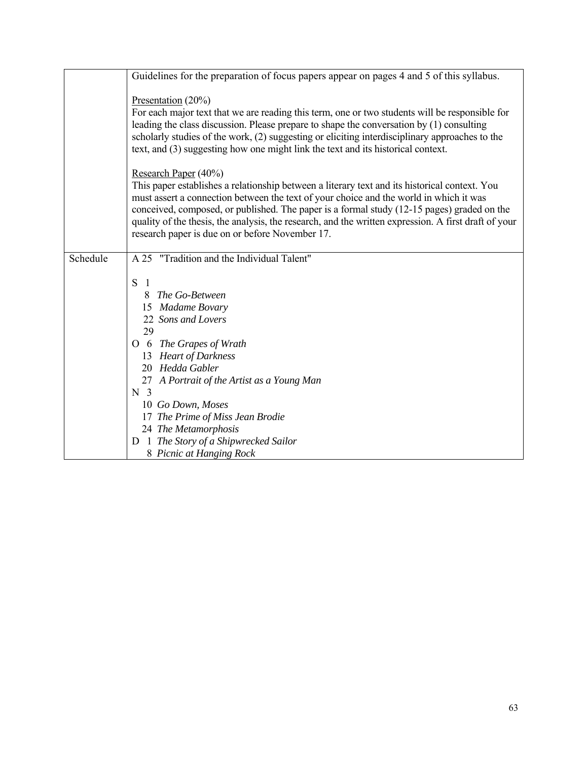| | |
|---|---|
| | Guidelines for the preparation of focus papers appear on pages 4 and 5 of this syllabus.<br><br>Presentation (20%)<br>For each major text that we are reading this term, one or two students will be responsible for leading the class discussion. Please prepare to shape the conversation by (1) consulting scholarly studies of the work, (2) suggesting or eliciting interdisciplinary approaches to the text, and (3) suggesting how one might link the text and its historical context.<br><br>Research Paper (40%)<br>This paper establishes a relationship between a literary text and its historical context. You must assert a connection between the text of your choice and the world in which it was conceived, composed, or published. The paper is a formal study (12-15 pages) graded on the quality of the thesis, the analysis, the research, and the written expression. A first draft of your research paper is due on or before November 17. |
| Schedule | A 25 "Tradition and the Individual Talent"<br><br>S 1<br>8 *The Go-Between*<br>15 *Madame Bovary*<br>22 *Sons and Lovers*<br>29<br>O 6 *The Grapes of Wrath*<br>13 *Heart of Darkness*<br>20 *Hedda Gabler*<br>27 *A Portrait of the Artist as a Young Man*<br>N 3<br>10 *Go Down, Moses*<br>17 *The Prime of Miss Jean Brodie*<br>24 *The Metamorphosis*<br>D 1 *The Story of a Shipwrecked Sailor*<br>8 *Picnic at Hanging Rock* |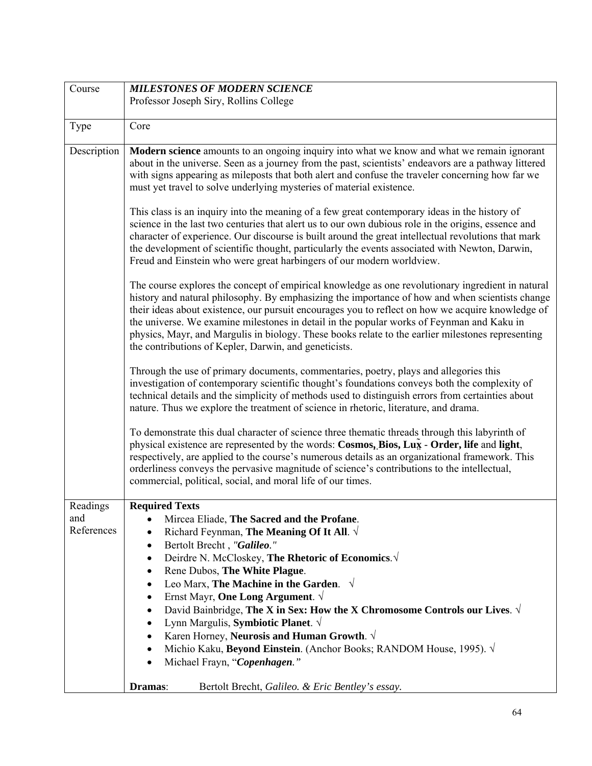| Course | ***MILESTONES OF MODERN SCIENCE***<br>Professor Joseph Siry, Rollins College |
|---|---|
| Type | Core |
| Description | **Modern science** amounts to an ongoing inquiry into what we know and what we remain ignorant about in the universe. Seen as a journey from the past, scientists' endeavors are a pathway littered with signs appearing as mileposts that both alert and confuse the traveler concerning how far we must yet travel to solve underlying mysteries of material existence.<br><br>This class is an inquiry into the meaning of a few great contemporary ideas in the history of science in the last two centuries that alert us to our own dubious role in the origins, essence and character of experience. Our discourse is built around the great intellectual revolutions that mark the development of scientific thought, particularly the events associated with Newton, Darwin, Freud and Einstein who were great harbingers of our modern worldview.<br><br>The course explores the concept of empirical knowledge as one revolutionary ingredient in natural history and natural philosophy. By emphasizing the importance of how and when scientists change their ideas about existence, our pursuit encourages you to reflect on how we acquire knowledge of the universe. We examine milestones in detail in the popular works of Feynman and Kaku in physics, Mayr, and Margulis in biology. These books relate to the earlier milestones representing the contributions of Kepler, Darwin, and geneticists.<br><br>Through the use of primary documents, commentaries, poetry, plays and allegories this investigation of contemporary scientific thought's foundations conveys both the complexity of technical details and the simplicity of methods used to distinguish errors from certainties about nature. Thus we explore the treatment of science in rhetoric, literature, and drama.<br><br>To demonstrate this dual character of science three thematic threads through this labyrinth of physical existence are represented by the words: **Cosmos, Bios, Lux** - **Order, life** and **light**, respectively, are applied to the course's numerous details as an organizational framework. This orderliness conveys the pervasive magnitude of science's contributions to the intellectual, commercial, political, social, and moral life of our times. |
| Readings and References | **Required Texts**<br>• Mircea Eliade, **The Sacred and the Profane**.<br>• Richard Feynman, **The Meaning Of It All**. √<br>• Bertolt Brecht , *"**Galileo**."*<br>• Deirdre N. McCloskey, **The Rhetoric of Economics**.√<br>• Rene Dubos, **The White Plague**.<br>• Leo Marx, **The Machine in the Garden**. √<br>• Ernst Mayr, **One Long Argument**. √<br>• David Bainbridge, **The X in Sex: How the X Chromosome Controls our Lives**. √<br>• Lynn Margulis, **Symbiotic Planet**. √<br>• Karen Horney, **Neurosis and Human Growth**. √<br>• Michio Kaku, **Beyond Einstein**. (Anchor Books; RANDOM House, 1995). √<br>• Michael Frayn, "***Copenhagen**."*<br><br>**Dramas**: Bertolt Brecht, *Galileo. & Eric Bentley's essay.* |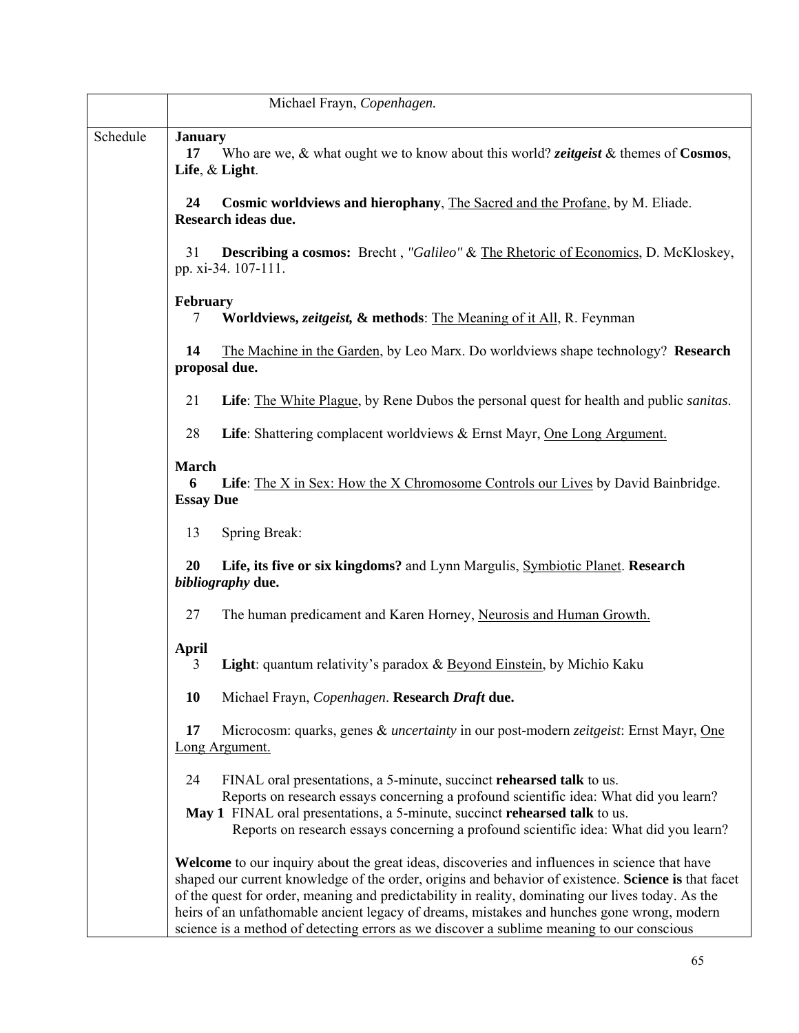| | Michael Frayn, *Copenhagen.* |
|---|---|
| Schedule | **January**<br>**17** Who are we, & what ought we to know about this world? ***zeitgeist*** & themes of **Cosmos**, **Life**, & **Light**.<br><br>**24** **Cosmic worldviews and hierophany**, The Sacred and the Profane, by M. Eliade. **Research ideas due.**<br><br>31 **Describing a cosmos:** Brecht , *"Galileo"* & The Rhetoric of Economics, D. McKloskey, pp. xi-34. 107-111.<br><br>**February**<br>7 **Worldviews, *zeitgeist,* & methods**: The Meaning of it All, R. Feynman<br><br>**14** The Machine in the Garden, by Leo Marx. Do worldviews shape technology? **Research proposal due.**<br><br>21 **Life**: The White Plague, by Rene Dubos the personal quest for health and public *sanitas*.<br><br>28 **Life**: Shattering complacent worldviews & Ernst Mayr, One Long Argument.<br><br>**March**<br>**6** **Life**: The X in Sex: How the X Chromosome Controls our Lives by David Bainbridge. **Essay Due**<br><br>13 Spring Break:<br><br>**20** **Life, its five or six kingdoms?** and Lynn Margulis, Symbiotic Planet. **Research *bibliography* due.**<br><br>27 The human predicament and Karen Horney, Neurosis and Human Growth.<br><br>**April**<br>3 **Light**: quantum relativity's paradox & Beyond Einstein, by Michio Kaku<br><br>**10** Michael Frayn, *Copenhagen*. **Research *Draft* due.**<br><br>**17** Microcosm: quarks, genes & *uncertainty* in our post-modern *zeitgeist*: Ernst Mayr, One Long Argument.<br><br>24 FINAL oral presentations, a 5-minute, succinct **rehearsed talk** to us. Reports on research essays concerning a profound scientific idea: What did you learn?<br>**May 1** FINAL oral presentations, a 5-minute, succinct **rehearsed talk** to us. Reports on research essays concerning a profound scientific idea: What did you learn?<br><br>**Welcome** to our inquiry about the great ideas, discoveries and influences in science that have shaped our current knowledge of the order, origins and behavior of existence. **Science is** that facet of the quest for order, meaning and predictability in reality, dominating our lives today. As the heirs of an unfathomable ancient legacy of dreams, mistakes and hunches gone wrong, modern science is a method of detecting errors as we discover a sublime meaning to our conscious |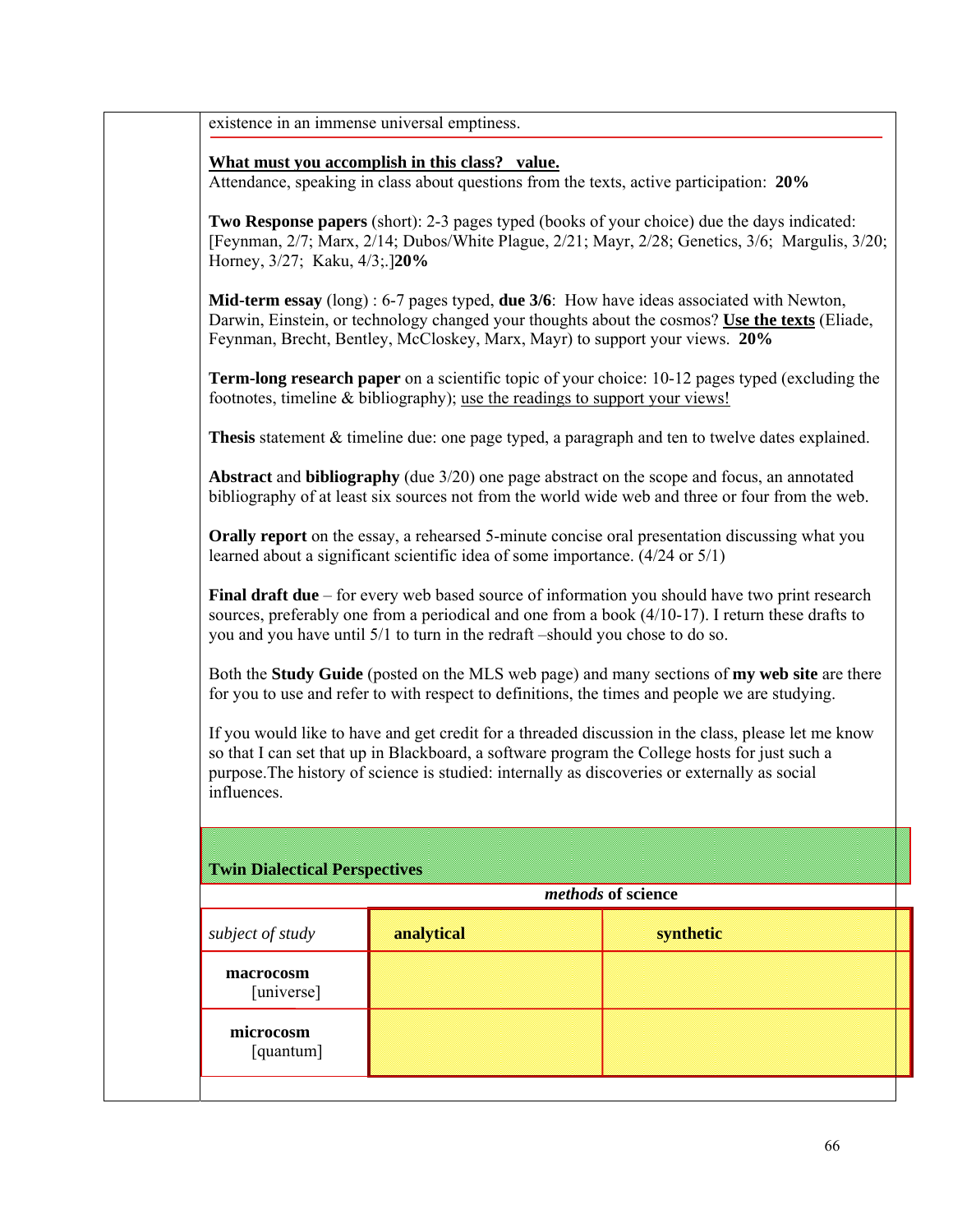existence in an immense universal emptiness.

**What must you accomplish in this class? value.**
Attendance, speaking in class about questions from the texts, active participation: **20%**

**Two Response papers** (short): 2-3 pages typed (books of your choice) due the days indicated: [Feynman, 2/7; Marx, 2/14; Dubos/White Plague, 2/21; Mayr, 2/28; Genetics, 3/6; Margulis, 3/20; Horney, 3/27; Kaku, 4/3;.]**20%**

**Mid-term essay** (long) : 6-7 pages typed, **due 3/6**: How have ideas associated with Newton, Darwin, Einstein, or technology changed your thoughts about the cosmos? **Use the texts** (Eliade, Feynman, Brecht, Bentley, McCloskey, Marx, Mayr) to support your views. **20%**

**Term-long research paper** on a scientific topic of your choice: 10-12 pages typed (excluding the footnotes, timeline & bibliography); use the readings to support your views!

**Thesis** statement & timeline due: one page typed, a paragraph and ten to twelve dates explained.

**Abstract** and **bibliography** (due 3/20) one page abstract on the scope and focus, an annotated bibliography of at least six sources not from the world wide web and three or four from the web.

**Orally report** on the essay, a rehearsed 5-minute concise oral presentation discussing what you learned about a significant scientific idea of some importance. (4/24 or 5/1)

**Final draft due** – for every web based source of information you should have two print research sources, preferably one from a periodical and one from a book (4/10-17). I return these drafts to you and you have until 5/1 to turn in the redraft –should you chose to do so.

Both the **Study Guide** (posted on the MLS web page) and many sections of **my web site** are there for you to use and refer to with respect to definitions, the times and people we are studying.

If you would like to have and get credit for a threaded discussion in the class, please let me know so that I can set that up in Blackboard, a software program the College hosts for just such a purpose.The history of science is studied: internally as discoveries or externally as social influences.

**Twin Dialectical Perspectives**

| | ***methods* of science** | |
|---|---|---|
| *subject of study* | **analytical** | **synthetic** |
| **macrocosm** [universe] | | |
| **microcosm** [quantum] | | |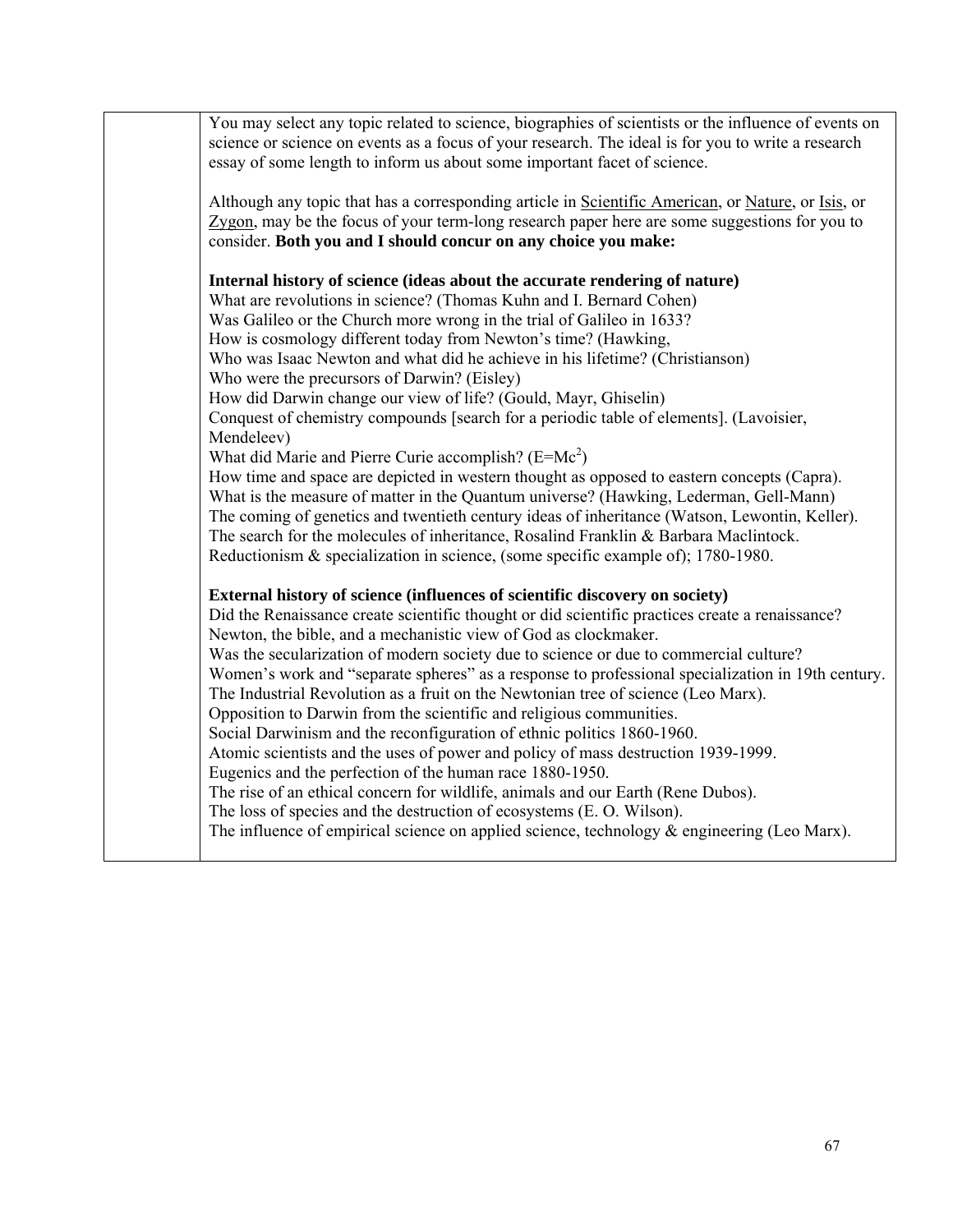You may select any topic related to science, biographies of scientists or the influence of events on science or science on events as a focus of your research. The ideal is for you to write a research essay of some length to inform us about some important facet of science.

Although any topic that has a corresponding article in Scientific American, or Nature, or Isis, or Zygon, may be the focus of your term-long research paper here are some suggestions for you to consider. **Both you and I should concur on any choice you make:**

**Internal history of science (ideas about the accurate rendering of nature)**
What are revolutions in science? (Thomas Kuhn and I. Bernard Cohen)
Was Galileo or the Church more wrong in the trial of Galileo in 1633?
How is cosmology different today from Newton's time? (Hawking,
Who was Isaac Newton and what did he achieve in his lifetime? (Christianson)
Who were the precursors of Darwin? (Eisley)
How did Darwin change our view of life? (Gould, Mayr, Ghiselin)
Conquest of chemistry compounds [search for a periodic table of elements]. (Lavoisier, Mendeleev)
What did Marie and Pierre Curie accomplish? ($E=Mc^2$)
How time and space are depicted in western thought as opposed to eastern concepts (Capra).
What is the measure of matter in the Quantum universe? (Hawking, Lederman, Gell-Mann)
The coming of genetics and twentieth century ideas of inheritance (Watson, Lewontin, Keller).
The search for the molecules of inheritance, Rosalind Franklin & Barbara Maclintock.
Reductionism & specialization in science, (some specific example of); 1780-1980.

**External history of science (influences of scientific discovery on society)**
Did the Renaissance create scientific thought or did scientific practices create a renaissance?
Newton, the bible, and a mechanistic view of God as clockmaker.
Was the secularization of modern society due to science or due to commercial culture?
Women's work and "separate spheres" as a response to professional specialization in 19th century.
The Industrial Revolution as a fruit on the Newtonian tree of science (Leo Marx).
Opposition to Darwin from the scientific and religious communities.
Social Darwinism and the reconfiguration of ethnic politics 1860-1960.
Atomic scientists and the uses of power and policy of mass destruction 1939-1999.
Eugenics and the perfection of the human race 1880-1950.
The rise of an ethical concern for wildlife, animals and our Earth (Rene Dubos).
The loss of species and the destruction of ecosystems (E. O. Wilson).
The influence of empirical science on applied science, technology & engineering (Leo Marx).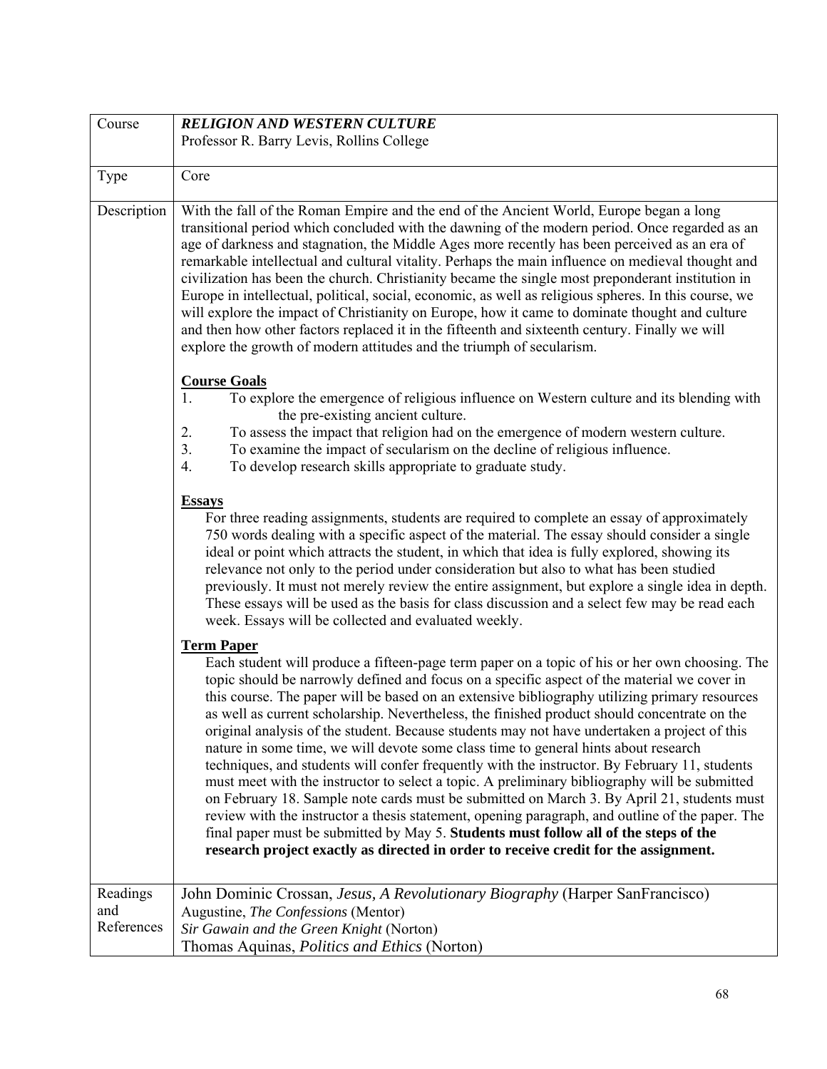| Course | ***RELIGION AND WESTERN CULTURE***<br>Professor R. Barry Levis, Rollins College |
|---|---|
| Type | Core |
| Description | With the fall of the Roman Empire and the end of the Ancient World, Europe began a long transitional period which concluded with the dawning of the modern period. Once regarded as an age of darkness and stagnation, the Middle Ages more recently has been perceived as an era of remarkable intellectual and cultural vitality. Perhaps the main influence on medieval thought and civilization has been the church. Christianity became the single most preponderant institution in Europe in intellectual, political, social, economic, as well as religious spheres. In this course, we will explore the impact of Christianity on Europe, how it came to dominate thought and culture and then how other factors replaced it in the fifteenth and sixteenth century. Finally we will explore the growth of modern attitudes and the triumph of secularism.<br><br>**Course Goals**<br>1. To explore the emergence of religious influence on Western culture and its blending with the pre-existing ancient culture.<br>2. To assess the impact that religion had on the emergence of modern western culture.<br>3. To examine the impact of secularism on the decline of religious influence.<br>4. To develop research skills appropriate to graduate study.<br><br>**Essays**<br>For three reading assignments, students are required to complete an essay of approximately 750 words dealing with a specific aspect of the material. The essay should consider a single ideal or point which attracts the student, in which that idea is fully explored, showing its relevance not only to the period under consideration but also to what has been studied previously. It must not merely review the entire assignment, but explore a single idea in depth. These essays will be used as the basis for class discussion and a select few may be read each week. Essays will be collected and evaluated weekly.<br><br>**Term Paper**<br>Each student will produce a fifteen-page term paper on a topic of his or her own choosing. The topic should be narrowly defined and focus on a specific aspect of the material we cover in this course. The paper will be based on an extensive bibliography utilizing primary resources as well as current scholarship. Nevertheless, the finished product should concentrate on the original analysis of the student. Because students may not have undertaken a project of this nature in some time, we will devote some class time to general hints about research techniques, and students will confer frequently with the instructor. By February 11, students must meet with the instructor to select a topic. A preliminary bibliography will be submitted on February 18. Sample note cards must be submitted on March 3. By April 21, students must review with the instructor a thesis statement, opening paragraph, and outline of the paper. The final paper must be submitted by May 5. **Students must follow all of the steps of the research project exactly as directed in order to receive credit for the assignment.** |
| Readings and References | John Dominic Crossan, *Jesus, A Revolutionary Biography* (Harper SanFrancisco)<br>Augustine, *The Confessions* (Mentor)<br>*Sir Gawain and the Green Knight* (Norton)<br>Thomas Aquinas, *Politics and Ethics* (Norton) |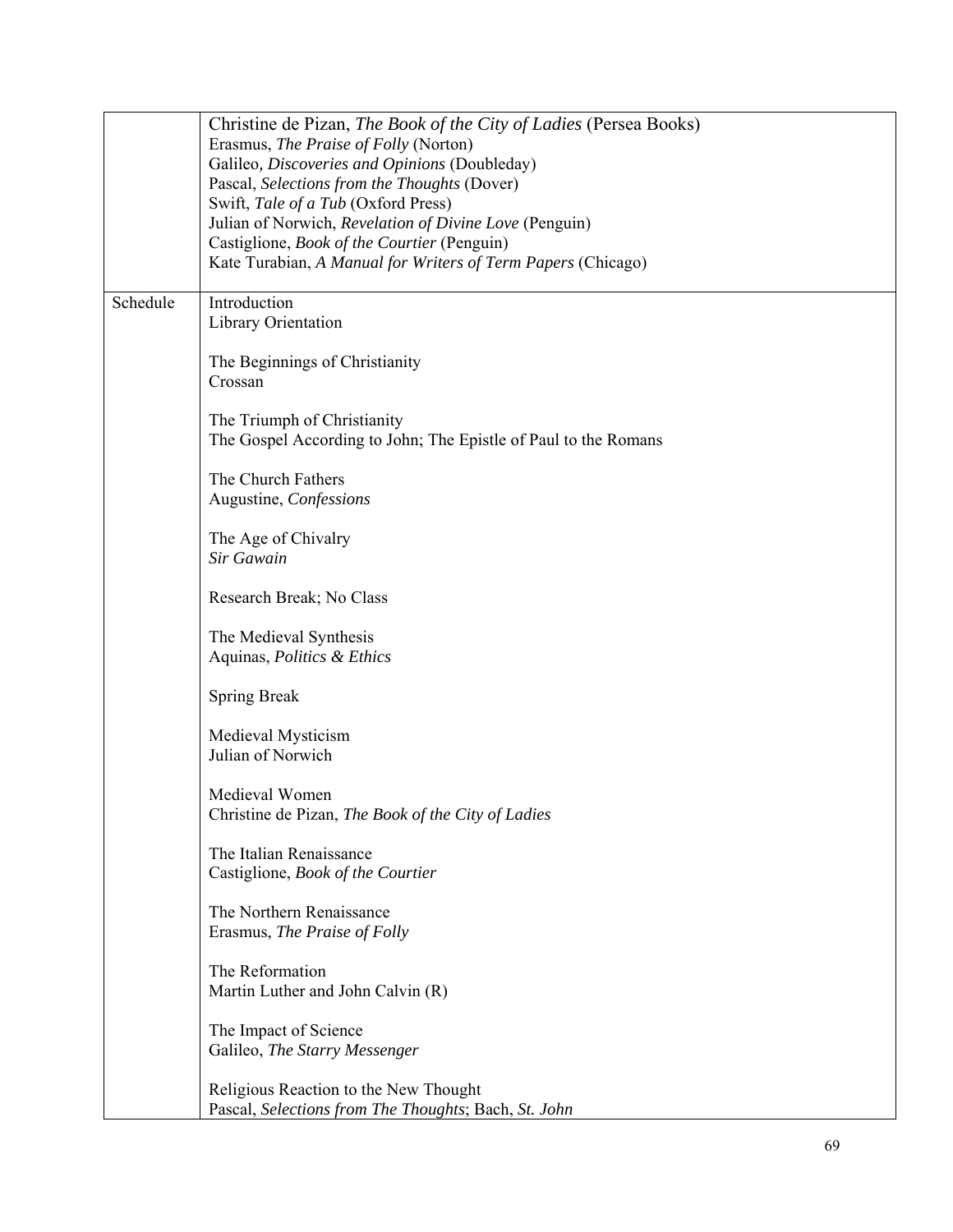| | |
|---|---|
| | Christine de Pizan, *The Book of the City of Ladies* (Persea Books)<br>Erasmus, *The Praise of Folly* (Norton)<br>Galileo*, Discoveries and Opinions* (Doubleday)<br>Pascal, *Selections from the Thoughts* (Dover)<br>Swift, *Tale of a Tub* (Oxford Press)<br>Julian of Norwich, *Revelation of Divine Love* (Penguin)<br>Castiglione, *Book of the Courtier* (Penguin)<br>Kate Turabian, *A Manual for Writers of Term Papers* (Chicago) |
| Schedule | Introduction<br>Library Orientation<br><br>The Beginnings of Christianity<br>Crossan<br><br>The Triumph of Christianity<br>The Gospel According to John; The Epistle of Paul to the Romans<br><br>The Church Fathers<br>Augustine, *Confessions*<br><br>The Age of Chivalry<br>*Sir Gawain*<br><br>Research Break; No Class<br><br>The Medieval Synthesis<br>Aquinas, *Politics & Ethics*<br><br>Spring Break<br><br>Medieval Mysticism<br>Julian of Norwich<br><br>Medieval Women<br>Christine de Pizan, *The Book of the City of Ladies*<br><br>The Italian Renaissance<br>Castiglione, *Book of the Courtier*<br><br>The Northern Renaissance<br>Erasmus, *The Praise of Folly*<br><br>The Reformation<br>Martin Luther and John Calvin (R)<br><br>The Impact of Science<br>Galileo, *The Starry Messenger*<br><br>Religious Reaction to the New Thought<br>Pascal, *Selections from The Thoughts*; Bach, *St. John* |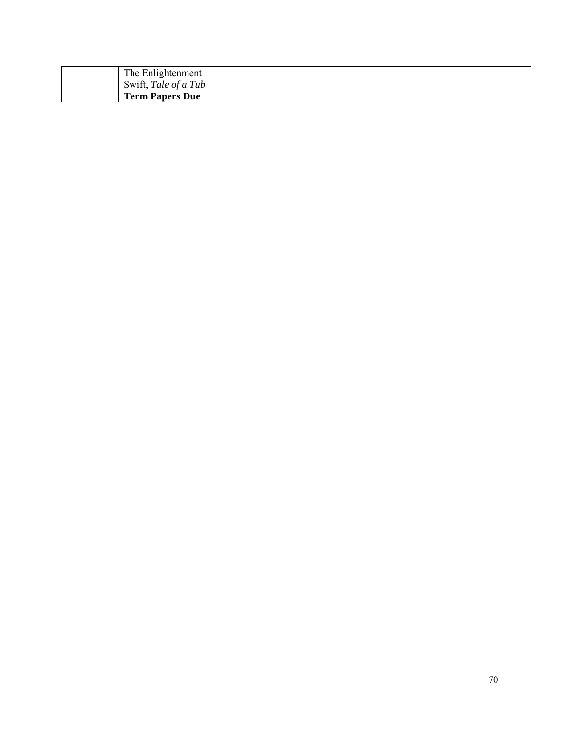|  | The Enlightenment<br>Swift, *Tale of a Tub*<br>**Term Papers Due** |
|---|---|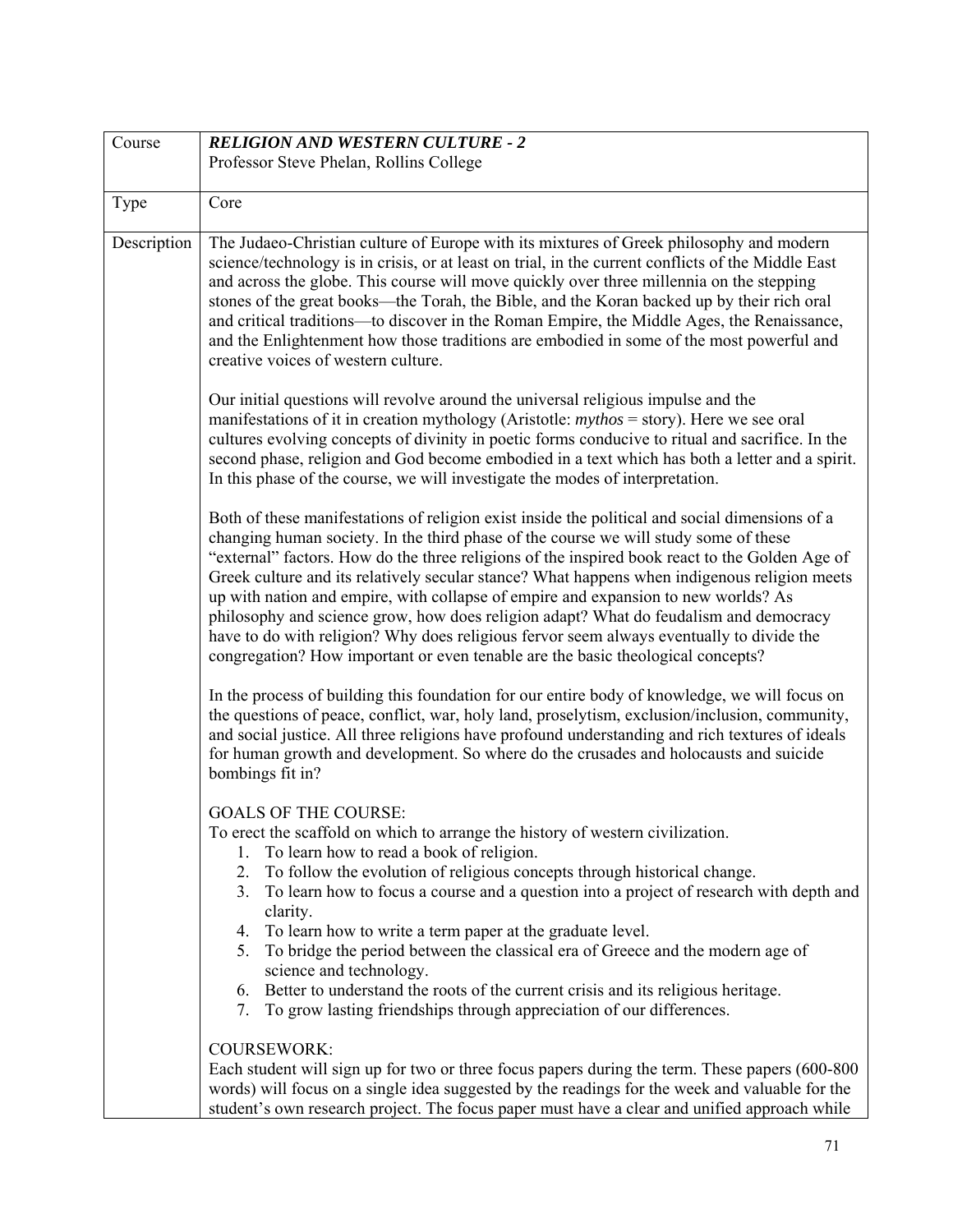| Course | ***RELIGION AND WESTERN CULTURE - 2***<br>Professor Steve Phelan, Rollins College |
|---|---|
| Type | Core |
| Description | The Judaeo-Christian culture of Europe with its mixtures of Greek philosophy and modern science/technology is in crisis, or at least on trial, in the current conflicts of the Middle East and across the globe. This course will move quickly over three millennia on the stepping stones of the great books—the Torah, the Bible, and the Koran backed up by their rich oral and critical traditions—to discover in the Roman Empire, the Middle Ages, the Renaissance, and the Enlightenment how those traditions are embodied in some of the most powerful and creative voices of western culture.<br><br>Our initial questions will revolve around the universal religious impulse and the manifestations of it in creation mythology (Aristotle: *mythos* = story). Here we see oral cultures evolving concepts of divinity in poetic forms conducive to ritual and sacrifice. In the second phase, religion and God become embodied in a text which has both a letter and a spirit. In this phase of the course, we will investigate the modes of interpretation.<br><br>Both of these manifestations of religion exist inside the political and social dimensions of a changing human society. In the third phase of the course we will study some of these "external" factors. How do the three religions of the inspired book react to the Golden Age of Greek culture and its relatively secular stance? What happens when indigenous religion meets up with nation and empire, with collapse of empire and expansion to new worlds? As philosophy and science grow, how does religion adapt? What do feudalism and democracy have to do with religion? Why does religious fervor seem always eventually to divide the congregation? How important or even tenable are the basic theological concepts?<br><br>In the process of building this foundation for our entire body of knowledge, we will focus on the questions of peace, conflict, war, holy land, proselytism, exclusion/inclusion, community, and social justice. All three religions have profound understanding and rich textures of ideals for human growth and development. So where do the crusades and holocausts and suicide bombings fit in?<br><br>GOALS OF THE COURSE:<br>To erect the scaffold on which to arrange the history of western civilization.<br>1. To learn how to read a book of religion.<br>2. To follow the evolution of religious concepts through historical change.<br>3. To learn how to focus a course and a question into a project of research with depth and clarity.<br>4. To learn how to write a term paper at the graduate level.<br>5. To bridge the period between the classical era of Greece and the modern age of science and technology.<br>6. Better to understand the roots of the current crisis and its religious heritage.<br>7. To grow lasting friendships through appreciation of our differences.<br><br>COURSEWORK:<br>Each student will sign up for two or three focus papers during the term. These papers (600-800 words) will focus on a single idea suggested by the readings for the week and valuable for the student's own research project. The focus paper must have a clear and unified approach while |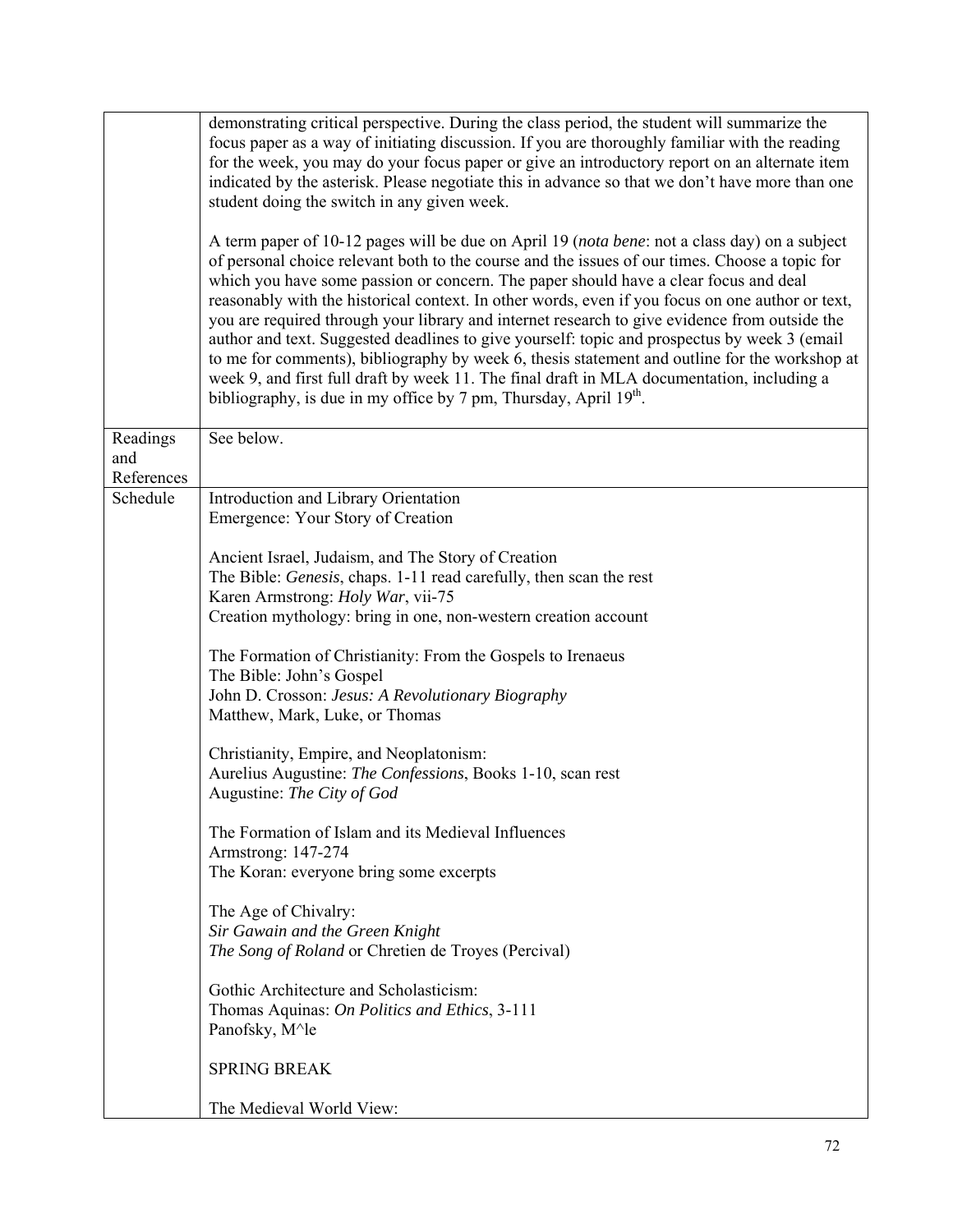| | |
|---|---|
| | demonstrating critical perspective. During the class period, the student will summarize the focus paper as a way of initiating discussion. If you are thoroughly familiar with the reading for the week, you may do your focus paper or give an introductory report on an alternate item indicated by the asterisk. Please negotiate this in advance so that we don't have more than one student doing the switch in any given week.<br><br>A term paper of 10-12 pages will be due on April 19 (*nota bene*: not a class day) on a subject of personal choice relevant both to the course and the issues of our times. Choose a topic for which you have some passion or concern. The paper should have a clear focus and deal reasonably with the historical context. In other words, even if you focus on one author or text, you are required through your library and internet research to give evidence from outside the author and text. Suggested deadlines to give yourself: topic and prospectus by week 3 (email to me for comments), bibliography by week 6, thesis statement and outline for the workshop at week 9, and first full draft by week 11. The final draft in MLA documentation, including a bibliography, is due in my office by 7 pm, Thursday, April 19th. |
| Readings and References | See below. |
| Schedule | Introduction and Library Orientation<br>Emergence: Your Story of Creation<br><br>Ancient Israel, Judaism, and The Story of Creation<br>The Bible: *Genesis*, chaps. 1-11 read carefully, then scan the rest<br>Karen Armstrong: *Holy War*, vii-75<br>Creation mythology: bring in one, non-western creation account<br><br>The Formation of Christianity: From the Gospels to Irenaeus<br>The Bible: John's Gospel<br>John D. Crosson: *Jesus: A Revolutionary Biography*<br>Matthew, Mark, Luke, or Thomas<br><br>Christianity, Empire, and Neoplatonism:<br>Aurelius Augustine: *The Confessions*, Books 1-10, scan rest<br>Augustine: *The City of God*<br><br>The Formation of Islam and its Medieval Influences<br>Armstrong: 147-274<br>The Koran: everyone bring some excerpts<br><br>The Age of Chivalry:<br>*Sir Gawain and the Green Knight*<br>*The Song of Roland* or Chretien de Troyes (Percival)<br><br>Gothic Architecture and Scholasticism:<br>Thomas Aquinas: *On Politics and Ethics*, 3-111<br>Panofsky, M^le<br><br>SPRING BREAK<br><br>The Medieval World View: |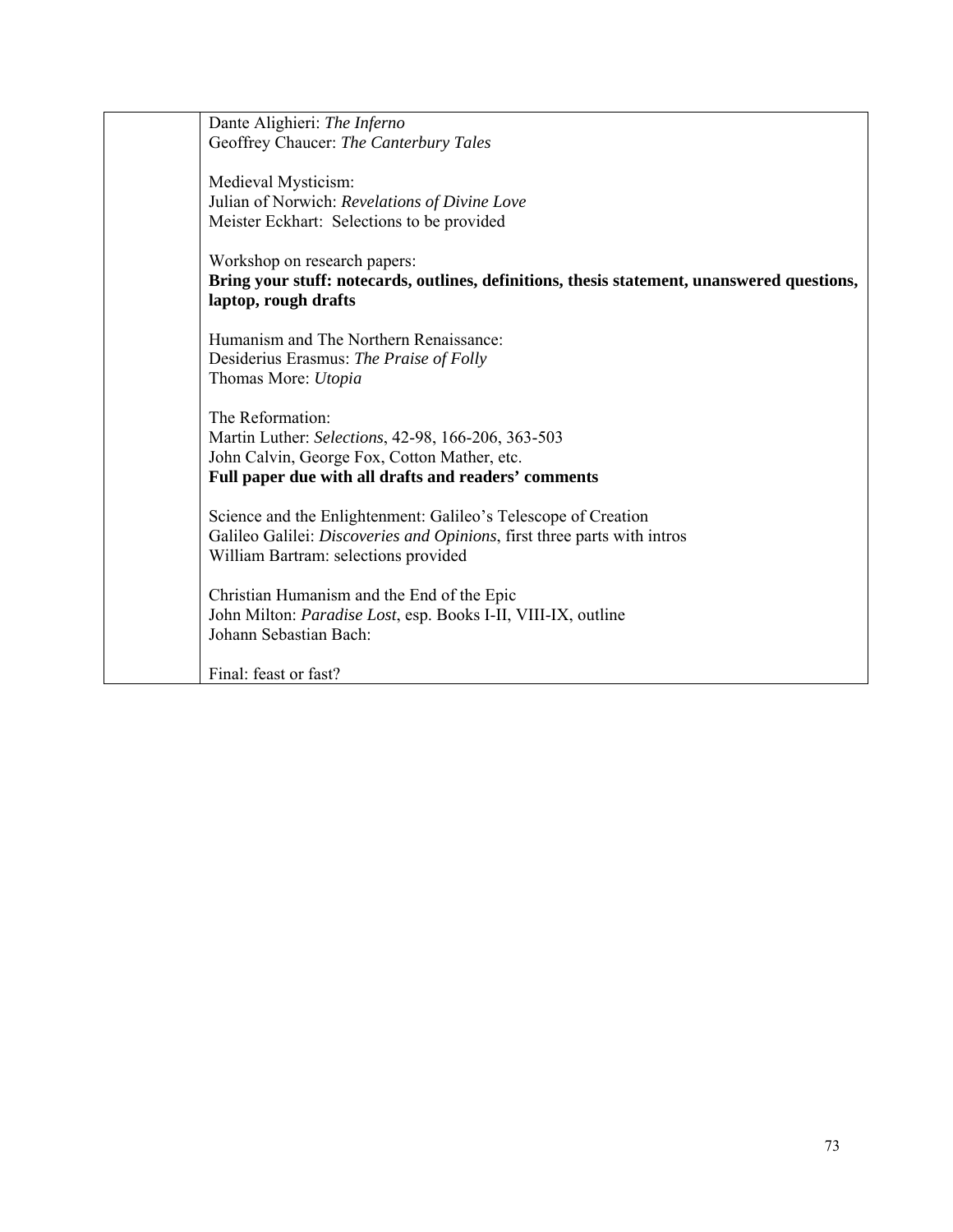| | |
|---|---|
| | Dante Alighieri: *The Inferno*<br>Geoffrey Chaucer: *The Canterbury Tales*<br><br>Medieval Mysticism:<br>Julian of Norwich: *Revelations of Divine Love*<br>Meister Eckhart: Selections to be provided<br><br>Workshop on research papers:<br>**Bring your stuff: notecards, outlines, definitions, thesis statement, unanswered questions, laptop, rough drafts**<br><br>Humanism and The Northern Renaissance:<br>Desiderius Erasmus: *The Praise of Folly*<br>Thomas More: *Utopia*<br><br>The Reformation:<br>Martin Luther: *Selections*, 42-98, 166-206, 363-503<br>John Calvin, George Fox, Cotton Mather, etc.<br>**Full paper due with all drafts and readers' comments**<br><br>Science and the Enlightenment: Galileo's Telescope of Creation<br>Galileo Galilei: *Discoveries and Opinions*, first three parts with intros<br>William Bartram: selections provided<br><br>Christian Humanism and the End of the Epic<br>John Milton: *Paradise Lost*, esp. Books I-II, VIII-IX, outline<br>Johann Sebastian Bach:<br><br>Final: feast or fast? |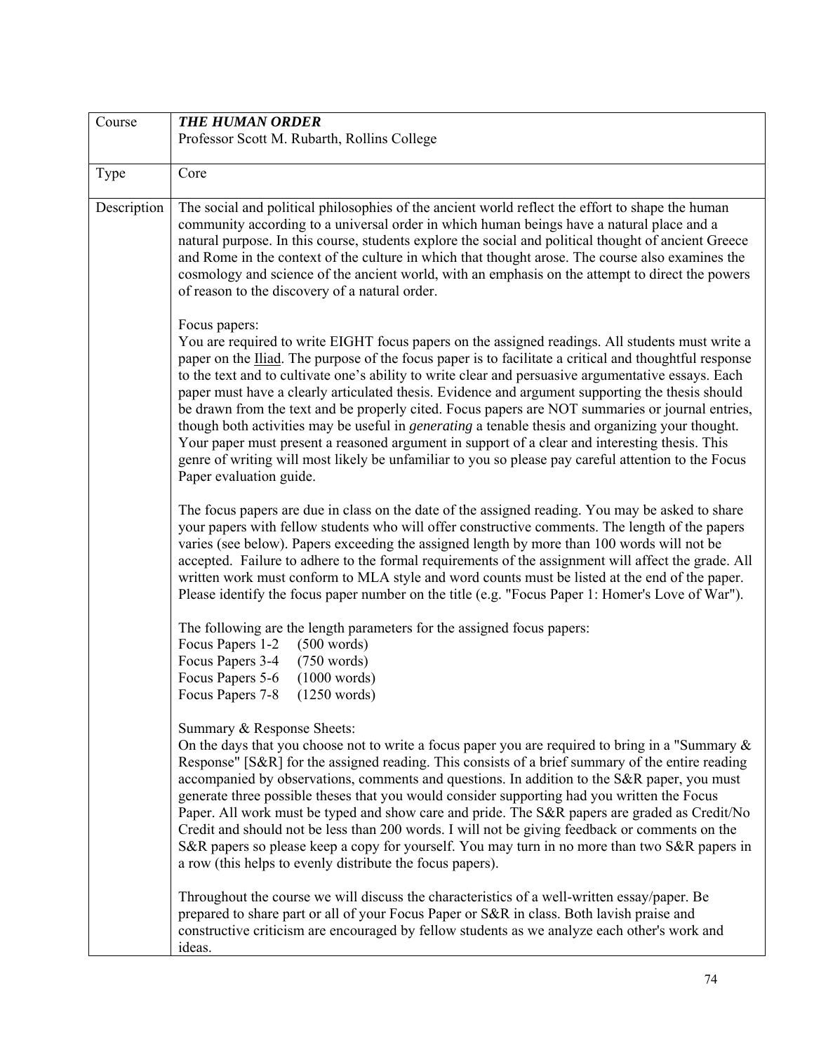| Course | ***THE HUMAN ORDER*** <br> Professor Scott M. Rubarth, Rollins College |
|---|---|
| Type | Core |
| Description | The social and political philosophies of the ancient world reflect the effort to shape the human community according to a universal order in which human beings have a natural place and a natural purpose. In this course, students explore the social and political thought of ancient Greece and Rome in the context of the culture in which that thought arose. The course also examines the cosmology and science of the ancient world, with an emphasis on the attempt to direct the powers of reason to the discovery of a natural order. <br><br> Focus papers: <br> You are required to write EIGHT focus papers on the assigned readings. All students must write a paper on the <u>Iliad</u>. The purpose of the focus paper is to facilitate a critical and thoughtful response to the text and to cultivate one's ability to write clear and persuasive argumentative essays. Each paper must have a clearly articulated thesis. Evidence and argument supporting the thesis should be drawn from the text and be properly cited. Focus papers are NOT summaries or journal entries, though both activities may be useful in *generating* a tenable thesis and organizing your thought. Your paper must present a reasoned argument in support of a clear and interesting thesis. This genre of writing will most likely be unfamiliar to you so please pay careful attention to the Focus Paper evaluation guide. <br><br> The focus papers are due in class on the date of the assigned reading. You may be asked to share your papers with fellow students who will offer constructive comments. The length of the papers varies (see below). Papers exceeding the assigned length by more than 100 words will not be accepted. Failure to adhere to the formal requirements of the assignment will affect the grade. All written work must conform to MLA style and word counts must be listed at the end of the paper. Please identify the focus paper number on the title (e.g. "Focus Paper 1: Homer's Love of War"). <br><br> The following are the length parameters for the assigned focus papers: <br> Focus Papers 1-2 (500 words) <br> Focus Papers 3-4 (750 words) <br> Focus Papers 5-6 (1000 words) <br> Focus Papers 7-8 (1250 words) <br><br> Summary & Response Sheets: <br> On the days that you choose not to write a focus paper you are required to bring in a "Summary & Response" [S&R] for the assigned reading. This consists of a brief summary of the entire reading accompanied by observations, comments and questions. In addition to the S&R paper, you must generate three possible theses that you would consider supporting had you written the Focus Paper. All work must be typed and show care and pride. The S&R papers are graded as Credit/No Credit and should not be less than 200 words. I will not be giving feedback or comments on the S&R papers so please keep a copy for yourself. You may turn in no more than two S&R papers in a row (this helps to evenly distribute the focus papers). <br><br> Throughout the course we will discuss the characteristics of a well-written essay/paper. Be prepared to share part or all of your Focus Paper or S&R in class. Both lavish praise and constructive criticism are encouraged by fellow students as we analyze each other's work and ideas. |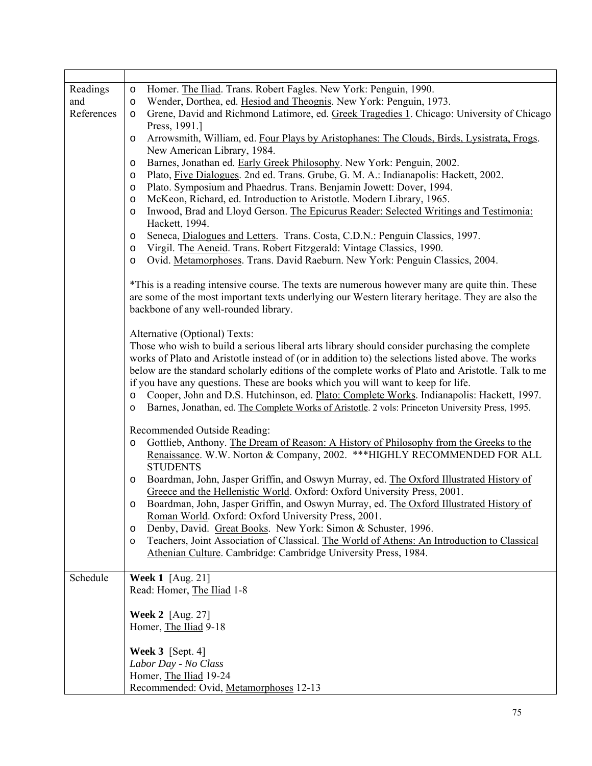| | |
|---|---|
| Readings and References | ○ Homer. The Iliad. Trans. Robert Fagles. New York: Penguin, 1990.<br>○ Wender, Dorthea, ed. Hesiod and Theognis. New York: Penguin, 1973.<br>○ Grene, David and Richmond Latimore, ed. Greek Tragedies 1. Chicago: University of Chicago Press, 1991.]<br>○ Arrowsmith, William, ed. Four Plays by Aristophanes: The Clouds, Birds, Lysistrata, Frogs. New American Library, 1984.<br>○ Barnes, Jonathan ed. Early Greek Philosophy. New York: Penguin, 2002.<br>○ Plato, Five Dialogues. 2nd ed. Trans. Grube, G. M. A.: Indianapolis: Hackett, 2002.<br>○ Plato. Symposium and Phaedrus. Trans. Benjamin Jowett: Dover, 1994.<br>○ McKeon, Richard, ed. Introduction to Aristotle. Modern Library, 1965.<br>○ Inwood, Brad and Lloyd Gerson. The Epicurus Reader: Selected Writings and Testimonia: Hackett, 1994.<br>○ Seneca, Dialogues and Letters. Trans. Costa, C.D.N.: Penguin Classics, 1997.<br>○ Virgil. The Aeneid. Trans. Robert Fitzgerald: Vintage Classics, 1990.<br>○ Ovid. Metamorphoses. Trans. David Raeburn. New York: Penguin Classics, 2004.<br><br>*This is a reading intensive course. The texts are numerous however many are quite thin. These are some of the most important texts underlying our Western literary heritage. They are also the backbone of any well-rounded library.<br><br>Alternative (Optional) Texts:<br>Those who wish to build a serious liberal arts library should consider purchasing the complete works of Plato and Aristotle instead of (or in addition to) the selections listed above. The works below are the standard scholarly editions of the complete works of Plato and Aristotle. Talk to me if you have any questions. These are books which you will want to keep for life.<br>○ Cooper, John and D.S. Hutchinson, ed. Plato: Complete Works. Indianapolis: Hackett, 1997.<br>○ Barnes, Jonathan, ed. The Complete Works of Aristotle. 2 vols: Princeton University Press, 1995.<br><br>Recommended Outside Reading:<br>○ Gottlieb, Anthony. The Dream of Reason: A History of Philosophy from the Greeks to the Renaissance. W.W. Norton & Company, 2002. ***HIGHLY RECOMMENDED FOR ALL STUDENTS<br>○ Boardman, John, Jasper Griffin, and Oswyn Murray, ed. The Oxford Illustrated History of Greece and the Hellenistic World. Oxford: Oxford University Press, 2001.<br>○ Boardman, John, Jasper Griffin, and Oswyn Murray, ed. The Oxford Illustrated History of Roman World. Oxford: Oxford University Press, 2001.<br>○ Denby, David. Great Books. New York: Simon & Schuster, 1996.<br>○ Teachers, Joint Association of Classical. The World of Athens: An Introduction to Classical Athenian Culture. Cambridge: Cambridge University Press, 1984. |
| Schedule | **Week 1** [Aug. 21]<br>Read: Homer, The Iliad 1-8<br><br>**Week 2** [Aug. 27]<br>Homer, The Iliad 9-18<br><br>**Week 3** [Sept. 4]<br>*Labor Day - No Class*<br>Homer, The Iliad 19-24<br>Recommended: Ovid, Metamorphoses 12-13 |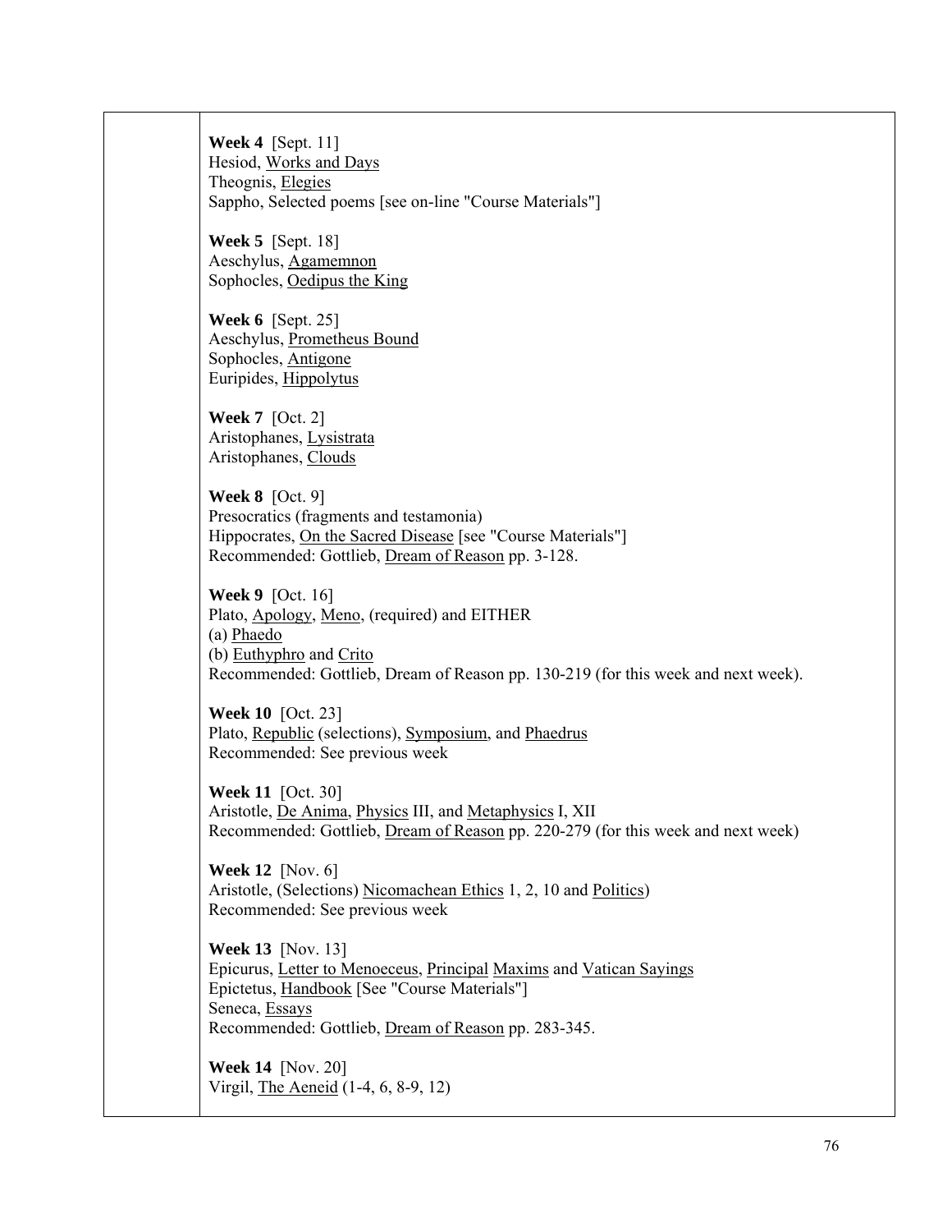**Week 4** [Sept. 11]
Hesiod, Works and Days
Theognis, Elegies
Sappho, Selected poems [see on-line "Course Materials"]

**Week 5** [Sept. 18]
Aeschylus, Agamemnon
Sophocles, Oedipus the King

**Week 6** [Sept. 25]
Aeschylus, Prometheus Bound
Sophocles, Antigone
Euripides, Hippolytus

**Week 7** [Oct. 2]
Aristophanes, Lysistrata
Aristophanes, Clouds

**Week 8** [Oct. 9]
Presocratics (fragments and testamonia)
Hippocrates, On the Sacred Disease [see "Course Materials"]
Recommended: Gottlieb, Dream of Reason pp. 3-128.

**Week 9** [Oct. 16]
Plato, Apology, Meno, (required) and EITHER
(a) Phaedo
(b) Euthyphro and Crito
Recommended: Gottlieb, Dream of Reason pp. 130-219 (for this week and next week).

**Week 10** [Oct. 23]
Plato, Republic (selections), Symposium, and Phaedrus
Recommended: See previous week

**Week 11** [Oct. 30]
Aristotle, De Anima, Physics III, and Metaphysics I, XII
Recommended: Gottlieb, Dream of Reason pp. 220-279 (for this week and next week)

**Week 12** [Nov. 6]
Aristotle, (Selections) Nicomachean Ethics 1, 2, 10 and Politics)
Recommended: See previous week

**Week 13** [Nov. 13]
Epicurus, Letter to Menoeceus, Principal Maxims and Vatican Sayings
Epictetus, Handbook [See "Course Materials"]
Seneca, Essays
Recommended: Gottlieb, Dream of Reason pp. 283-345.

**Week 14** [Nov. 20]
Virgil, The Aeneid (1-4, 6, 8-9, 12)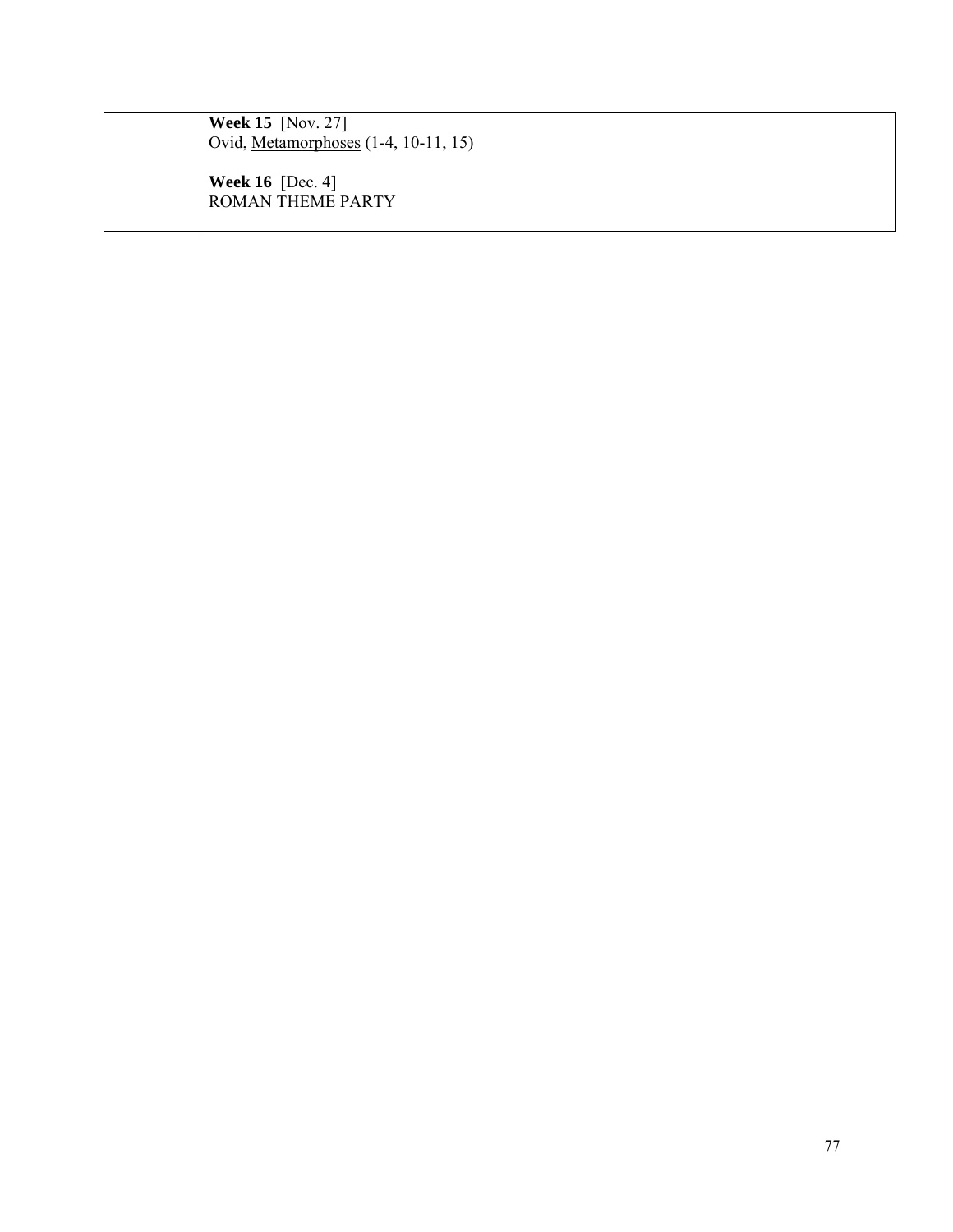| | |
|---|---|
| | **Week 15** [Nov. 27]<br>Ovid, <u>Metamorphoses</u> (1-4, 10-11, 15)<br><br>**Week 16** [Dec. 4]<br>ROMAN THEME PARTY |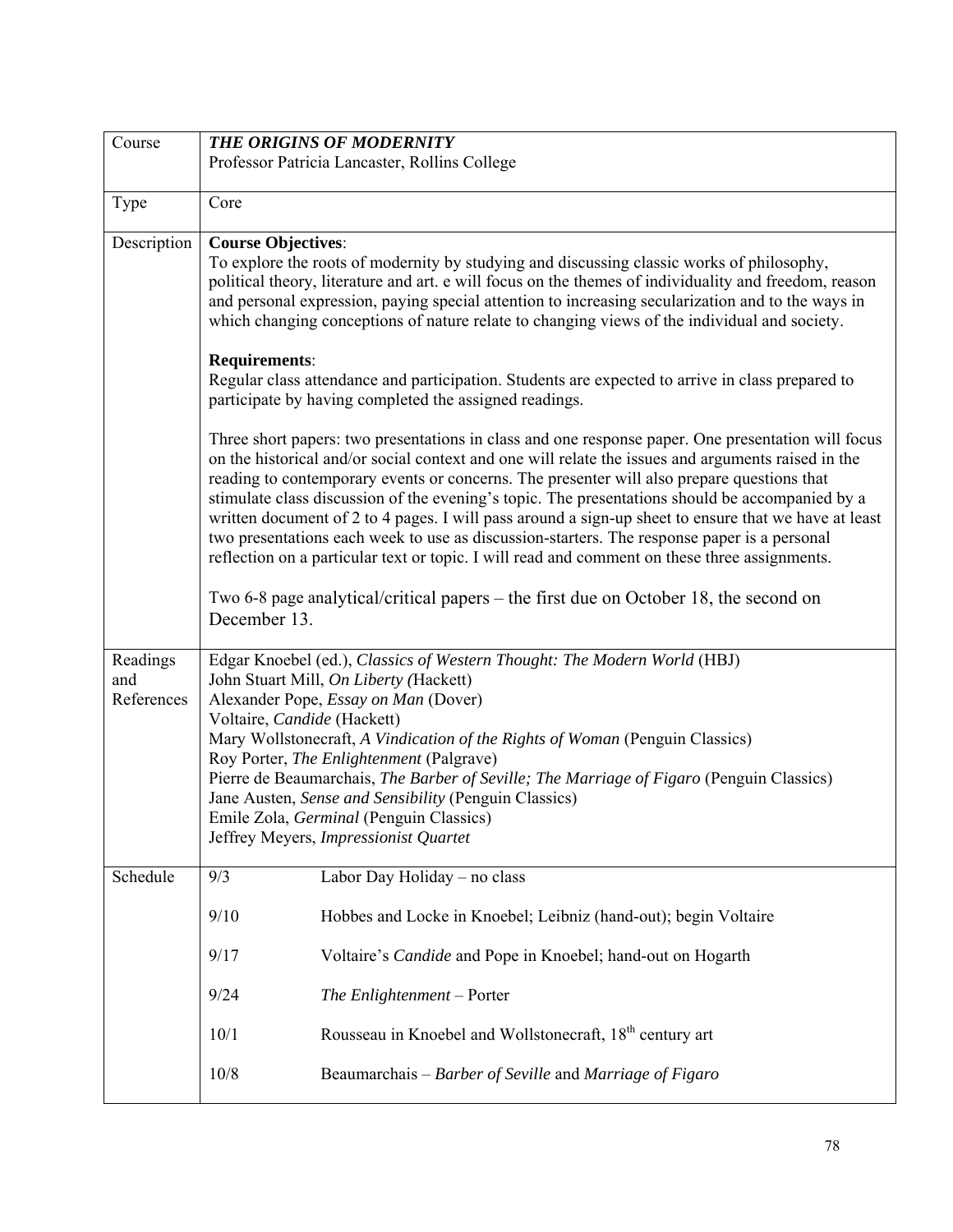| Course | ***THE ORIGINS OF MODERNITY***<br>Professor Patricia Lancaster, Rollins College |
|---|---|
| Type | Core |
| Description | **Course Objectives**:<br>To explore the roots of modernity by studying and discussing classic works of philosophy, political theory, literature and art. e will focus on the themes of individuality and freedom, reason and personal expression, paying special attention to increasing secularization and to the ways in which changing conceptions of nature relate to changing views of the individual and society.<br><br>**Requirements**:<br>Regular class attendance and participation. Students are expected to arrive in class prepared to participate by having completed the assigned readings.<br><br>Three short papers: two presentations in class and one response paper. One presentation will focus on the historical and/or social context and one will relate the issues and arguments raised in the reading to contemporary events or concerns. The presenter will also prepare questions that stimulate class discussion of the evening's topic. The presentations should be accompanied by a written document of 2 to 4 pages. I will pass around a sign-up sheet to ensure that we have at least two presentations each week to use as discussion-starters. The response paper is a personal reflection on a particular text or topic. I will read and comment on these three assignments.<br><br>Two 6-8 page analytical/critical papers – the first due on October 18, the second on December 13. |
| Readings and References | Edgar Knoebel (ed.), *Classics of Western Thought: The Modern World* (HBJ)<br>John Stuart Mill, *On Liberty (*Hackett)<br>Alexander Pope, *Essay on Man* (Dover)<br>Voltaire, *Candide* (Hackett)<br>Mary Wollstonecraft, *A Vindication of the Rights of Woman* (Penguin Classics)<br>Roy Porter, *The Enlightenment* (Palgrave)<br>Pierre de Beaumarchais, *The Barber of Seville; The Marriage of Figaro* (Penguin Classics)<br>Jane Austen, *Sense and Sensibility* (Penguin Classics)<br>Emile Zola, *Germinal* (Penguin Classics)<br>Jeffrey Meyers, *Impressionist Quartet* |
| Schedule | 9/3 Labor Day Holiday – no class<br><br>9/10 Hobbes and Locke in Knoebel; Leibniz (hand-out); begin Voltaire<br><br>9/17 Voltaire's *Candide* and Pope in Knoebel; hand-out on Hogarth<br><br>9/24 *The Enlightenment* – Porter<br><br>10/1 Rousseau in Knoebel and Wollstonecraft, 18th century art<br><br>10/8 Beaumarchais – *Barber of Seville* and *Marriage of Figaro* |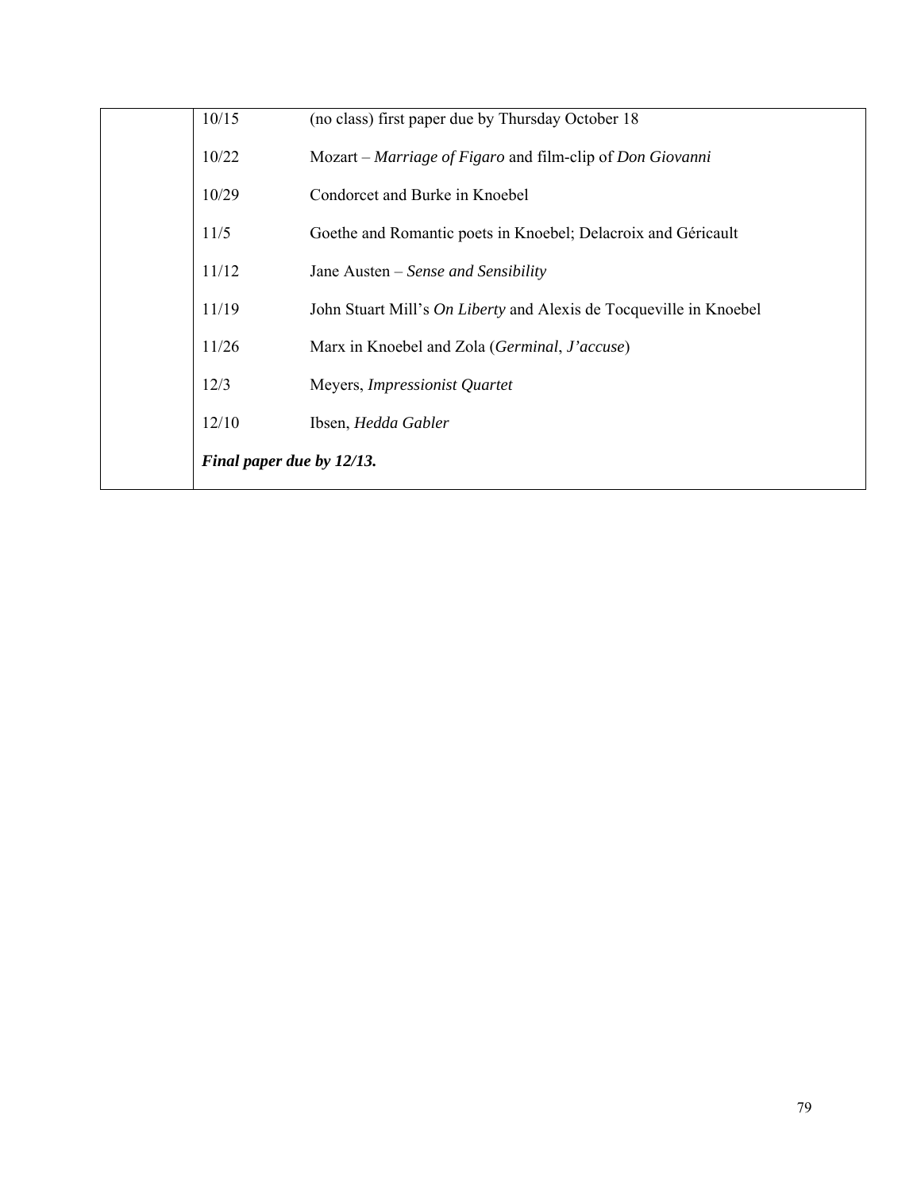| | | |
|---|---|---|
| | 10/15 | (no class) first paper due by Thursday October 18 |
| | 10/22 | Mozart – *Marriage of Figaro* and film-clip of *Don Giovanni* |
| | 10/29 | Condorcet and Burke in Knoebel |
| | 11/5 | Goethe and Romantic poets in Knoebel; Delacroix and Géricault |
| | 11/12 | Jane Austen – *Sense and Sensibility* |
| | 11/19 | John Stuart Mill's *On Liberty* and Alexis de Tocqueville in Knoebel |
| | 11/26 | Marx in Knoebel and Zola (*Germinal*, *J'accuse*) |
| | 12/3 | Meyers, *Impressionist Quartet* |
| | 12/10 | Ibsen, *Hedda Gabler* |
| | ***Final paper due by 12/13.*** | |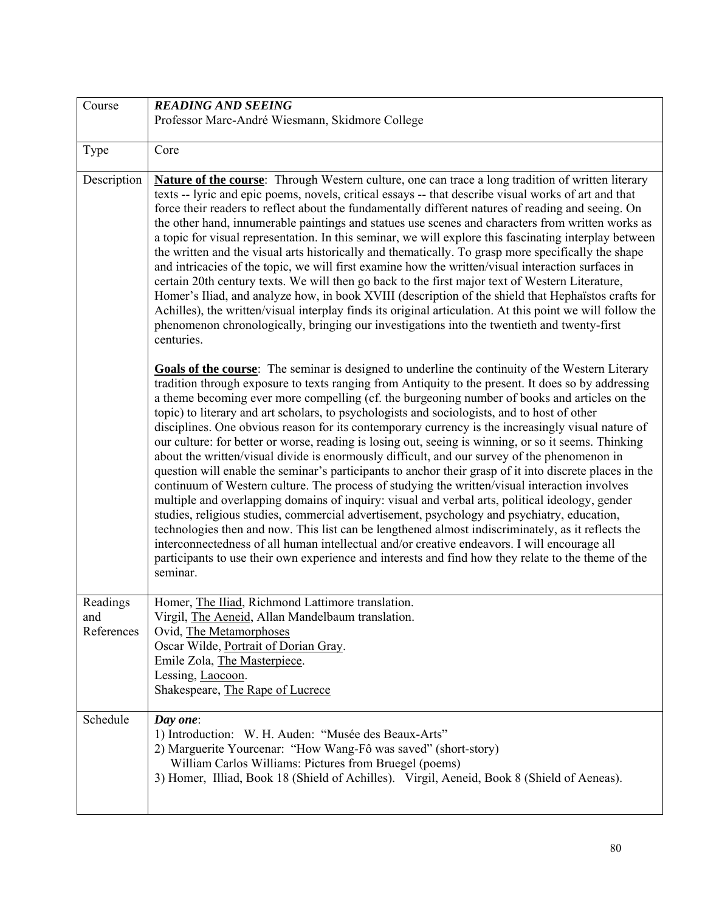| Course | ***READING AND SEEING***<br>Professor Marc-André Wiesmann, Skidmore College |
|---|---|
| Type | Core |
| Description | **Nature of the course**: Through Western culture, one can trace a long tradition of written literary texts -- lyric and epic poems, novels, critical essays -- that describe visual works of art and that force their readers to reflect about the fundamentally different natures of reading and seeing. On the other hand, innumerable paintings and statues use scenes and characters from written works as a topic for visual representation. In this seminar, we will explore this fascinating interplay between the written and the visual arts historically and thematically. To grasp more specifically the shape and intricacies of the topic, we will first examine how the written/visual interaction surfaces in certain 20th century texts. We will then go back to the first major text of Western Literature, Homer's Iliad, and analyze how, in book XVIII (description of the shield that Hephaïstos crafts for Achilles), the written/visual interplay finds its original articulation. At this point we will follow the phenomenon chronologically, bringing our investigations into the twentieth and twenty-first centuries.<br><br>**Goals of the course**: The seminar is designed to underline the continuity of the Western Literary tradition through exposure to texts ranging from Antiquity to the present. It does so by addressing a theme becoming ever more compelling (cf. the burgeoning number of books and articles on the topic) to literary and art scholars, to psychologists and sociologists, and to host of other disciplines. One obvious reason for its contemporary currency is the increasingly visual nature of our culture: for better or worse, reading is losing out, seeing is winning, or so it seems. Thinking about the written/visual divide is enormously difficult, and our survey of the phenomenon in question will enable the seminar's participants to anchor their grasp of it into discrete places in the continuum of Western culture. The process of studying the written/visual interaction involves multiple and overlapping domains of inquiry: visual and verbal arts, political ideology, gender studies, religious studies, commercial advertisement, psychology and psychiatry, education, technologies then and now. This list can be lengthened almost indiscriminately, as it reflects the interconnectedness of all human intellectual and/or creative endeavors. I will encourage all participants to use their own experience and interests and find how they relate to the theme of the seminar. |
| Readings and References | Homer, The Iliad, Richmond Lattimore translation.<br>Virgil, The Aeneid, Allan Mandelbaum translation.<br>Ovid, The Metamorphoses<br>Oscar Wilde, Portrait of Dorian Gray.<br>Emile Zola, The Masterpiece.<br>Lessing, Laocoon.<br>Shakespeare, The Rape of Lucrece |
| Schedule | ***Day one***:<br>1) Introduction: W. H. Auden: "Musée des Beaux-Arts"<br>2) Marguerite Yourcenar: "How Wang-Fô was saved" (short-story)<br>William Carlos Williams: Pictures from Bruegel (poems)<br>3) Homer, Illiad, Book 18 (Shield of Achilles). Virgil, Aeneid, Book 8 (Shield of Aeneas). |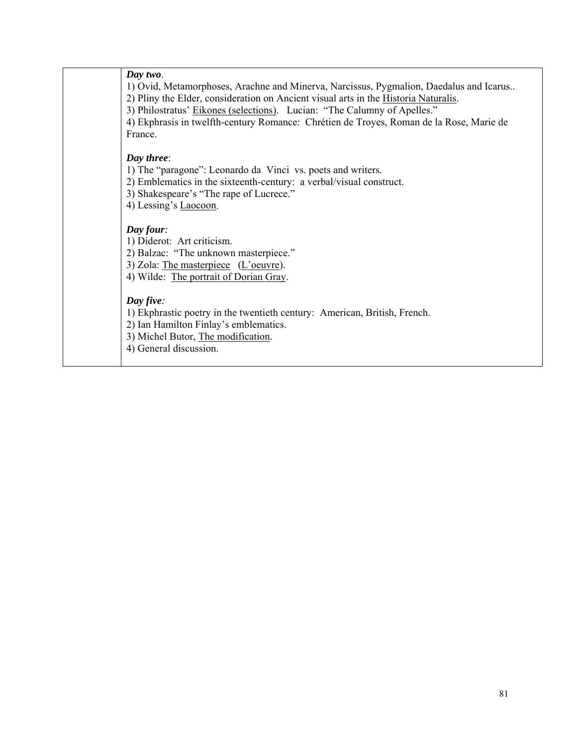| | ***Day two***.<br>1) Ovid, Metamorphoses, Arachne and Minerva, Narcissus, Pygmalion, Daedalus and Icarus..<br>2) Pliny the Elder, consideration on Ancient visual arts in the <u>Historia Naturalis</u>.<br>3) Philostratus' <u>Eikones (selections)</u>. Lucian: "The Calumny of Apelles."<br>4) Ekphrasis in twelfth-century Romance: Chrétien de Troyes, Roman de la Rose, Marie de France.<br><br>***Day three***:<br>1) The "paragone": Leonardo da Vinci vs. poets and writers.<br>2) Emblematics in the sixteenth-century: a verbal/visual construct.<br>3) Shakespeare's "The rape of Lucrece."<br>4) Lessing's <u>Laocoon</u>.<br><br>***Day four***:<br>1) Diderot: Art criticism.<br>2) Balzac: "The unknown masterpiece."<br>3) Zola: <u>The masterpiece</u> (<u>L'oeuvre</u>).<br>4) Wilde: <u>The portrait of Dorian Gray</u>.<br><br>***Day five***:<br>1) Ekphrastic poetry in the twentieth century: American, British, French.<br>2) Ian Hamilton Finlay's emblematics.<br>3) Michel Butor, <u>The modification</u>.<br>4) General discussion. |
|---|---|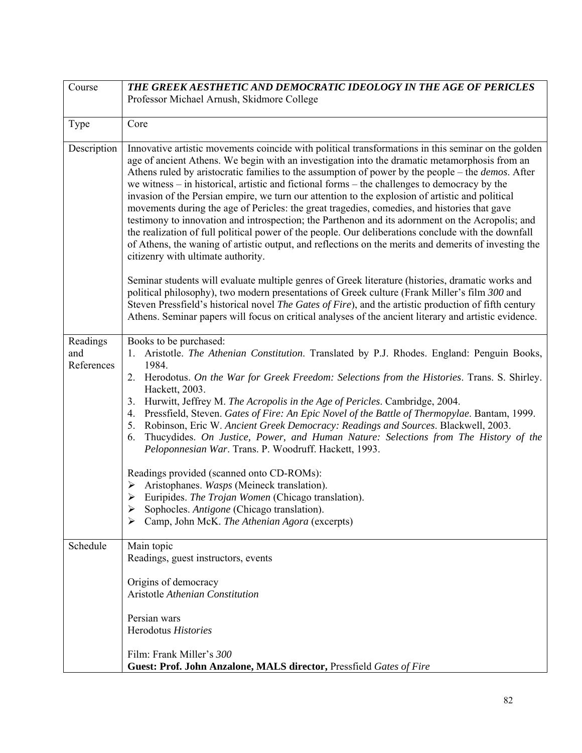| Course | ***THE GREEK AESTHETIC AND DEMOCRATIC IDEOLOGY IN THE AGE OF PERICLES***<br>Professor Michael Arnush, Skidmore College |
|---|---|
| Type | Core |
| Description | Innovative artistic movements coincide with political transformations in this seminar on the golden age of ancient Athens. We begin with an investigation into the dramatic metamorphosis from an Athens ruled by aristocratic families to the assumption of power by the people – the *demos*. After we witness – in historical, artistic and fictional forms – the challenges to democracy by the invasion of the Persian empire, we turn our attention to the explosion of artistic and political movements during the age of Pericles: the great tragedies, comedies, and histories that gave testimony to innovation and introspection; the Parthenon and its adornment on the Acropolis; and the realization of full political power of the people. Our deliberations conclude with the downfall of Athens, the waning of artistic output, and reflections on the merits and demerits of investing the citizenry with ultimate authority.<br><br>Seminar students will evaluate multiple genres of Greek literature (histories, dramatic works and political philosophy), two modern presentations of Greek culture (Frank Miller's film *300* and Steven Pressfield's historical novel *The Gates of Fire*), and the artistic production of fifth century Athens. Seminar papers will focus on critical analyses of the ancient literary and artistic evidence. |
| Readings and References | Books to be purchased:<br>1. Aristotle. *The Athenian Constitution*. Translated by P.J. Rhodes. England: Penguin Books, 1984.<br>2. Herodotus. *On the War for Greek Freedom: Selections from the Histories*. Trans. S. Shirley. Hackett, 2003.<br>3. Hurwitt, Jeffrey M. *The Acropolis in the Age of Pericles*. Cambridge, 2004.<br>4. Pressfield, Steven. *Gates of Fire: An Epic Novel of the Battle of Thermopylae*. Bantam, 1999.<br>5. Robinson, Eric W. *Ancient Greek Democracy: Readings and Sources*. Blackwell, 2003.<br>6. Thucydides. *On Justice, Power, and Human Nature: Selections from The History of the Peloponnesian War*. Trans. P. Woodruff. Hackett, 1993.<br><br>Readings provided (scanned onto CD-ROMs):<br>➢ Aristophanes. *Wasps* (Meineck translation).<br>➢ Euripides. *The Trojan Women* (Chicago translation).<br>➢ Sophocles. *Antigone* (Chicago translation).<br>➢ Camp, John McK. *The Athenian Agora* (excerpts) |
| Schedule | Main topic<br>Readings, guest instructors, events<br><br>Origins of democracy<br>Aristotle *Athenian Constitution*<br><br>Persian wars<br>Herodotus *Histories*<br><br>Film: Frank Miller's *300*<br>**Guest: Prof. John Anzalone, MALS director,** Pressfield *Gates of Fire* |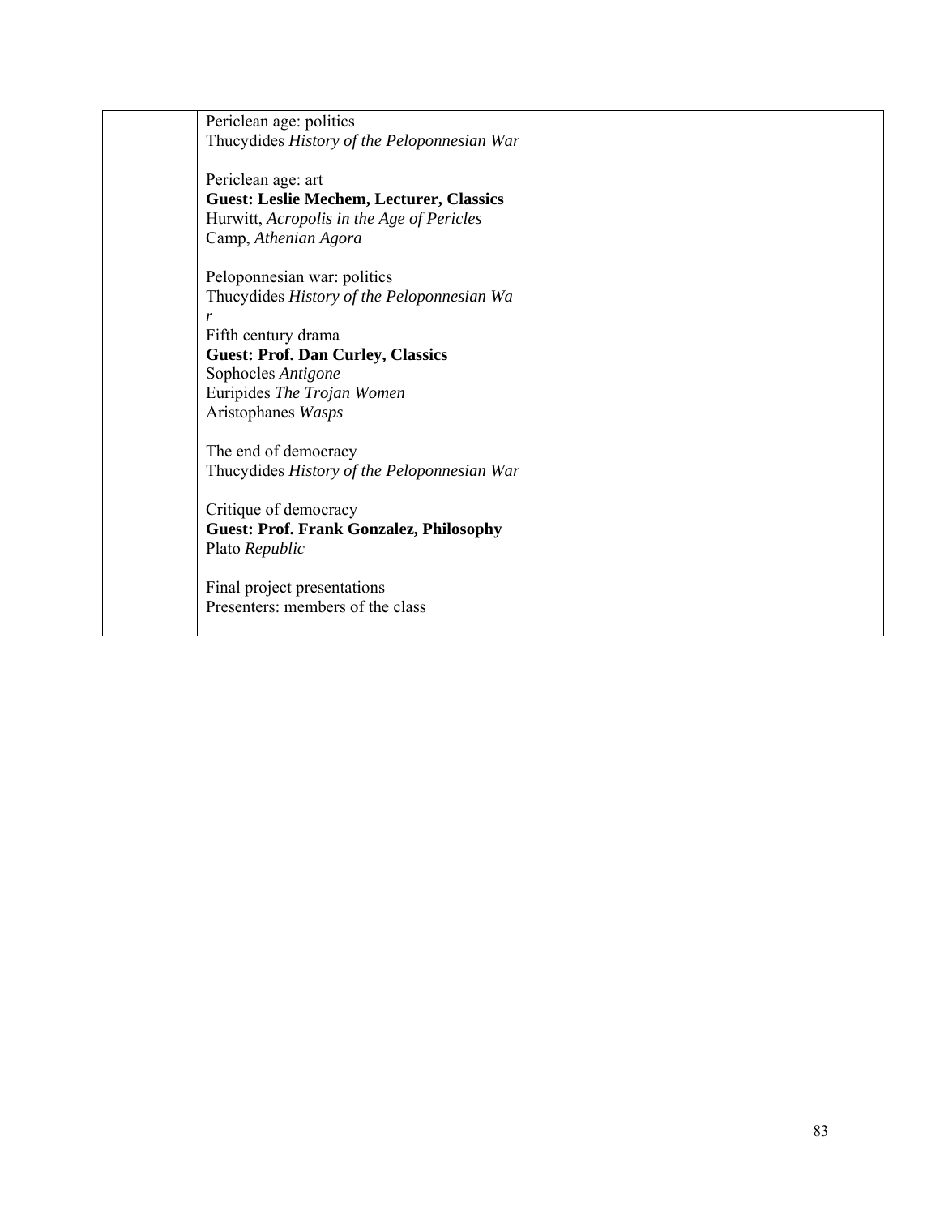| | |
|---|---|
| | Periclean age: politics<br>Thucydides *History of the Peloponnesian War*<br><br>Periclean age: art<br>**Guest: Leslie Mechem, Lecturer, Classics**<br>Hurwitt, *Acropolis in the Age of Pericles*<br>Camp, *Athenian Agora*<br><br>Peloponnesian war: politics<br>Thucydides *History of the Peloponnesian War*<br>Fifth century drama<br>**Guest: Prof. Dan Curley, Classics**<br>Sophocles *Antigone*<br>Euripides *The Trojan Women*<br>Aristophanes *Wasps*<br><br>The end of democracy<br>Thucydides *History of the Peloponnesian War*<br><br>Critique of democracy<br>**Guest: Prof. Frank Gonzalez, Philosophy**<br>Plato *Republic*<br><br>Final project presentations<br>Presenters: members of the class |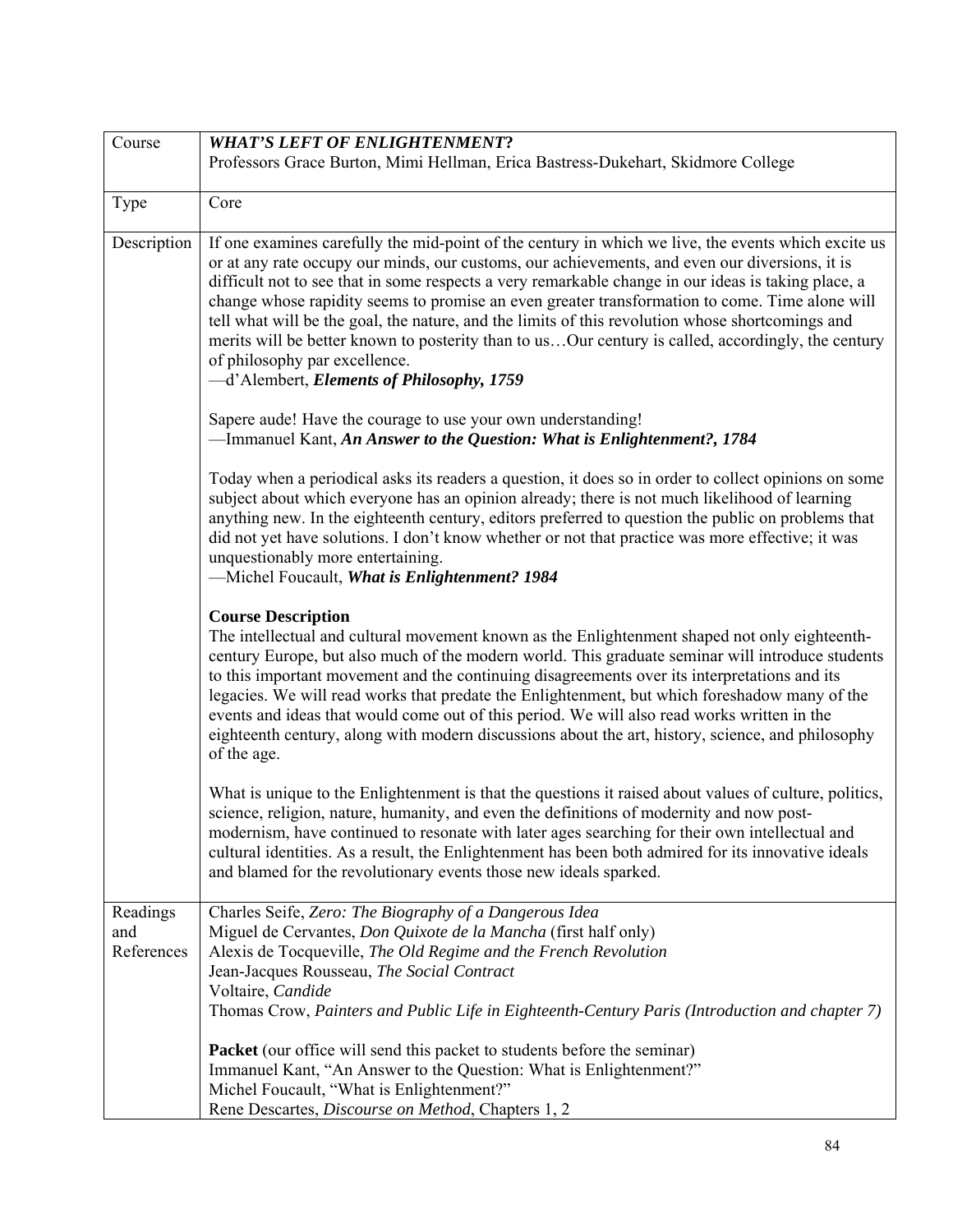| Course | ***WHAT'S LEFT OF ENLIGHTENMENT?***<br>Professors Grace Burton, Mimi Hellman, Erica Bastress-Dukehart, Skidmore College |
|---|---|
| Type | Core |
| Description | If one examines carefully the mid-point of the century in which we live, the events which excite us or at any rate occupy our minds, our customs, our achievements, and even our diversions, it is difficult not to see that in some respects a very remarkable change in our ideas is taking place, a change whose rapidity seems to promise an even greater transformation to come. Time alone will tell what will be the goal, the nature, and the limits of this revolution whose shortcomings and merits will be better known to posterity than to us…Our century is called, accordingly, the century of philosophy par excellence.<br>—d'Alembert, ***Elements of Philosophy, 1759***<br><br>Sapere aude! Have the courage to use your own understanding!<br>—Immanuel Kant, ***An Answer to the Question: What is Enlightenment?, 1784***<br><br>Today when a periodical asks its readers a question, it does so in order to collect opinions on some subject about which everyone has an opinion already; there is not much likelihood of learning anything new. In the eighteenth century, editors preferred to question the public on problems that did not yet have solutions. I don't know whether or not that practice was more effective; it was unquestionably more entertaining.<br>—Michel Foucault, ***What is Enlightenment? 1984***<br><br>**Course Description**<br>The intellectual and cultural movement known as the Enlightenment shaped not only eighteenth-century Europe, but also much of the modern world. This graduate seminar will introduce students to this important movement and the continuing disagreements over its interpretations and its legacies. We will read works that predate the Enlightenment, but which foreshadow many of the events and ideas that would come out of this period. We will also read works written in the eighteenth century, along with modern discussions about the art, history, science, and philosophy of the age.<br><br>What is unique to the Enlightenment is that the questions it raised about values of culture, politics, science, religion, nature, humanity, and even the definitions of modernity and now post-modernism, have continued to resonate with later ages searching for their own intellectual and cultural identities. As a result, the Enlightenment has been both admired for its innovative ideals and blamed for the revolutionary events those new ideals sparked. |
| Readings and References | Charles Seife, *Zero: The Biography of a Dangerous Idea*<br>Miguel de Cervantes, *Don Quixote de la Mancha* (first half only)<br>Alexis de Tocqueville, *The Old Regime and the French Revolution*<br>Jean-Jacques Rousseau, *The Social Contract*<br>Voltaire, *Candide*<br>Thomas Crow, *Painters and Public Life in Eighteenth-Century Paris (Introduction and chapter 7)*<br><br>**Packet** (our office will send this packet to students before the seminar)<br>Immanuel Kant, "An Answer to the Question: What is Enlightenment?"<br>Michel Foucault, "What is Enlightenment?"<br>Rene Descartes, *Discourse on Method*, Chapters 1, 2 |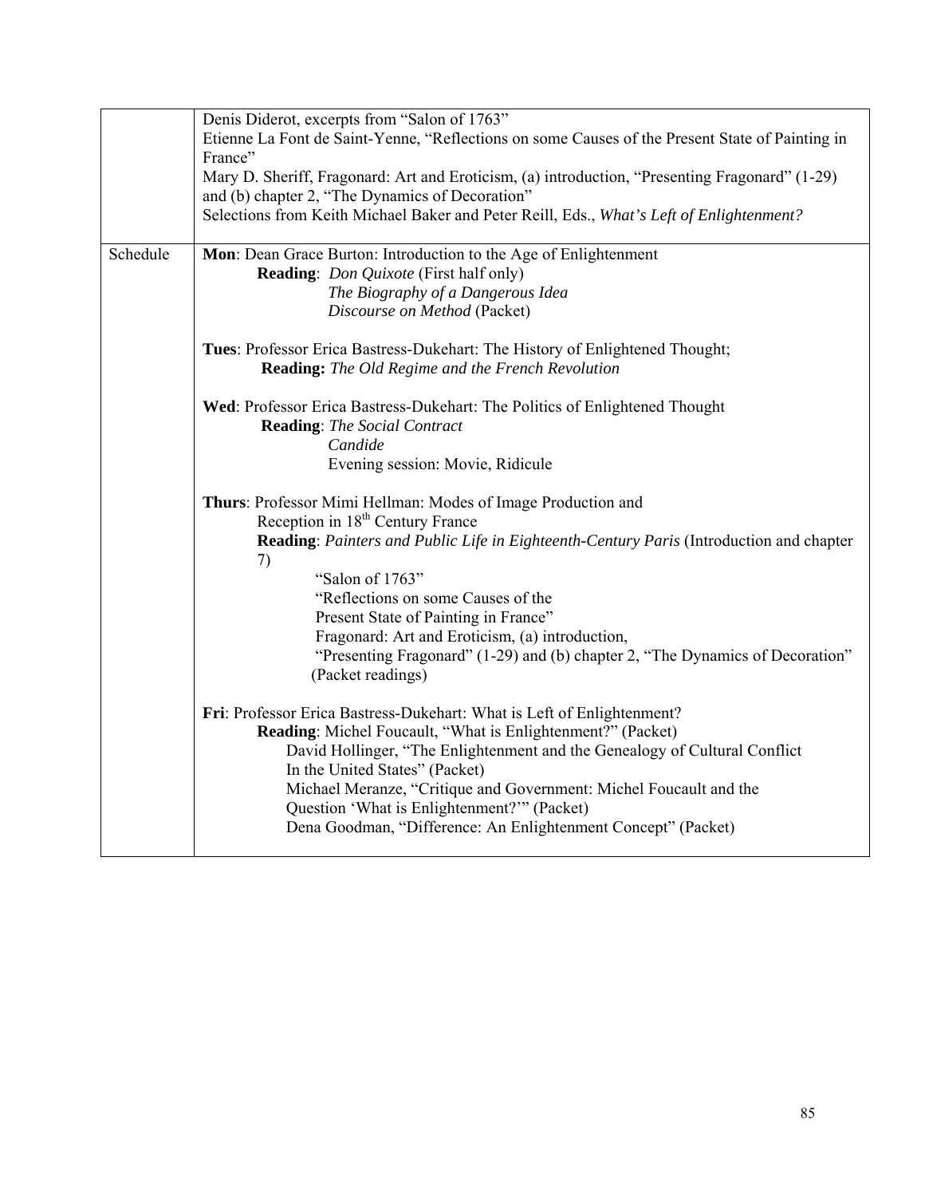| | |
|---|---|
| | Denis Diderot, excerpts from "Salon of 1763"<br>Etienne La Font de Saint-Yenne, "Reflections on some Causes of the Present State of Painting in France"<br>Mary D. Sheriff, Fragonard: Art and Eroticism, (a) introduction, "Presenting Fragonard" (1-29) and (b) chapter 2, "The Dynamics of Decoration"<br>Selections from Keith Michael Baker and Peter Reill, Eds., *What's Left of Enlightenment?* |
| Schedule | **Mon**: Dean Grace Burton: Introduction to the Age of Enlightenment<br>**Reading**: *Don Quixote* (First half only)<br>*The Biography of a Dangerous Idea*<br>*Discourse on Method* (Packet)<br><br>**Tues**: Professor Erica Bastress-Dukehart: The History of Enlightened Thought;<br>**Reading:** *The Old Regime and the French Revolution*<br><br>**Wed**: Professor Erica Bastress-Dukehart: The Politics of Enlightened Thought<br>**Reading**: *The Social Contract*<br>*Candide*<br>Evening session: Movie, Ridicule<br><br>**Thurs**: Professor Mimi Hellman: Modes of Image Production and Reception in 18th Century France<br>**Reading**: *Painters and Public Life in Eighteenth-Century Paris* (Introduction and chapter 7)<br>"Salon of 1763"<br>"Reflections on some Causes of the Present State of Painting in France"<br>Fragonard: Art and Eroticism, (a) introduction, "Presenting Fragonard" (1-29) and (b) chapter 2, "The Dynamics of Decoration" (Packet readings)<br><br>**Fri**: Professor Erica Bastress-Dukehart: What is Left of Enlightenment?<br>**Reading**: Michel Foucault, "What is Enlightenment?" (Packet)<br>David Hollinger, "The Enlightenment and the Genealogy of Cultural Conflict In the United States" (Packet)<br>Michael Meranze, "Critique and Government: Michel Foucault and the Question 'What is Enlightenment?'" (Packet)<br>Dena Goodman, "Difference: An Enlightenment Concept" (Packet) |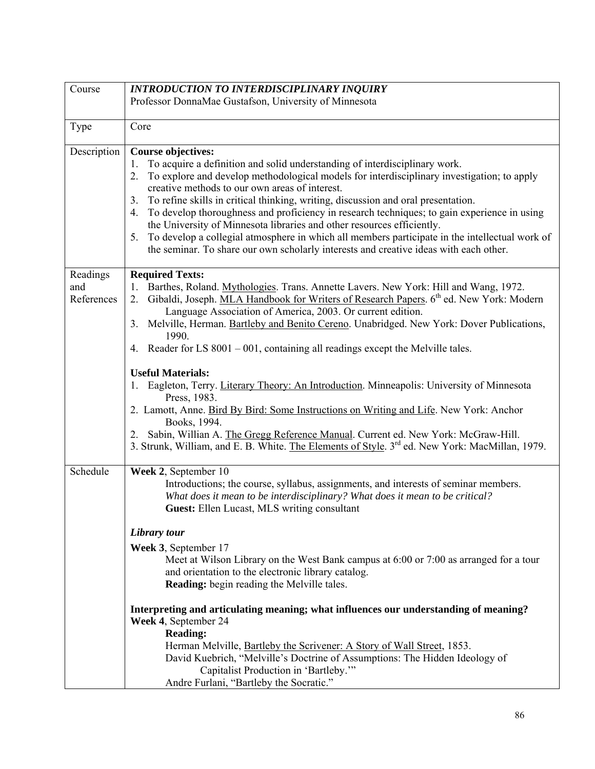| Course | ***INTRODUCTION TO INTERDISCIPLINARY INQUIRY***<br>Professor DonnaMae Gustafson, University of Minnesota |
|---|---|
| Type | Core |
| Description | **Course objectives:**<br>1. To acquire a definition and solid understanding of interdisciplinary work.<br>2. To explore and develop methodological models for interdisciplinary investigation; to apply creative methods to our own areas of interest.<br>3. To refine skills in critical thinking, writing, discussion and oral presentation.<br>4. To develop thoroughness and proficiency in research techniques; to gain experience in using the University of Minnesota libraries and other resources efficiently.<br>5. To develop a collegial atmosphere in which all members participate in the intellectual work of the seminar. To share our own scholarly interests and creative ideas with each other. |
| Readings and References | **Required Texts:**<br>1. Barthes, Roland. Mythologies. Trans. Annette Lavers. New York: Hill and Wang, 1972.<br>2. Gibaldi, Joseph. MLA Handbook for Writers of Research Papers. 6th ed. New York: Modern Language Association of America, 2003. Or current edition.<br>3. Melville, Herman. Bartleby and Benito Cereno. Unabridged. New York: Dover Publications, 1990.<br>4. Reader for LS 8001 – 001, containing all readings except the Melville tales.<br><br>**Useful Materials:**<br>1. Eagleton, Terry. Literary Theory: An Introduction. Minneapolis: University of Minnesota Press, 1983.<br>2. Lamott, Anne. Bird By Bird: Some Instructions on Writing and Life. New York: Anchor Books, 1994.<br>2. Sabin, Willian A. The Gregg Reference Manual. Current ed. New York: McGraw-Hill.<br>3. Strunk, William, and E. B. White. The Elements of Style. 3rd ed. New York: MacMillan, 1979. |
| Schedule | **Week 2**, September 10<br>Introductions; the course, syllabus, assignments, and interests of seminar members.<br>*What does it mean to be interdisciplinary? What does it mean to be critical?*<br>**Guest:** Ellen Lucast, MLS writing consultant<br><br>***Library tour***<br>**Week 3**, September 17<br>Meet at Wilson Library on the West Bank campus at 6:00 or 7:00 as arranged for a tour and orientation to the electronic library catalog.<br>**Reading:** begin reading the Melville tales.<br><br>**Interpreting and articulating meaning; what influences our understanding of meaning?**<br>**Week 4**, September 24<br>**Reading:**<br>Herman Melville, Bartleby the Scrivener: A Story of Wall Street, 1853.<br>David Kuebrich, "Melville's Doctrine of Assumptions: The Hidden Ideology of Capitalist Production in 'Bartleby.'"<br>Andre Furlani, "Bartleby the Socratic." |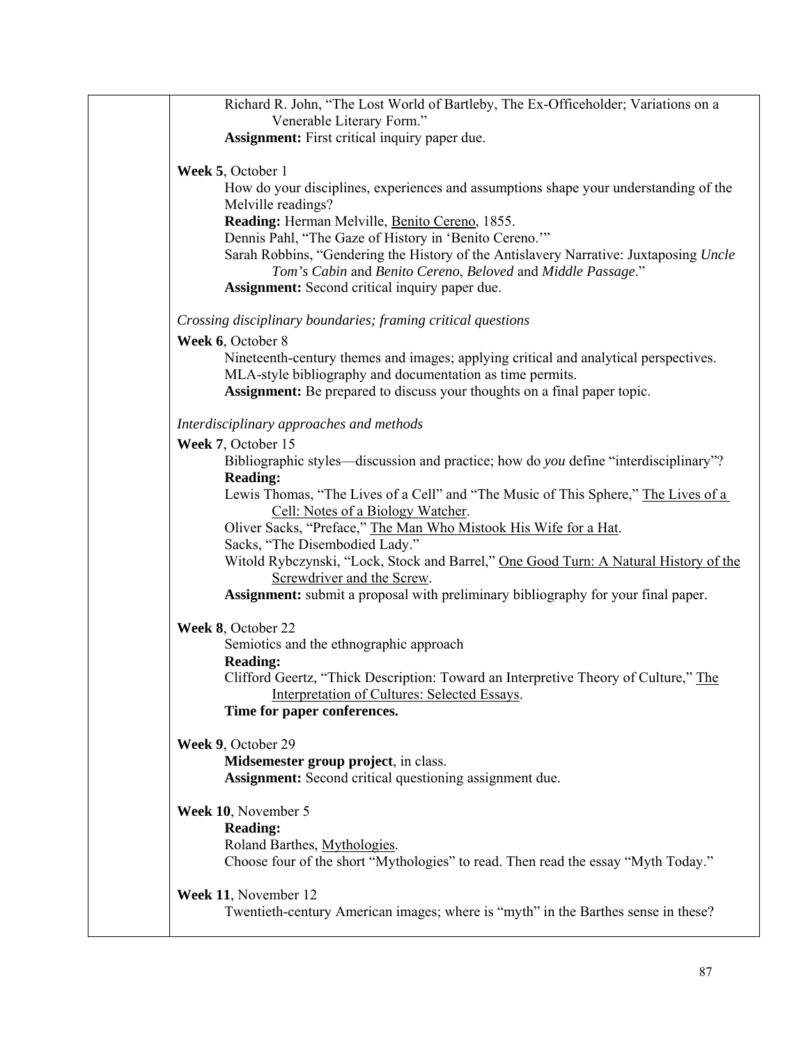Richard R. John, "The Lost World of Bartleby, The Ex-Officeholder; Variations on a Venerable Literary Form."

**Assignment:** First critical inquiry paper due.

**Week 5**, October 1

How do your disciplines, experiences and assumptions shape your understanding of the Melville readings?

**Reading:** Herman Melville, Benito Cereno, 1855.

Dennis Pahl, "The Gaze of History in 'Benito Cereno.'"

Sarah Robbins, "Gendering the History of the Antislavery Narrative: Juxtaposing *Uncle Tom's Cabin* and *Benito Cereno*, *Beloved* and *Middle Passage*."

**Assignment:** Second critical inquiry paper due.

*Crossing disciplinary boundaries; framing critical questions*

**Week 6**, October 8

Nineteenth-century themes and images; applying critical and analytical perspectives.

MLA-style bibliography and documentation as time permits.

**Assignment:** Be prepared to discuss your thoughts on a final paper topic.

*Interdisciplinary approaches and methods*

**Week 7**, October 15

Bibliographic styles—discussion and practice; how do *you* define "interdisciplinary"?

**Reading:**

Lewis Thomas, "The Lives of a Cell" and "The Music of This Sphere," The Lives of a Cell: Notes of a Biology Watcher.

Oliver Sacks, "Preface," The Man Who Mistook His Wife for a Hat.

Sacks, "The Disembodied Lady."

Witold Rybczynski, "Lock, Stock and Barrel," One Good Turn: A Natural History of the Screwdriver and the Screw.

**Assignment:** submit a proposal with preliminary bibliography for your final paper.

**Week 8**, October 22

Semiotics and the ethnographic approach

**Reading:**

Clifford Geertz, "Thick Description: Toward an Interpretive Theory of Culture," The Interpretation of Cultures: Selected Essays.

**Time for paper conferences.**

**Week 9**, October 29

**Midsemester group project**, in class.

**Assignment:** Second critical questioning assignment due.

**Week 10**, November 5

**Reading:**

Roland Barthes, Mythologies.

Choose four of the short "Mythologies" to read. Then read the essay "Myth Today."

**Week 11**, November 12

Twentieth-century American images; where is "myth" in the Barthes sense in these?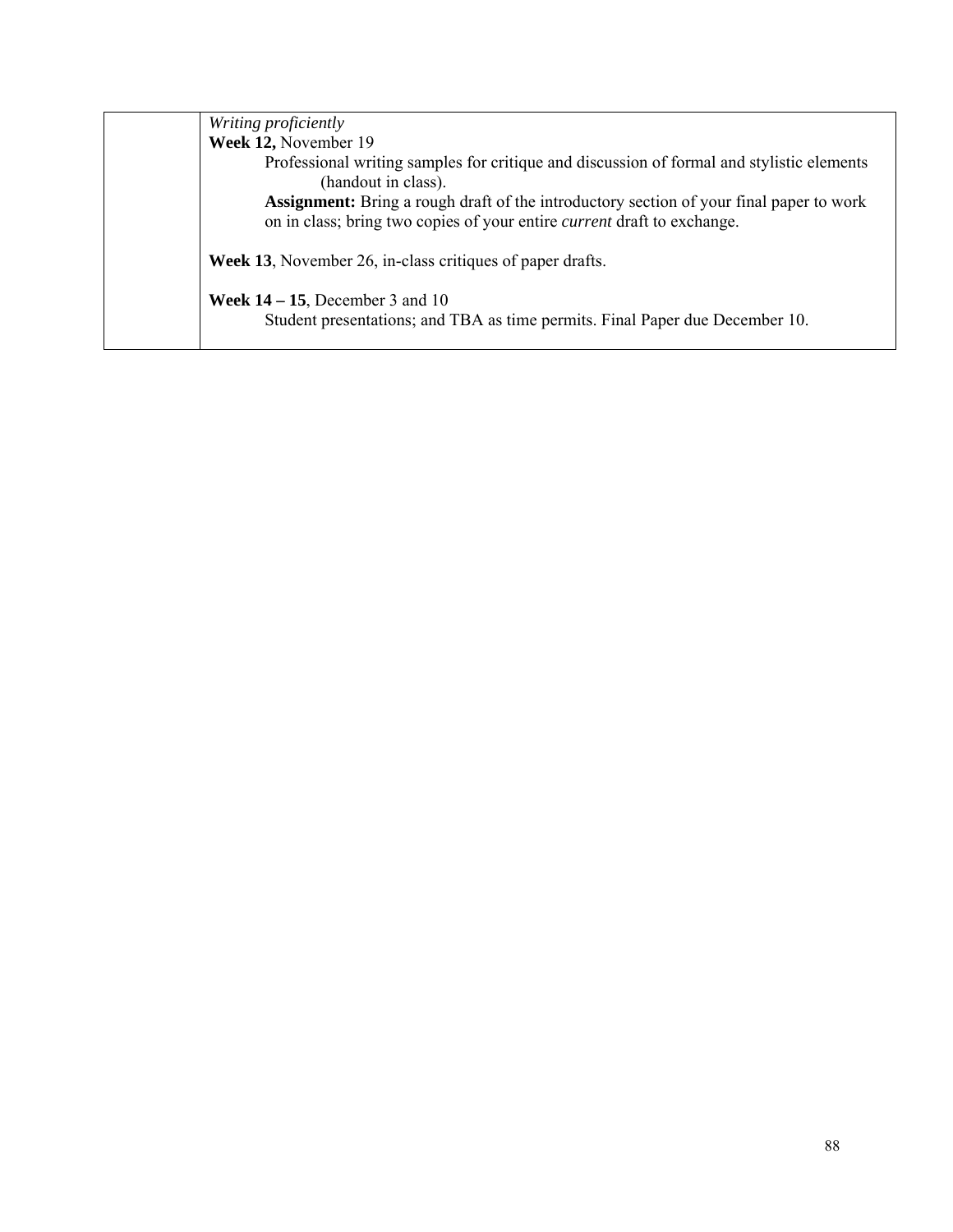| | *Writing proficiently*<br>**Week 12,** November 19<br>Professional writing samples for critique and discussion of formal and stylistic elements (handout in class).<br>**Assignment:** Bring a rough draft of the introductory section of your final paper to work on in class; bring two copies of your entire *current* draft to exchange.<br><br>**Week 13**, November 26, in-class critiques of paper drafts.<br><br>**Week 14 – 15**, December 3 and 10<br>Student presentations; and TBA as time permits. Final Paper due December 10. |
|---|---|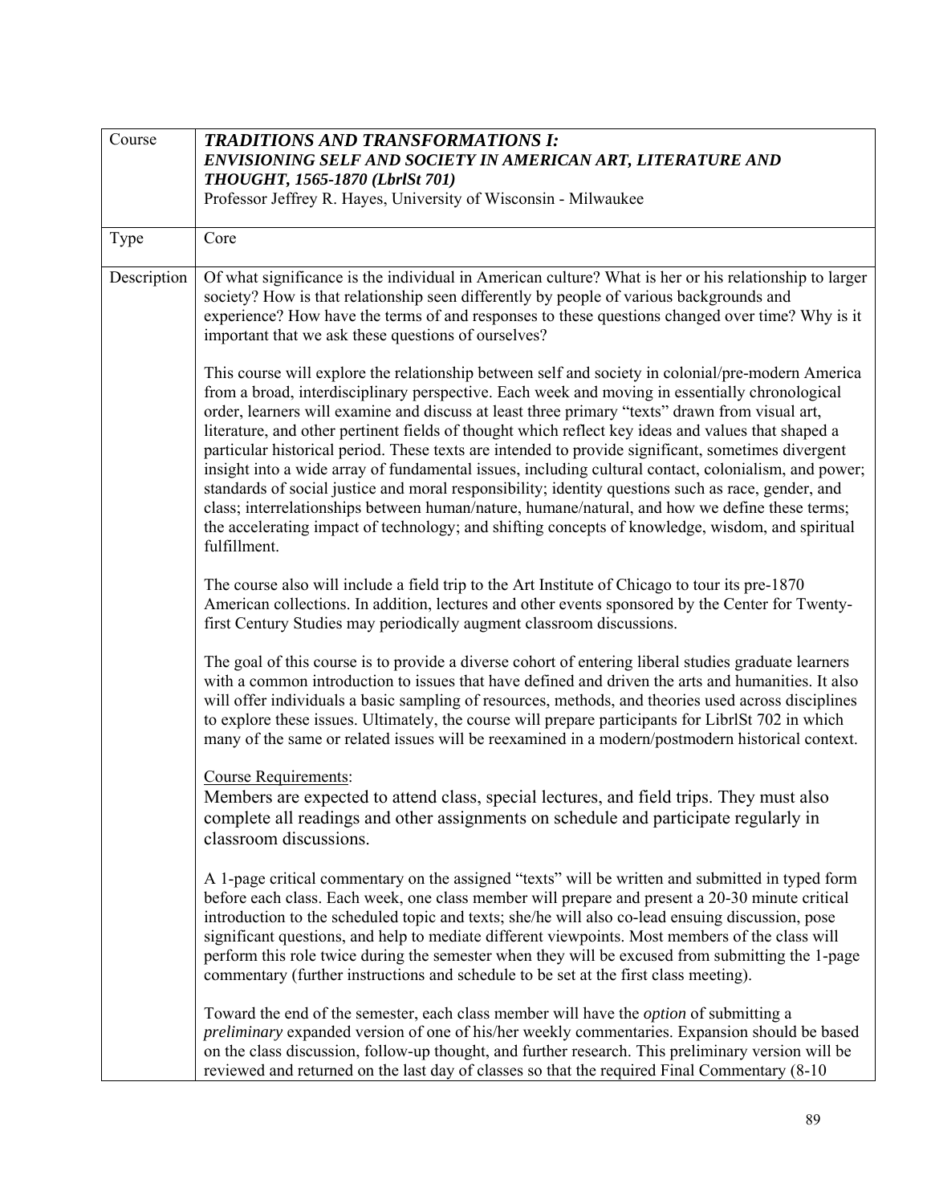| Course | ***TRADITIONS AND TRANSFORMATIONS I: ENVISIONING SELF AND SOCIETY IN AMERICAN ART, LITERATURE AND THOUGHT, 1565-1870 (LbrlSt 701)*** Professor Jeffrey R. Hayes, University of Wisconsin - Milwaukee |
|---|---|
| Type | Core |
| Description | Of what significance is the individual in American culture? What is her or his relationship to larger society? How is that relationship seen differently by people of various backgrounds and experience? How have the terms of and responses to these questions changed over time? Why is it important that we ask these questions of ourselves?<br><br>This course will explore the relationship between self and society in colonial/pre-modern America from a broad, interdisciplinary perspective. Each week and moving in essentially chronological order, learners will examine and discuss at least three primary "texts" drawn from visual art, literature, and other pertinent fields of thought which reflect key ideas and values that shaped a particular historical period. These texts are intended to provide significant, sometimes divergent insight into a wide array of fundamental issues, including cultural contact, colonialism, and power; standards of social justice and moral responsibility; identity questions such as race, gender, and class; interrelationships between human/nature, humane/natural, and how we define these terms; the accelerating impact of technology; and shifting concepts of knowledge, wisdom, and spiritual fulfillment.<br><br>The course also will include a field trip to the Art Institute of Chicago to tour its pre-1870 American collections. In addition, lectures and other events sponsored by the Center for Twenty-first Century Studies may periodically augment classroom discussions.<br><br>The goal of this course is to provide a diverse cohort of entering liberal studies graduate learners with a common introduction to issues that have defined and driven the arts and humanities. It also will offer individuals a basic sampling of resources, methods, and theories used across disciplines to explore these issues. Ultimately, the course will prepare participants for LibrlSt 702 in which many of the same or related issues will be reexamined in a modern/postmodern historical context.<br><br><u>Course Requirements</u>:<br>Members are expected to attend class, special lectures, and field trips. They must also complete all readings and other assignments on schedule and participate regularly in classroom discussions.<br><br>A 1-page critical commentary on the assigned "texts" will be written and submitted in typed form before each class. Each week, one class member will prepare and present a 20-30 minute critical introduction to the scheduled topic and texts; she/he will also co-lead ensuing discussion, pose significant questions, and help to mediate different viewpoints. Most members of the class will perform this role twice during the semester when they will be excused from submitting the 1-page commentary (further instructions and schedule to be set at the first class meeting).<br><br>Toward the end of the semester, each class member will have the *option* of submitting a *preliminary* expanded version of one of his/her weekly commentaries. Expansion should be based on the class discussion, follow-up thought, and further research. This preliminary version will be reviewed and returned on the last day of classes so that the required Final Commentary (8-10 |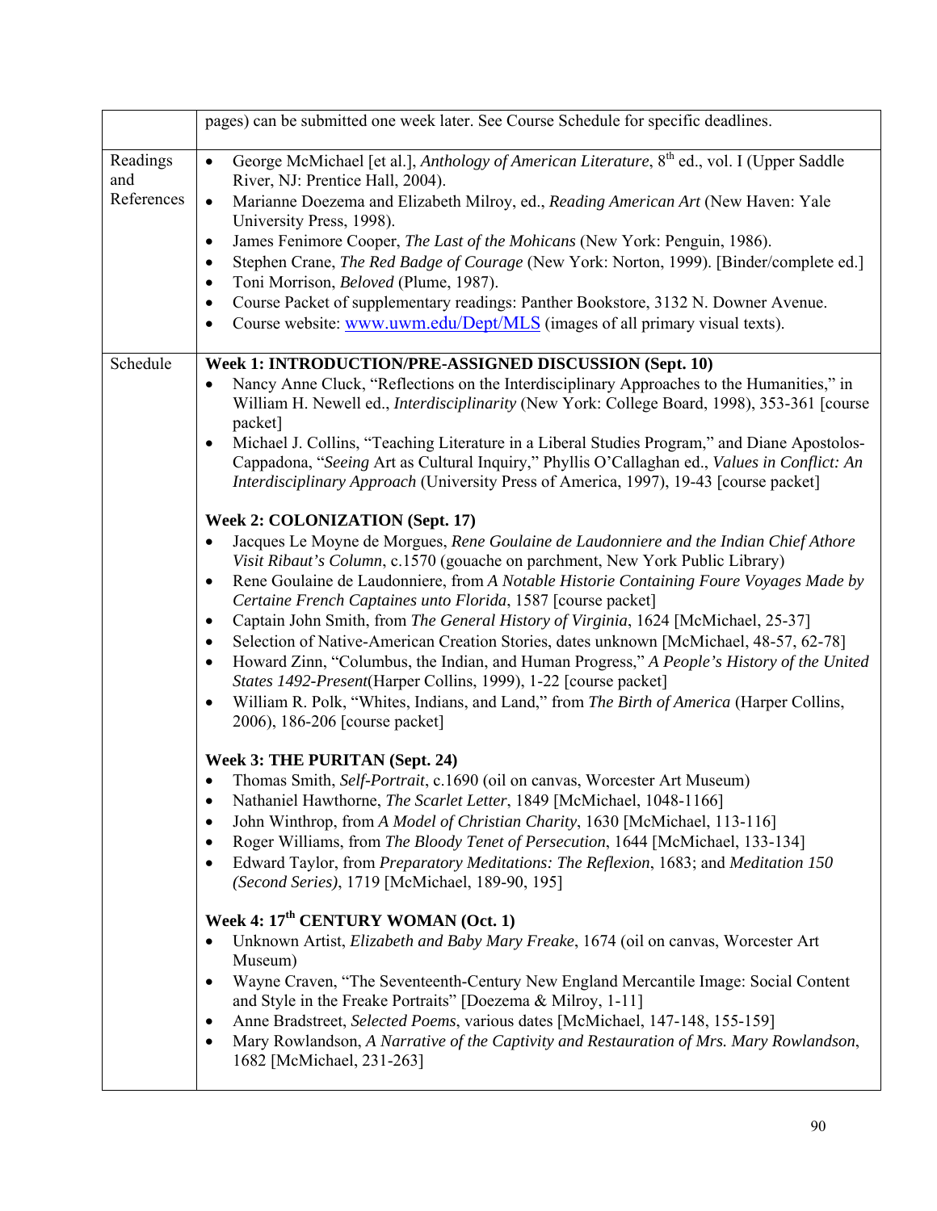| | |
|---|---|
| | pages) can be submitted one week later. See Course Schedule for specific deadlines. |
| Readings and References | • George McMichael [et al.], *Anthology of American Literature*, 8th ed., vol. I (Upper Saddle River, NJ: Prentice Hall, 2004).<br>• Marianne Doezema and Elizabeth Milroy, ed., *Reading American Art* (New Haven: Yale University Press, 1998).<br>• James Fenimore Cooper, *The Last of the Mohicans* (New York: Penguin, 1986).<br>• Stephen Crane, *The Red Badge of Courage* (New York: Norton, 1999). [Binder/complete ed.]<br>• Toni Morrison, *Beloved* (Plume, 1987).<br>• Course Packet of supplementary readings: Panther Bookstore, 3132 N. Downer Avenue.<br>• Course website: www.uwm.edu/Dept/MLS (images of all primary visual texts). |
| Schedule | **Week 1: INTRODUCTION/PRE-ASSIGNED DISCUSSION (Sept. 10)**<br>• Nancy Anne Cluck, "Reflections on the Interdisciplinary Approaches to the Humanities," in William H. Newell ed., *Interdisciplinarity* (New York: College Board, 1998), 353-361 [course packet]<br>• Michael J. Collins, "Teaching Literature in a Liberal Studies Program," and Diane Apostolos-Cappadona, "*Seeing* Art as Cultural Inquiry," Phyllis O'Callaghan ed., *Values in Conflict: An Interdisciplinary Approach* (University Press of America, 1997), 19-43 [course packet]<br><br>**Week 2: COLONIZATION (Sept. 17)**<br>• Jacques Le Moyne de Morgues, *Rene Goulaine de Laudonniere and the Indian Chief Athore Visit Ribaut's Column*, c.1570 (gouache on parchment, New York Public Library)<br>• Rene Goulaine de Laudonniere, from *A Notable Historie Containing Foure Voyages Made by Certaine French Captaines unto Florida*, 1587 [course packet]<br>• Captain John Smith, from *The General History of Virginia*, 1624 [McMichael, 25-37]<br>• Selection of Native-American Creation Stories, dates unknown [McMichael, 48-57, 62-78]<br>• Howard Zinn, "Columbus, the Indian, and Human Progress," *A People's History of the United States 1492-Present*(Harper Collins, 1999), 1-22 [course packet]<br>• William R. Polk, "Whites, Indians, and Land," from *The Birth of America* (Harper Collins, 2006), 186-206 [course packet]<br><br>**Week 3: THE PURITAN (Sept. 24)**<br>• Thomas Smith, *Self-Portrait*, c.1690 (oil on canvas, Worcester Art Museum)<br>• Nathaniel Hawthorne, *The Scarlet Letter*, 1849 [McMichael, 1048-1166]<br>• John Winthrop, from *A Model of Christian Charity*, 1630 [McMichael, 113-116]<br>• Roger Williams, from *The Bloody Tenet of Persecution*, 1644 [McMichael, 133-134]<br>• Edward Taylor, from *Preparatory Meditations: The Reflexion*, 1683; and *Meditation 150 (Second Series)*, 1719 [McMichael, 189-90, 195]<br><br>**Week 4: 17th CENTURY WOMAN (Oct. 1)**<br>• Unknown Artist, *Elizabeth and Baby Mary Freake*, 1674 (oil on canvas, Worcester Art Museum)<br>• Wayne Craven, "The Seventeenth-Century New England Mercantile Image: Social Content and Style in the Freake Portraits" [Doezema & Milroy, 1-11]<br>• Anne Bradstreet, *Selected Poems*, various dates [McMichael, 147-148, 155-159]<br>• Mary Rowlandson, *A Narrative of the Captivity and Restauration of Mrs. Mary Rowlandson*, 1682 [McMichael, 231-263] |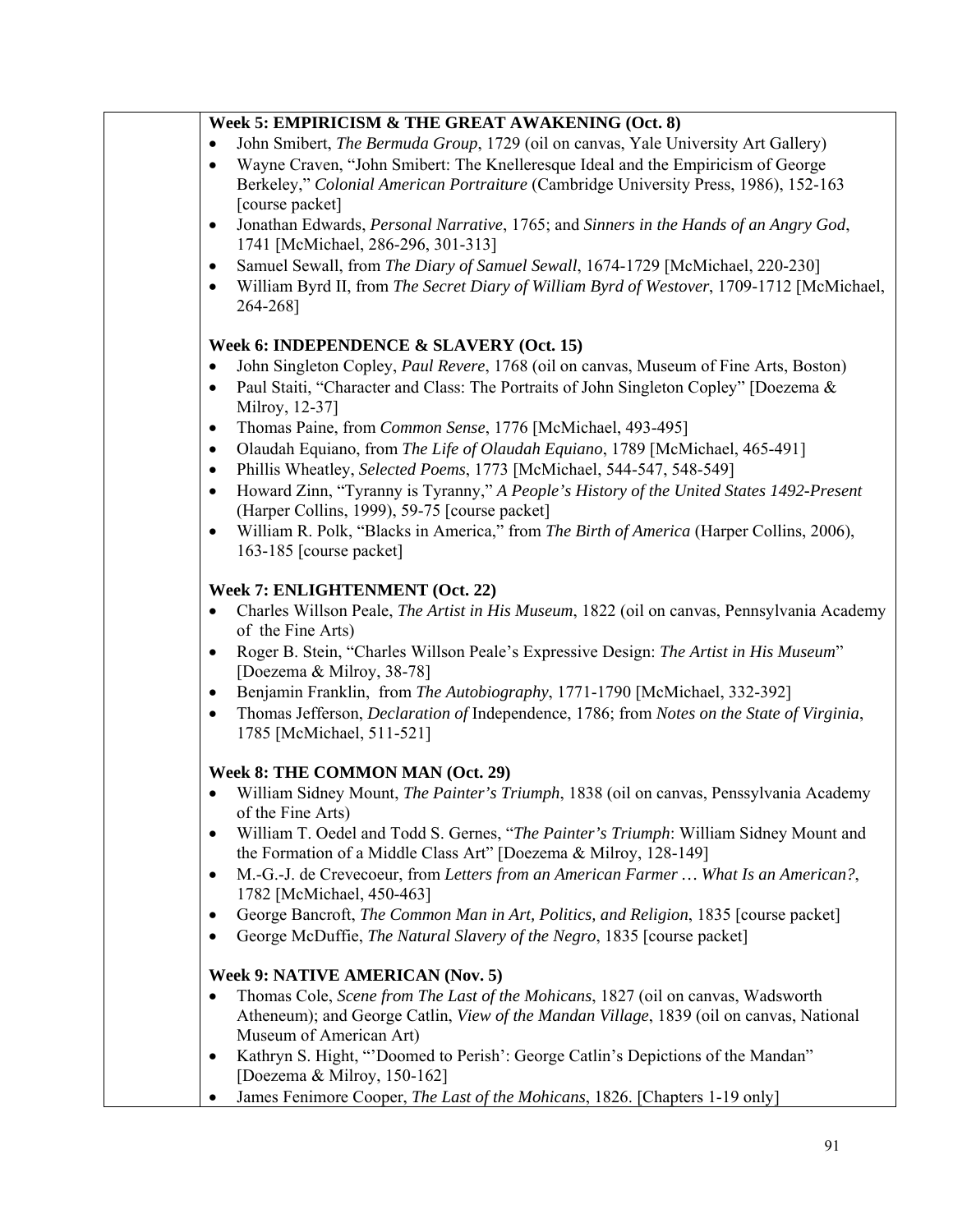**Week 5: EMPIRICISM & THE GREAT AWAKENING (Oct. 8)**

- John Smibert, *The Bermuda Group*, 1729 (oil on canvas, Yale University Art Gallery)
- Wayne Craven, "John Smibert: The Knelleresque Ideal and the Empiricism of George Berkeley," *Colonial American Portraiture* (Cambridge University Press, 1986), 152-163 [course packet]
- Jonathan Edwards, *Personal Narrative*, 1765; and *Sinners in the Hands of an Angry God*, 1741 [McMichael, 286-296, 301-313]
- Samuel Sewall, from *The Diary of Samuel Sewall*, 1674-1729 [McMichael, 220-230]
- William Byrd II, from *The Secret Diary of William Byrd of Westover*, 1709-1712 [McMichael, 264-268]

**Week 6: INDEPENDENCE & SLAVERY (Oct. 15)**

- John Singleton Copley, *Paul Revere*, 1768 (oil on canvas, Museum of Fine Arts, Boston)
- Paul Staiti, "Character and Class: The Portraits of John Singleton Copley" [Doezema & Milroy, 12-37]
- Thomas Paine, from *Common Sense*, 1776 [McMichael, 493-495]
- Olaudah Equiano, from *The Life of Olaudah Equiano*, 1789 [McMichael, 465-491]
- Phillis Wheatley, *Selected Poems*, 1773 [McMichael, 544-547, 548-549]
- Howard Zinn, "Tyranny is Tyranny," *A People's History of the United States 1492-Present* (Harper Collins, 1999), 59-75 [course packet]
- William R. Polk, "Blacks in America," from *The Birth of America* (Harper Collins, 2006), 163-185 [course packet]

**Week 7: ENLIGHTENMENT (Oct. 22)**

- Charles Willson Peale, *The Artist in His Museum*, 1822 (oil on canvas, Pennsylvania Academy of the Fine Arts)
- Roger B. Stein, "Charles Willson Peale's Expressive Design: *The Artist in His Museum*" [Doezema & Milroy, 38-78]
- Benjamin Franklin, from *The Autobiography*, 1771-1790 [McMichael, 332-392]
- Thomas Jefferson, *Declaration of* Independence, 1786; from *Notes on the State of Virginia*, 1785 [McMichael, 511-521]

**Week 8: THE COMMON MAN (Oct. 29)**

- William Sidney Mount, *The Painter's Triumph*, 1838 (oil on canvas, Penssylvania Academy of the Fine Arts)
- William T. Oedel and Todd S. Gernes, "*The Painter's Triumph*: William Sidney Mount and the Formation of a Middle Class Art" [Doezema & Milroy, 128-149]
- M.-G.-J. de Crevecoeur, from *Letters from an American Farmer … What Is an American?*, 1782 [McMichael, 450-463]
- George Bancroft, *The Common Man in Art, Politics, and Religion*, 1835 [course packet]
- George McDuffie, *The Natural Slavery of the Negro*, 1835 [course packet]

**Week 9: NATIVE AMERICAN (Nov. 5)**

- Thomas Cole, *Scene from The Last of the Mohicans*, 1827 (oil on canvas, Wadsworth Atheneum); and George Catlin, *View of the Mandan Village*, 1839 (oil on canvas, National Museum of American Art)
- Kathryn S. Hight, "'Doomed to Perish': George Catlin's Depictions of the Mandan" [Doezema & Milroy, 150-162]
- James Fenimore Cooper, *The Last of the Mohicans*, 1826. [Chapters 1-19 only]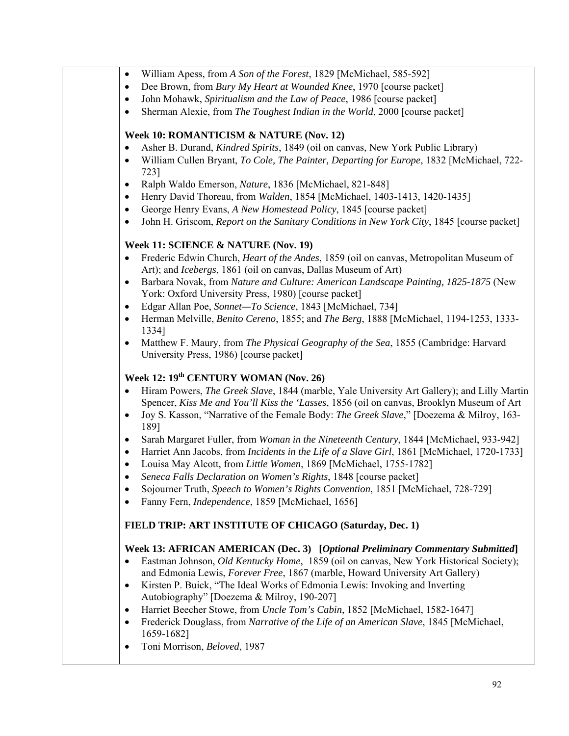- William Apess, from *A Son of the Forest*, 1829 [McMichael, 585-592]
- Dee Brown, from *Bury My Heart at Wounded Knee*, 1970 [course packet]
- John Mohawk, *Spiritualism and the Law of Peace*, 1986 [course packet]
- Sherman Alexie, from *The Toughest Indian in the World*, 2000 [course packet]

**Week 10: ROMANTICISM & NATURE (Nov. 12)**

- Asher B. Durand, *Kindred Spirits*, 1849 (oil on canvas, New York Public Library)
- William Cullen Bryant, *To Cole, The Painter, Departing for Europe*, 1832 [McMichael, 722-723]
- Ralph Waldo Emerson, *Nature*, 1836 [McMichael, 821-848]
- Henry David Thoreau, from *Walden*, 1854 [McMichael, 1403-1413, 1420-1435]
- George Henry Evans, *A New Homestead Policy*, 1845 [course packet]
- John H. Griscom, *Report on the Sanitary Conditions in New York City*, 1845 [course packet]

**Week 11: SCIENCE & NATURE (Nov. 19)**

- Frederic Edwin Church, *Heart of the Andes*, 1859 (oil on canvas, Metropolitan Museum of Art); and *Icebergs*, 1861 (oil on canvas, Dallas Museum of Art)
- Barbara Novak, from *Nature and Culture: American Landscape Painting, 1825-1875* (New York: Oxford University Press, 1980) [course packet]
- Edgar Allan Poe, *Sonnet—To Science*, 1843 [McMichael, 734]
- Herman Melville, *Benito Cereno*, 1855; and *The Berg*, 1888 [McMichael, 1194-1253, 1333-1334]
- Matthew F. Maury, from *The Physical Geography of the Sea*, 1855 (Cambridge: Harvard University Press, 1986) [course packet]

**Week 12: 19th CENTURY WOMAN (Nov. 26)**

- Hiram Powers, *The Greek Slave*, 1844 (marble, Yale University Art Gallery); and Lilly Martin Spencer, *Kiss Me and You'll Kiss the 'Lasses*, 1856 (oil on canvas, Brooklyn Museum of Art
- Joy S. Kasson, "Narrative of the Female Body: *The Greek Slave*," [Doezema & Milroy, 163-189]
- Sarah Margaret Fuller, from *Woman in the Nineteenth Century*, 1844 [McMichael, 933-942]
- Harriet Ann Jacobs, from *Incidents in the Life of a Slave Girl*, 1861 [McMichael, 1720-1733]
- Louisa May Alcott, from *Little Women*, 1869 [McMichael, 1755-1782]
- *Seneca Falls Declaration on Women's Rights*, 1848 [course packet]
- Sojourner Truth, *Speech to Women's Rights Convention*, 1851 [McMichael, 728-729]
- Fanny Fern, *Independence*, 1859 [McMichael, 1656]

**FIELD TRIP: ART INSTITUTE OF CHICAGO (Saturday, Dec. 1)**

**Week 13: AFRICAN AMERICAN (Dec. 3) [*Optional Preliminary Commentary Submitted*]**

- Eastman Johnson, *Old Kentucky Home*, 1859 (oil on canvas, New York Historical Society); and Edmonia Lewis, *Forever Free*, 1867 (marble, Howard University Art Gallery)
- Kirsten P. Buick, "The Ideal Works of Edmonia Lewis: Invoking and Inverting Autobiography" [Doezema & Milroy, 190-207]
- Harriet Beecher Stowe, from *Uncle Tom's Cabin*, 1852 [McMichael, 1582-1647]
- Frederick Douglass, from *Narrative of the Life of an American Slave*, 1845 [McMichael, 1659-1682]
- Toni Morrison, *Beloved*, 1987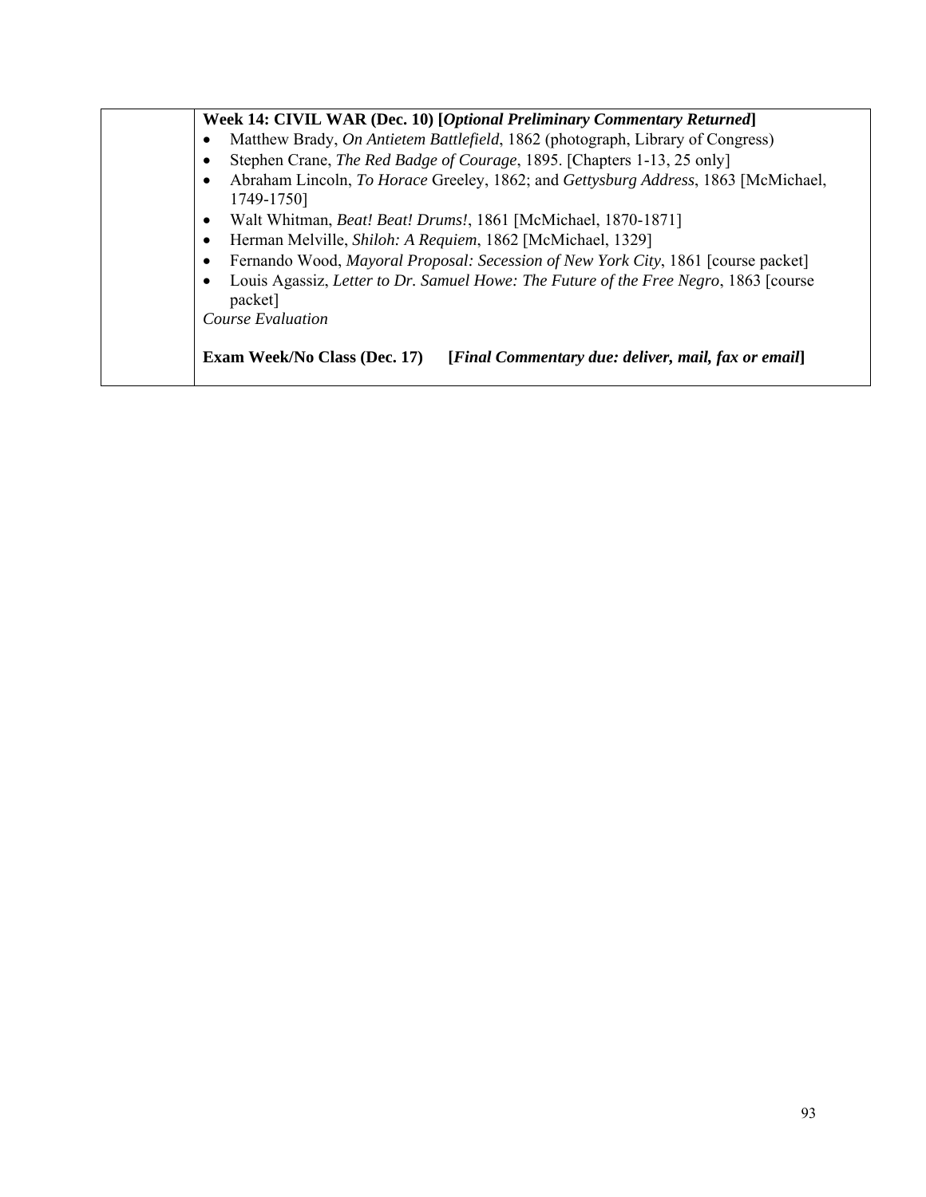| | **Week 14: CIVIL WAR (Dec. 10) [*Optional Preliminary Commentary Returned*]**<br>• Matthew Brady, *On Antietem Battlefield*, 1862 (photograph, Library of Congress)<br>• Stephen Crane, *The Red Badge of Courage*, 1895. [Chapters 1-13, 25 only]<br>• Abraham Lincoln, *To Horace* Greeley, 1862; and *Gettysburg Address*, 1863 [McMichael, 1749-1750]<br>• Walt Whitman, *Beat! Beat! Drums!*, 1861 [McMichael, 1870-1871]<br>• Herman Melville, *Shiloh: A Requiem*, 1862 [McMichael, 1329]<br>• Fernando Wood, *Mayoral Proposal: Secession of New York City*, 1861 [course packet]<br>• Louis Agassiz, *Letter to Dr. Samuel Howe: The Future of the Free Negro*, 1863 [course packet]<br>*Course Evaluation*<br><br>**Exam Week/No Class (Dec. 17) [*Final Commentary due: deliver, mail, fax or email*]** |
|---|---|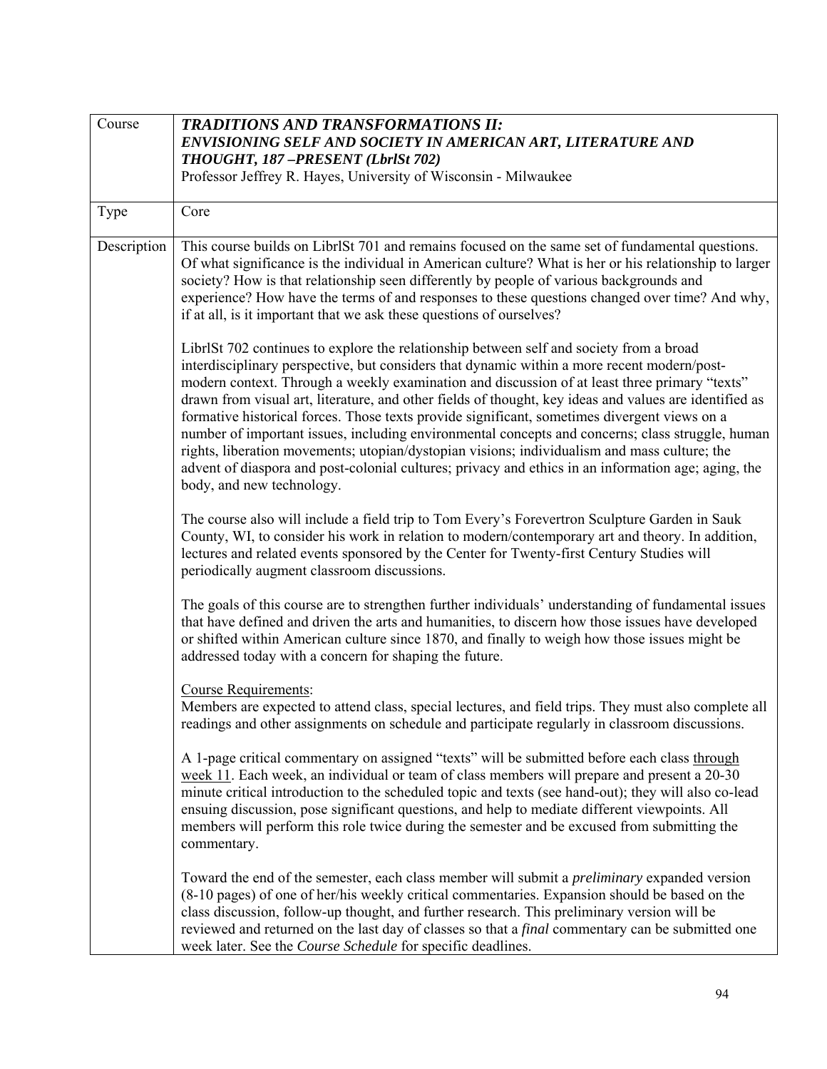| Course | ***TRADITIONS AND TRANSFORMATIONS II:***<br>***ENVISIONING SELF AND SOCIETY IN AMERICAN ART, LITERATURE AND THOUGHT, 187 –PRESENT (LbrlSt 702)***<br>Professor Jeffrey R. Hayes, University of Wisconsin - Milwaukee |
|---|---|
| Type | Core |
| Description | This course builds on LibrlSt 701 and remains focused on the same set of fundamental questions. Of what significance is the individual in American culture? What is her or his relationship to larger society? How is that relationship seen differently by people of various backgrounds and experience? How have the terms of and responses to these questions changed over time? And why, if at all, is it important that we ask these questions of ourselves?<br><br>LibrlSt 702 continues to explore the relationship between self and society from a broad interdisciplinary perspective, but considers that dynamic within a more recent modern/post-modern context. Through a weekly examination and discussion of at least three primary "texts" drawn from visual art, literature, and other fields of thought, key ideas and values are identified as formative historical forces. Those texts provide significant, sometimes divergent views on a number of important issues, including environmental concepts and concerns; class struggle, human rights, liberation movements; utopian/dystopian visions; individualism and mass culture; the advent of diaspora and post-colonial cultures; privacy and ethics in an information age; aging, the body, and new technology.<br><br>The course also will include a field trip to Tom Every's Forevertron Sculpture Garden in Sauk County, WI, to consider his work in relation to modern/contemporary art and theory. In addition, lectures and related events sponsored by the Center for Twenty-first Century Studies will periodically augment classroom discussions.<br><br>The goals of this course are to strengthen further individuals' understanding of fundamental issues that have defined and driven the arts and humanities, to discern how those issues have developed or shifted within American culture since 1870, and finally to weigh how those issues might be addressed today with a concern for shaping the future.<br><br><u>Course Requirements</u>:<br>Members are expected to attend class, special lectures, and field trips. They must also complete all readings and other assignments on schedule and participate regularly in classroom discussions.<br><br>A 1-page critical commentary on assigned "texts" will be submitted before each class <u>through week 11</u>. Each week, an individual or team of class members will prepare and present a 20-30 minute critical introduction to the scheduled topic and texts (see hand-out); they will also co-lead ensuing discussion, pose significant questions, and help to mediate different viewpoints. All members will perform this role twice during the semester and be excused from submitting the commentary.<br><br>Toward the end of the semester, each class member will submit a *preliminary* expanded version (8-10 pages) of one of her/his weekly critical commentaries. Expansion should be based on the class discussion, follow-up thought, and further research. This preliminary version will be reviewed and returned on the last day of classes so that a *final* commentary can be submitted one week later. See the *Course Schedule* for specific deadlines. |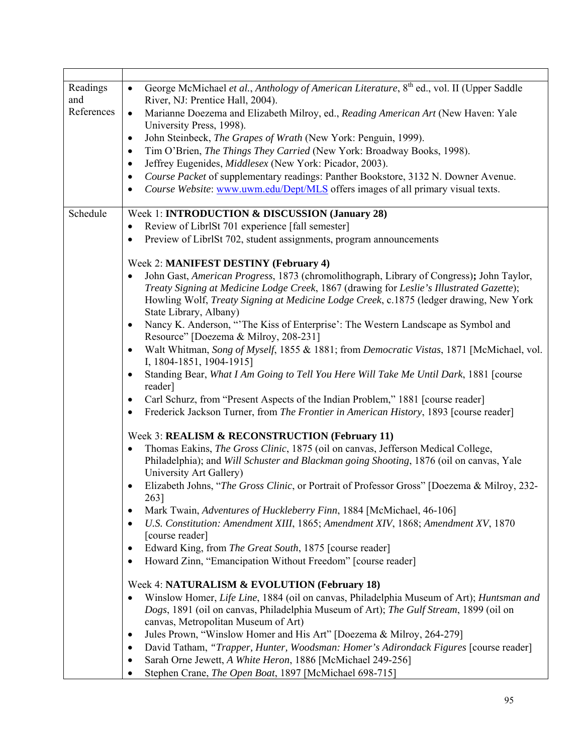| | |
|---|---|
| Readings and References | • George McMichael *et al.*, *Anthology of American Literature*, 8th ed., vol. II (Upper Saddle River, NJ: Prentice Hall, 2004).<br>• Marianne Doezema and Elizabeth Milroy, ed., *Reading American Art* (New Haven: Yale University Press, 1998).<br>• John Steinbeck, *The Grapes of Wrath* (New York: Penguin, 1999).<br>• Tim O'Brien, *The Things They Carried* (New York: Broadway Books, 1998).<br>• Jeffrey Eugenides, *Middlesex* (New York: Picador, 2003).<br>• *Course Packet* of supplementary readings: Panther Bookstore, 3132 N. Downer Avenue.<br>• *Course Website*: www.uwm.edu/Dept/MLS offers images of all primary visual texts. |
| Schedule | Week 1: **INTRODUCTION & DISCUSSION (January 28)**<br>• Review of LibrlSt 701 experience [fall semester]<br>• Preview of LibrlSt 702, student assignments, program announcements<br><br>Week 2: **MANIFEST DESTINY (February 4)**<br>• John Gast, *American Progress*, 1873 (chromolithograph, Library of Congress)**;** John Taylor, *Treaty Signing at Medicine Lodge Creek*, 1867 (drawing for *Leslie's Illustrated Gazette*); Howling Wolf, *Treaty Signing at Medicine Lodge Creek*, c.1875 (ledger drawing, New York State Library, Albany)<br>• Nancy K. Anderson, "'The Kiss of Enterprise': The Western Landscape as Symbol and Resource" [Doezema & Milroy, 208-231]<br>• Walt Whitman, *Song of Myself*, 1855 & 1881; from *Democratic Vistas*, 1871 [McMichael, vol. I, 1804-1851, 1904-1915]<br>• Standing Bear, *What I Am Going to Tell You Here Will Take Me Until Dark*, 1881 [course reader]<br>• Carl Schurz, from "Present Aspects of the Indian Problem," 1881 [course reader]<br>• Frederick Jackson Turner, from *The Frontier in American History*, 1893 [course reader]<br><br>Week 3: **REALISM & RECONSTRUCTION (February 11)**<br>• Thomas Eakins, *The Gross Clinic*, 1875 (oil on canvas, Jefferson Medical College, Philadelphia); and *Will Schuster and Blackman going Shooting*, 1876 (oil on canvas, Yale University Art Gallery)<br>• Elizabeth Johns, "*The Gross Clinic*, or Portrait of Professor Gross" [Doezema & Milroy, 232-263]<br>• Mark Twain, *Adventures of Huckleberry Finn*, 1884 [McMichael, 46-106]<br>• *U.S. Constitution: Amendment XIII*, 1865; *Amendment XIV*, 1868; *Amendment XV*, 1870 [course reader]<br>• Edward King, from *The Great South*, 1875 [course reader]<br>• Howard Zinn, "Emancipation Without Freedom" [course reader]<br><br>Week 4: **NATURALISM & EVOLUTION (February 18)**<br>• Winslow Homer, *Life Line*, 1884 (oil on canvas, Philadelphia Museum of Art); *Huntsman and Dogs*, 1891 (oil on canvas, Philadelphia Museum of Art); *The Gulf Stream*, 1899 (oil on canvas, Metropolitan Museum of Art)<br>• Jules Prown, "Winslow Homer and His Art" [Doezema & Milroy, 264-279]<br>• David Tatham, *"Trapper, Hunter, Woodsman: Homer's Adirondack Figures* [course reader]<br>• Sarah Orne Jewett, *A White Heron*, 1886 [McMichael 249-256]<br>• Stephen Crane, *The Open Boat*, 1897 [McMichael 698-715] |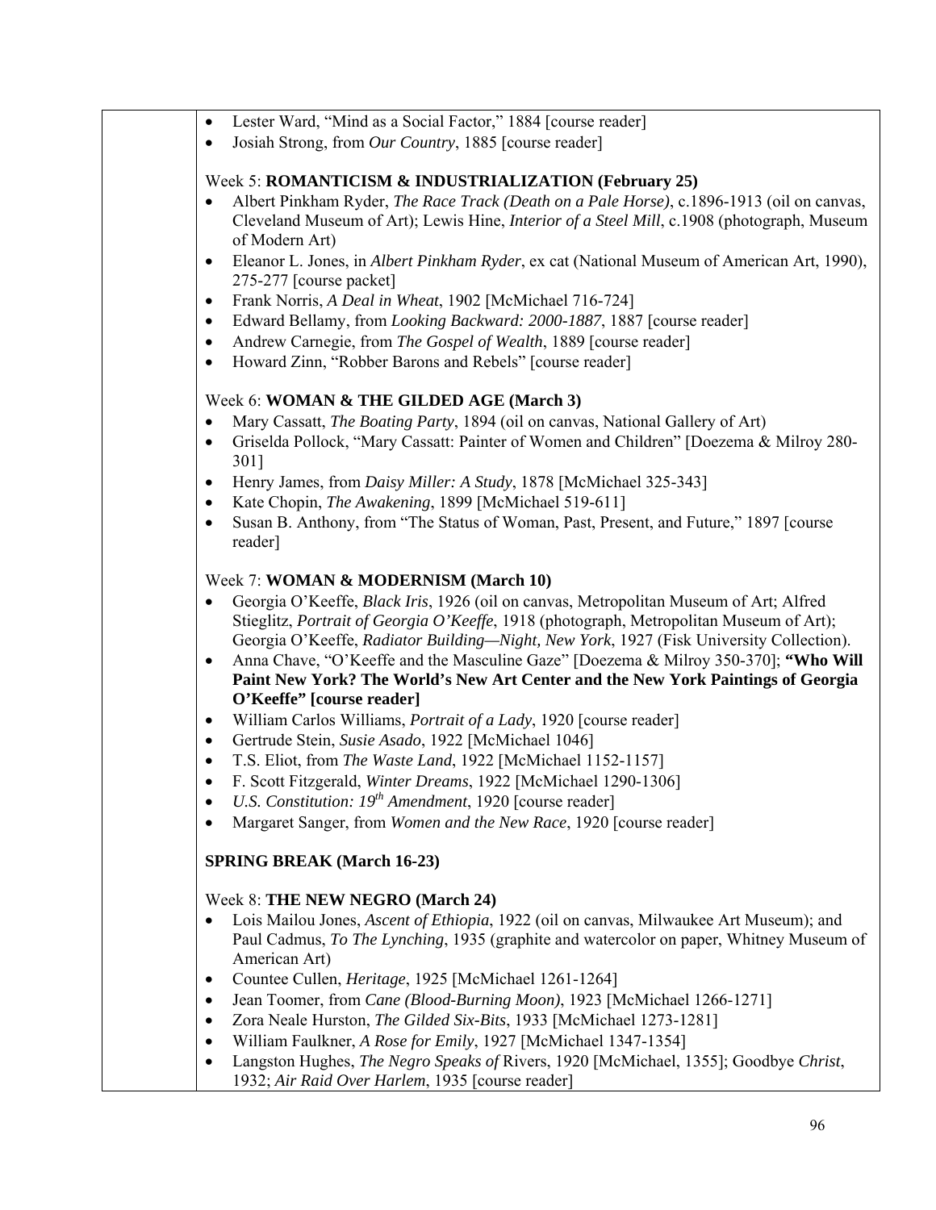- Lester Ward, "Mind as a Social Factor," 1884 [course reader]
- Josiah Strong, from *Our Country*, 1885 [course reader]

Week 5: **ROMANTICISM & INDUSTRIALIZATION (February 25)**

- Albert Pinkham Ryder, *The Race Track (Death on a Pale Horse)*, c.1896-1913 (oil on canvas, Cleveland Museum of Art); Lewis Hine, *Interior of a Steel Mill*, c.1908 (photograph, Museum of Modern Art)
- Eleanor L. Jones, in *Albert Pinkham Ryder*, ex cat (National Museum of American Art, 1990), 275-277 [course packet]
- Frank Norris, *A Deal in Wheat*, 1902 [McMichael 716-724]
- Edward Bellamy, from *Looking Backward: 2000-1887*, 1887 [course reader]
- Andrew Carnegie, from *The Gospel of Wealth*, 1889 [course reader]
- Howard Zinn, "Robber Barons and Rebels" [course reader]

Week 6: **WOMAN & THE GILDED AGE (March 3)**

- Mary Cassatt, *The Boating Party*, 1894 (oil on canvas, National Gallery of Art)
- Griselda Pollock, "Mary Cassatt: Painter of Women and Children" [Doezema & Milroy 280-301]
- Henry James, from *Daisy Miller: A Study*, 1878 [McMichael 325-343]
- Kate Chopin, *The Awakening*, 1899 [McMichael 519-611]
- Susan B. Anthony, from "The Status of Woman, Past, Present, and Future," 1897 [course reader]

Week 7: **WOMAN & MODERNISM (March 10)**

- Georgia O'Keeffe, *Black Iris*, 1926 (oil on canvas, Metropolitan Museum of Art; Alfred Stieglitz, *Portrait of Georgia O'Keeffe*, 1918 (photograph, Metropolitan Museum of Art); Georgia O'Keeffe, *Radiator Building—Night, New York*, 1927 (Fisk University Collection).
- Anna Chave, "O'Keeffe and the Masculine Gaze" [Doezema & Milroy 350-370]; **"Who Will Paint New York? The World's New Art Center and the New York Paintings of Georgia O'Keeffe" [course reader]**
- William Carlos Williams, *Portrait of a Lady*, 1920 [course reader]
- Gertrude Stein, *Susie Asado*, 1922 [McMichael 1046]
- T.S. Eliot, from *The Waste Land*, 1922 [McMichael 1152-1157]
- F. Scott Fitzgerald, *Winter Dreams*, 1922 [McMichael 1290-1306]
- *U.S. Constitution: 19th Amendment*, 1920 [course reader]
- Margaret Sanger, from *Women and the New Race*, 1920 [course reader]

**SPRING BREAK (March 16-23)**

Week 8: **THE NEW NEGRO (March 24)**

- Lois Mailou Jones, *Ascent of Ethiopia*, 1922 (oil on canvas, Milwaukee Art Museum); and Paul Cadmus, *To The Lynching*, 1935 (graphite and watercolor on paper, Whitney Museum of American Art)
- Countee Cullen, *Heritage*, 1925 [McMichael 1261-1264]
- Jean Toomer, from *Cane (Blood-Burning Moon)*, 1923 [McMichael 1266-1271]
- Zora Neale Hurston, *The Gilded Six-Bits*, 1933 [McMichael 1273-1281]
- William Faulkner, *A Rose for Emily*, 1927 [McMichael 1347-1354]
- Langston Hughes, *The Negro Speaks of* Rivers, 1920 [McMichael, 1355]; Goodbye *Christ*, 1932; *Air Raid Over Harlem*, 1935 [course reader]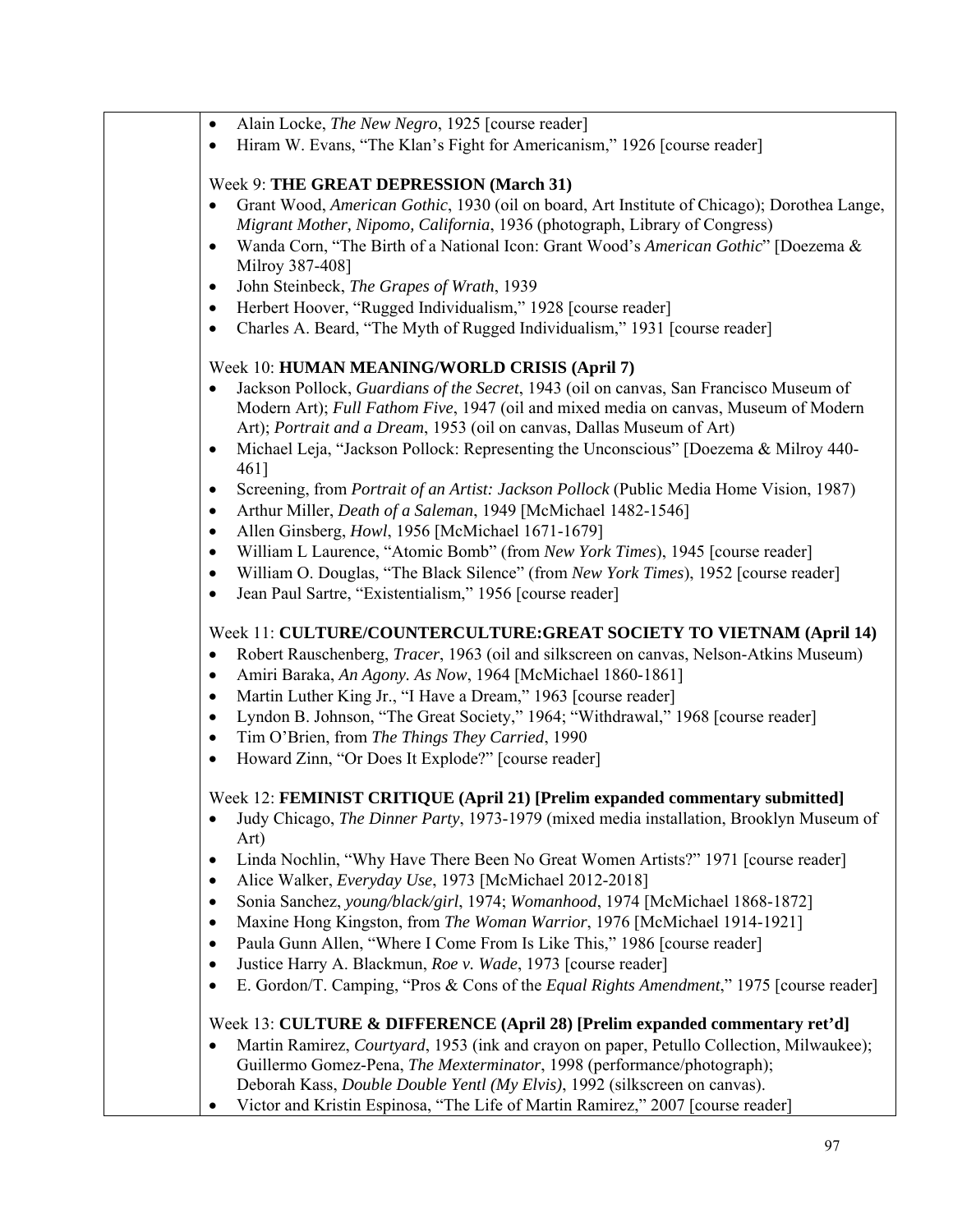- Alain Locke, *The New Negro*, 1925 [course reader]
- Hiram W. Evans, "The Klan's Fight for Americanism," 1926 [course reader]

Week 9: **THE GREAT DEPRESSION (March 31)**

- Grant Wood, *American Gothic*, 1930 (oil on board, Art Institute of Chicago); Dorothea Lange, *Migrant Mother, Nipomo, California*, 1936 (photograph, Library of Congress)
- Wanda Corn, "The Birth of a National Icon: Grant Wood's *American Gothic*" [Doezema & Milroy 387-408]
- John Steinbeck, *The Grapes of Wrath*, 1939
- Herbert Hoover, "Rugged Individualism," 1928 [course reader]
- Charles A. Beard, "The Myth of Rugged Individualism," 1931 [course reader]

Week 10: **HUMAN MEANING/WORLD CRISIS (April 7)**

- Jackson Pollock, *Guardians of the Secret*, 1943 (oil on canvas, San Francisco Museum of Modern Art); *Full Fathom Five*, 1947 (oil and mixed media on canvas, Museum of Modern Art); *Portrait and a Dream*, 1953 (oil on canvas, Dallas Museum of Art)
- Michael Leja, "Jackson Pollock: Representing the Unconscious" [Doezema & Milroy 440-461]
- Screening, from *Portrait of an Artist: Jackson Pollock* (Public Media Home Vision, 1987)
- Arthur Miller, *Death of a Saleman*, 1949 [McMichael 1482-1546]
- Allen Ginsberg, *Howl*, 1956 [McMichael 1671-1679]
- William L Laurence, "Atomic Bomb" (from *New York Times*), 1945 [course reader]
- William O. Douglas, "The Black Silence" (from *New York Times*), 1952 [course reader]
- Jean Paul Sartre, "Existentialism," 1956 [course reader]

Week 11: **CULTURE/COUNTERCULTURE:GREAT SOCIETY TO VIETNAM (April 14)**

- Robert Rauschenberg, *Tracer*, 1963 (oil and silkscreen on canvas, Nelson-Atkins Museum)
- Amiri Baraka, *An Agony. As Now*, 1964 [McMichael 1860-1861]
- Martin Luther King Jr., "I Have a Dream," 1963 [course reader]
- Lyndon B. Johnson, "The Great Society," 1964; "Withdrawal," 1968 [course reader]
- Tim O'Brien, from *The Things They Carried*, 1990
- Howard Zinn, "Or Does It Explode?" [course reader]

Week 12: **FEMINIST CRITIQUE (April 21) [Prelim expanded commentary submitted]**

- Judy Chicago, *The Dinner Party*, 1973-1979 (mixed media installation, Brooklyn Museum of Art)
- Linda Nochlin, "Why Have There Been No Great Women Artists?" 1971 [course reader]
- Alice Walker, *Everyday Use*, 1973 [McMichael 2012-2018]
- Sonia Sanchez, *young/black/girl*, 1974; *Womanhood*, 1974 [McMichael 1868-1872]
- Maxine Hong Kingston, from *The Woman Warrior*, 1976 [McMichael 1914-1921]
- Paula Gunn Allen, "Where I Come From Is Like This," 1986 [course reader]
- Justice Harry A. Blackmun, *Roe v. Wade*, 1973 [course reader]
- E. Gordon/T. Camping, "Pros & Cons of the *Equal Rights Amendment*," 1975 [course reader]

Week 13: **CULTURE & DIFFERENCE (April 28) [Prelim expanded commentary ret'd]**

- Martin Ramirez, *Courtyard*, 1953 (ink and crayon on paper, Petullo Collection, Milwaukee); Guillermo Gomez-Pena, *The Mexterminator*, 1998 (performance/photograph); Deborah Kass, *Double Double Yentl (My Elvis)*, 1992 (silkscreen on canvas).
- Victor and Kristin Espinosa, "The Life of Martin Ramirez," 2007 [course reader]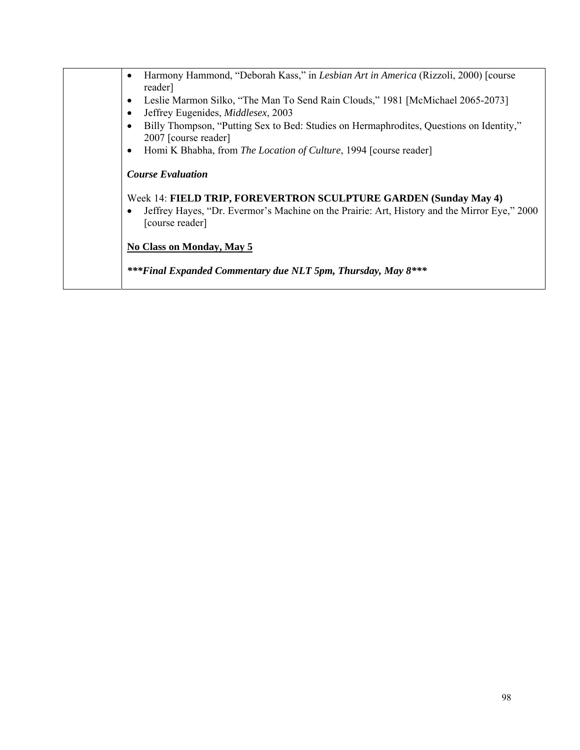| | |
|---|---|
| | • Harmony Hammond, "Deborah Kass," in *Lesbian Art in America* (Rizzoli, 2000) [course reader]<br>• Leslie Marmon Silko, "The Man To Send Rain Clouds," 1981 [McMichael 2065-2073]<br>• Jeffrey Eugenides, *Middlesex*, 2003<br>• Billy Thompson, "Putting Sex to Bed: Studies on Hermaphrodites, Questions on Identity," 2007 [course reader]<br>• Homi K Bhabha, from *The Location of Culture*, 1994 [course reader]<br><br>***Course Evaluation***<br><br>Week 14: **FIELD TRIP, FOREVERTRON SCULPTURE GARDEN (Sunday May 4)**<br>• Jeffrey Hayes, "Dr. Evermor's Machine on the Prairie: Art, History and the Mirror Eye," 2000 [course reader]<br><br>**<u>No Class on Monday, May 5</u>**<br><br>***\*\*\*Final Expanded Commentary due NLT 5pm, Thursday, May 8\*\*\**** |